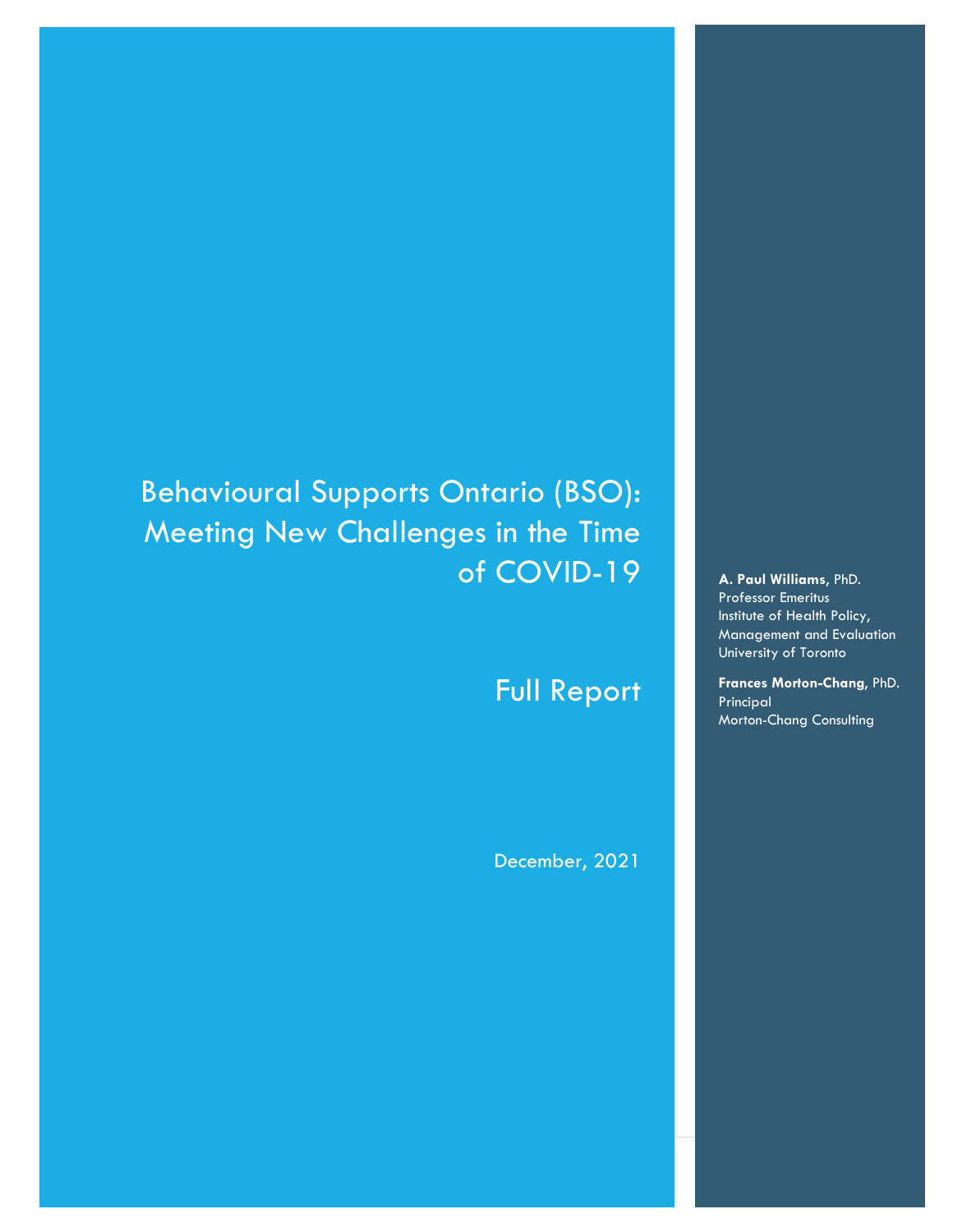# Behavioural Supports Ontario (BSO): Meeting New Challenges in the Time of COVID-19

## Full Report

December, 2021

**A. Paul Williams**, PhD.
Professor Emeritus
Institute of Health Policy, Management and Evaluation
University of Toronto

**Frances Morton-Chang**, PhD.
Principal
Morton-Chang Consulting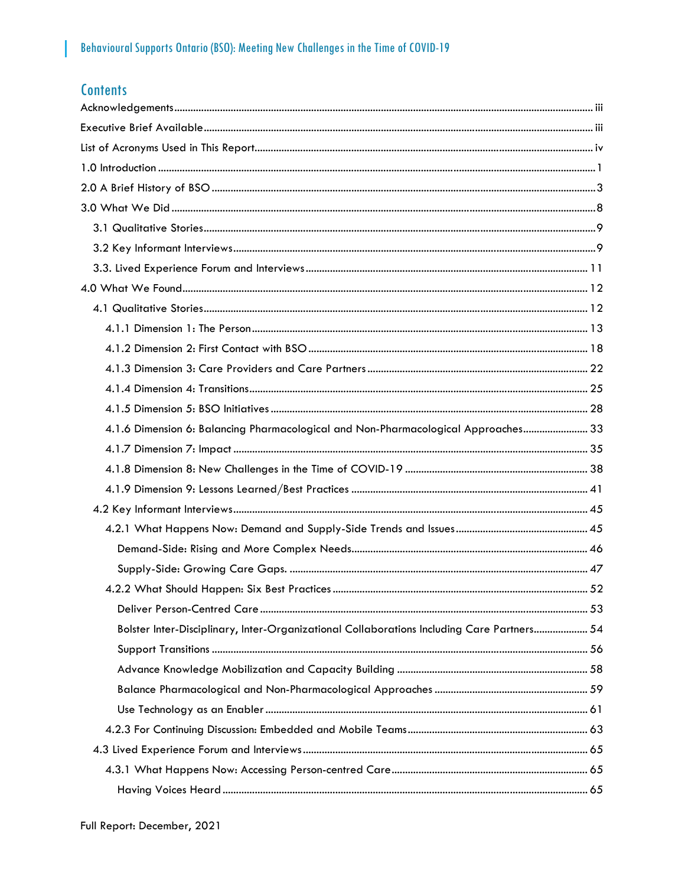## Contents

Acknowledgements ..... iii

Executive Brief Available ..... iii

List of Acronyms Used in This Report ..... iv

1.0 Introduction ..... 1

2.0 A Brief History of BSO ..... 3

3.0 What We Did ..... 8

- 3.1 Qualitative Stories ..... 9
- 3.2 Key Informant Interviews ..... 9
- 3.3. Lived Experience Forum and Interviews ..... 11

4.0 What We Found ..... 12

- 4.1 Qualitative Stories ..... 12
  - 4.1.1 Dimension 1: The Person ..... 13
  - 4.1.2 Dimension 2: First Contact with BSO ..... 18
  - 4.1.3 Dimension 3: Care Providers and Care Partners ..... 22
  - 4.1.4 Dimension 4: Transitions ..... 25
  - 4.1.5 Dimension 5: BSO Initiatives ..... 28
  - 4.1.6 Dimension 6: Balancing Pharmacological and Non-Pharmacological Approaches ..... 33
  - 4.1.7 Dimension 7: Impact ..... 35
  - 4.1.8 Dimension 8: New Challenges in the Time of COVID-19 ..... 38
  - 4.1.9 Dimension 9: Lessons Learned/Best Practices ..... 41
- 4.2 Key Informant Interviews ..... 45
  - 4.2.1 What Happens Now: Demand and Supply-Side Trends and Issues ..... 45
    - Demand-Side: Rising and More Complex Needs ..... 46
    - Supply-Side: Growing Care Gaps. ..... 47
  - 4.2.2 What Should Happen: Six Best Practices ..... 52
    - Deliver Person-Centred Care ..... 53
    - Bolster Inter-Disciplinary, Inter-Organizational Collaborations Including Care Partners ..... 54
    - Support Transitions ..... 56
    - Advance Knowledge Mobilization and Capacity Building ..... 58
    - Balance Pharmacological and Non-Pharmacological Approaches ..... 59
    - Use Technology as an Enabler ..... 61
  - 4.2.3 For Continuing Discussion: Embedded and Mobile Teams ..... 63
- 4.3 Lived Experience Forum and Interviews ..... 65
  - 4.3.1 What Happens Now: Accessing Person-centred Care ..... 65
    - Having Voices Heard ..... 65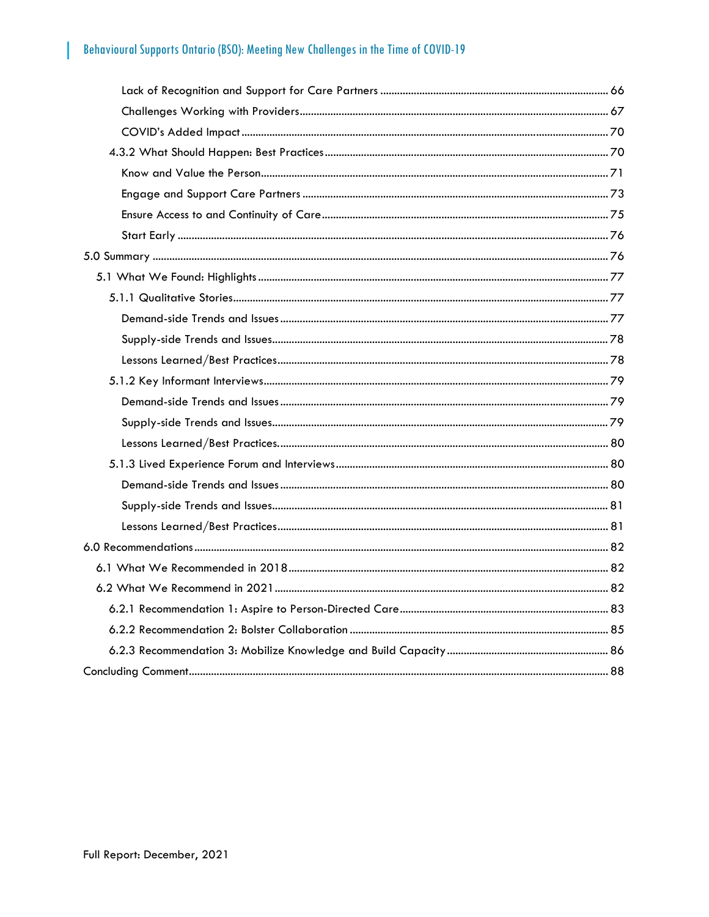Lack of Recognition and Support for Care Partners ..... 66

Challenges Working with Providers ..... 67

COVID's Added Impact ..... 70

4.3.2 What Should Happen: Best Practices ..... 70

Know and Value the Person ..... 71

Engage and Support Care Partners ..... 73

Ensure Access to and Continuity of Care ..... 75

Start Early ..... 76

5.0 Summary ..... 76

5.1 What We Found: Highlights ..... 77

5.1.1 Qualitative Stories ..... 77

Demand-side Trends and Issues ..... 77

Supply-side Trends and Issues ..... 78

Lessons Learned/Best Practices ..... 78

5.1.2 Key Informant Interviews ..... 79

Demand-side Trends and Issues ..... 79

Supply-side Trends and Issues ..... 79

Lessons Learned/Best Practices. ..... 80

5.1.3 Lived Experience Forum and Interviews ..... 80

Demand-side Trends and Issues ..... 80

Supply-side Trends and Issues ..... 81

Lessons Learned/Best Practices ..... 81

6.0 Recommendations ..... 82

6.1 What We Recommended in 2018 ..... 82

6.2 What We Recommend in 2021 ..... 82

6.2.1 Recommendation 1: Aspire to Person-Directed Care ..... 83

6.2.2 Recommendation 2: Bolster Collaboration ..... 85

6.2.3 Recommendation 3: Mobilize Knowledge and Build Capacity ..... 86

Concluding Comment ..... 88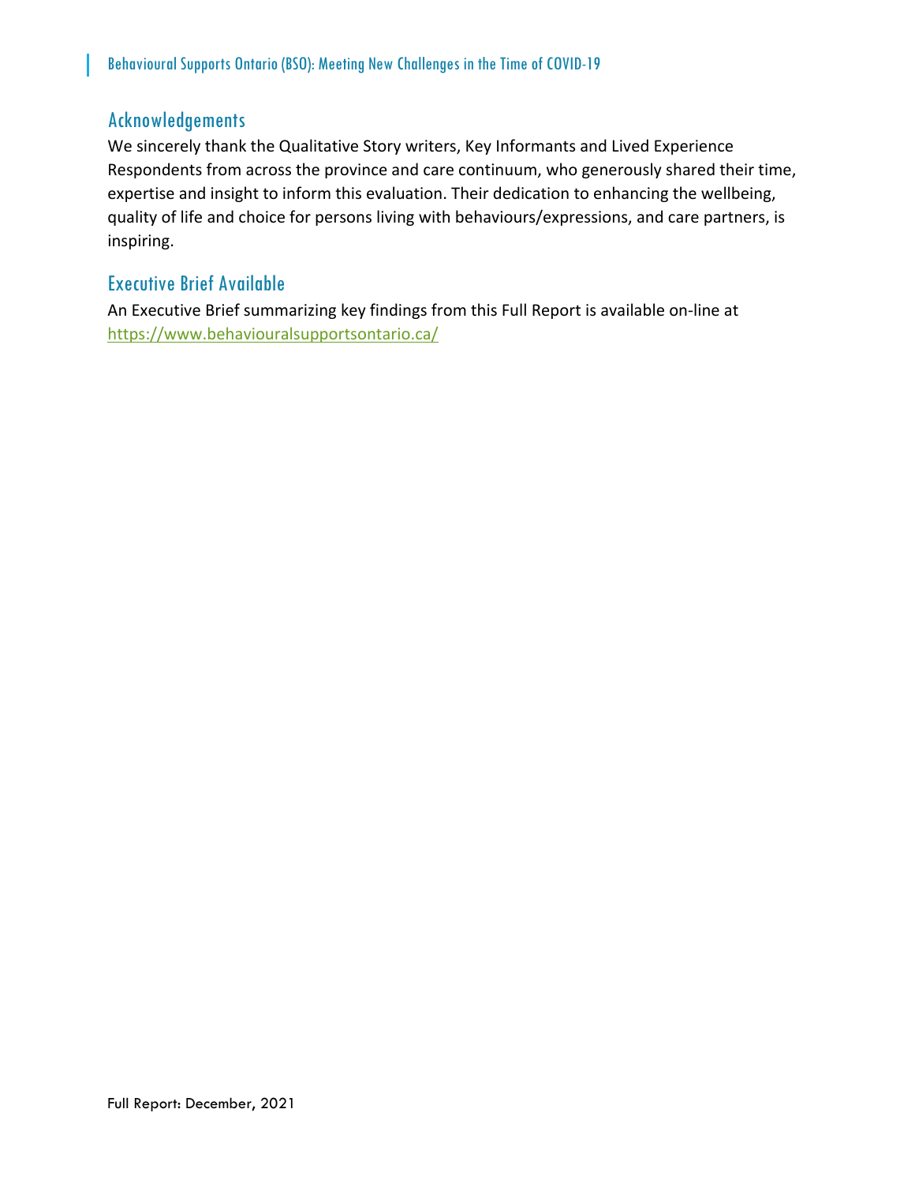## Acknowledgements

We sincerely thank the Qualitative Story writers, Key Informants and Lived Experience Respondents from across the province and care continuum, who generously shared their time, expertise and insight to inform this evaluation. Their dedication to enhancing the wellbeing, quality of life and choice for persons living with behaviours/expressions, and care partners, is inspiring.

## Executive Brief Available

An Executive Brief summarizing key findings from this Full Report is available on-line at https://www.behaviouralsupportsontario.ca/

Full Report: December, 2021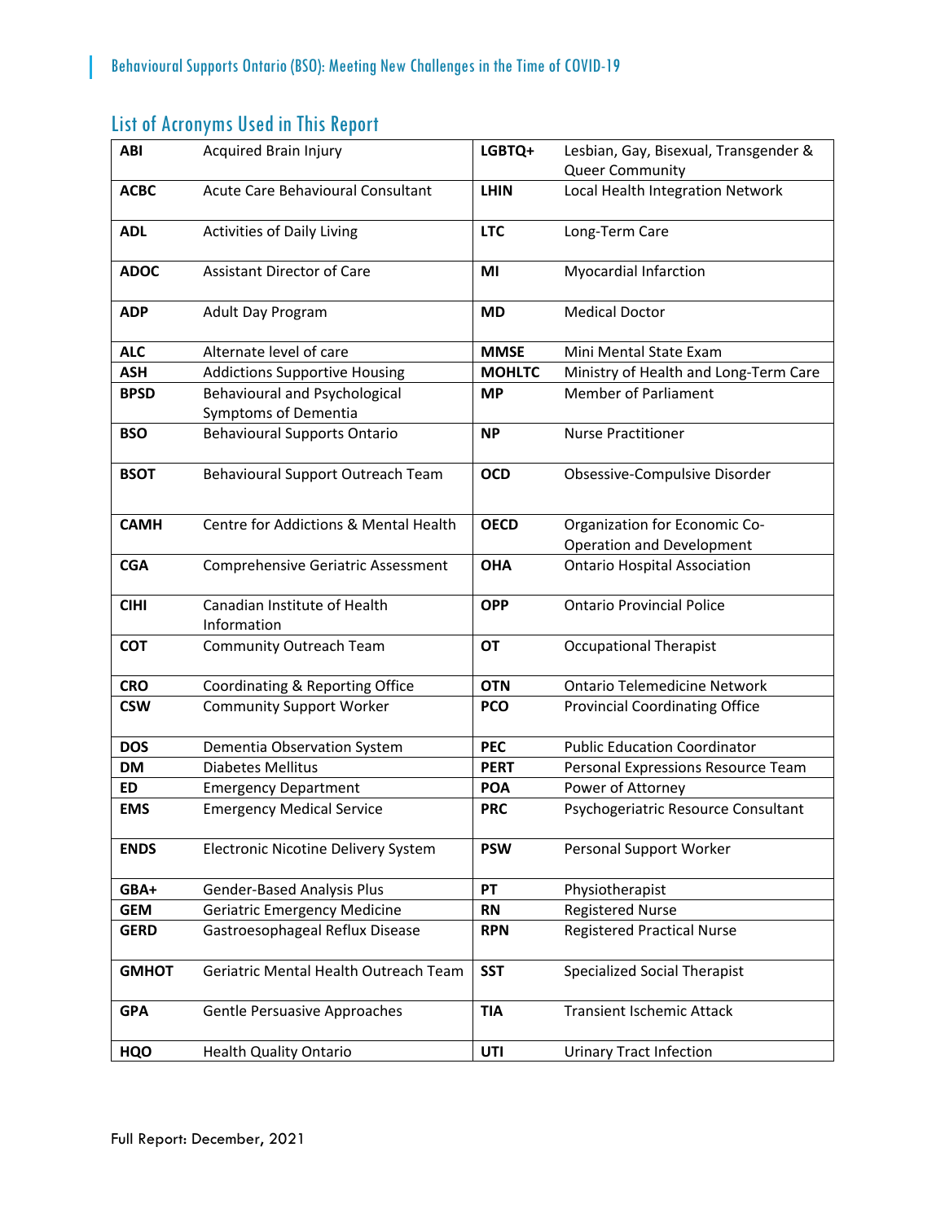## List of Acronyms Used in This Report

| | | | |
|---|---|---|---|
| **ABI** | Acquired Brain Injury | **LGBTQ+** | Lesbian, Gay, Bisexual, Transgender & Queer Community |
| **ACBC** | Acute Care Behavioural Consultant | **LHIN** | Local Health Integration Network |
| **ADL** | Activities of Daily Living | **LTC** | Long-Term Care |
| **ADOC** | Assistant Director of Care | **MI** | Myocardial Infarction |
| **ADP** | Adult Day Program | **MD** | Medical Doctor |
| **ALC** | Alternate level of care | **MMSE** | Mini Mental State Exam |
| **ASH** | Addictions Supportive Housing | **MOHLTC** | Ministry of Health and Long-Term Care |
| **BPSD** | Behavioural and Psychological Symptoms of Dementia | **MP** | Member of Parliament |
| **BSO** | Behavioural Supports Ontario | **NP** | Nurse Practitioner |
| **BSOT** | Behavioural Support Outreach Team | **OCD** | Obsessive-Compulsive Disorder |
| **CAMH** | Centre for Addictions & Mental Health | **OECD** | Organization for Economic Co-Operation and Development |
| **CGA** | Comprehensive Geriatric Assessment | **OHA** | Ontario Hospital Association |
| **CIHI** | Canadian Institute of Health Information | **OPP** | Ontario Provincial Police |
| **COT** | Community Outreach Team | **OT** | Occupational Therapist |
| **CRO** | Coordinating & Reporting Office | **OTN** | Ontario Telemedicine Network |
| **CSW** | Community Support Worker | **PCO** | Provincial Coordinating Office |
| **DOS** | Dementia Observation System | **PEC** | Public Education Coordinator |
| **DM** | Diabetes Mellitus | **PERT** | Personal Expressions Resource Team |
| **ED** | Emergency Department | **POA** | Power of Attorney |
| **EMS** | Emergency Medical Service | **PRC** | Psychogeriatric Resource Consultant |
| **ENDS** | Electronic Nicotine Delivery System | **PSW** | Personal Support Worker |
| **GBA+** | Gender-Based Analysis Plus | **PT** | Physiotherapist |
| **GEM** | Geriatric Emergency Medicine | **RN** | Registered Nurse |
| **GERD** | Gastroesophageal Reflux Disease | **RPN** | Registered Practical Nurse |
| **GMHOT** | Geriatric Mental Health Outreach Team | **SST** | Specialized Social Therapist |
| **GPA** | Gentle Persuasive Approaches | **TIA** | Transient Ischemic Attack |
| **HQO** | Health Quality Ontario | **UTI** | Urinary Tract Infection |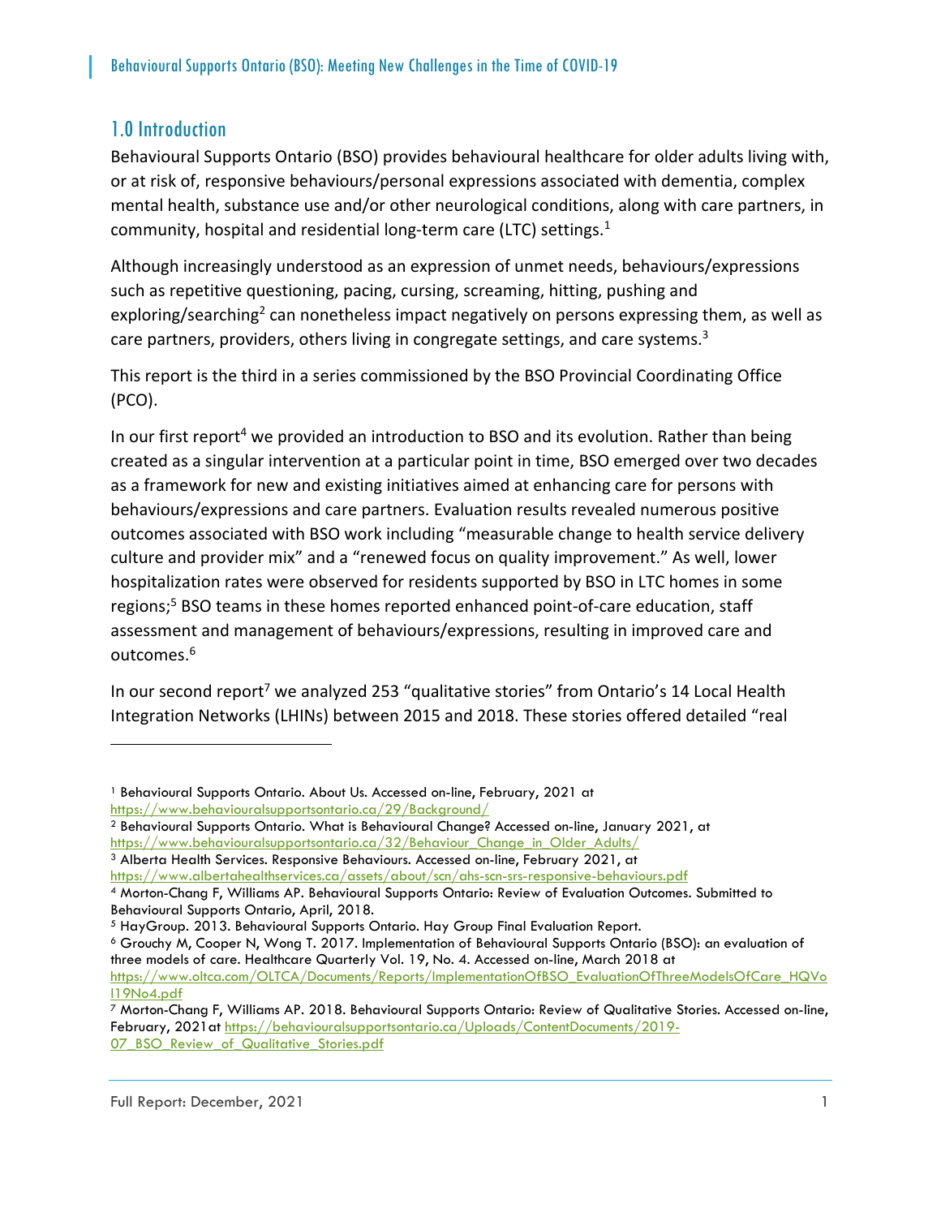## 1.0 Introduction

Behavioural Supports Ontario (BSO) provides behavioural healthcare for older adults living with, or at risk of, responsive behaviours/personal expressions associated with dementia, complex mental health, substance use and/or other neurological conditions, along with care partners, in community, hospital and residential long-term care (LTC) settings.[1]

Although increasingly understood as an expression of unmet needs, behaviours/expressions such as repetitive questioning, pacing, cursing, screaming, hitting, pushing and exploring/searching[2] can nonetheless impact negatively on persons expressing them, as well as care partners, providers, others living in congregate settings, and care systems.[3]

This report is the third in a series commissioned by the BSO Provincial Coordinating Office (PCO).

In our first report[4] we provided an introduction to BSO and its evolution. Rather than being created as a singular intervention at a particular point in time, BSO emerged over two decades as a framework for new and existing initiatives aimed at enhancing care for persons with behaviours/expressions and care partners. Evaluation results revealed numerous positive outcomes associated with BSO work including "measurable change to health service delivery culture and provider mix" and a "renewed focus on quality improvement." As well, lower hospitalization rates were observed for residents supported by BSO in LTC homes in some regions;[5] BSO teams in these homes reported enhanced point-of-care education, staff assessment and management of behaviours/expressions, resulting in improved care and outcomes.[6]

In our second report[7] we analyzed 253 "qualitative stories" from Ontario's 14 Local Health Integration Networks (LHINs) between 2015 and 2018. These stories offered detailed "real

---

[1] Behavioural Supports Ontario. About Us. Accessed on-line, February, 2021 at https://www.behaviouralsupportsontario.ca/29/Background/

[2] Behavioural Supports Ontario. What is Behavioural Change? Accessed on-line, January 2021, at https://www.behaviouralsupportsontario.ca/32/Behaviour_Change_in_Older_Adults/

[3] Alberta Health Services. Responsive Behaviours. Accessed on-line, February 2021, at https://www.albertahealthservices.ca/assets/about/scn/ahs-scn-srs-responsive-behaviours.pdf

[4] Morton-Chang F, Williams AP. Behavioural Supports Ontario: Review of Evaluation Outcomes. Submitted to Behavioural Supports Ontario, April, 2018.

[5] HayGroup. 2013. Behavioural Supports Ontario. Hay Group Final Evaluation Report.

[6] Grouchy M, Cooper N, Wong T. 2017. Implementation of Behavioural Supports Ontario (BSO): an evaluation of three models of care. Healthcare Quarterly Vol. 19, No. 4. Accessed on-line, March 2018 at https://www.oltca.com/OLTCA/Documents/Reports/ImplementationOfBSO_EvaluationOfThreeModelsOfCare_HQVol19No4.pdf

[7] Morton-Chang F, Williams AP. 2018. Behavioural Supports Ontario: Review of Qualitative Stories. Accessed on-line, February, 2021at https://behaviouralsupportsontario.ca/Uploads/ContentDocuments/2019-07_BSO_Review_of_Qualitative_Stories.pdf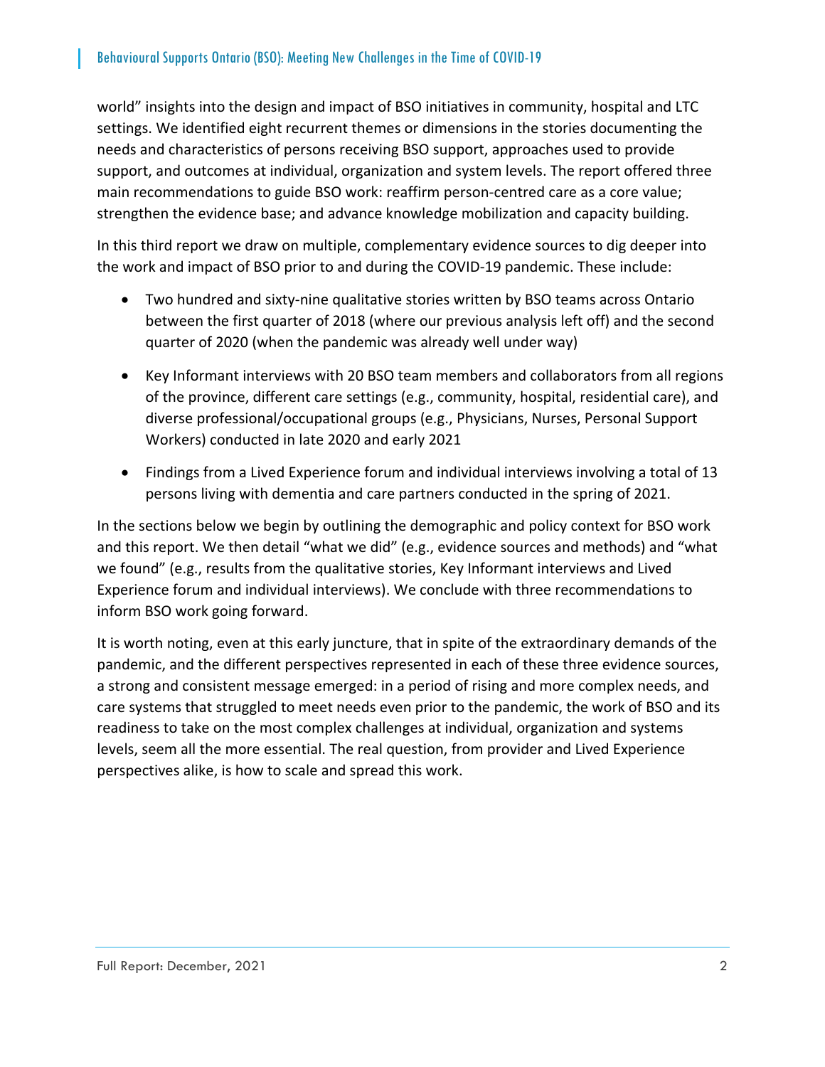world" insights into the design and impact of BSO initiatives in community, hospital and LTC settings. We identified eight recurrent themes or dimensions in the stories documenting the needs and characteristics of persons receiving BSO support, approaches used to provide support, and outcomes at individual, organization and system levels. The report offered three main recommendations to guide BSO work: reaffirm person-centred care as a core value; strengthen the evidence base; and advance knowledge mobilization and capacity building.

In this third report we draw on multiple, complementary evidence sources to dig deeper into the work and impact of BSO prior to and during the COVID-19 pandemic. These include:

- Two hundred and sixty-nine qualitative stories written by BSO teams across Ontario between the first quarter of 2018 (where our previous analysis left off) and the second quarter of 2020 (when the pandemic was already well under way)
- Key Informant interviews with 20 BSO team members and collaborators from all regions of the province, different care settings (e.g., community, hospital, residential care), and diverse professional/occupational groups (e.g., Physicians, Nurses, Personal Support Workers) conducted in late 2020 and early 2021
- Findings from a Lived Experience forum and individual interviews involving a total of 13 persons living with dementia and care partners conducted in the spring of 2021.

In the sections below we begin by outlining the demographic and policy context for BSO work and this report. We then detail "what we did" (e.g., evidence sources and methods) and "what we found" (e.g., results from the qualitative stories, Key Informant interviews and Lived Experience forum and individual interviews). We conclude with three recommendations to inform BSO work going forward.

It is worth noting, even at this early juncture, that in spite of the extraordinary demands of the pandemic, and the different perspectives represented in each of these three evidence sources, a strong and consistent message emerged: in a period of rising and more complex needs, and care systems that struggled to meet needs even prior to the pandemic, the work of BSO and its readiness to take on the most complex challenges at individual, organization and systems levels, seem all the more essential. The real question, from provider and Lived Experience perspectives alike, is how to scale and spread this work.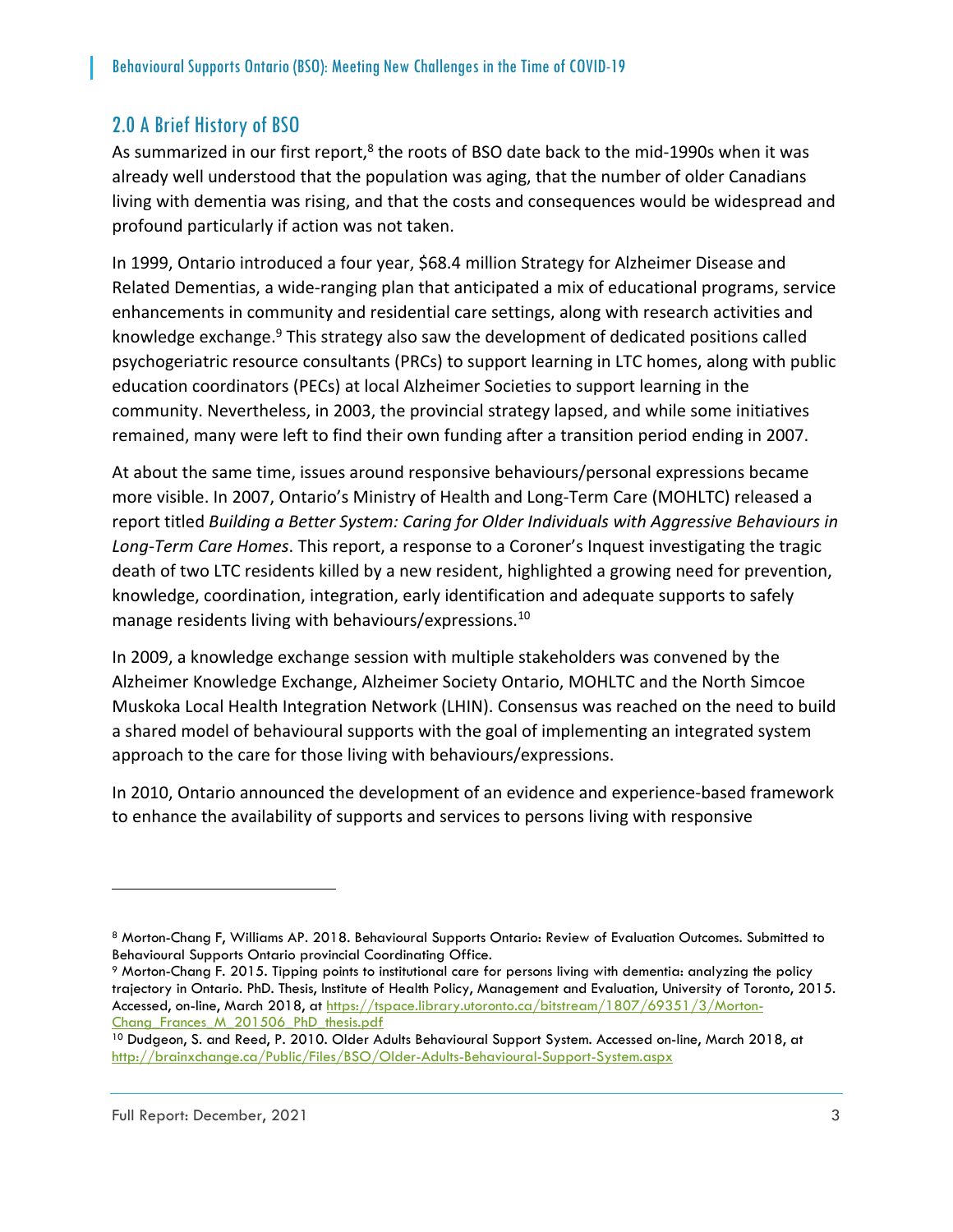## 2.0 A Brief History of BSO

As summarized in our first report,[8] the roots of BSO date back to the mid-1990s when it was already well understood that the population was aging, that the number of older Canadians living with dementia was rising, and that the costs and consequences would be widespread and profound particularly if action was not taken.

In 1999, Ontario introduced a four year, $68.4 million Strategy for Alzheimer Disease and Related Dementias, a wide-ranging plan that anticipated a mix of educational programs, service enhancements in community and residential care settings, along with research activities and knowledge exchange.[9] This strategy also saw the development of dedicated positions called psychogeriatric resource consultants (PRCs) to support learning in LTC homes, along with public education coordinators (PECs) at local Alzheimer Societies to support learning in the community. Nevertheless, in 2003, the provincial strategy lapsed, and while some initiatives remained, many were left to find their own funding after a transition period ending in 2007.

At about the same time, issues around responsive behaviours/personal expressions became more visible. In 2007, Ontario's Ministry of Health and Long-Term Care (MOHLTC) released a report titled *Building a Better System: Caring for Older Individuals with Aggressive Behaviours in Long-Term Care Homes*. This report, a response to a Coroner's Inquest investigating the tragic death of two LTC residents killed by a new resident, highlighted a growing need for prevention, knowledge, coordination, integration, early identification and adequate supports to safely manage residents living with behaviours/expressions.[10]

In 2009, a knowledge exchange session with multiple stakeholders was convened by the Alzheimer Knowledge Exchange, Alzheimer Society Ontario, MOHLTC and the North Simcoe Muskoka Local Health Integration Network (LHIN). Consensus was reached on the need to build a shared model of behavioural supports with the goal of implementing an integrated system approach to the care for those living with behaviours/expressions.

In 2010, Ontario announced the development of an evidence and experience-based framework to enhance the availability of supports and services to persons living with responsive

---

[8] Morton-Chang F, Williams AP. 2018. Behavioural Supports Ontario: Review of Evaluation Outcomes. Submitted to Behavioural Supports Ontario provincial Coordinating Office.

[9] Morton-Chang F. 2015. Tipping points to institutional care for persons living with dementia: analyzing the policy trajectory in Ontario. PhD. Thesis, Institute of Health Policy, Management and Evaluation, University of Toronto, 2015. Accessed, on-line, March 2018, at https://tspace.library.utoronto.ca/bitstream/1807/69351/3/Morton-Chang_Frances_M_201506_PhD_thesis.pdf

[10] Dudgeon, S. and Reed, P. 2010. Older Adults Behavioural Support System. Accessed on-line, March 2018, at http://brainxchange.ca/Public/Files/BSO/Older-Adults-Behavioural-Support-System.aspx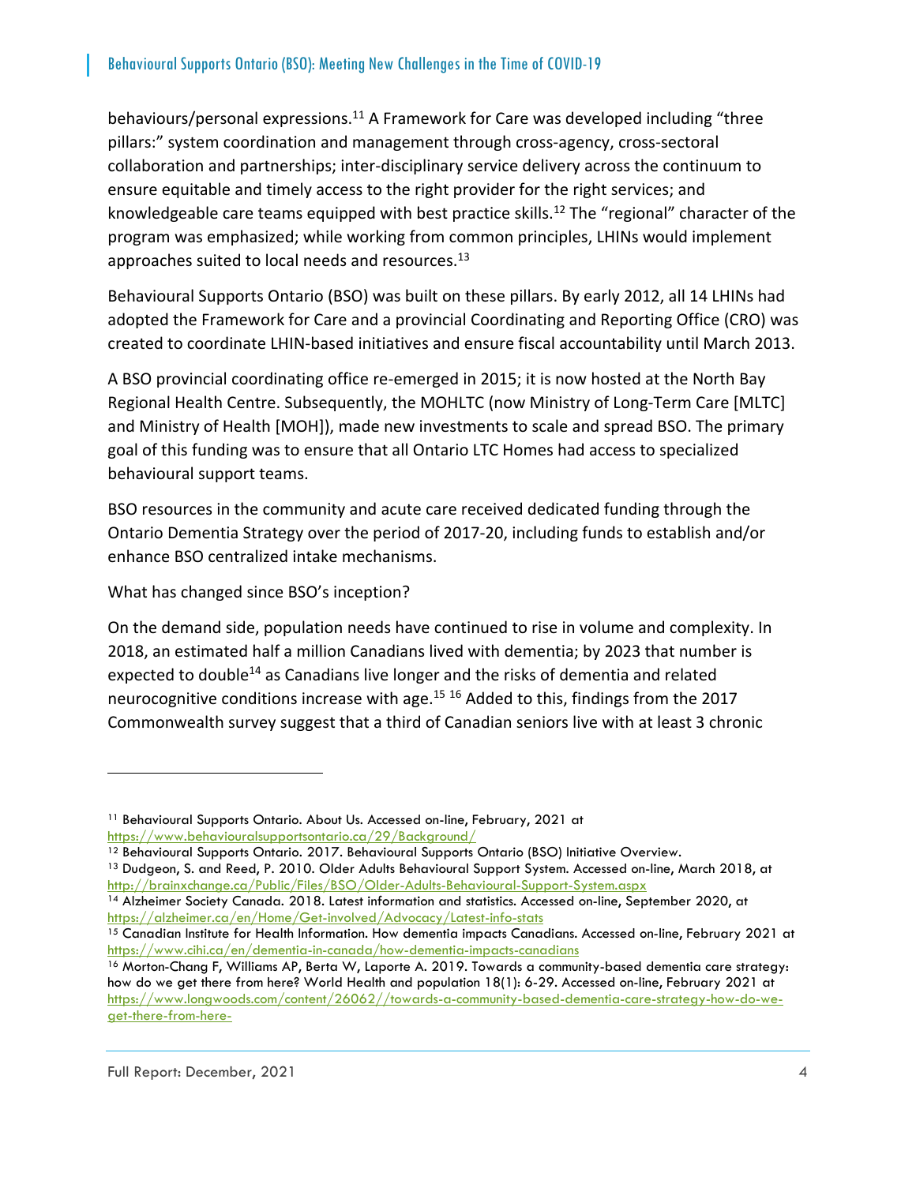behaviours/personal expressions.[11] A Framework for Care was developed including "three pillars:" system coordination and management through cross-agency, cross-sectoral collaboration and partnerships; inter-disciplinary service delivery across the continuum to ensure equitable and timely access to the right provider for the right services; and knowledgeable care teams equipped with best practice skills.[12] The "regional" character of the program was emphasized; while working from common principles, LHINs would implement approaches suited to local needs and resources.[13]

Behavioural Supports Ontario (BSO) was built on these pillars. By early 2012, all 14 LHINs had adopted the Framework for Care and a provincial Coordinating and Reporting Office (CRO) was created to coordinate LHIN-based initiatives and ensure fiscal accountability until March 2013.

A BSO provincial coordinating office re-emerged in 2015; it is now hosted at the North Bay Regional Health Centre. Subsequently, the MOHLTC (now Ministry of Long-Term Care [MLTC] and Ministry of Health [MOH]), made new investments to scale and spread BSO. The primary goal of this funding was to ensure that all Ontario LTC Homes had access to specialized behavioural support teams.

BSO resources in the community and acute care received dedicated funding through the Ontario Dementia Strategy over the period of 2017-20, including funds to establish and/or enhance BSO centralized intake mechanisms.

What has changed since BSO's inception?

On the demand side, population needs have continued to rise in volume and complexity. In 2018, an estimated half a million Canadians lived with dementia; by 2023 that number is expected to double[14] as Canadians live longer and the risks of dementia and related neurocognitive conditions increase with age.[15] [16] Added to this, findings from the 2017 Commonwealth survey suggest that a third of Canadian seniors live with at least 3 chronic

---

[11] Behavioural Supports Ontario. About Us. Accessed on-line, February, 2021 at https://www.behaviouralsupportsontario.ca/29/Background/

[12] Behavioural Supports Ontario. 2017. Behavioural Supports Ontario (BSO) Initiative Overview.

[13] Dudgeon, S. and Reed, P. 2010. Older Adults Behavioural Support System. Accessed on-line, March 2018, at http://brainxchange.ca/Public/Files/BSO/Older-Adults-Behavioural-Support-System.aspx

[14] Alzheimer Society Canada. 2018. Latest information and statistics. Accessed on-line, September 2020, at https://alzheimer.ca/en/Home/Get-involved/Advocacy/Latest-info-stats

[15] Canadian Institute for Health Information. How dementia impacts Canadians. Accessed on-line, February 2021 at https://www.cihi.ca/en/dementia-in-canada/how-dementia-impacts-canadians

[16] Morton-Chang F, Williams AP, Berta W, Laporte A. 2019. Towards a community-based dementia care strategy: how do we get there from here? World Health and population 18(1): 6-29. Accessed on-line, February 2021 at https://www.longwoods.com/content/26062//towards-a-community-based-dementia-care-strategy-how-do-we-get-there-from-here-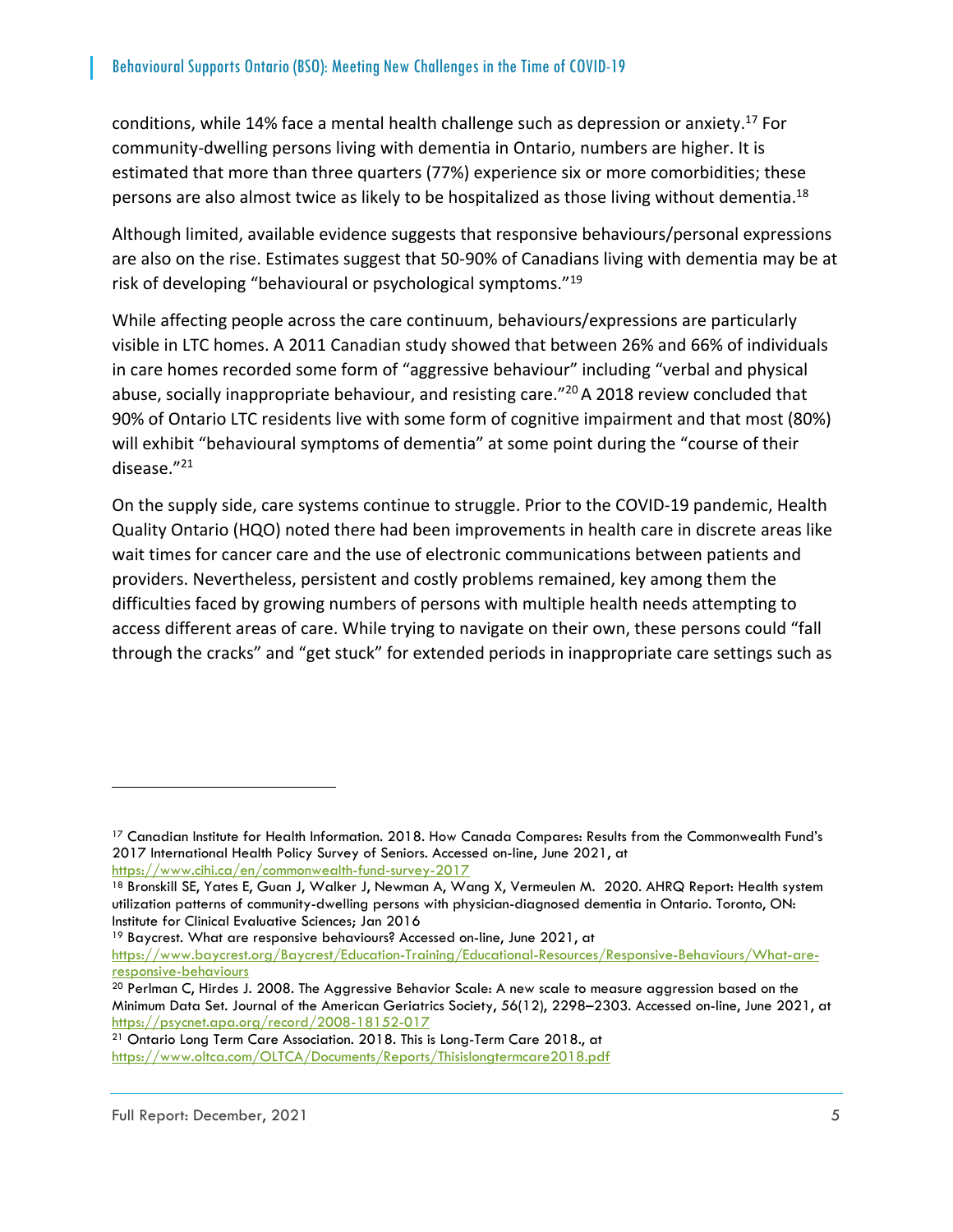conditions, while 14% face a mental health challenge such as depression or anxiety.[17] For community-dwelling persons living with dementia in Ontario, numbers are higher. It is estimated that more than three quarters (77%) experience six or more comorbidities; these persons are also almost twice as likely to be hospitalized as those living without dementia.[18]

Although limited, available evidence suggests that responsive behaviours/personal expressions are also on the rise. Estimates suggest that 50-90% of Canadians living with dementia may be at risk of developing "behavioural or psychological symptoms."[19]

While affecting people across the care continuum, behaviours/expressions are particularly visible in LTC homes. A 2011 Canadian study showed that between 26% and 66% of individuals in care homes recorded some form of "aggressive behaviour" including "verbal and physical abuse, socially inappropriate behaviour, and resisting care."[20] A 2018 review concluded that 90% of Ontario LTC residents live with some form of cognitive impairment and that most (80%) will exhibit "behavioural symptoms of dementia" at some point during the "course of their disease."[21]

On the supply side, care systems continue to struggle. Prior to the COVID-19 pandemic, Health Quality Ontario (HQO) noted there had been improvements in health care in discrete areas like wait times for cancer care and the use of electronic communications between patients and providers. Nevertheless, persistent and costly problems remained, key among them the difficulties faced by growing numbers of persons with multiple health needs attempting to access different areas of care. While trying to navigate on their own, these persons could "fall through the cracks" and "get stuck" for extended periods in inappropriate care settings such as

---

[17] Canadian Institute for Health Information. 2018. How Canada Compares: Results from the Commonwealth Fund's 2017 International Health Policy Survey of Seniors. Accessed on-line, June 2021, at https://www.cihi.ca/en/commonwealth-fund-survey-2017

[18] Bronskill SE, Yates E, Guan J, Walker J, Newman A, Wang X, Vermeulen M. 2020. AHRQ Report: Health system utilization patterns of community-dwelling persons with physician-diagnosed dementia in Ontario. Toronto, ON: Institute for Clinical Evaluative Sciences; Jan 2016

[19] Baycrest. What are responsive behaviours? Accessed on-line, June 2021, at https://www.baycrest.org/Baycrest/Education-Training/Educational-Resources/Responsive-Behaviours/What-are-responsive-behaviours

[20] Perlman C, Hirdes J. 2008. The Aggressive Behavior Scale: A new scale to measure aggression based on the Minimum Data Set. Journal of the American Geriatrics Society, 56(12), 2298–2303. Accessed on-line, June 2021, at https://psycnet.apa.org/record/2008-18152-017

[21] Ontario Long Term Care Association. 2018. This is Long-Term Care 2018., at https://www.oltca.com/OLTCA/Documents/Reports/Thisislongtermcare2018.pdf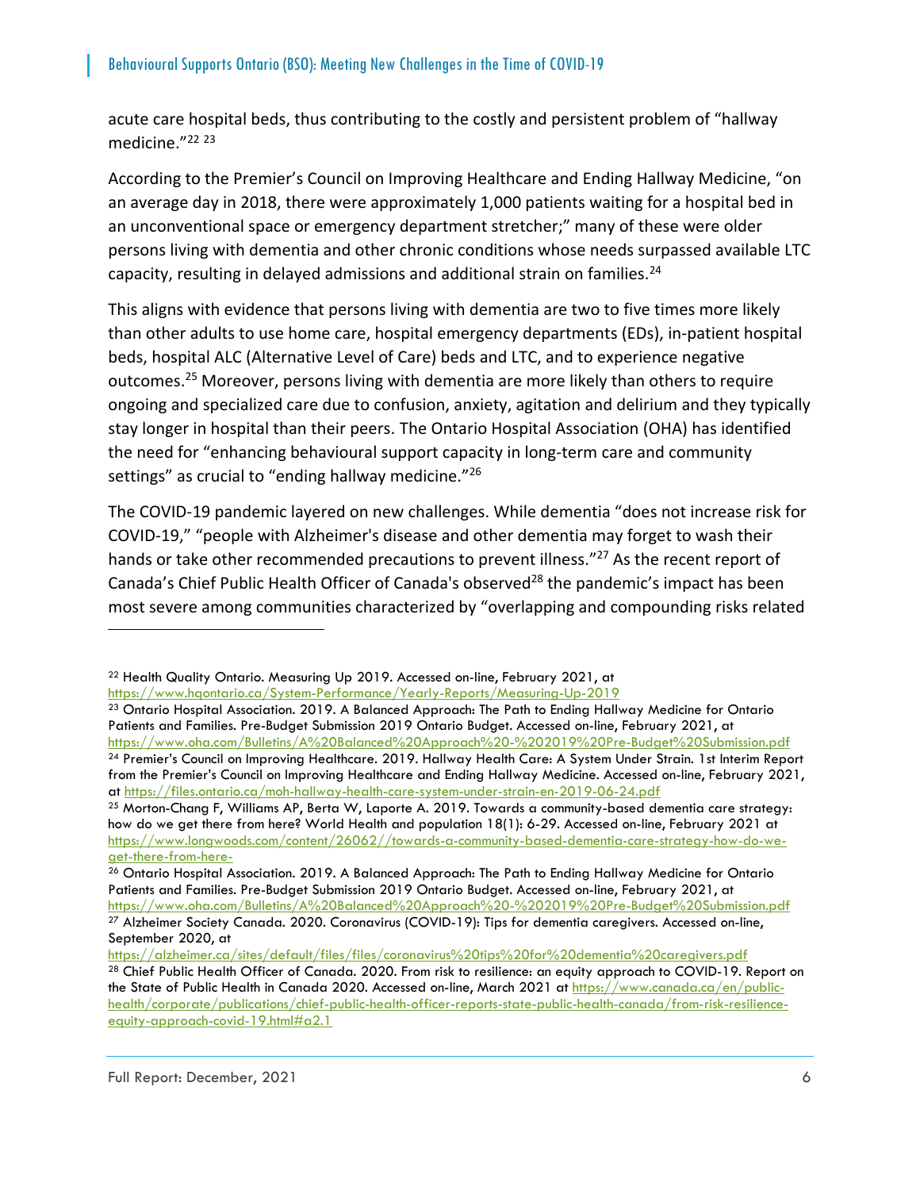acute care hospital beds, thus contributing to the costly and persistent problem of "hallway medicine."[22] [23]

According to the Premier's Council on Improving Healthcare and Ending Hallway Medicine, "on an average day in 2018, there were approximately 1,000 patients waiting for a hospital bed in an unconventional space or emergency department stretcher;" many of these were older persons living with dementia and other chronic conditions whose needs surpassed available LTC capacity, resulting in delayed admissions and additional strain on families.[24]

This aligns with evidence that persons living with dementia are two to five times more likely than other adults to use home care, hospital emergency departments (EDs), in-patient hospital beds, hospital ALC (Alternative Level of Care) beds and LTC, and to experience negative outcomes.[25] Moreover, persons living with dementia are more likely than others to require ongoing and specialized care due to confusion, anxiety, agitation and delirium and they typically stay longer in hospital than their peers. The Ontario Hospital Association (OHA) has identified the need for "enhancing behavioural support capacity in long-term care and community settings" as crucial to "ending hallway medicine."[26]

The COVID-19 pandemic layered on new challenges. While dementia "does not increase risk for COVID-19," "people with Alzheimer's disease and other dementia may forget to wash their hands or take other recommended precautions to prevent illness."[27] As the recent report of Canada's Chief Public Health Officer of Canada's observed[28] the pandemic's impact has been most severe among communities characterized by "overlapping and compounding risks related

---

[22] Health Quality Ontario. Measuring Up 2019. Accessed on-line, February 2021, at https://www.hqontario.ca/System-Performance/Yearly-Reports/Measuring-Up-2019

[23] Ontario Hospital Association. 2019. A Balanced Approach: The Path to Ending Hallway Medicine for Ontario Patients and Families. Pre-Budget Submission 2019 Ontario Budget. Accessed on-line, February 2021, at https://www.oha.com/Bulletins/A%20Balanced%20Approach%20-%202019%20Pre-Budget%20Submission.pdf

[24] Premier's Council on Improving Healthcare. 2019. Hallway Health Care: A System Under Strain. 1st Interim Report from the Premier's Council on Improving Healthcare and Ending Hallway Medicine. Accessed on-line, February 2021, at https://files.ontario.ca/moh-hallway-health-care-system-under-strain-en-2019-06-24.pdf

[25] Morton-Chang F, Williams AP, Berta W, Laporte A. 2019. Towards a community-based dementia care strategy: how do we get there from here? World Health and population 18(1): 6-29. Accessed on-line, February 2021 at https://www.longwoods.com/content/26062//towards-a-community-based-dementia-care-strategy-how-do-we-get-there-from-here-

[26] Ontario Hospital Association. 2019. A Balanced Approach: The Path to Ending Hallway Medicine for Ontario Patients and Families. Pre-Budget Submission 2019 Ontario Budget. Accessed on-line, February 2021, at https://www.oha.com/Bulletins/A%20Balanced%20Approach%20-%202019%20Pre-Budget%20Submission.pdf

[27] Alzheimer Society Canada. 2020. Coronavirus (COVID-19): Tips for dementia caregivers. Accessed on-line, September 2020, at https://alzheimer.ca/sites/default/files/files/coronavirus%20tips%20for%20dementia%20caregivers.pdf

[28] Chief Public Health Officer of Canada. 2020. From risk to resilience: an equity approach to COVID-19. Report on the State of Public Health in Canada 2020. Accessed on-line, March 2021 at https://www.canada.ca/en/public-health/corporate/publications/chief-public-health-officer-reports-state-public-health-canada/from-risk-resilience-equity-approach-covid-19.html#a2.1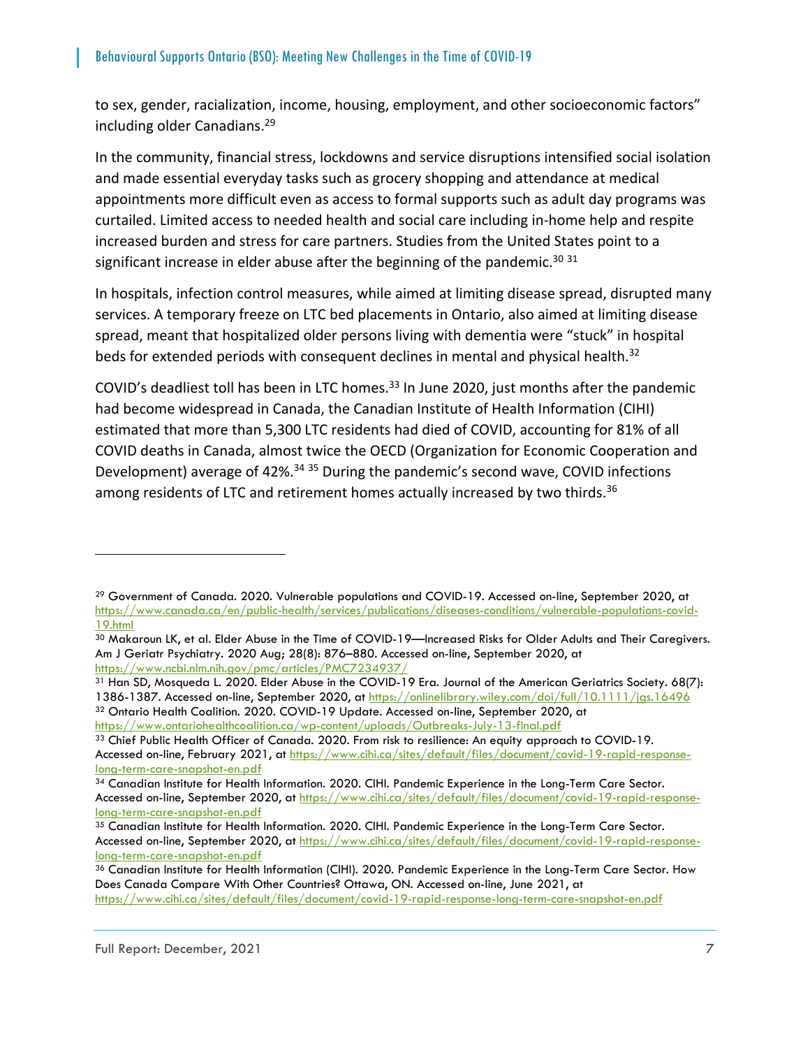to sex, gender, racialization, income, housing, employment, and other socioeconomic factors" including older Canadians.[29]

In the community, financial stress, lockdowns and service disruptions intensified social isolation and made essential everyday tasks such as grocery shopping and attendance at medical appointments more difficult even as access to formal supports such as adult day programs was curtailed. Limited access to needed health and social care including in-home help and respite increased burden and stress for care partners. Studies from the United States point to a significant increase in elder abuse after the beginning of the pandemic.[30] [31]

In hospitals, infection control measures, while aimed at limiting disease spread, disrupted many services. A temporary freeze on LTC bed placements in Ontario, also aimed at limiting disease spread, meant that hospitalized older persons living with dementia were "stuck" in hospital beds for extended periods with consequent declines in mental and physical health.[32]

COVID's deadliest toll has been in LTC homes.[33] In June 2020, just months after the pandemic had become widespread in Canada, the Canadian Institute of Health Information (CIHI) estimated that more than 5,300 LTC residents had died of COVID, accounting for 81% of all COVID deaths in Canada, almost twice the OECD (Organization for Economic Cooperation and Development) average of 42%.[34] [35] During the pandemic's second wave, COVID infections among residents of LTC and retirement homes actually increased by two thirds.[36]

---

[29] Government of Canada. 2020. Vulnerable populations and COVID-19. Accessed on-line, September 2020, at https://www.canada.ca/en/public-health/services/publications/diseases-conditions/vulnerable-populations-covid-19.html

[30] Makaroun LK, et al. Elder Abuse in the Time of COVID-19—Increased Risks for Older Adults and Their Caregivers. Am J Geriatr Psychiatry. 2020 Aug; 28(8): 876–880. Accessed on-line, September 2020, at https://www.ncbi.nlm.nih.gov/pmc/articles/PMC7234937/

[31] Han SD, Mosqueda L. 2020. Elder Abuse in the COVID-19 Era. Journal of the American Geriatrics Society. 68(7): 1386-1387. Accessed on-line, September 2020, at https://onlinelibrary.wiley.com/doi/full/10.1111/jgs.16496

[32] Ontario Health Coalition. 2020. COVID-19 Update. Accessed on-line, September 2020, at https://www.ontariohealthcoalition.ca/wp-content/uploads/Outbreaks-July-13-final.pdf

[33] Chief Public Health Officer of Canada. 2020. From risk to resilience: An equity approach to COVID-19. Accessed on-line, February 2021, at https://www.cihi.ca/sites/default/files/document/covid-19-rapid-response-long-term-care-snapshot-en.pdf

[34] Canadian Institute for Health Information. 2020. CIHI. Pandemic Experience in the Long-Term Care Sector. Accessed on-line, September 2020, at https://www.cihi.ca/sites/default/files/document/covid-19-rapid-response-long-term-care-snapshot-en.pdf

[35] Canadian Institute for Health Information. 2020. CIHI. Pandemic Experience in the Long-Term Care Sector. Accessed on-line, September 2020, at https://www.cihi.ca/sites/default/files/document/covid-19-rapid-response-long-term-care-snapshot-en.pdf

[36] Canadian Institute for Health Information (CIHI). 2020. Pandemic Experience in the Long-Term Care Sector. How Does Canada Compare With Other Countries? Ottawa, ON. Accessed on-line, June 2021, at https://www.cihi.ca/sites/default/files/document/covid-19-rapid-response-long-term-care-snapshot-en.pdf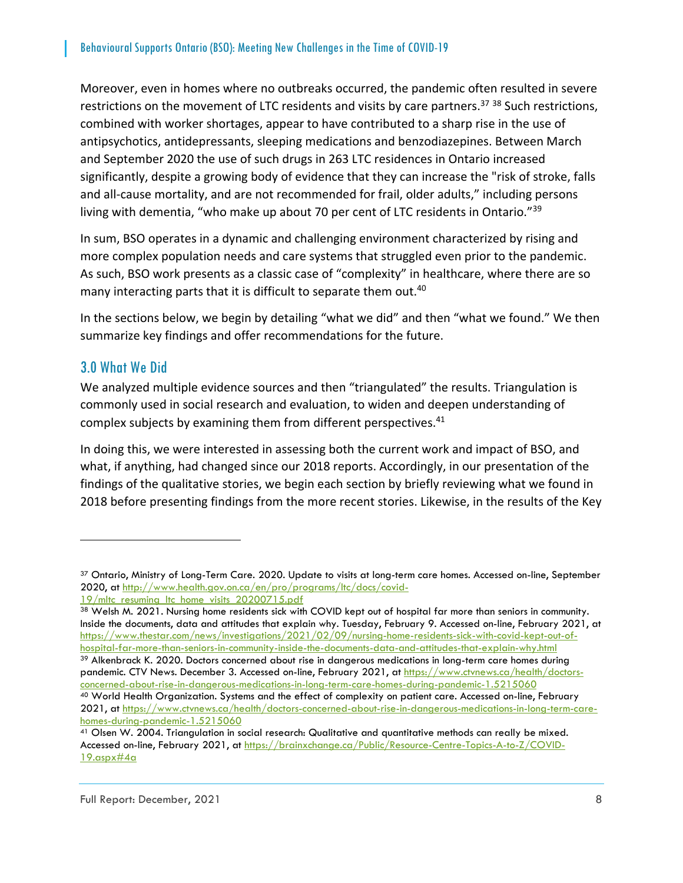Moreover, even in homes where no outbreaks occurred, the pandemic often resulted in severe restrictions on the movement of LTC residents and visits by care partners.[37] [38] Such restrictions, combined with worker shortages, appear to have contributed to a sharp rise in the use of antipsychotics, antidepressants, sleeping medications and benzodiazepines. Between March and September 2020 the use of such drugs in 263 LTC residences in Ontario increased significantly, despite a growing body of evidence that they can increase the "risk of stroke, falls and all-cause mortality, and are not recommended for frail, older adults," including persons living with dementia, "who make up about 70 per cent of LTC residents in Ontario."[39]

In sum, BSO operates in a dynamic and challenging environment characterized by rising and more complex population needs and care systems that struggled even prior to the pandemic. As such, BSO work presents as a classic case of "complexity" in healthcare, where there are so many interacting parts that it is difficult to separate them out.[40]

In the sections below, we begin by detailing "what we did" and then "what we found." We then summarize key findings and offer recommendations for the future.

## 3.0 What We Did

We analyzed multiple evidence sources and then "triangulated" the results. Triangulation is commonly used in social research and evaluation, to widen and deepen understanding of complex subjects by examining them from different perspectives.[41]

In doing this, we were interested in assessing both the current work and impact of BSO, and what, if anything, had changed since our 2018 reports. Accordingly, in our presentation of the findings of the qualitative stories, we begin each section by briefly reviewing what we found in 2018 before presenting findings from the more recent stories. Likewise, in the results of the Key

---

[37] Ontario, Ministry of Long-Term Care. 2020. Update to visits at long-term care homes. Accessed on-line, September 2020, at http://www.health.gov.on.ca/en/pro/programs/ltc/docs/covid-19/mltc_resuming_ltc_home_visits_20200715.pdf

[38] Welsh M. 2021. Nursing home residents sick with COVID kept out of hospital far more than seniors in community. Inside the documents, data and attitudes that explain why. Tuesday, February 9. Accessed on-line, February 2021, at https://www.thestar.com/news/investigations/2021/02/09/nursing-home-residents-sick-with-covid-kept-out-of-hospital-far-more-than-seniors-in-community-inside-the-documents-data-and-attitudes-that-explain-why.html

[39] Alkenbrack K. 2020. Doctors concerned about rise in dangerous medications in long-term care homes during pandemic. CTV News. December 3. Accessed on-line, February 2021, at https://www.ctvnews.ca/health/doctors-concerned-about-rise-in-dangerous-medications-in-long-term-care-homes-during-pandemic-1.5215060

[40] World Health Organization. Systems and the effect of complexity on patient care. Accessed on-line, February 2021, at https://www.ctvnews.ca/health/doctors-concerned-about-rise-in-dangerous-medications-in-long-term-care-homes-during-pandemic-1.5215060

[41] Olsen W. 2004. Triangulation in social research: Qualitative and quantitative methods can really be mixed. Accessed on-line, February 2021, at https://brainxchange.ca/Public/Resource-Centre-Topics-A-to-Z/COVID-19.aspx#4a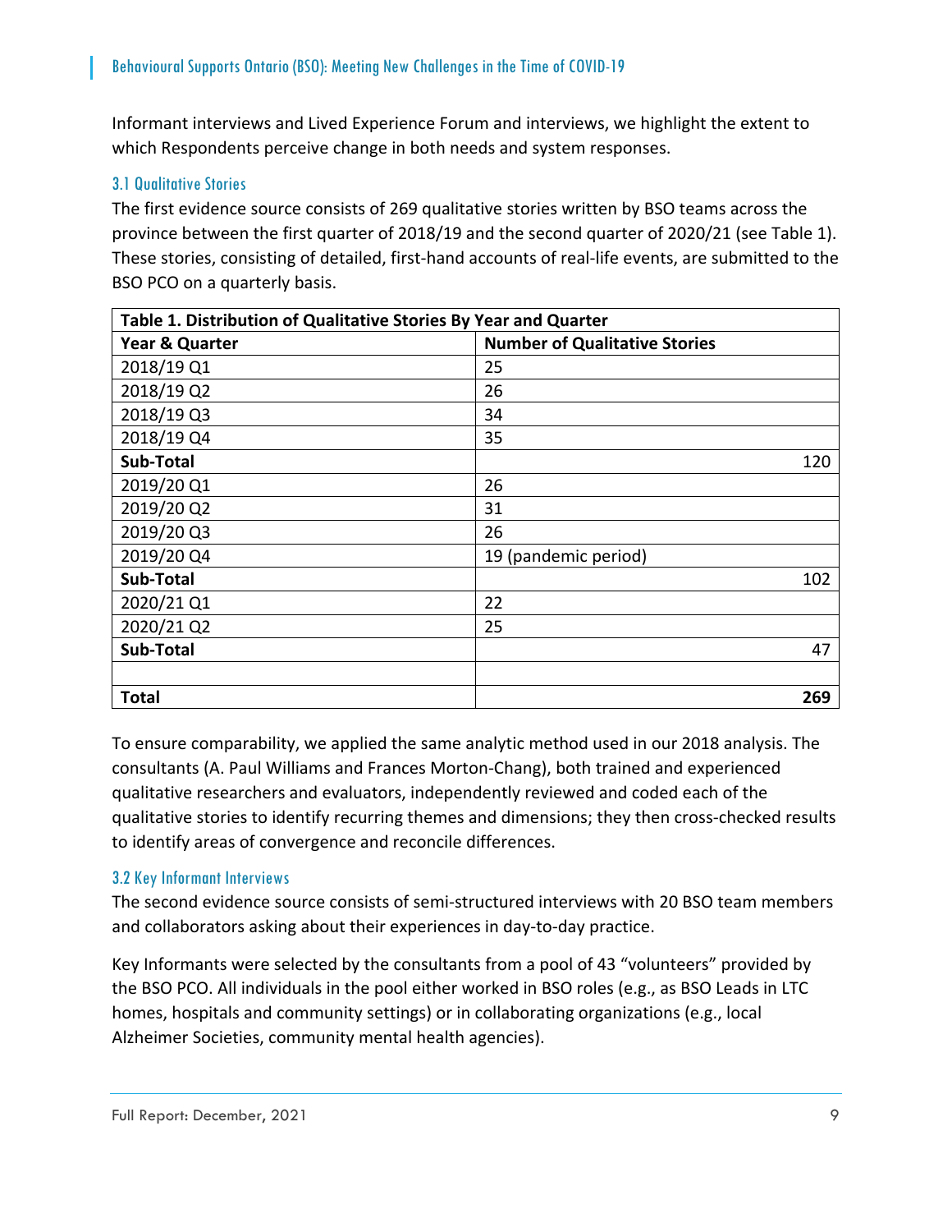Informant interviews and Lived Experience Forum and interviews, we highlight the extent to which Respondents perceive change in both needs and system responses.

### 3.1 Qualitative Stories

The first evidence source consists of 269 qualitative stories written by BSO teams across the province between the first quarter of 2018/19 and the second quarter of 2020/21 (see Table 1). These stories, consisting of detailed, first-hand accounts of real-life events, are submitted to the BSO PCO on a quarterly basis.

| Table 1. Distribution of Qualitative Stories By Year and Quarter | |
|---|---|
| **Year & Quarter** | **Number of Qualitative Stories** |
| 2018/19 Q1 | 25 |
| 2018/19 Q2 | 26 |
| 2018/19 Q3 | 34 |
| 2018/19 Q4 | 35 |
| **Sub-Total** | 120 |
| 2019/20 Q1 | 26 |
| 2019/20 Q2 | 31 |
| 2019/20 Q3 | 26 |
| 2019/20 Q4 | 19 (pandemic period) |
| **Sub-Total** | 102 |
| 2020/21 Q1 | 22 |
| 2020/21 Q2 | 25 |
| **Sub-Total** | 47 |
| | |
| **Total** | **269** |

To ensure comparability, we applied the same analytic method used in our 2018 analysis. The consultants (A. Paul Williams and Frances Morton-Chang), both trained and experienced qualitative researchers and evaluators, independently reviewed and coded each of the qualitative stories to identify recurring themes and dimensions; they then cross-checked results to identify areas of convergence and reconcile differences.

### 3.2 Key Informant Interviews

The second evidence source consists of semi-structured interviews with 20 BSO team members and collaborators asking about their experiences in day-to-day practice.

Key Informants were selected by the consultants from a pool of 43 "volunteers" provided by the BSO PCO. All individuals in the pool either worked in BSO roles (e.g., as BSO Leads in LTC homes, hospitals and community settings) or in collaborating organizations (e.g., local Alzheimer Societies, community mental health agencies).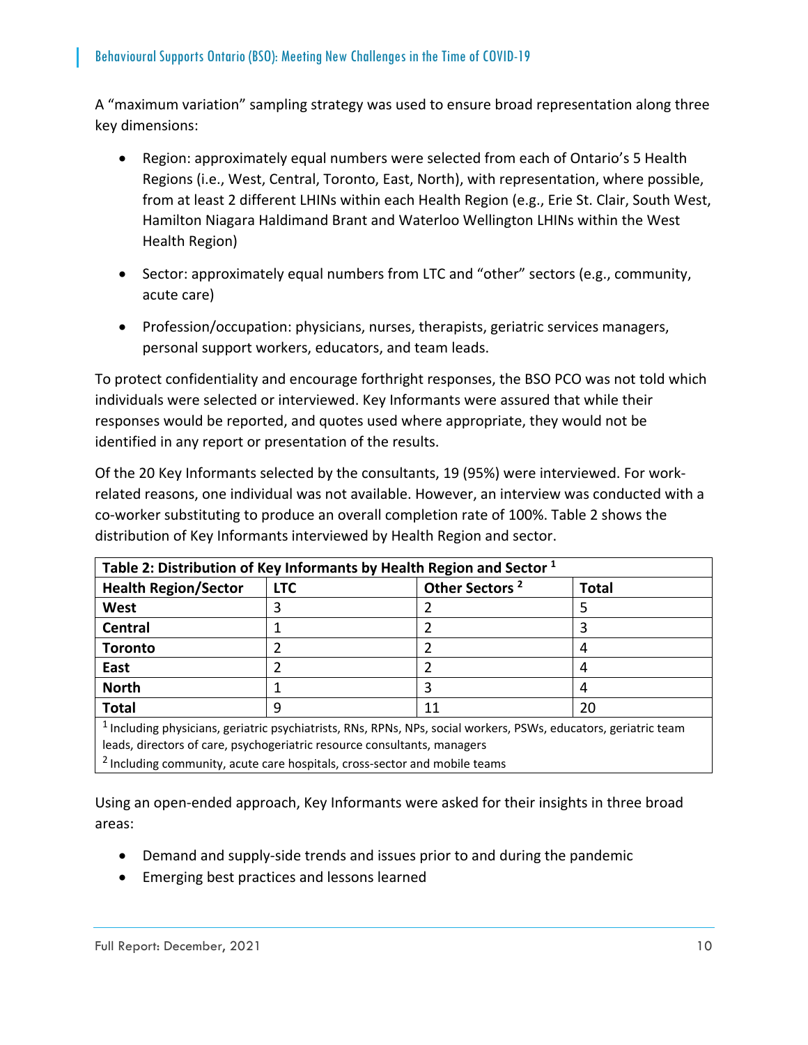A "maximum variation" sampling strategy was used to ensure broad representation along three key dimensions:

- Region: approximately equal numbers were selected from each of Ontario's 5 Health Regions (i.e., West, Central, Toronto, East, North), with representation, where possible, from at least 2 different LHINs within each Health Region (e.g., Erie St. Clair, South West, Hamilton Niagara Haldimand Brant and Waterloo Wellington LHINs within the West Health Region)
- Sector: approximately equal numbers from LTC and "other" sectors (e.g., community, acute care)
- Profession/occupation: physicians, nurses, therapists, geriatric services managers, personal support workers, educators, and team leads.

To protect confidentiality and encourage forthright responses, the BSO PCO was not told which individuals were selected or interviewed. Key Informants were assured that while their responses would be reported, and quotes used where appropriate, they would not be identified in any report or presentation of the results.

Of the 20 Key Informants selected by the consultants, 19 (95%) were interviewed. For work-related reasons, one individual was not available. However, an interview was conducted with a co-worker substituting to produce an overall completion rate of 100%. Table 2 shows the distribution of Key Informants interviewed by Health Region and sector.

**Table 2: Distribution of Key Informants by Health Region and Sector [1]**

| Health Region/Sector | LTC | Other Sectors [2] | Total |
|---|---|---|---|
| **West** | 3 | 2 | 5 |
| **Central** | 1 | 2 | 3 |
| **Toronto** | 2 | 2 | 4 |
| **East** | 2 | 2 | 4 |
| **North** | 1 | 3 | 4 |
| **Total** | 9 | 11 | 20 |

[1] Including physicians, geriatric psychiatrists, RNs, RPNs, NPs, social workers, PSWs, educators, geriatric team leads, directors of care, psychogeriatric resource consultants, managers

[2] Including community, acute care hospitals, cross-sector and mobile teams

Using an open-ended approach, Key Informants were asked for their insights in three broad areas:

- Demand and supply-side trends and issues prior to and during the pandemic
- Emerging best practices and lessons learned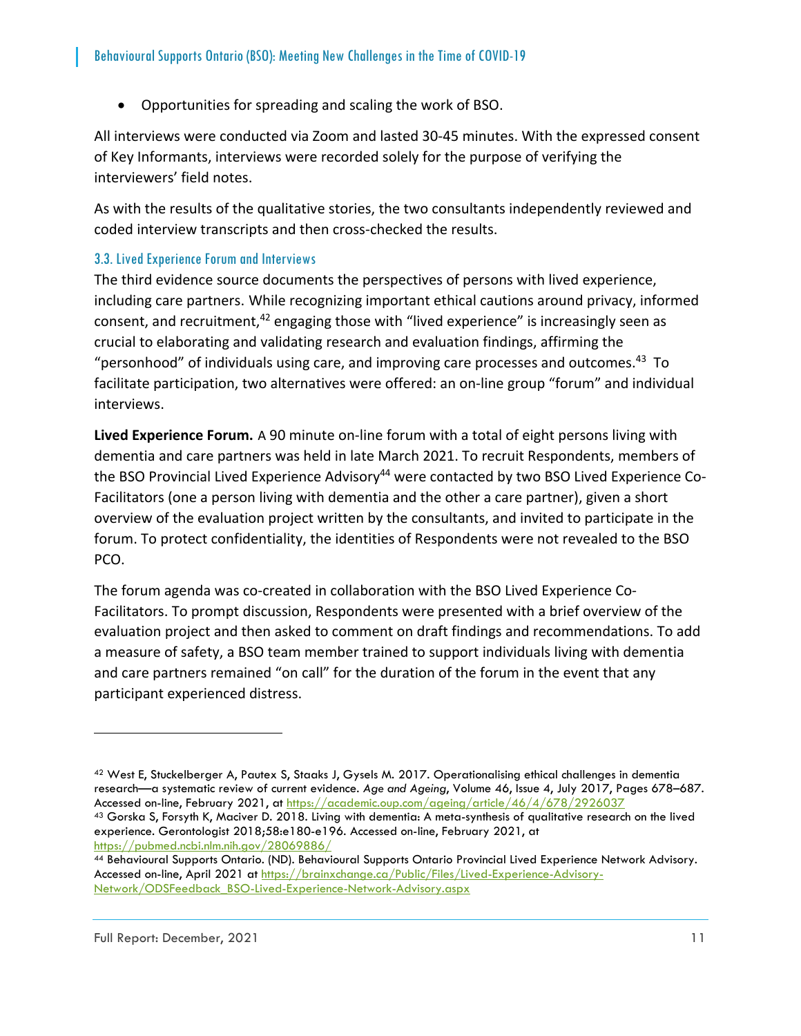- Opportunities for spreading and scaling the work of BSO.

All interviews were conducted via Zoom and lasted 30-45 minutes. With the expressed consent of Key Informants, interviews were recorded solely for the purpose of verifying the interviewers' field notes.

As with the results of the qualitative stories, the two consultants independently reviewed and coded interview transcripts and then cross-checked the results.

### 3.3. Lived Experience Forum and Interviews

The third evidence source documents the perspectives of persons with lived experience, including care partners. While recognizing important ethical cautions around privacy, informed consent, and recruitment,[42] engaging those with "lived experience" is increasingly seen as crucial to elaborating and validating research and evaluation findings, affirming the "personhood" of individuals using care, and improving care processes and outcomes.[43] To facilitate participation, two alternatives were offered: an on-line group "forum" and individual interviews.

**Lived Experience Forum.** A 90 minute on-line forum with a total of eight persons living with dementia and care partners was held in late March 2021. To recruit Respondents, members of the BSO Provincial Lived Experience Advisory[44] were contacted by two BSO Lived Experience Co-Facilitators (one a person living with dementia and the other a care partner), given a short overview of the evaluation project written by the consultants, and invited to participate in the forum. To protect confidentiality, the identities of Respondents were not revealed to the BSO PCO.

The forum agenda was co-created in collaboration with the BSO Lived Experience Co-Facilitators. To prompt discussion, Respondents were presented with a brief overview of the evaluation project and then asked to comment on draft findings and recommendations. To add a measure of safety, a BSO team member trained to support individuals living with dementia and care partners remained "on call" for the duration of the forum in the event that any participant experienced distress.

---

[42] West E, Stuckelberger A, Pautex S, Staaks J, Gysels M. 2017. Operationalising ethical challenges in dementia research—a systematic review of current evidence. *Age and Ageing*, Volume 46, Issue 4, July 2017, Pages 678–687. Accessed on-line, February 2021, at https://academic.oup.com/ageing/article/46/4/678/2926037

[43] Gorska S, Forsyth K, Maciver D. 2018. Living with dementia: A meta-synthesis of qualitative research on the lived experience. Gerontologist 2018;58:e180-e196. Accessed on-line, February 2021, at https://pubmed.ncbi.nlm.nih.gov/28069886/

[44] Behavioural Supports Ontario. (ND). Behavioural Supports Ontario Provincial Lived Experience Network Advisory. Accessed on-line, April 2021 at https://brainxchange.ca/Public/Files/Lived-Experience-Advisory-Network/ODSFeedback_BSO-Lived-Experience-Network-Advisory.aspx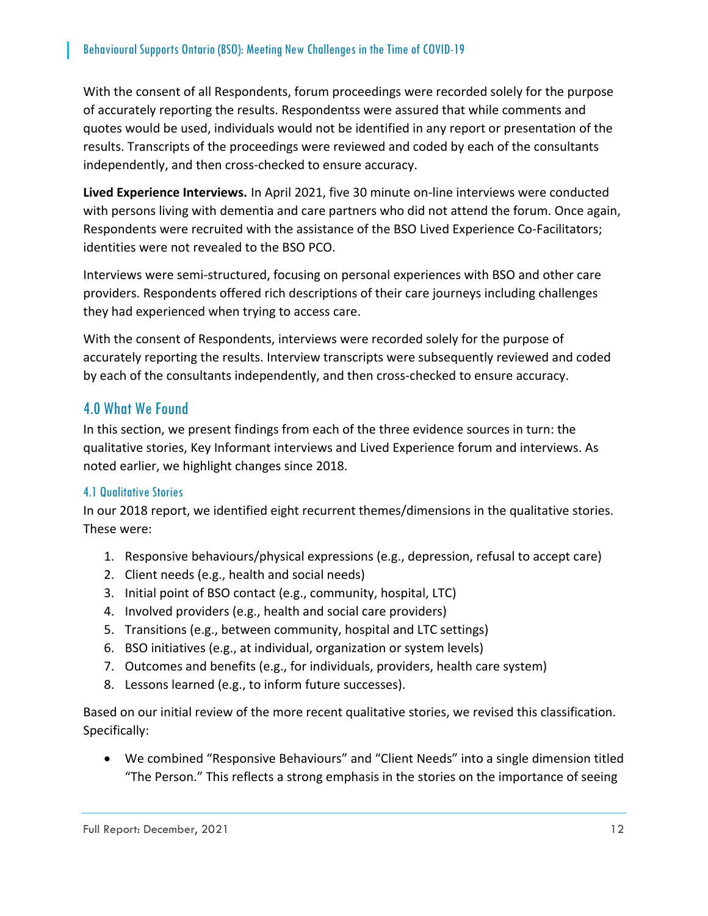With the consent of all Respondents, forum proceedings were recorded solely for the purpose of accurately reporting the results. Respondentss were assured that while comments and quotes would be used, individuals would not be identified in any report or presentation of the results. Transcripts of the proceedings were reviewed and coded by each of the consultants independently, and then cross-checked to ensure accuracy.

**Lived Experience Interviews.** In April 2021, five 30 minute on-line interviews were conducted with persons living with dementia and care partners who did not attend the forum. Once again, Respondents were recruited with the assistance of the BSO Lived Experience Co-Facilitators; identities were not revealed to the BSO PCO.

Interviews were semi-structured, focusing on personal experiences with BSO and other care providers. Respondents offered rich descriptions of their care journeys including challenges they had experienced when trying to access care.

With the consent of Respondents, interviews were recorded solely for the purpose of accurately reporting the results. Interview transcripts were subsequently reviewed and coded by each of the consultants independently, and then cross-checked to ensure accuracy.

## 4.0 What We Found

In this section, we present findings from each of the three evidence sources in turn: the qualitative stories, Key Informant interviews and Lived Experience forum and interviews. As noted earlier, we highlight changes since 2018.

### 4.1 Qualitative Stories

In our 2018 report, we identified eight recurrent themes/dimensions in the qualitative stories. These were:

1. Responsive behaviours/physical expressions (e.g., depression, refusal to accept care)
2. Client needs (e.g., health and social needs)
3. Initial point of BSO contact (e.g., community, hospital, LTC)
4. Involved providers (e.g., health and social care providers)
5. Transitions (e.g., between community, hospital and LTC settings)
6. BSO initiatives (e.g., at individual, organization or system levels)
7. Outcomes and benefits (e.g., for individuals, providers, health care system)
8. Lessons learned (e.g., to inform future successes).

Based on our initial review of the more recent qualitative stories, we revised this classification. Specifically:

- We combined “Responsive Behaviours” and “Client Needs” into a single dimension titled “The Person.” This reflects a strong emphasis in the stories on the importance of seeing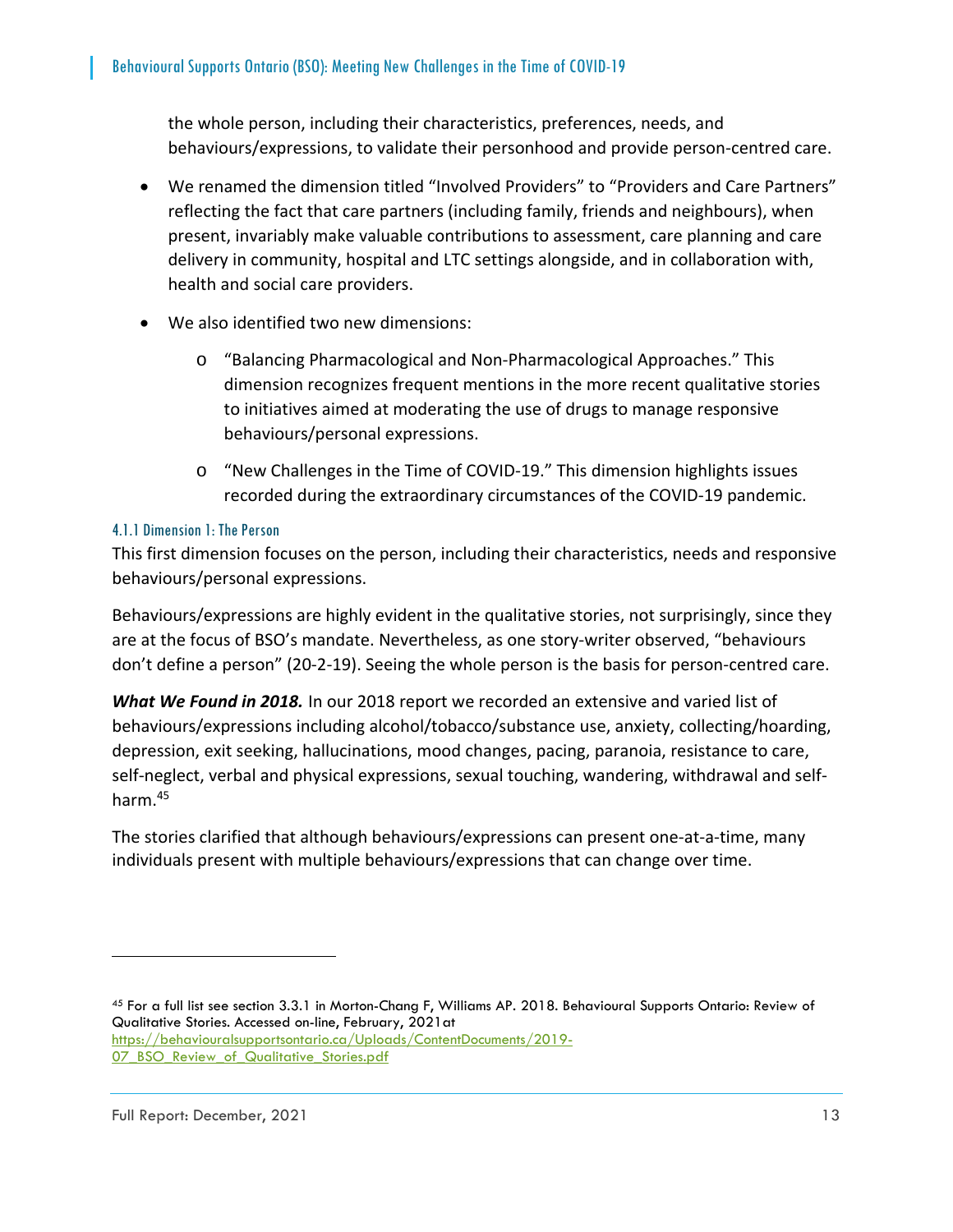the whole person, including their characteristics, preferences, needs, and behaviours/expressions, to validate their personhood and provide person-centred care.

- We renamed the dimension titled "Involved Providers" to "Providers and Care Partners" reflecting the fact that care partners (including family, friends and neighbours), when present, invariably make valuable contributions to assessment, care planning and care delivery in community, hospital and LTC settings alongside, and in collaboration with, health and social care providers.
- We also identified two new dimensions:
  - "Balancing Pharmacological and Non-Pharmacological Approaches." This dimension recognizes frequent mentions in the more recent qualitative stories to initiatives aimed at moderating the use of drugs to manage responsive behaviours/personal expressions.
  - "New Challenges in the Time of COVID-19." This dimension highlights issues recorded during the extraordinary circumstances of the COVID-19 pandemic.

#### 4.1.1 Dimension 1: The Person

This first dimension focuses on the person, including their characteristics, needs and responsive behaviours/personal expressions.

Behaviours/expressions are highly evident in the qualitative stories, not surprisingly, since they are at the focus of BSO's mandate. Nevertheless, as one story-writer observed, "behaviours don't define a person" (20-2-19). Seeing the whole person is the basis for person-centred care.

***What We Found in 2018.*** In our 2018 report we recorded an extensive and varied list of behaviours/expressions including alcohol/tobacco/substance use, anxiety, collecting/hoarding, depression, exit seeking, hallucinations, mood changes, pacing, paranoia, resistance to care, self-neglect, verbal and physical expressions, sexual touching, wandering, withdrawal and self-harm.[45]

The stories clarified that although behaviours/expressions can present one-at-a-time, many individuals present with multiple behaviours/expressions that can change over time.

---

[45] For a full list see section 3.3.1 in Morton-Chang F, Williams AP. 2018. Behavioural Supports Ontario: Review of Qualitative Stories. Accessed on-line, February, 2021at https://behaviouralsupportsontario.ca/Uploads/ContentDocuments/2019-07_BSO_Review_of_Qualitative_Stories.pdf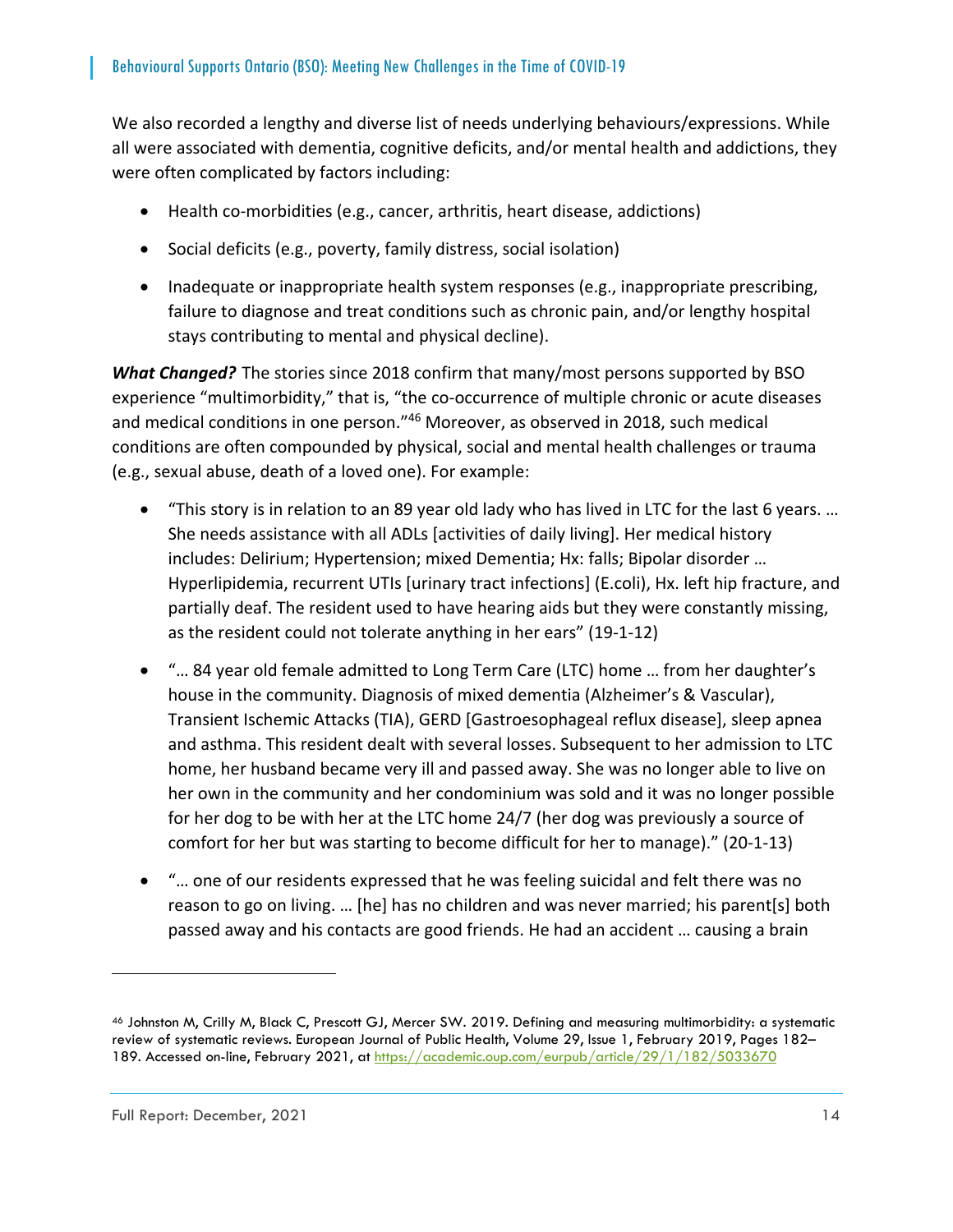We also recorded a lengthy and diverse list of needs underlying behaviours/expressions. While all were associated with dementia, cognitive deficits, and/or mental health and addictions, they were often complicated by factors including:

- Health co-morbidities (e.g., cancer, arthritis, heart disease, addictions)
- Social deficits (e.g., poverty, family distress, social isolation)
- Inadequate or inappropriate health system responses (e.g., inappropriate prescribing, failure to diagnose and treat conditions such as chronic pain, and/or lengthy hospital stays contributing to mental and physical decline).

***What Changed?*** The stories since 2018 confirm that many/most persons supported by BSO experience "multimorbidity," that is, "the co-occurrence of multiple chronic or acute diseases and medical conditions in one person."[46] Moreover, as observed in 2018, such medical conditions are often compounded by physical, social and mental health challenges or trauma (e.g., sexual abuse, death of a loved one). For example:

- "This story is in relation to an 89 year old lady who has lived in LTC for the last 6 years. … She needs assistance with all ADLs [activities of daily living]. Her medical history includes: Delirium; Hypertension; mixed Dementia; Hx: falls; Bipolar disorder … Hyperlipidemia, recurrent UTIs [urinary tract infections] (E.coli), Hx. left hip fracture, and partially deaf. The resident used to have hearing aids but they were constantly missing, as the resident could not tolerate anything in her ears" (19-1-12)
- "… 84 year old female admitted to Long Term Care (LTC) home … from her daughter's house in the community. Diagnosis of mixed dementia (Alzheimer's & Vascular), Transient Ischemic Attacks (TIA), GERD [Gastroesophageal reflux disease], sleep apnea and asthma. This resident dealt with several losses. Subsequent to her admission to LTC home, her husband became very ill and passed away. She was no longer able to live on her own in the community and her condominium was sold and it was no longer possible for her dog to be with her at the LTC home 24/7 (her dog was previously a source of comfort for her but was starting to become difficult for her to manage)." (20-1-13)
- "… one of our residents expressed that he was feeling suicidal and felt there was no reason to go on living. … [he] has no children and was never married; his parent[s] both passed away and his contacts are good friends. He had an accident … causing a brain

---

[46] Johnston M, Crilly M, Black C, Prescott GJ, Mercer SW. 2019. Defining and measuring multimorbidity: a systematic review of systematic reviews. European Journal of Public Health, Volume 29, Issue 1, February 2019, Pages 182–189. Accessed on-line, February 2021, at https://academic.oup.com/eurpub/article/29/1/182/5033670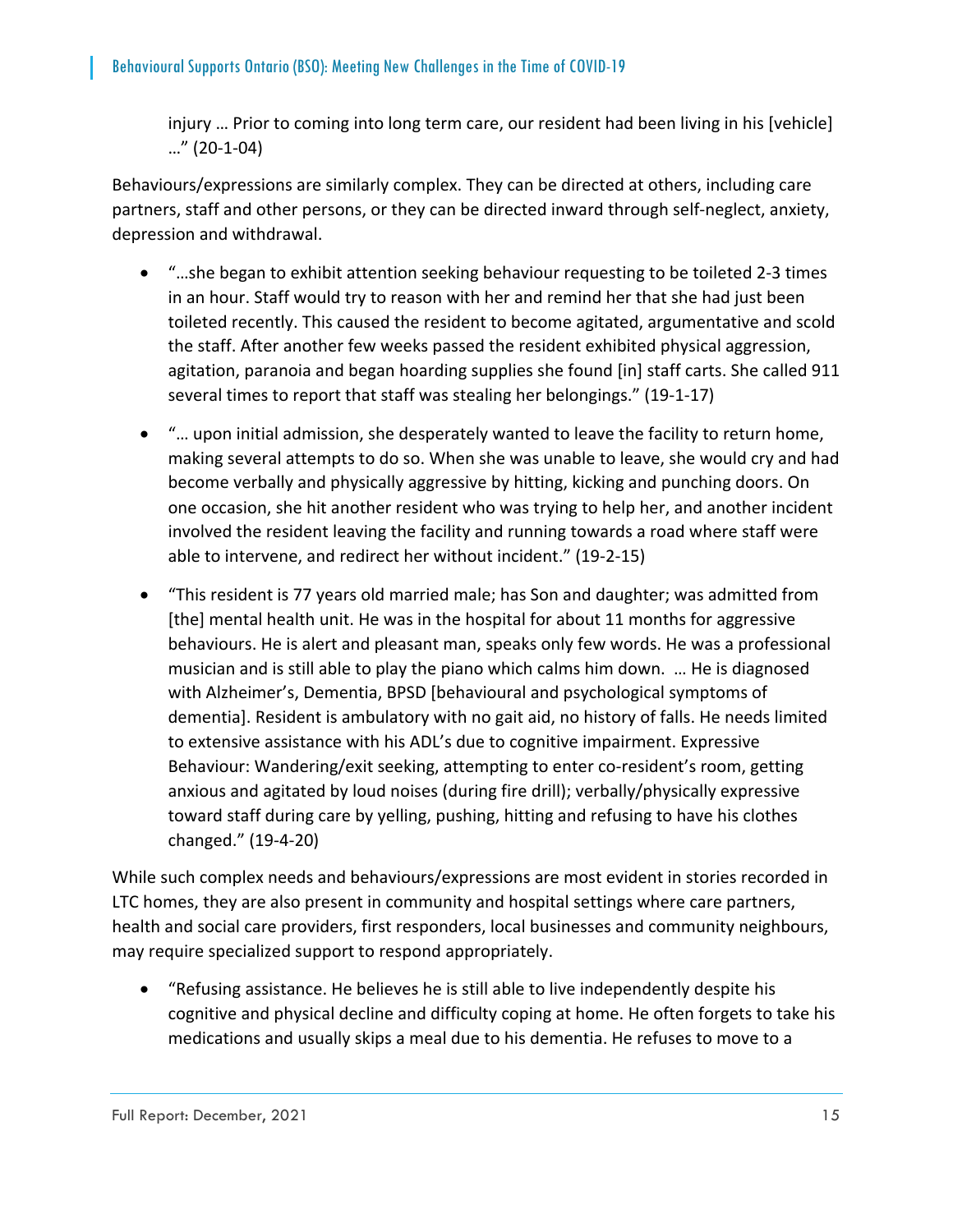injury … Prior to coming into long term care, our resident had been living in his [vehicle] …" (20-1-04)

Behaviours/expressions are similarly complex. They can be directed at others, including care partners, staff and other persons, or they can be directed inward through self-neglect, anxiety, depression and withdrawal.

- "…she began to exhibit attention seeking behaviour requesting to be toileted 2-3 times in an hour. Staff would try to reason with her and remind her that she had just been toileted recently. This caused the resident to become agitated, argumentative and scold the staff. After another few weeks passed the resident exhibited physical aggression, agitation, paranoia and began hoarding supplies she found [in] staff carts. She called 911 several times to report that staff was stealing her belongings." (19-1-17)
- "… upon initial admission, she desperately wanted to leave the facility to return home, making several attempts to do so. When she was unable to leave, she would cry and had become verbally and physically aggressive by hitting, kicking and punching doors. On one occasion, she hit another resident who was trying to help her, and another incident involved the resident leaving the facility and running towards a road where staff were able to intervene, and redirect her without incident." (19-2-15)
- "This resident is 77 years old married male; has Son and daughter; was admitted from [the] mental health unit. He was in the hospital for about 11 months for aggressive behaviours. He is alert and pleasant man, speaks only few words. He was a professional musician and is still able to play the piano which calms him down. … He is diagnosed with Alzheimer's, Dementia, BPSD [behavioural and psychological symptoms of dementia]. Resident is ambulatory with no gait aid, no history of falls. He needs limited to extensive assistance with his ADL's due to cognitive impairment. Expressive Behaviour: Wandering/exit seeking, attempting to enter co-resident's room, getting anxious and agitated by loud noises (during fire drill); verbally/physically expressive toward staff during care by yelling, pushing, hitting and refusing to have his clothes changed." (19-4-20)

While such complex needs and behaviours/expressions are most evident in stories recorded in LTC homes, they are also present in community and hospital settings where care partners, health and social care providers, first responders, local businesses and community neighbours, may require specialized support to respond appropriately.

- "Refusing assistance. He believes he is still able to live independently despite his cognitive and physical decline and difficulty coping at home. He often forgets to take his medications and usually skips a meal due to his dementia. He refuses to move to a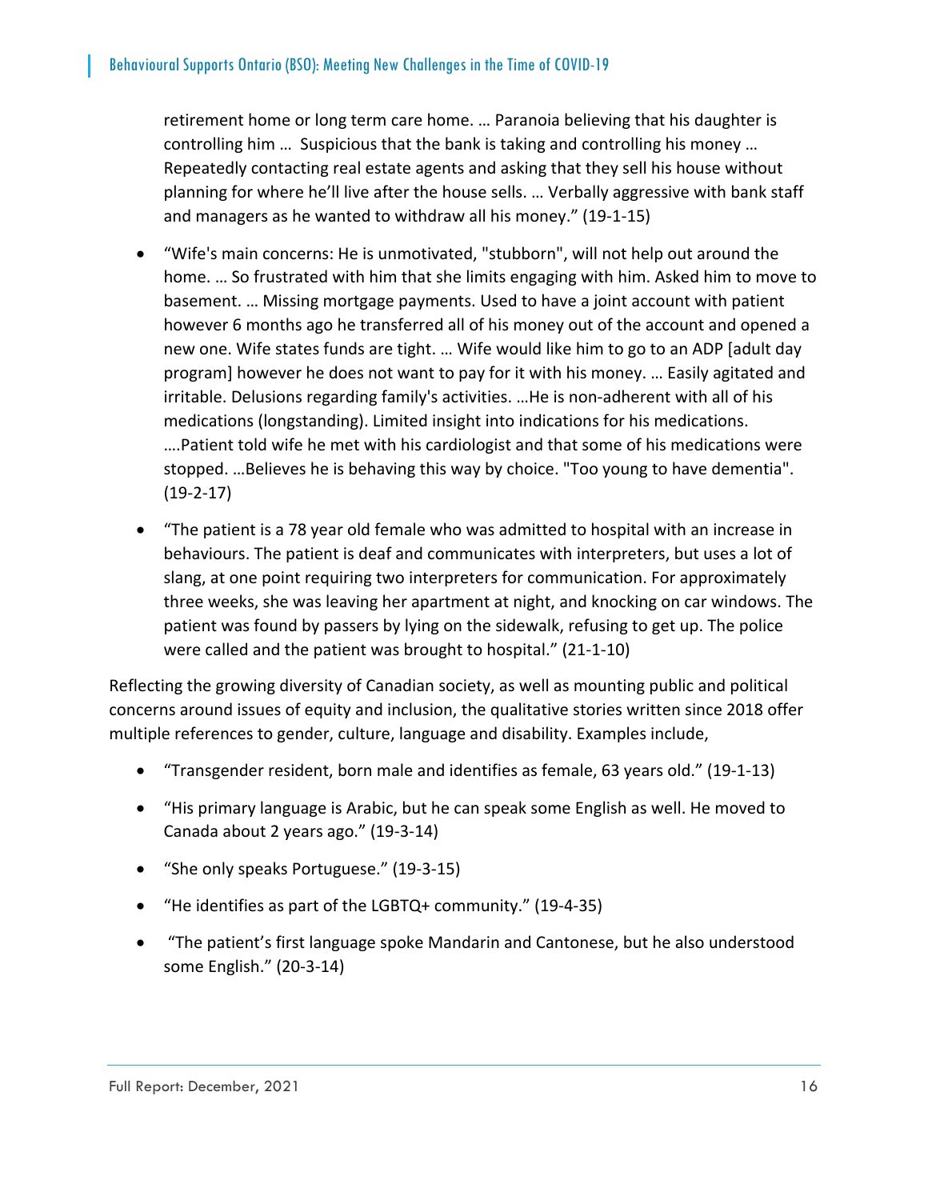retirement home or long term care home. … Paranoia believing that his daughter is controlling him … Suspicious that the bank is taking and controlling his money … Repeatedly contacting real estate agents and asking that they sell his house without planning for where he'll live after the house sells. … Verbally aggressive with bank staff and managers as he wanted to withdraw all his money." (19-1-15)

- "Wife's main concerns: He is unmotivated, "stubborn", will not help out around the home. … So frustrated with him that she limits engaging with him. Asked him to move to basement. … Missing mortgage payments. Used to have a joint account with patient however 6 months ago he transferred all of his money out of the account and opened a new one. Wife states funds are tight. … Wife would like him to go to an ADP [adult day program] however he does not want to pay for it with his money. … Easily agitated and irritable. Delusions regarding family's activities. …He is non-adherent with all of his medications (longstanding). Limited insight into indications for his medications. ….Patient told wife he met with his cardiologist and that some of his medications were stopped. …Believes he is behaving this way by choice. "Too young to have dementia". (19-2-17)
- "The patient is a 78 year old female who was admitted to hospital with an increase in behaviours. The patient is deaf and communicates with interpreters, but uses a lot of slang, at one point requiring two interpreters for communication. For approximately three weeks, she was leaving her apartment at night, and knocking on car windows. The patient was found by passers by lying on the sidewalk, refusing to get up. The police were called and the patient was brought to hospital." (21-1-10)

Reflecting the growing diversity of Canadian society, as well as mounting public and political concerns around issues of equity and inclusion, the qualitative stories written since 2018 offer multiple references to gender, culture, language and disability. Examples include,

- "Transgender resident, born male and identifies as female, 63 years old." (19-1-13)
- "His primary language is Arabic, but he can speak some English as well. He moved to Canada about 2 years ago." (19-3-14)
- "She only speaks Portuguese." (19-3-15)
- "He identifies as part of the LGBTQ+ community." (19-4-35)
- "The patient's first language spoke Mandarin and Cantonese, but he also understood some English." (20-3-14)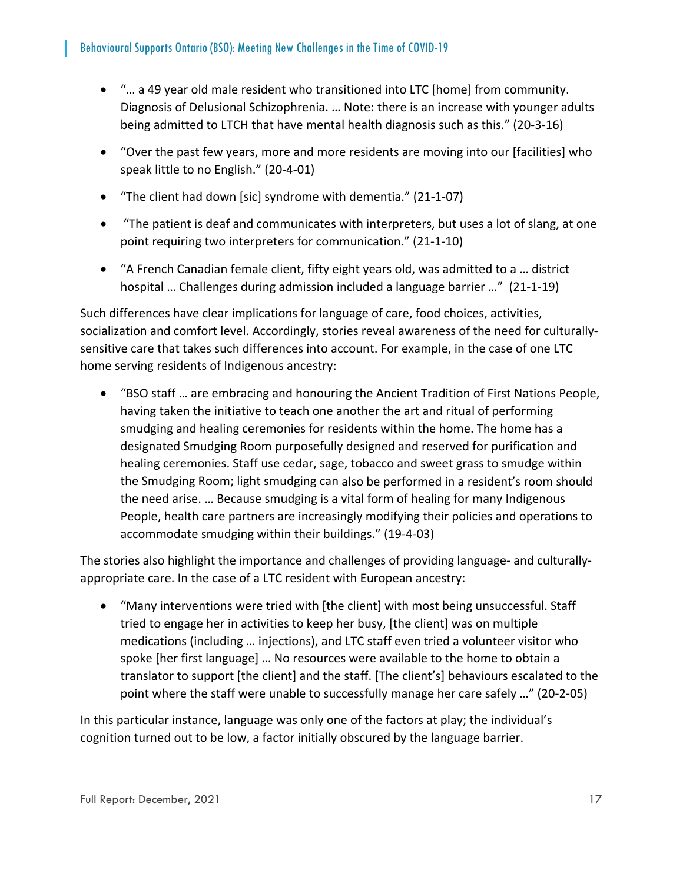- "… a 49 year old male resident who transitioned into LTC [home] from community. Diagnosis of Delusional Schizophrenia. … Note: there is an increase with younger adults being admitted to LTCH that have mental health diagnosis such as this." (20-3-16)
- "Over the past few years, more and more residents are moving into our [facilities] who speak little to no English." (20-4-01)
- "The client had down [sic] syndrome with dementia." (21-1-07)
- "The patient is deaf and communicates with interpreters, but uses a lot of slang, at one point requiring two interpreters for communication." (21-1-10)
- "A French Canadian female client, fifty eight years old, was admitted to a … district hospital … Challenges during admission included a language barrier …" (21-1-19)

Such differences have clear implications for language of care, food choices, activities, socialization and comfort level. Accordingly, stories reveal awareness of the need for culturally-sensitive care that takes such differences into account. For example, in the case of one LTC home serving residents of Indigenous ancestry:

- "BSO staff … are embracing and honouring the Ancient Tradition of First Nations People, having taken the initiative to teach one another the art and ritual of performing smudging and healing ceremonies for residents within the home. The home has a designated Smudging Room purposefully designed and reserved for purification and healing ceremonies. Staff use cedar, sage, tobacco and sweet grass to smudge within the Smudging Room; light smudging can also be performed in a resident's room should the need arise. … Because smudging is a vital form of healing for many Indigenous People, health care partners are increasingly modifying their policies and operations to accommodate smudging within their buildings." (19-4-03)

The stories also highlight the importance and challenges of providing language- and culturally-appropriate care. In the case of a LTC resident with European ancestry:

- "Many interventions were tried with [the client] with most being unsuccessful. Staff tried to engage her in activities to keep her busy, [the client] was on multiple medications (including … injections), and LTC staff even tried a volunteer visitor who spoke [her first language] … No resources were available to the home to obtain a translator to support [the client] and the staff. [The client's] behaviours escalated to the point where the staff were unable to successfully manage her care safely …" (20-2-05)

In this particular instance, language was only one of the factors at play; the individual's cognition turned out to be low, a factor initially obscured by the language barrier.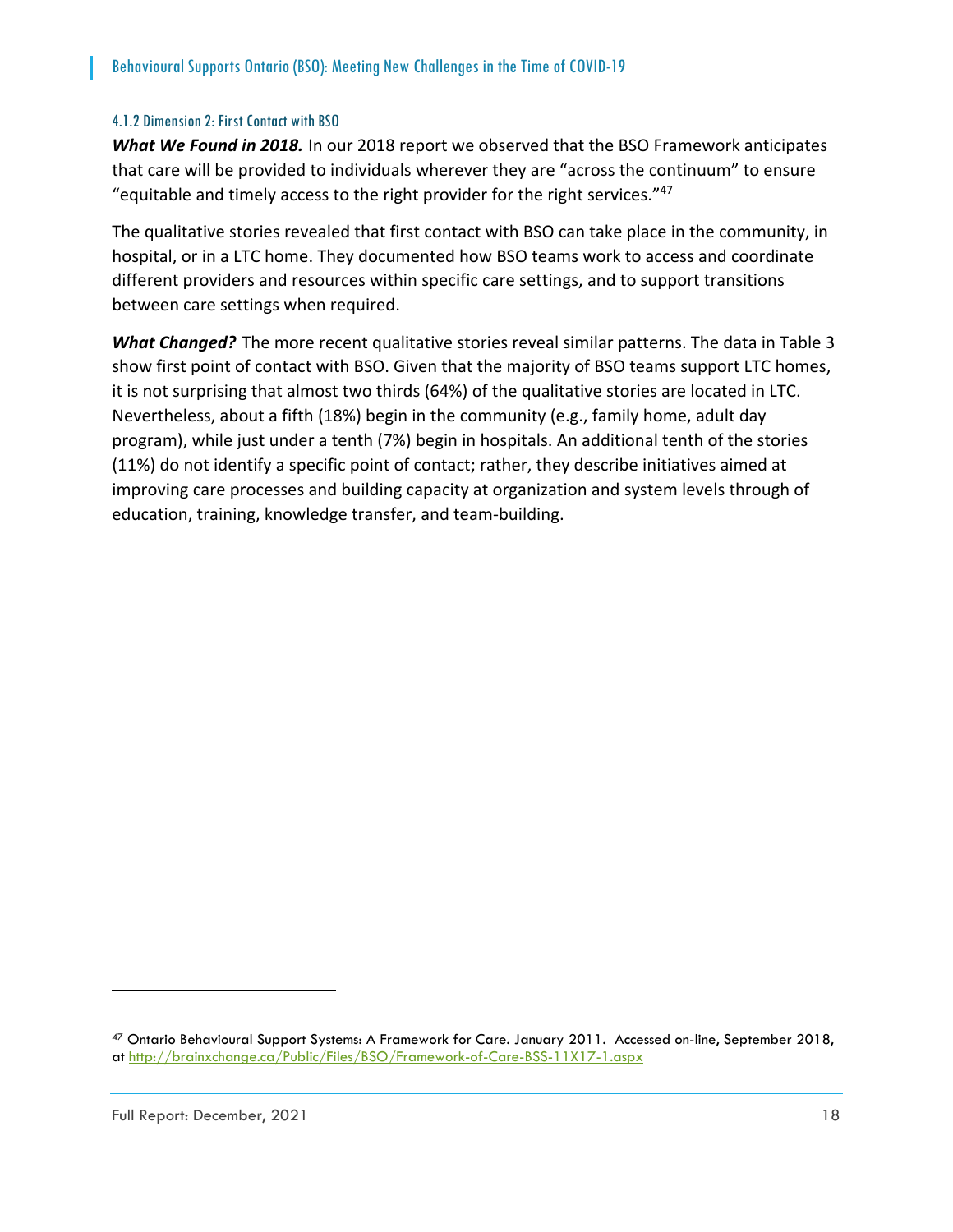#### 4.1.2 Dimension 2: First Contact with BSO

***What We Found in 2018.*** In our 2018 report we observed that the BSO Framework anticipates that care will be provided to individuals wherever they are "across the continuum" to ensure "equitable and timely access to the right provider for the right services."[47]

The qualitative stories revealed that first contact with BSO can take place in the community, in hospital, or in a LTC home. They documented how BSO teams work to access and coordinate different providers and resources within specific care settings, and to support transitions between care settings when required.

***What Changed?*** The more recent qualitative stories reveal similar patterns. The data in Table 3 show first point of contact with BSO. Given that the majority of BSO teams support LTC homes, it is not surprising that almost two thirds (64%) of the qualitative stories are located in LTC. Nevertheless, about a fifth (18%) begin in the community (e.g., family home, adult day program), while just under a tenth (7%) begin in hospitals. An additional tenth of the stories (11%) do not identify a specific point of contact; rather, they describe initiatives aimed at improving care processes and building capacity at organization and system levels through of education, training, knowledge transfer, and team-building.

---

[47] Ontario Behavioural Support Systems: A Framework for Care. January 2011. Accessed on-line, September 2018, at http://brainxchange.ca/Public/Files/BSO/Framework-of-Care-BSS-11X17-1.aspx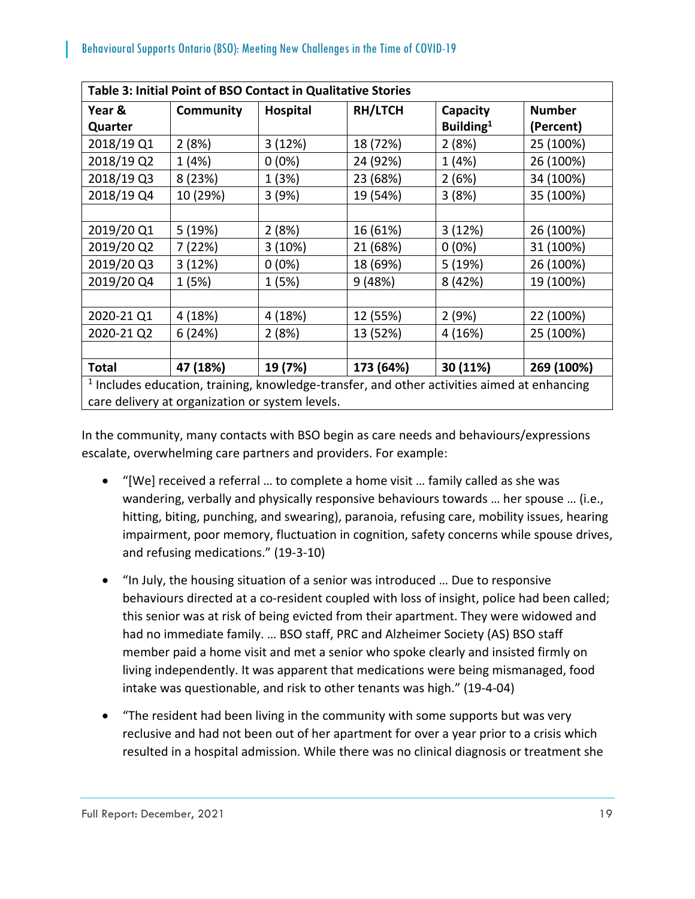| Table 3: Initial Point of BSO Contact in Qualitative Stories | | | | | |
|---|---|---|---|---|---|
| Year & Quarter | Community | Hospital | RH/LTCH | Capacity Building[1] | Number (Percent) |
| 2018/19 Q1 | 2 (8%) | 3 (12%) | 18 (72%) | 2 (8%) | 25 (100%) |
| 2018/19 Q2 | 1 (4%) | 0 (0%) | 24 (92%) | 1 (4%) | 26 (100%) |
| 2018/19 Q3 | 8 (23%) | 1 (3%) | 23 (68%) | 2 (6%) | 34 (100%) |
| 2018/19 Q4 | 10 (29%) | 3 (9%) | 19 (54%) | 3 (8%) | 35 (100%) |
| | | | | | |
| 2019/20 Q1 | 5 (19%) | 2 (8%) | 16 (61%) | 3 (12%) | 26 (100%) |
| 2019/20 Q2 | 7 (22%) | 3 (10%) | 21 (68%) | 0 (0%) | 31 (100%) |
| 2019/20 Q3 | 3 (12%) | 0 (0%) | 18 (69%) | 5 (19%) | 26 (100%) |
| 2019/20 Q4 | 1 (5%) | 1 (5%) | 9 (48%) | 8 (42%) | 19 (100%) |
| | | | | | |
| 2020-21 Q1 | 4 (18%) | 4 (18%) | 12 (55%) | 2 (9%) | 22 (100%) |
| 2020-21 Q2 | 6 (24%) | 2 (8%) | 13 (52%) | 4 (16%) | 25 (100%) |
| | | | | | |
| **Total** | **47 (18%)** | **19 (7%)** | **173 (64%)** | **30 (11%)** | **269 (100%)** |

[1] Includes education, training, knowledge-transfer, and other activities aimed at enhancing care delivery at organization or system levels.

In the community, many contacts with BSO begin as care needs and behaviours/expressions escalate, overwhelming care partners and providers. For example:

- "[We] received a referral … to complete a home visit … family called as she was wandering, verbally and physically responsive behaviours towards … her spouse … (i.e., hitting, biting, punching, and swearing), paranoia, refusing care, mobility issues, hearing impairment, poor memory, fluctuation in cognition, safety concerns while spouse drives, and refusing medications." (19-3-10)
- "In July, the housing situation of a senior was introduced … Due to responsive behaviours directed at a co-resident coupled with loss of insight, police had been called; this senior was at risk of being evicted from their apartment. They were widowed and had no immediate family. … BSO staff, PRC and Alzheimer Society (AS) BSO staff member paid a home visit and met a senior who spoke clearly and insisted firmly on living independently. It was apparent that medications were being mismanaged, food intake was questionable, and risk to other tenants was high." (19-4-04)
- "The resident had been living in the community with some supports but was very reclusive and had not been out of her apartment for over a year prior to a crisis which resulted in a hospital admission. While there was no clinical diagnosis or treatment she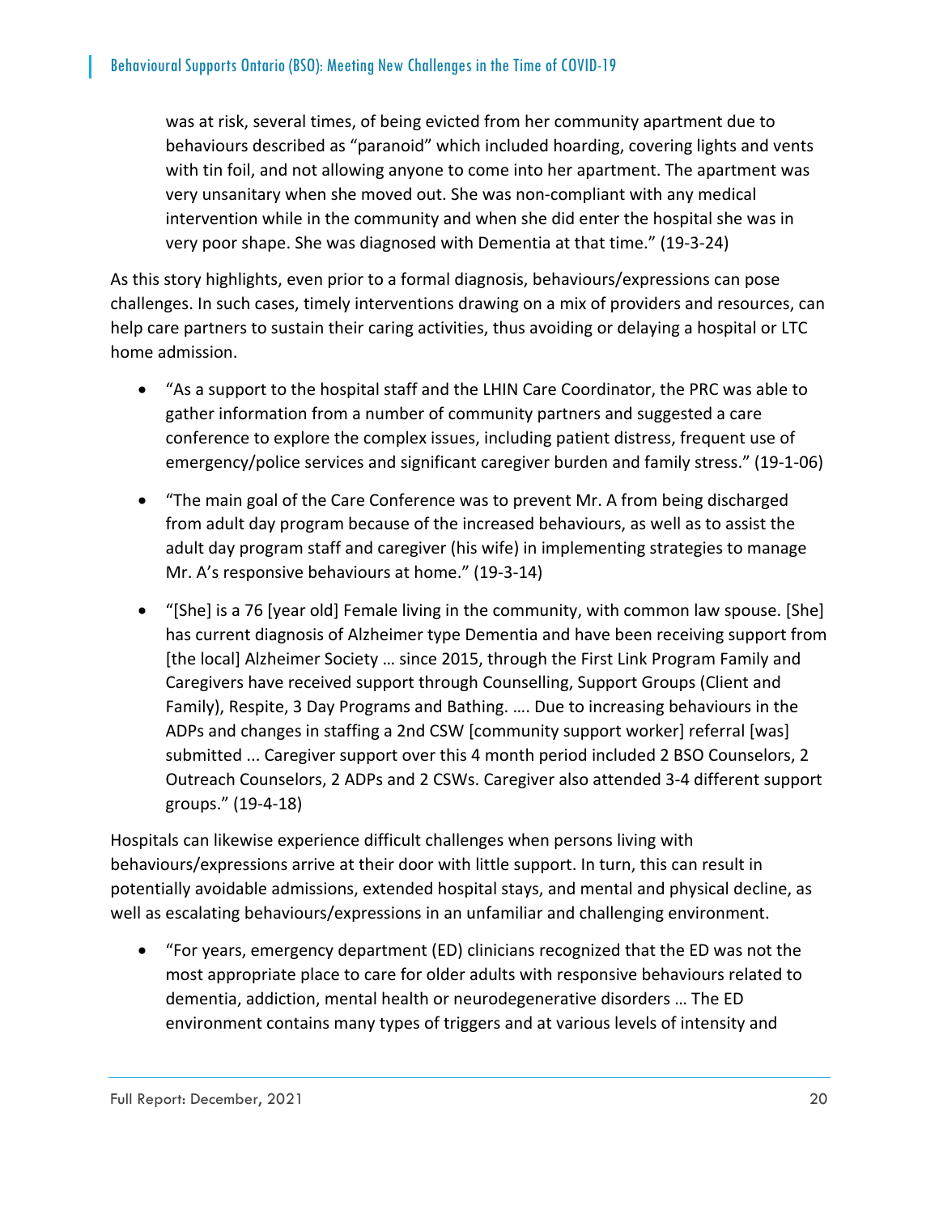was at risk, several times, of being evicted from her community apartment due to behaviours described as "paranoid" which included hoarding, covering lights and vents with tin foil, and not allowing anyone to come into her apartment. The apartment was very unsanitary when she moved out. She was non-compliant with any medical intervention while in the community and when she did enter the hospital she was in very poor shape. She was diagnosed with Dementia at that time." (19-3-24)

As this story highlights, even prior to a formal diagnosis, behaviours/expressions can pose challenges. In such cases, timely interventions drawing on a mix of providers and resources, can help care partners to sustain their caring activities, thus avoiding or delaying a hospital or LTC home admission.

- "As a support to the hospital staff and the LHIN Care Coordinator, the PRC was able to gather information from a number of community partners and suggested a care conference to explore the complex issues, including patient distress, frequent use of emergency/police services and significant caregiver burden and family stress." (19-1-06)
- "The main goal of the Care Conference was to prevent Mr. A from being discharged from adult day program because of the increased behaviours, as well as to assist the adult day program staff and caregiver (his wife) in implementing strategies to manage Mr. A's responsive behaviours at home." (19-3-14)
- "[She] is a 76 [year old] Female living in the community, with common law spouse. [She] has current diagnosis of Alzheimer type Dementia and have been receiving support from [the local] Alzheimer Society … since 2015, through the First Link Program Family and Caregivers have received support through Counselling, Support Groups (Client and Family), Respite, 3 Day Programs and Bathing. …. Due to increasing behaviours in the ADPs and changes in staffing a 2nd CSW [community support worker] referral [was] submitted ... Caregiver support over this 4 month period included 2 BSO Counselors, 2 Outreach Counselors, 2 ADPs and 2 CSWs. Caregiver also attended 3-4 different support groups." (19-4-18)

Hospitals can likewise experience difficult challenges when persons living with behaviours/expressions arrive at their door with little support. In turn, this can result in potentially avoidable admissions, extended hospital stays, and mental and physical decline, as well as escalating behaviours/expressions in an unfamiliar and challenging environment.

- "For years, emergency department (ED) clinicians recognized that the ED was not the most appropriate place to care for older adults with responsive behaviours related to dementia, addiction, mental health or neurodegenerative disorders … The ED environment contains many types of triggers and at various levels of intensity and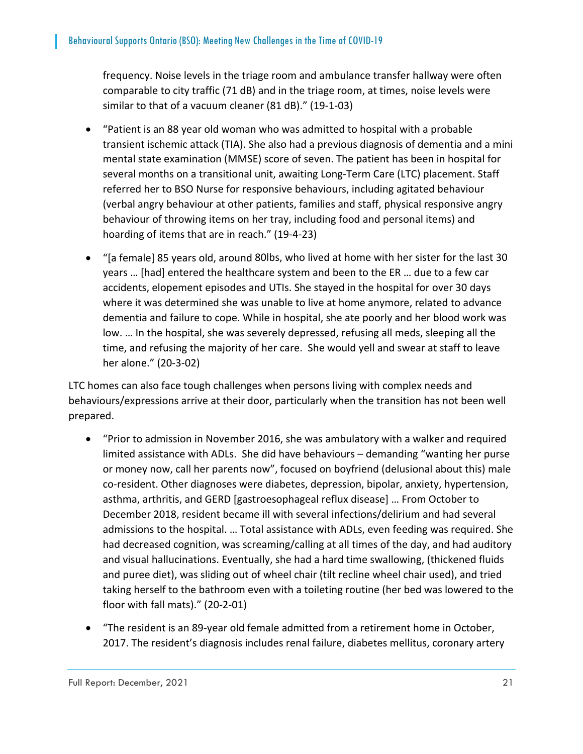frequency. Noise levels in the triage room and ambulance transfer hallway were often comparable to city traffic (71 dB) and in the triage room, at times, noise levels were similar to that of a vacuum cleaner (81 dB)." (19-1-03)

- "Patient is an 88 year old woman who was admitted to hospital with a probable transient ischemic attack (TIA). She also had a previous diagnosis of dementia and a mini mental state examination (MMSE) score of seven. The patient has been in hospital for several months on a transitional unit, awaiting Long-Term Care (LTC) placement. Staff referred her to BSO Nurse for responsive behaviours, including agitated behaviour (verbal angry behaviour at other patients, families and staff, physical responsive angry behaviour of throwing items on her tray, including food and personal items) and hoarding of items that are in reach." (19-4-23)
- "[a female] 85 years old, around 80lbs, who lived at home with her sister for the last 30 years … [had] entered the healthcare system and been to the ER … due to a few car accidents, elopement episodes and UTIs. She stayed in the hospital for over 30 days where it was determined she was unable to live at home anymore, related to advance dementia and failure to cope. While in hospital, she ate poorly and her blood work was low. … In the hospital, she was severely depressed, refusing all meds, sleeping all the time, and refusing the majority of her care. She would yell and swear at staff to leave her alone." (20-3-02)

LTC homes can also face tough challenges when persons living with complex needs and behaviours/expressions arrive at their door, particularly when the transition has not been well prepared.

- "Prior to admission in November 2016, she was ambulatory with a walker and required limited assistance with ADLs. She did have behaviours – demanding "wanting her purse or money now, call her parents now", focused on boyfriend (delusional about this) male co-resident. Other diagnoses were diabetes, depression, bipolar, anxiety, hypertension, asthma, arthritis, and GERD [gastroesophageal reflux disease] … From October to December 2018, resident became ill with several infections/delirium and had several admissions to the hospital. … Total assistance with ADLs, even feeding was required. She had decreased cognition, was screaming/calling at all times of the day, and had auditory and visual hallucinations. Eventually, she had a hard time swallowing, (thickened fluids and puree diet), was sliding out of wheel chair (tilt recline wheel chair used), and tried taking herself to the bathroom even with a toileting routine (her bed was lowered to the floor with fall mats)." (20-2-01)
- "The resident is an 89-year old female admitted from a retirement home in October, 2017. The resident's diagnosis includes renal failure, diabetes mellitus, coronary artery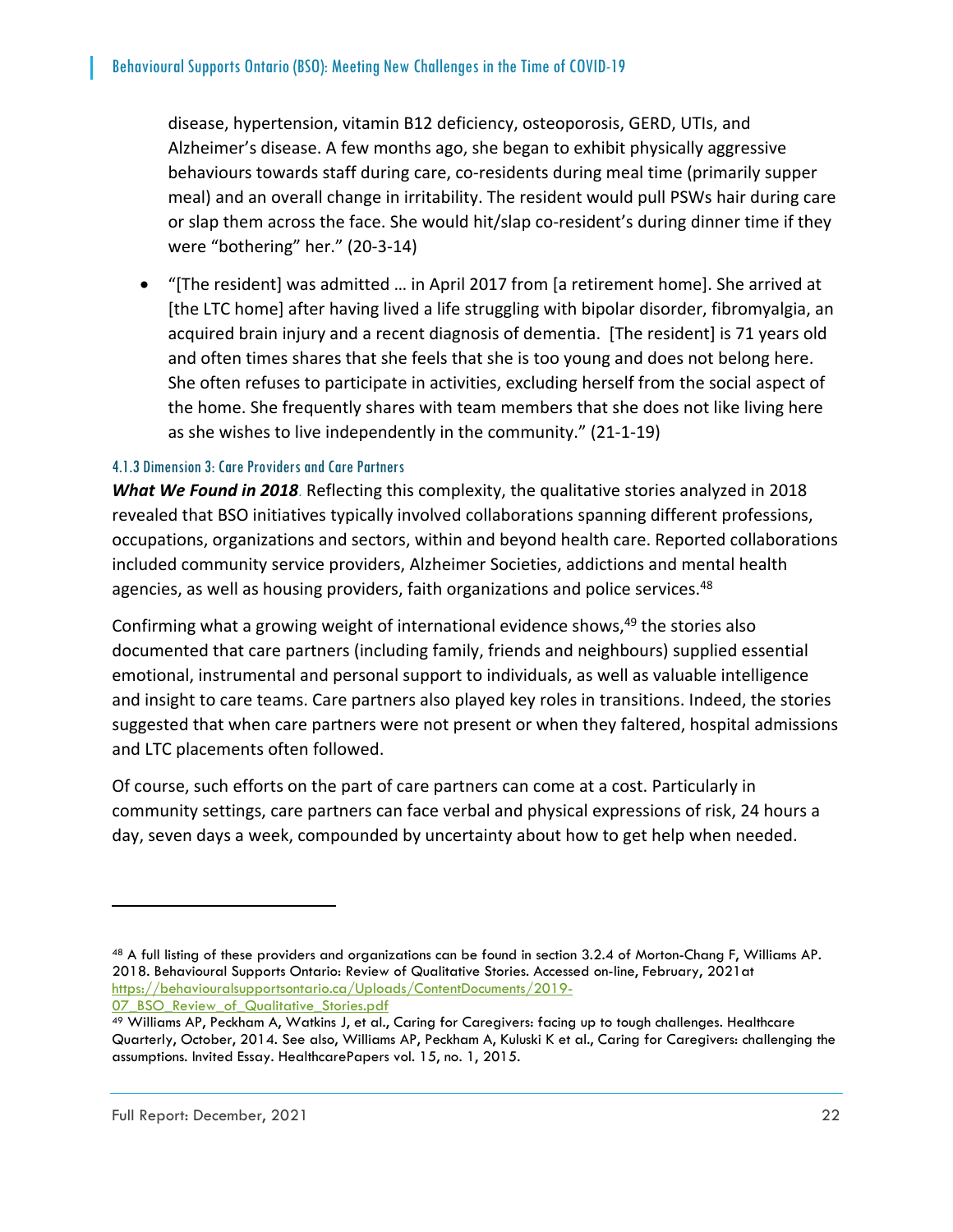disease, hypertension, vitamin B12 deficiency, osteoporosis, GERD, UTIs, and Alzheimer's disease. A few months ago, she began to exhibit physically aggressive behaviours towards staff during care, co-residents during meal time (primarily supper meal) and an overall change in irritability. The resident would pull PSWs hair during care or slap them across the face. She would hit/slap co-resident's during dinner time if they were "bothering" her." (20-3-14)

- "[The resident] was admitted … in April 2017 from [a retirement home]. She arrived at [the LTC home] after having lived a life struggling with bipolar disorder, fibromyalgia, an acquired brain injury and a recent diagnosis of dementia. [The resident] is 71 years old and often times shares that she feels that she is too young and does not belong here. She often refuses to participate in activities, excluding herself from the social aspect of the home. She frequently shares with team members that she does not like living here as she wishes to live independently in the community." (21-1-19)

#### 4.1.3 Dimension 3: Care Providers and Care Partners

***What We Found in 2018***. Reflecting this complexity, the qualitative stories analyzed in 2018 revealed that BSO initiatives typically involved collaborations spanning different professions, occupations, organizations and sectors, within and beyond health care. Reported collaborations included community service providers, Alzheimer Societies, addictions and mental health agencies, as well as housing providers, faith organizations and police services.[48]

Confirming what a growing weight of international evidence shows,[49] the stories also documented that care partners (including family, friends and neighbours) supplied essential emotional, instrumental and personal support to individuals, as well as valuable intelligence and insight to care teams. Care partners also played key roles in transitions. Indeed, the stories suggested that when care partners were not present or when they faltered, hospital admissions and LTC placements often followed.

Of course, such efforts on the part of care partners can come at a cost. Particularly in community settings, care partners can face verbal and physical expressions of risk, 24 hours a day, seven days a week, compounded by uncertainty about how to get help when needed.

---

[48] A full listing of these providers and organizations can be found in section 3.2.4 of Morton-Chang F, Williams AP. 2018. Behavioural Supports Ontario: Review of Qualitative Stories. Accessed on-line, February, 2021at https://behaviouralsupportsontario.ca/Uploads/ContentDocuments/2019-07_BSO_Review_of_Qualitative_Stories.pdf

[49] Williams AP, Peckham A, Watkins J, et al., Caring for Caregivers: facing up to tough challenges. Healthcare Quarterly, October, 2014. See also, Williams AP, Peckham A, Kuluski K et al., Caring for Caregivers: challenging the assumptions. Invited Essay. HealthcarePapers vol. 15, no. 1, 2015.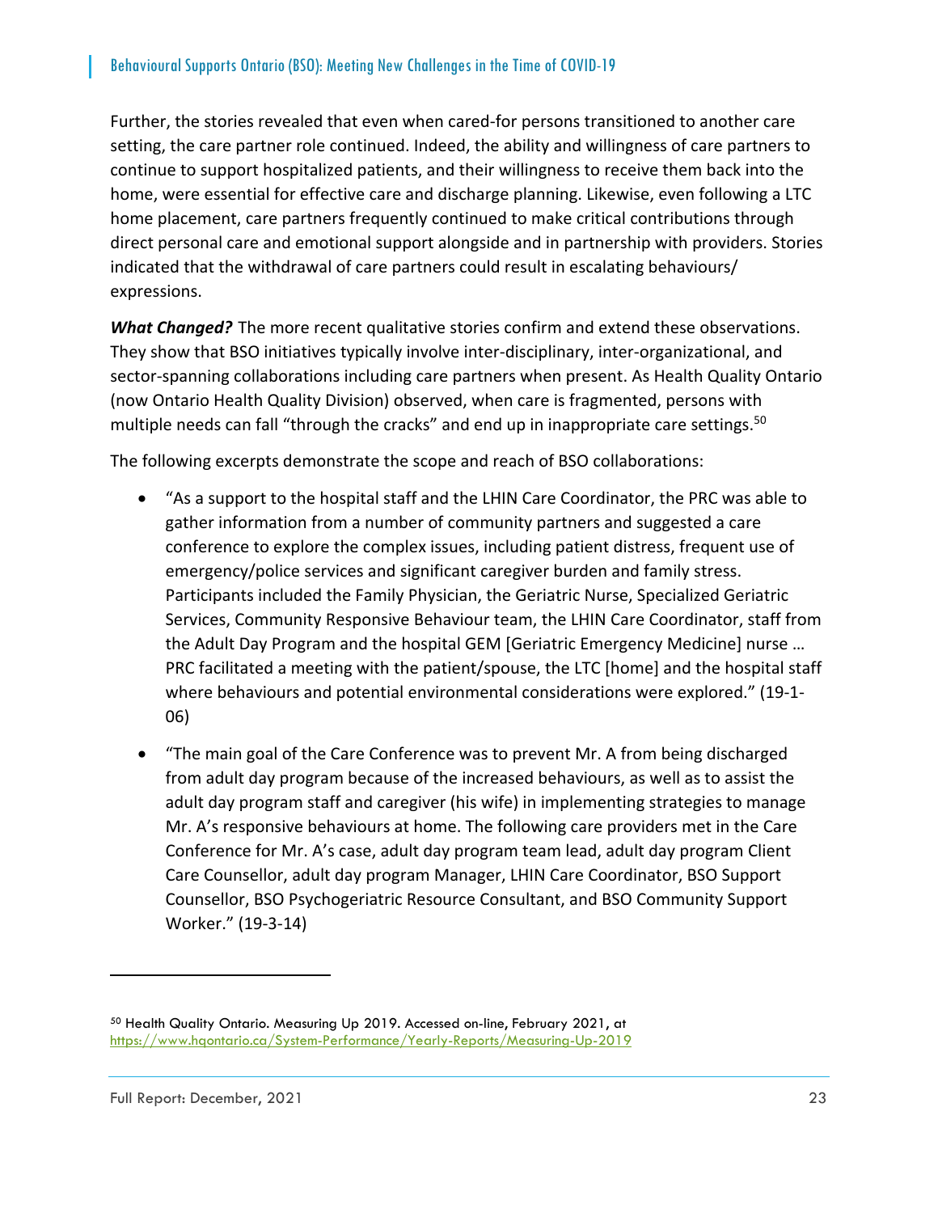Further, the stories revealed that even when cared-for persons transitioned to another care setting, the care partner role continued. Indeed, the ability and willingness of care partners to continue to support hospitalized patients, and their willingness to receive them back into the home, were essential for effective care and discharge planning. Likewise, even following a LTC home placement, care partners frequently continued to make critical contributions through direct personal care and emotional support alongside and in partnership with providers. Stories indicated that the withdrawal of care partners could result in escalating behaviours/ expressions.

***What Changed?*** The more recent qualitative stories confirm and extend these observations. They show that BSO initiatives typically involve inter-disciplinary, inter-organizational, and sector-spanning collaborations including care partners when present. As Health Quality Ontario (now Ontario Health Quality Division) observed, when care is fragmented, persons with multiple needs can fall "through the cracks" and end up in inappropriate care settings.[50]

The following excerpts demonstrate the scope and reach of BSO collaborations:

- "As a support to the hospital staff and the LHIN Care Coordinator, the PRC was able to gather information from a number of community partners and suggested a care conference to explore the complex issues, including patient distress, frequent use of emergency/police services and significant caregiver burden and family stress. Participants included the Family Physician, the Geriatric Nurse, Specialized Geriatric Services, Community Responsive Behaviour team, the LHIN Care Coordinator, staff from the Adult Day Program and the hospital GEM [Geriatric Emergency Medicine] nurse … PRC facilitated a meeting with the patient/spouse, the LTC [home] and the hospital staff where behaviours and potential environmental considerations were explored." (19-1-06)
- "The main goal of the Care Conference was to prevent Mr. A from being discharged from adult day program because of the increased behaviours, as well as to assist the adult day program staff and caregiver (his wife) in implementing strategies to manage Mr. A's responsive behaviours at home. The following care providers met in the Care Conference for Mr. A's case, adult day program team lead, adult day program Client Care Counsellor, adult day program Manager, LHIN Care Coordinator, BSO Support Counsellor, BSO Psychogeriatric Resource Consultant, and BSO Community Support Worker." (19-3-14)

[50] Health Quality Ontario. Measuring Up 2019. Accessed on-line, February 2021, at https://www.hqontario.ca/System-Performance/Yearly-Reports/Measuring-Up-2019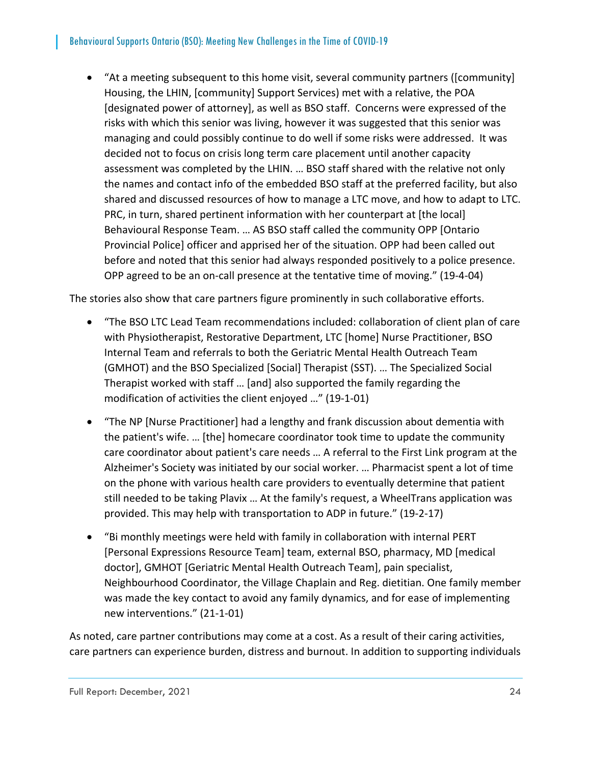- "At a meeting subsequent to this home visit, several community partners ([community] Housing, the LHIN, [community] Support Services) met with a relative, the POA [designated power of attorney], as well as BSO staff. Concerns were expressed of the risks with which this senior was living, however it was suggested that this senior was managing and could possibly continue to do well if some risks were addressed. It was decided not to focus on crisis long term care placement until another capacity assessment was completed by the LHIN. … BSO staff shared with the relative not only the names and contact info of the embedded BSO staff at the preferred facility, but also shared and discussed resources of how to manage a LTC move, and how to adapt to LTC. PRC, in turn, shared pertinent information with her counterpart at [the local] Behavioural Response Team. … AS BSO staff called the community OPP [Ontario Provincial Police] officer and apprised her of the situation. OPP had been called out before and noted that this senior had always responded positively to a police presence. OPP agreed to be an on-call presence at the tentative time of moving." (19-4-04)

The stories also show that care partners figure prominently in such collaborative efforts.

- "The BSO LTC Lead Team recommendations included: collaboration of client plan of care with Physiotherapist, Restorative Department, LTC [home] Nurse Practitioner, BSO Internal Team and referrals to both the Geriatric Mental Health Outreach Team (GMHOT) and the BSO Specialized [Social] Therapist (SST). … The Specialized Social Therapist worked with staff … [and] also supported the family regarding the modification of activities the client enjoyed …" (19-1-01)
- "The NP [Nurse Practitioner] had a lengthy and frank discussion about dementia with the patient's wife. … [the] homecare coordinator took time to update the community care coordinator about patient's care needs … A referral to the First Link program at the Alzheimer's Society was initiated by our social worker. … Pharmacist spent a lot of time on the phone with various health care providers to eventually determine that patient still needed to be taking Plavix … At the family's request, a WheelTrans application was provided. This may help with transportation to ADP in future." (19-2-17)
- "Bi monthly meetings were held with family in collaboration with internal PERT [Personal Expressions Resource Team] team, external BSO, pharmacy, MD [medical doctor], GMHOT [Geriatric Mental Health Outreach Team], pain specialist, Neighbourhood Coordinator, the Village Chaplain and Reg. dietitian. One family member was made the key contact to avoid any family dynamics, and for ease of implementing new interventions." (21-1-01)

As noted, care partner contributions may come at a cost. As a result of their caring activities, care partners can experience burden, distress and burnout. In addition to supporting individuals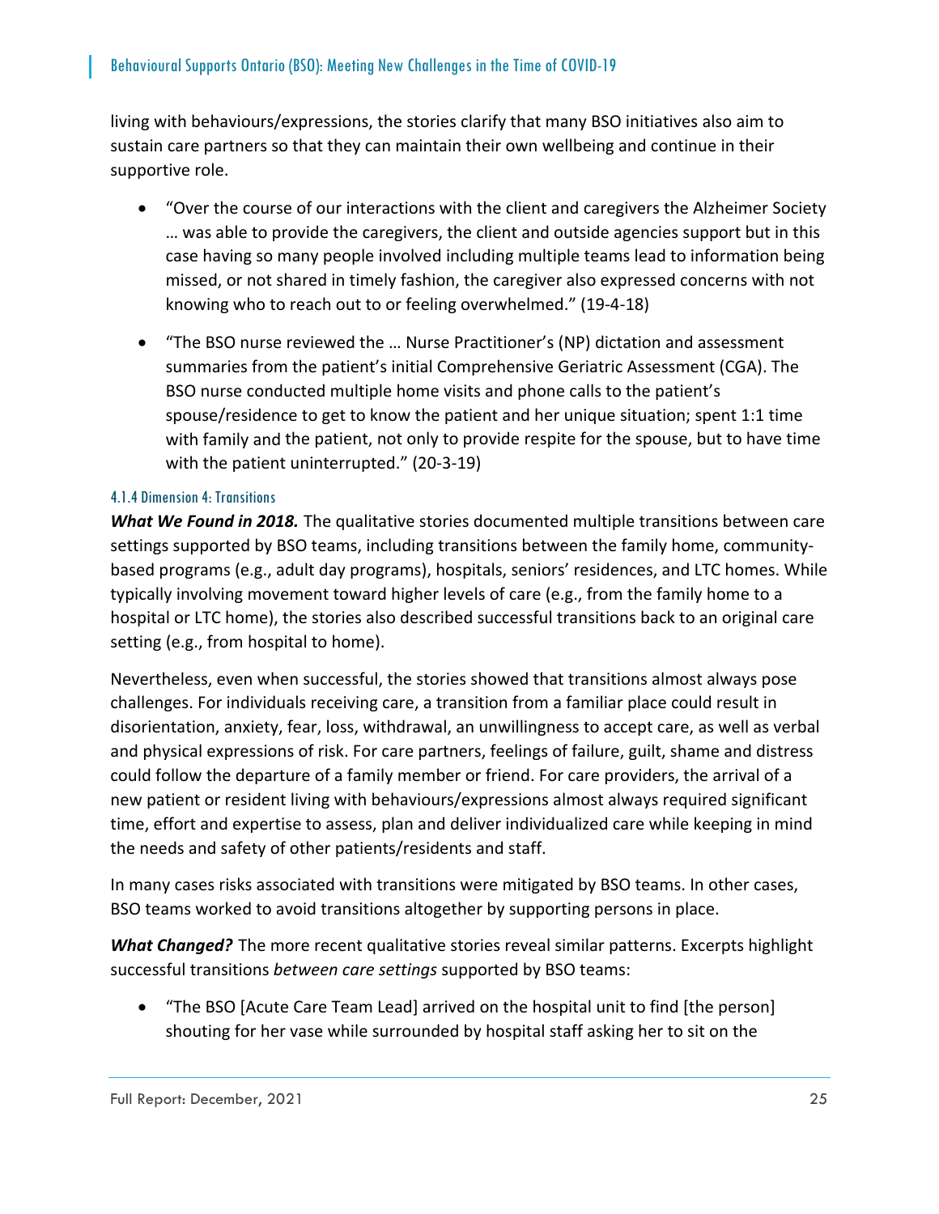living with behaviours/expressions, the stories clarify that many BSO initiatives also aim to sustain care partners so that they can maintain their own wellbeing and continue in their supportive role.

- "Over the course of our interactions with the client and caregivers the Alzheimer Society … was able to provide the caregivers, the client and outside agencies support but in this case having so many people involved including multiple teams lead to information being missed, or not shared in timely fashion, the caregiver also expressed concerns with not knowing who to reach out to or feeling overwhelmed." (19-4-18)
- "The BSO nurse reviewed the … Nurse Practitioner's (NP) dictation and assessment summaries from the patient's initial Comprehensive Geriatric Assessment (CGA). The BSO nurse conducted multiple home visits and phone calls to the patient's spouse/residence to get to know the patient and her unique situation; spent 1:1 time with family and the patient, not only to provide respite for the spouse, but to have time with the patient uninterrupted." (20-3-19)

#### 4.1.4 Dimension 4: Transitions

***What We Found in 2018.*** The qualitative stories documented multiple transitions between care settings supported by BSO teams, including transitions between the family home, community-based programs (e.g., adult day programs), hospitals, seniors' residences, and LTC homes. While typically involving movement toward higher levels of care (e.g., from the family home to a hospital or LTC home), the stories also described successful transitions back to an original care setting (e.g., from hospital to home).

Nevertheless, even when successful, the stories showed that transitions almost always pose challenges. For individuals receiving care, a transition from a familiar place could result in disorientation, anxiety, fear, loss, withdrawal, an unwillingness to accept care, as well as verbal and physical expressions of risk. For care partners, feelings of failure, guilt, shame and distress could follow the departure of a family member or friend. For care providers, the arrival of a new patient or resident living with behaviours/expressions almost always required significant time, effort and expertise to assess, plan and deliver individualized care while keeping in mind the needs and safety of other patients/residents and staff.

In many cases risks associated with transitions were mitigated by BSO teams. In other cases, BSO teams worked to avoid transitions altogether by supporting persons in place.

***What Changed?*** The more recent qualitative stories reveal similar patterns. Excerpts highlight successful transitions *between care settings* supported by BSO teams:

- "The BSO [Acute Care Team Lead] arrived on the hospital unit to find [the person] shouting for her vase while surrounded by hospital staff asking her to sit on the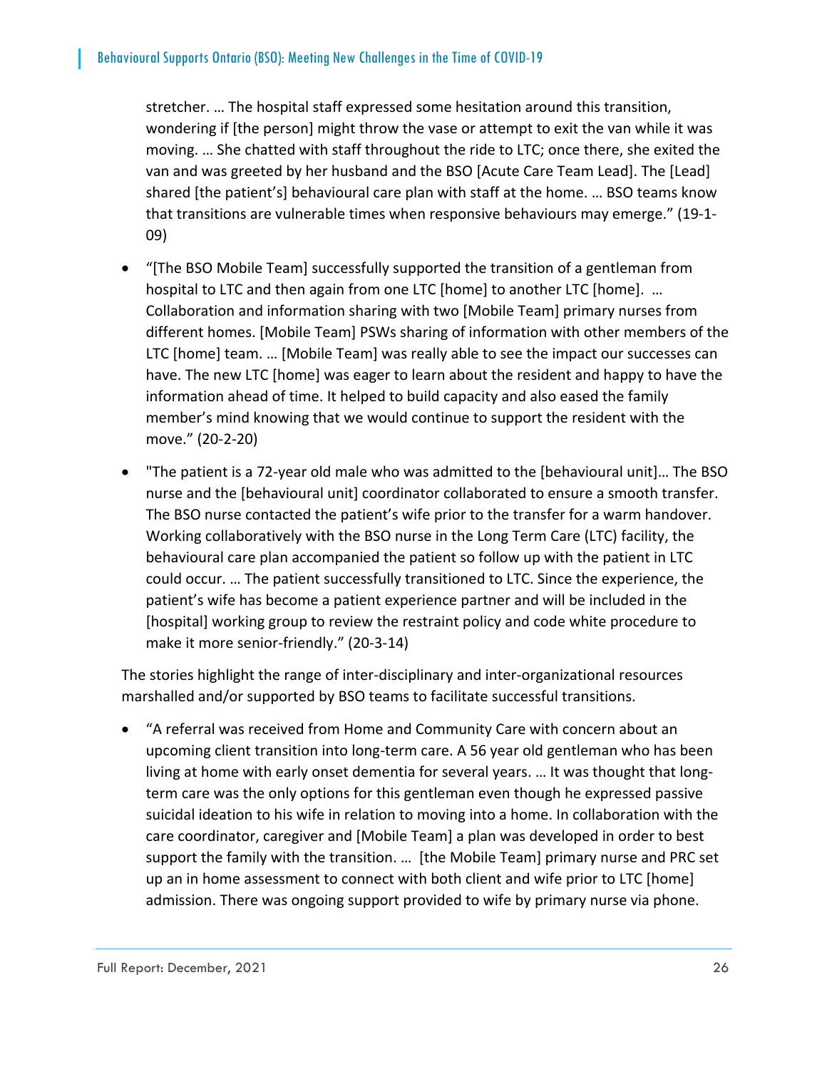stretcher. … The hospital staff expressed some hesitation around this transition, wondering if [the person] might throw the vase or attempt to exit the van while it was moving. … She chatted with staff throughout the ride to LTC; once there, she exited the van and was greeted by her husband and the BSO [Acute Care Team Lead]. The [Lead] shared [the patient's] behavioural care plan with staff at the home. … BSO teams know that transitions are vulnerable times when responsive behaviours may emerge." (19-1-09)

- "[The BSO Mobile Team] successfully supported the transition of a gentleman from hospital to LTC and then again from one LTC [home] to another LTC [home]. … Collaboration and information sharing with two [Mobile Team] primary nurses from different homes. [Mobile Team] PSWs sharing of information with other members of the LTC [home] team. … [Mobile Team] was really able to see the impact our successes can have. The new LTC [home] was eager to learn about the resident and happy to have the information ahead of time. It helped to build capacity and also eased the family member's mind knowing that we would continue to support the resident with the move." (20-2-20)
- "The patient is a 72-year old male who was admitted to the [behavioural unit]… The BSO nurse and the [behavioural unit] coordinator collaborated to ensure a smooth transfer. The BSO nurse contacted the patient's wife prior to the transfer for a warm handover. Working collaboratively with the BSO nurse in the Long Term Care (LTC) facility, the behavioural care plan accompanied the patient so follow up with the patient in LTC could occur. … The patient successfully transitioned to LTC. Since the experience, the patient's wife has become a patient experience partner and will be included in the [hospital] working group to review the restraint policy and code white procedure to make it more senior-friendly." (20-3-14)

The stories highlight the range of inter-disciplinary and inter-organizational resources marshalled and/or supported by BSO teams to facilitate successful transitions.

- "A referral was received from Home and Community Care with concern about an upcoming client transition into long-term care. A 56 year old gentleman who has been living at home with early onset dementia for several years. … It was thought that long-term care was the only options for this gentleman even though he expressed passive suicidal ideation to his wife in relation to moving into a home. In collaboration with the care coordinator, caregiver and [Mobile Team] a plan was developed in order to best support the family with the transition. … [the Mobile Team] primary nurse and PRC set up an in home assessment to connect with both client and wife prior to LTC [home] admission. There was ongoing support provided to wife by primary nurse via phone.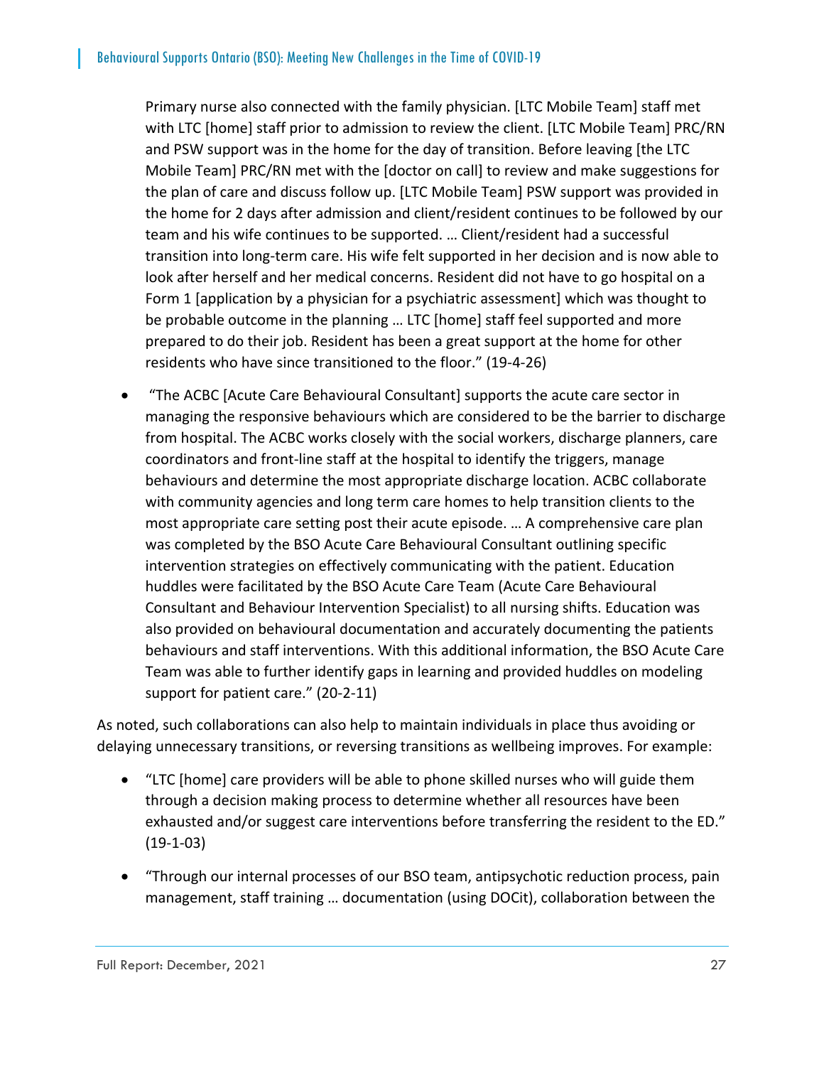Primary nurse also connected with the family physician. [LTC Mobile Team] staff met with LTC [home] staff prior to admission to review the client. [LTC Mobile Team] PRC/RN and PSW support was in the home for the day of transition. Before leaving [the LTC Mobile Team] PRC/RN met with the [doctor on call] to review and make suggestions for the plan of care and discuss follow up. [LTC Mobile Team] PSW support was provided in the home for 2 days after admission and client/resident continues to be followed by our team and his wife continues to be supported. … Client/resident had a successful transition into long-term care. His wife felt supported in her decision and is now able to look after herself and her medical concerns. Resident did not have to go hospital on a Form 1 [application by a physician for a psychiatric assessment] which was thought to be probable outcome in the planning … LTC [home] staff feel supported and more prepared to do their job. Resident has been a great support at the home for other residents who have since transitioned to the floor." (19-4-26)

- "The ACBC [Acute Care Behavioural Consultant] supports the acute care sector in managing the responsive behaviours which are considered to be the barrier to discharge from hospital. The ACBC works closely with the social workers, discharge planners, care coordinators and front-line staff at the hospital to identify the triggers, manage behaviours and determine the most appropriate discharge location. ACBC collaborate with community agencies and long term care homes to help transition clients to the most appropriate care setting post their acute episode. … A comprehensive care plan was completed by the BSO Acute Care Behavioural Consultant outlining specific intervention strategies on effectively communicating with the patient. Education huddles were facilitated by the BSO Acute Care Team (Acute Care Behavioural Consultant and Behaviour Intervention Specialist) to all nursing shifts. Education was also provided on behavioural documentation and accurately documenting the patients behaviours and staff interventions. With this additional information, the BSO Acute Care Team was able to further identify gaps in learning and provided huddles on modeling support for patient care." (20-2-11)

As noted, such collaborations can also help to maintain individuals in place thus avoiding or delaying unnecessary transitions, or reversing transitions as wellbeing improves. For example:

- "LTC [home] care providers will be able to phone skilled nurses who will guide them through a decision making process to determine whether all resources have been exhausted and/or suggest care interventions before transferring the resident to the ED." (19-1-03)
- "Through our internal processes of our BSO team, antipsychotic reduction process, pain management, staff training … documentation (using DOCit), collaboration between the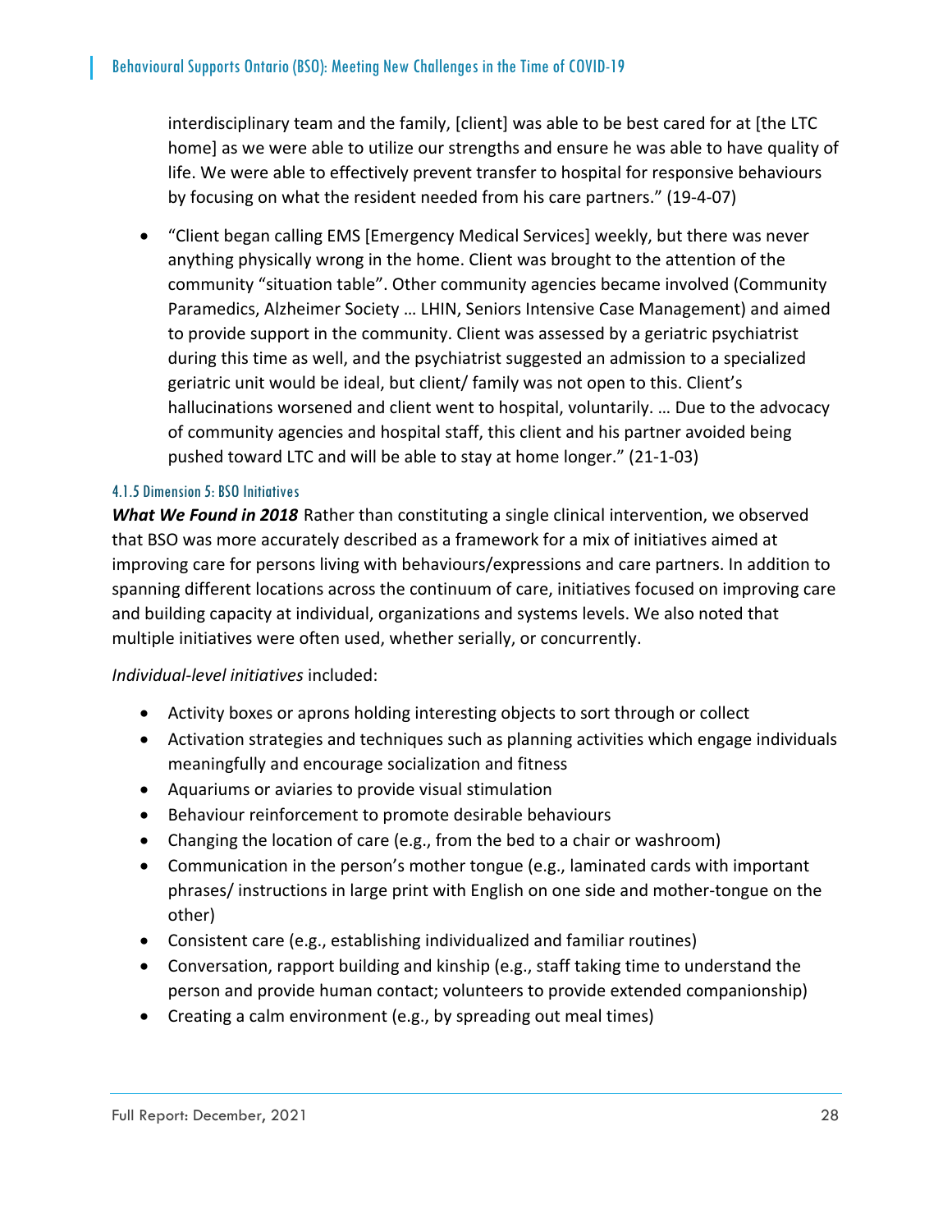interdisciplinary team and the family, [client] was able to be best cared for at [the LTC home] as we were able to utilize our strengths and ensure he was able to have quality of life. We were able to effectively prevent transfer to hospital for responsive behaviours by focusing on what the resident needed from his care partners." (19-4-07)

- "Client began calling EMS [Emergency Medical Services] weekly, but there was never anything physically wrong in the home. Client was brought to the attention of the community "situation table". Other community agencies became involved (Community Paramedics, Alzheimer Society … LHIN, Seniors Intensive Case Management) and aimed to provide support in the community. Client was assessed by a geriatric psychiatrist during this time as well, and the psychiatrist suggested an admission to a specialized geriatric unit would be ideal, but client/ family was not open to this. Client's hallucinations worsened and client went to hospital, voluntarily. … Due to the advocacy of community agencies and hospital staff, this client and his partner avoided being pushed toward LTC and will be able to stay at home longer." (21-1-03)

#### 4.1.5 Dimension 5: BSO Initiatives

***What We Found in 2018*** Rather than constituting a single clinical intervention, we observed that BSO was more accurately described as a framework for a mix of initiatives aimed at improving care for persons living with behaviours/expressions and care partners. In addition to spanning different locations across the continuum of care, initiatives focused on improving care and building capacity at individual, organizations and systems levels. We also noted that multiple initiatives were often used, whether serially, or concurrently.

*Individual-level initiatives* included:

- Activity boxes or aprons holding interesting objects to sort through or collect
- Activation strategies and techniques such as planning activities which engage individuals meaningfully and encourage socialization and fitness
- Aquariums or aviaries to provide visual stimulation
- Behaviour reinforcement to promote desirable behaviours
- Changing the location of care (e.g., from the bed to a chair or washroom)
- Communication in the person's mother tongue (e.g., laminated cards with important phrases/ instructions in large print with English on one side and mother-tongue on the other)
- Consistent care (e.g., establishing individualized and familiar routines)
- Conversation, rapport building and kinship (e.g., staff taking time to understand the person and provide human contact; volunteers to provide extended companionship)
- Creating a calm environment (e.g., by spreading out meal times)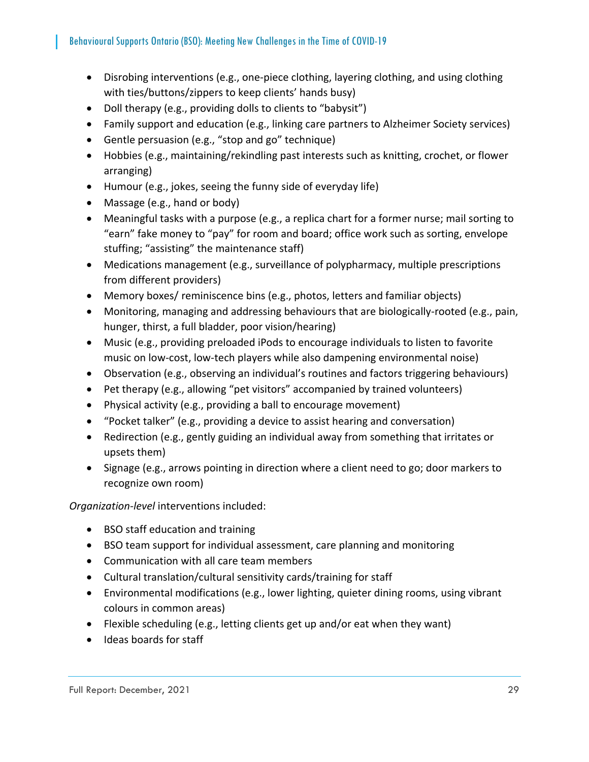- Disrobing interventions (e.g., one-piece clothing, layering clothing, and using clothing with ties/buttons/zippers to keep clients' hands busy)
- Doll therapy (e.g., providing dolls to clients to "babysit")
- Family support and education (e.g., linking care partners to Alzheimer Society services)
- Gentle persuasion (e.g., "stop and go" technique)
- Hobbies (e.g., maintaining/rekindling past interests such as knitting, crochet, or flower arranging)
- Humour (e.g., jokes, seeing the funny side of everyday life)
- Massage (e.g., hand or body)
- Meaningful tasks with a purpose (e.g., a replica chart for a former nurse; mail sorting to "earn" fake money to "pay" for room and board; office work such as sorting, envelope stuffing; "assisting" the maintenance staff)
- Medications management (e.g., surveillance of polypharmacy, multiple prescriptions from different providers)
- Memory boxes/ reminiscence bins (e.g., photos, letters and familiar objects)
- Monitoring, managing and addressing behaviours that are biologically-rooted (e.g., pain, hunger, thirst, a full bladder, poor vision/hearing)
- Music (e.g., providing preloaded iPods to encourage individuals to listen to favorite music on low-cost, low-tech players while also dampening environmental noise)
- Observation (e.g., observing an individual's routines and factors triggering behaviours)
- Pet therapy (e.g., allowing "pet visitors" accompanied by trained volunteers)
- Physical activity (e.g., providing a ball to encourage movement)
- "Pocket talker" (e.g., providing a device to assist hearing and conversation)
- Redirection (e.g., gently guiding an individual away from something that irritates or upsets them)
- Signage (e.g., arrows pointing in direction where a client need to go; door markers to recognize own room)

*Organization-level* interventions included:

- BSO staff education and training
- BSO team support for individual assessment, care planning and monitoring
- Communication with all care team members
- Cultural translation/cultural sensitivity cards/training for staff
- Environmental modifications (e.g., lower lighting, quieter dining rooms, using vibrant colours in common areas)
- Flexible scheduling (e.g., letting clients get up and/or eat when they want)
- Ideas boards for staff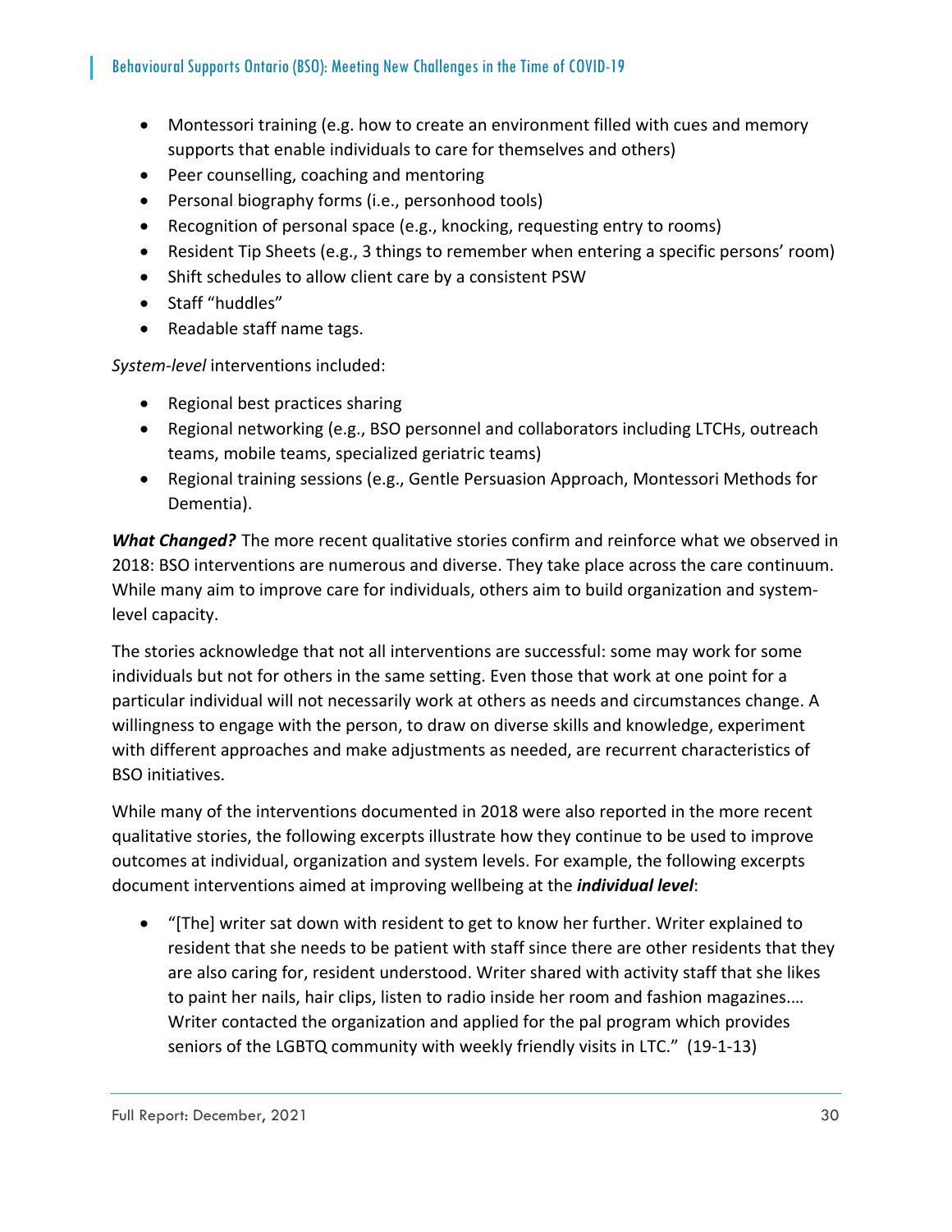- Montessori training (e.g. how to create an environment filled with cues and memory supports that enable individuals to care for themselves and others)
- Peer counselling, coaching and mentoring
- Personal biography forms (i.e., personhood tools)
- Recognition of personal space (e.g., knocking, requesting entry to rooms)
- Resident Tip Sheets (e.g., 3 things to remember when entering a specific persons' room)
- Shift schedules to allow client care by a consistent PSW
- Staff "huddles"
- Readable staff name tags.

*System-level* interventions included:

- Regional best practices sharing
- Regional networking (e.g., BSO personnel and collaborators including LTCHs, outreach teams, mobile teams, specialized geriatric teams)
- Regional training sessions (e.g., Gentle Persuasion Approach, Montessori Methods for Dementia).

***What Changed?*** The more recent qualitative stories confirm and reinforce what we observed in 2018: BSO interventions are numerous and diverse. They take place across the care continuum. While many aim to improve care for individuals, others aim to build organization and system-level capacity.

The stories acknowledge that not all interventions are successful: some may work for some individuals but not for others in the same setting. Even those that work at one point for a particular individual will not necessarily work at others as needs and circumstances change. A willingness to engage with the person, to draw on diverse skills and knowledge, experiment with different approaches and make adjustments as needed, are recurrent characteristics of BSO initiatives.

While many of the interventions documented in 2018 were also reported in the more recent qualitative stories, the following excerpts illustrate how they continue to be used to improve outcomes at individual, organization and system levels. For example, the following excerpts document interventions aimed at improving wellbeing at the ***individual level***:

- "[The] writer sat down with resident to get to know her further. Writer explained to resident that she needs to be patient with staff since there are other residents that they are also caring for, resident understood. Writer shared with activity staff that she likes to paint her nails, hair clips, listen to radio inside her room and fashion magazines.… Writer contacted the organization and applied for the pal program which provides seniors of the LGBTQ community with weekly friendly visits in LTC." (19-1-13)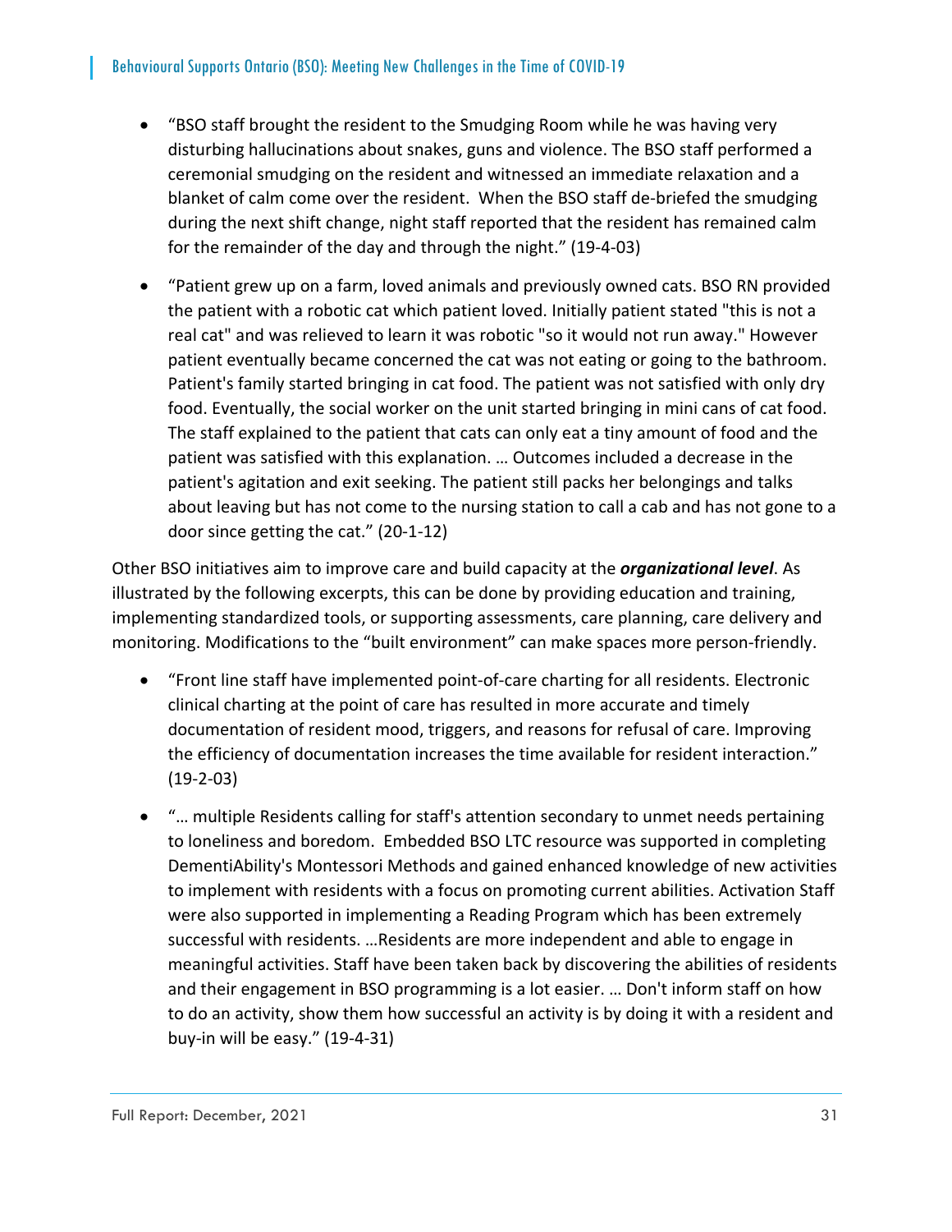- "BSO staff brought the resident to the Smudging Room while he was having very disturbing hallucinations about snakes, guns and violence. The BSO staff performed a ceremonial smudging on the resident and witnessed an immediate relaxation and a blanket of calm come over the resident. When the BSO staff de-briefed the smudging during the next shift change, night staff reported that the resident has remained calm for the remainder of the day and through the night." (19-4-03)

- "Patient grew up on a farm, loved animals and previously owned cats. BSO RN provided the patient with a robotic cat which patient loved. Initially patient stated "this is not a real cat" and was relieved to learn it was robotic "so it would not run away." However patient eventually became concerned the cat was not eating or going to the bathroom. Patient's family started bringing in cat food. The patient was not satisfied with only dry food. Eventually, the social worker on the unit started bringing in mini cans of cat food. The staff explained to the patient that cats can only eat a tiny amount of food and the patient was satisfied with this explanation. … Outcomes included a decrease in the patient's agitation and exit seeking. The patient still packs her belongings and talks about leaving but has not come to the nursing station to call a cab and has not gone to a door since getting the cat." (20-1-12)

Other BSO initiatives aim to improve care and build capacity at the ***organizational level***. As illustrated by the following excerpts, this can be done by providing education and training, implementing standardized tools, or supporting assessments, care planning, care delivery and monitoring. Modifications to the "built environment" can make spaces more person-friendly.

- "Front line staff have implemented point-of-care charting for all residents. Electronic clinical charting at the point of care has resulted in more accurate and timely documentation of resident mood, triggers, and reasons for refusal of care. Improving the efficiency of documentation increases the time available for resident interaction." (19-2-03)

- "… multiple Residents calling for staff's attention secondary to unmet needs pertaining to loneliness and boredom. Embedded BSO LTC resource was supported in completing DementiAbility's Montessori Methods and gained enhanced knowledge of new activities to implement with residents with a focus on promoting current abilities. Activation Staff were also supported in implementing a Reading Program which has been extremely successful with residents. …Residents are more independent and able to engage in meaningful activities. Staff have been taken back by discovering the abilities of residents and their engagement in BSO programming is a lot easier. … Don't inform staff on how to do an activity, show them how successful an activity is by doing it with a resident and buy-in will be easy." (19-4-31)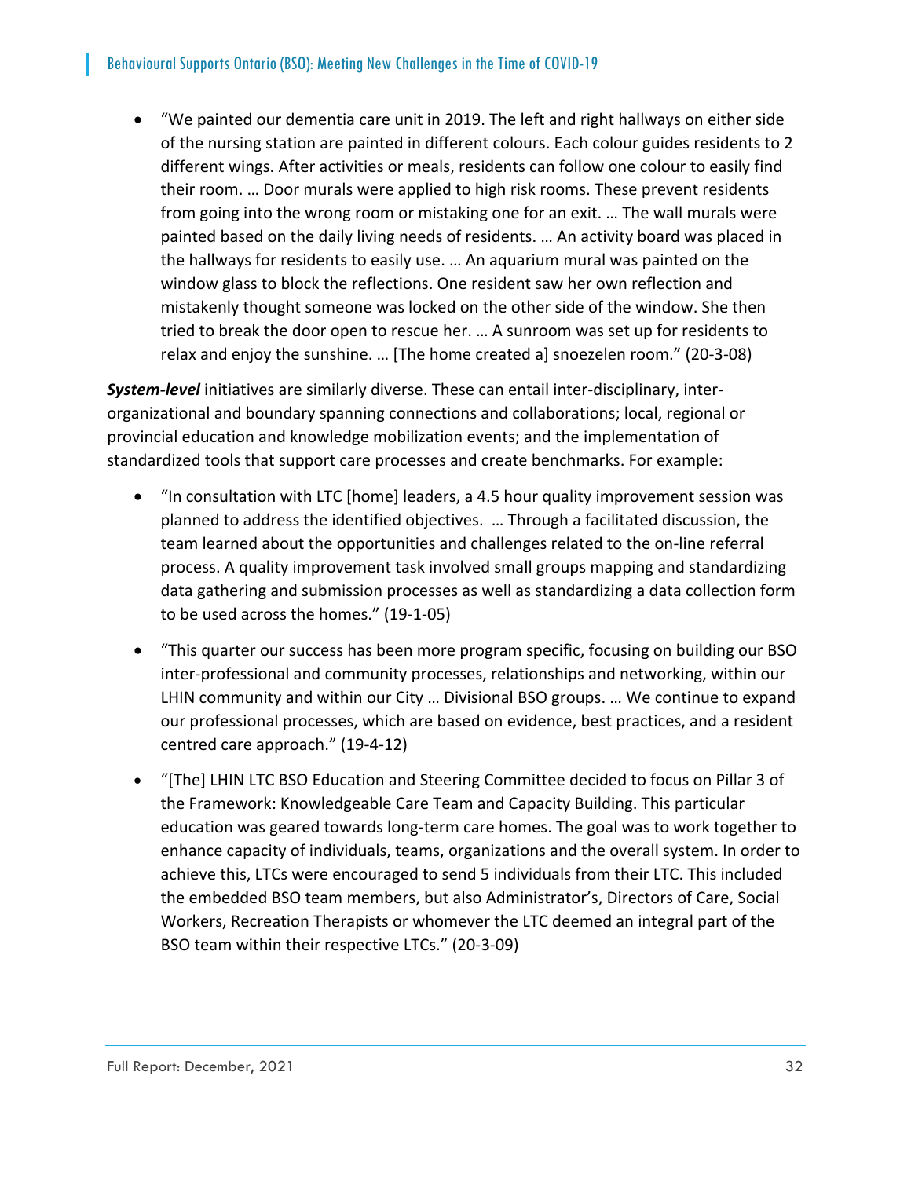- "We painted our dementia care unit in 2019. The left and right hallways on either side of the nursing station are painted in different colours. Each colour guides residents to 2 different wings. After activities or meals, residents can follow one colour to easily find their room. … Door murals were applied to high risk rooms. These prevent residents from going into the wrong room or mistaking one for an exit. … The wall murals were painted based on the daily living needs of residents. … An activity board was placed in the hallways for residents to easily use. … An aquarium mural was painted on the window glass to block the reflections. One resident saw her own reflection and mistakenly thought someone was locked on the other side of the window. She then tried to break the door open to rescue her. … A sunroom was set up for residents to relax and enjoy the sunshine. … [The home created a] snoezelen room." (20-3-08)

***System-level*** initiatives are similarly diverse. These can entail inter-disciplinary, inter-organizational and boundary spanning connections and collaborations; local, regional or provincial education and knowledge mobilization events; and the implementation of standardized tools that support care processes and create benchmarks. For example:

- "In consultation with LTC [home] leaders, a 4.5 hour quality improvement session was planned to address the identified objectives. … Through a facilitated discussion, the team learned about the opportunities and challenges related to the on-line referral process. A quality improvement task involved small groups mapping and standardizing data gathering and submission processes as well as standardizing a data collection form to be used across the homes." (19-1-05)
- "This quarter our success has been more program specific, focusing on building our BSO inter-professional and community processes, relationships and networking, within our LHIN community and within our City … Divisional BSO groups. … We continue to expand our professional processes, which are based on evidence, best practices, and a resident centred care approach." (19-4-12)
- "[The] LHIN LTC BSO Education and Steering Committee decided to focus on Pillar 3 of the Framework: Knowledgeable Care Team and Capacity Building. This particular education was geared towards long-term care homes. The goal was to work together to enhance capacity of individuals, teams, organizations and the overall system. In order to achieve this, LTCs were encouraged to send 5 individuals from their LTC. This included the embedded BSO team members, but also Administrator's, Directors of Care, Social Workers, Recreation Therapists or whomever the LTC deemed an integral part of the BSO team within their respective LTCs." (20-3-09)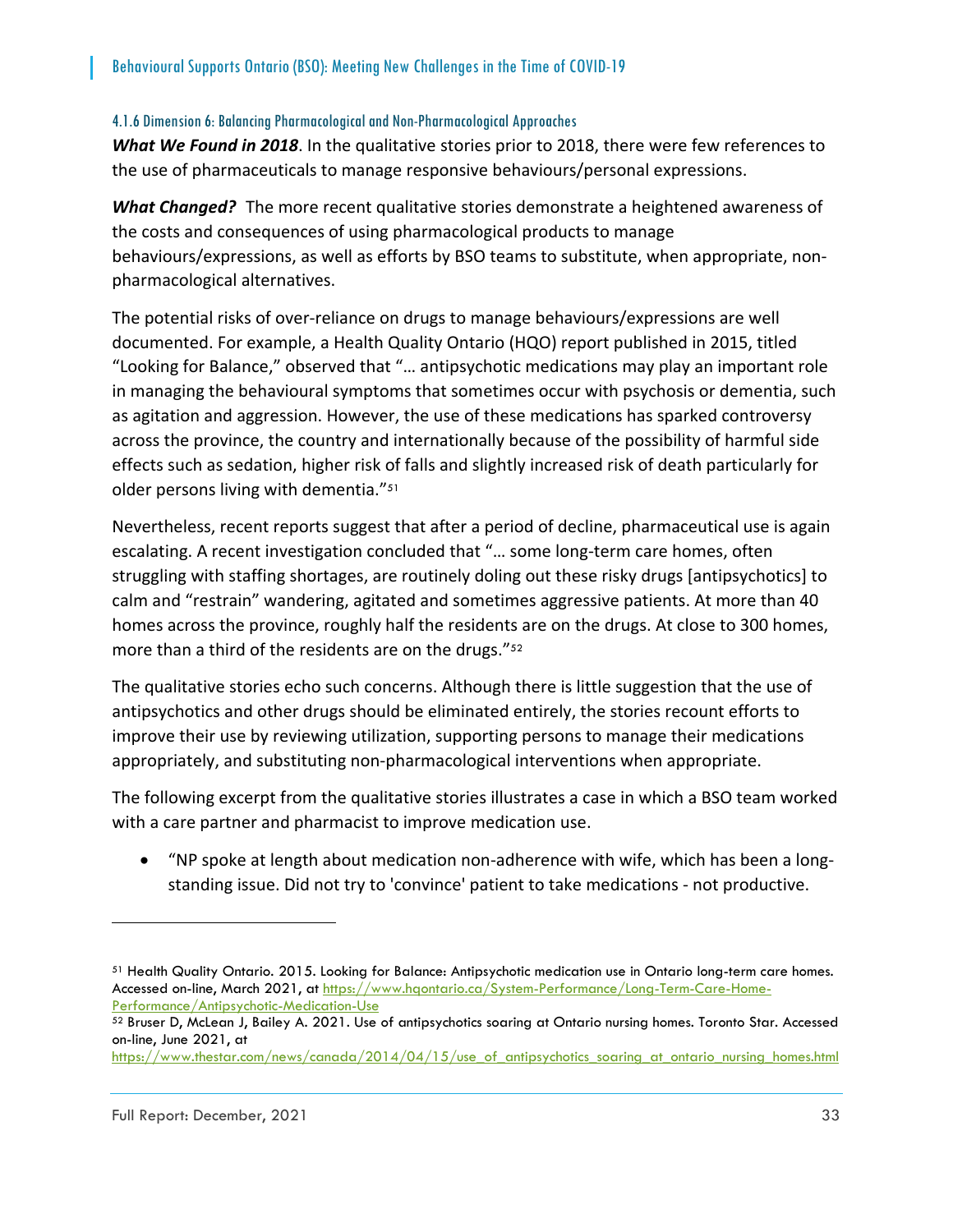#### 4.1.6 Dimension 6: Balancing Pharmacological and Non-Pharmacological Approaches

***What We Found in 2018***. In the qualitative stories prior to 2018, there were few references to the use of pharmaceuticals to manage responsive behaviours/personal expressions.

***What Changed?*** The more recent qualitative stories demonstrate a heightened awareness of the costs and consequences of using pharmacological products to manage behaviours/expressions, as well as efforts by BSO teams to substitute, when appropriate, non-pharmacological alternatives.

The potential risks of over-reliance on drugs to manage behaviours/expressions are well documented. For example, a Health Quality Ontario (HQO) report published in 2015, titled "Looking for Balance," observed that "… antipsychotic medications may play an important role in managing the behavioural symptoms that sometimes occur with psychosis or dementia, such as agitation and aggression. However, the use of these medications has sparked controversy across the province, the country and internationally because of the possibility of harmful side effects such as sedation, higher risk of falls and slightly increased risk of death particularly for older persons living with dementia."[51]

Nevertheless, recent reports suggest that after a period of decline, pharmaceutical use is again escalating. A recent investigation concluded that "… some long-term care homes, often struggling with staffing shortages, are routinely doling out these risky drugs [antipsychotics] to calm and "restrain" wandering, agitated and sometimes aggressive patients. At more than 40 homes across the province, roughly half the residents are on the drugs. At close to 300 homes, more than a third of the residents are on the drugs."[52]

The qualitative stories echo such concerns. Although there is little suggestion that the use of antipsychotics and other drugs should be eliminated entirely, the stories recount efforts to improve their use by reviewing utilization, supporting persons to manage their medications appropriately, and substituting non-pharmacological interventions when appropriate.

The following excerpt from the qualitative stories illustrates a case in which a BSO team worked with a care partner and pharmacist to improve medication use.

- "NP spoke at length about medication non-adherence with wife, which has been a long-standing issue. Did not try to 'convince' patient to take medications - not productive.

---

[51] Health Quality Ontario. 2015. Looking for Balance: Antipsychotic medication use in Ontario long-term care homes. Accessed on-line, March 2021, at https://www.hqontario.ca/System-Performance/Long-Term-Care-Home-Performance/Antipsychotic-Medication-Use

[52] Bruser D, McLean J, Bailey A. 2021. Use of antipsychotics soaring at Ontario nursing homes. Toronto Star. Accessed on-line, June 2021, at https://www.thestar.com/news/canada/2014/04/15/use_of_antipsychotics_soaring_at_ontario_nursing_homes.html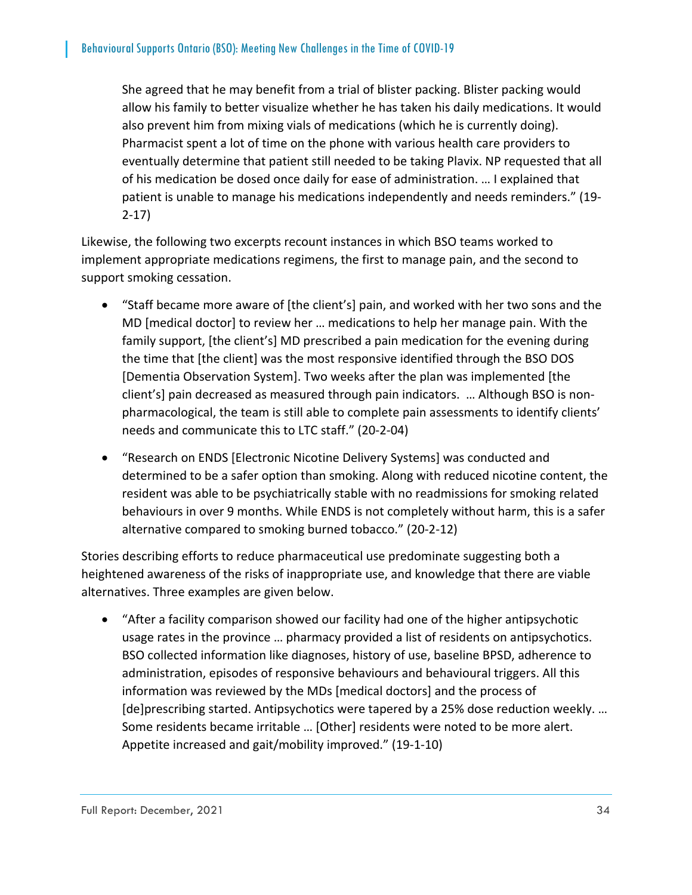She agreed that he may benefit from a trial of blister packing. Blister packing would allow his family to better visualize whether he has taken his daily medications. It would also prevent him from mixing vials of medications (which he is currently doing). Pharmacist spent a lot of time on the phone with various health care providers to eventually determine that patient still needed to be taking Plavix. NP requested that all of his medication be dosed once daily for ease of administration. … I explained that patient is unable to manage his medications independently and needs reminders." (19-2-17)

Likewise, the following two excerpts recount instances in which BSO teams worked to implement appropriate medications regimens, the first to manage pain, and the second to support smoking cessation.

- "Staff became more aware of [the client's] pain, and worked with her two sons and the MD [medical doctor] to review her … medications to help her manage pain. With the family support, [the client's] MD prescribed a pain medication for the evening during the time that [the client] was the most responsive identified through the BSO DOS [Dementia Observation System]. Two weeks after the plan was implemented [the client's] pain decreased as measured through pain indicators. … Although BSO is non-pharmacological, the team is still able to complete pain assessments to identify clients' needs and communicate this to LTC staff." (20-2-04)
- "Research on ENDS [Electronic Nicotine Delivery Systems] was conducted and determined to be a safer option than smoking. Along with reduced nicotine content, the resident was able to be psychiatrically stable with no readmissions for smoking related behaviours in over 9 months. While ENDS is not completely without harm, this is a safer alternative compared to smoking burned tobacco." (20-2-12)

Stories describing efforts to reduce pharmaceutical use predominate suggesting both a heightened awareness of the risks of inappropriate use, and knowledge that there are viable alternatives. Three examples are given below.

- "After a facility comparison showed our facility had one of the higher antipsychotic usage rates in the province … pharmacy provided a list of residents on antipsychotics. BSO collected information like diagnoses, history of use, baseline BPSD, adherence to administration, episodes of responsive behaviours and behavioural triggers. All this information was reviewed by the MDs [medical doctors] and the process of [de]prescribing started. Antipsychotics were tapered by a 25% dose reduction weekly. … Some residents became irritable … [Other] residents were noted to be more alert. Appetite increased and gait/mobility improved." (19-1-10)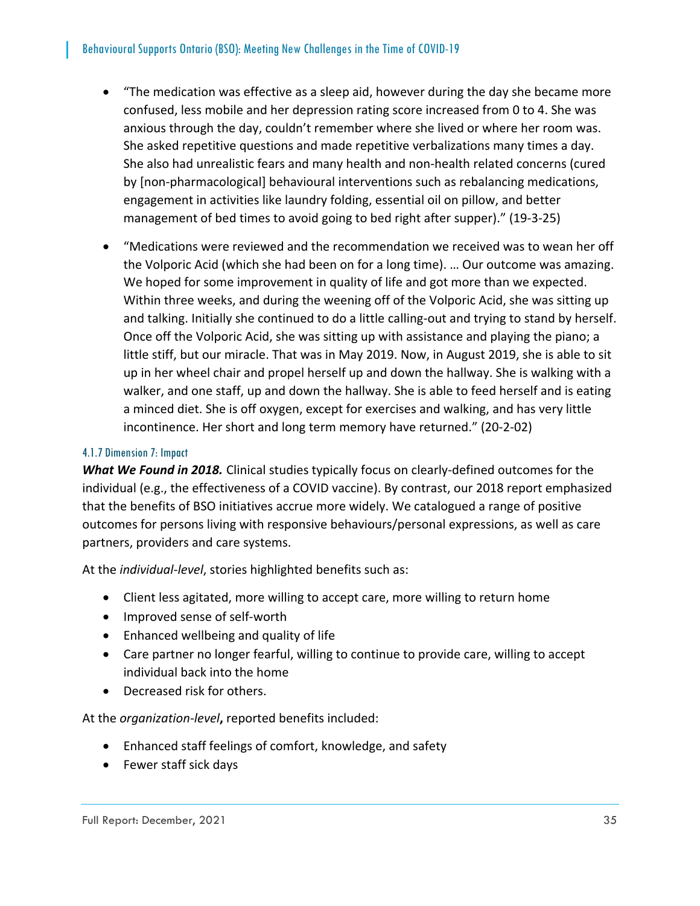- "The medication was effective as a sleep aid, however during the day she became more confused, less mobile and her depression rating score increased from 0 to 4. She was anxious through the day, couldn't remember where she lived or where her room was. She asked repetitive questions and made repetitive verbalizations many times a day. She also had unrealistic fears and many health and non-health related concerns (cured by [non-pharmacological] behavioural interventions such as rebalancing medications, engagement in activities like laundry folding, essential oil on pillow, and better management of bed times to avoid going to bed right after supper)." (19-3-25)
- "Medications were reviewed and the recommendation we received was to wean her off the Volporic Acid (which she had been on for a long time). … Our outcome was amazing. We hoped for some improvement in quality of life and got more than we expected. Within three weeks, and during the weening off of the Volporic Acid, she was sitting up and talking. Initially she continued to do a little calling-out and trying to stand by herself. Once off the Volporic Acid, she was sitting up with assistance and playing the piano; a little stiff, but our miracle. That was in May 2019. Now, in August 2019, she is able to sit up in her wheel chair and propel herself up and down the hallway. She is walking with a walker, and one staff, up and down the hallway. She is able to feed herself and is eating a minced diet. She is off oxygen, except for exercises and walking, and has very little incontinence. Her short and long term memory have returned." (20-2-02)

#### 4.1.7 Dimension 7: Impact

***What We Found in 2018.*** Clinical studies typically focus on clearly-defined outcomes for the individual (e.g., the effectiveness of a COVID vaccine). By contrast, our 2018 report emphasized that the benefits of BSO initiatives accrue more widely. We catalogued a range of positive outcomes for persons living with responsive behaviours/personal expressions, as well as care partners, providers and care systems.

At the *individual-level*, stories highlighted benefits such as:

- Client less agitated, more willing to accept care, more willing to return home
- Improved sense of self-worth
- Enhanced wellbeing and quality of life
- Care partner no longer fearful, willing to continue to provide care, willing to accept individual back into the home
- Decreased risk for others.

At the *organization-level***,** reported benefits included:

- Enhanced staff feelings of comfort, knowledge, and safety
- Fewer staff sick days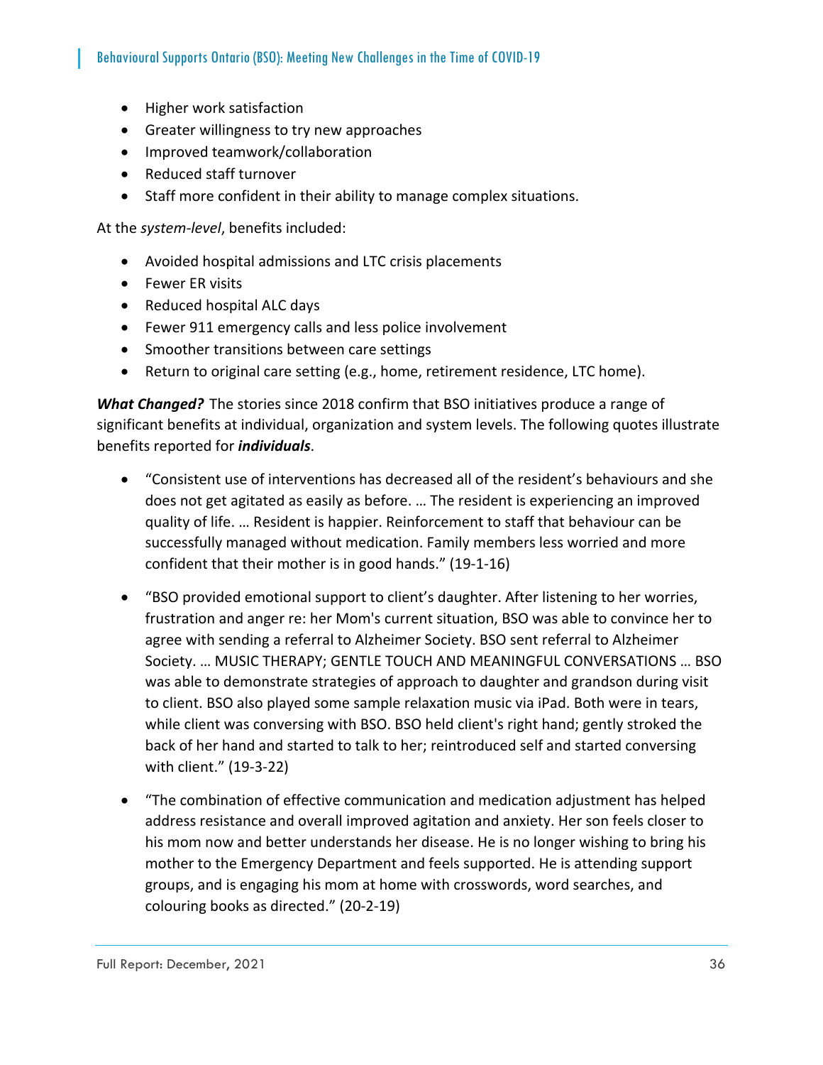- Higher work satisfaction
- Greater willingness to try new approaches
- Improved teamwork/collaboration
- Reduced staff turnover
- Staff more confident in their ability to manage complex situations.

At the *system-level*, benefits included:

- Avoided hospital admissions and LTC crisis placements
- Fewer ER visits
- Reduced hospital ALC days
- Fewer 911 emergency calls and less police involvement
- Smoother transitions between care settings
- Return to original care setting (e.g., home, retirement residence, LTC home).

***What Changed?*** The stories since 2018 confirm that BSO initiatives produce a range of significant benefits at individual, organization and system levels. The following quotes illustrate benefits reported for ***individuals***.

- "Consistent use of interventions has decreased all of the resident's behaviours and she does not get agitated as easily as before. … The resident is experiencing an improved quality of life. … Resident is happier. Reinforcement to staff that behaviour can be successfully managed without medication. Family members less worried and more confident that their mother is in good hands." (19-1-16)

- "BSO provided emotional support to client's daughter. After listening to her worries, frustration and anger re: her Mom's current situation, BSO was able to convince her to agree with sending a referral to Alzheimer Society. BSO sent referral to Alzheimer Society. … MUSIC THERAPY; GENTLE TOUCH AND MEANINGFUL CONVERSATIONS … BSO was able to demonstrate strategies of approach to daughter and grandson during visit to client. BSO also played some sample relaxation music via iPad. Both were in tears, while client was conversing with BSO. BSO held client's right hand; gently stroked the back of her hand and started to talk to her; reintroduced self and started conversing with client." (19-3-22)

- "The combination of effective communication and medication adjustment has helped address resistance and overall improved agitation and anxiety. Her son feels closer to his mom now and better understands her disease. He is no longer wishing to bring his mother to the Emergency Department and feels supported. He is attending support groups, and is engaging his mom at home with crosswords, word searches, and colouring books as directed." (20-2-19)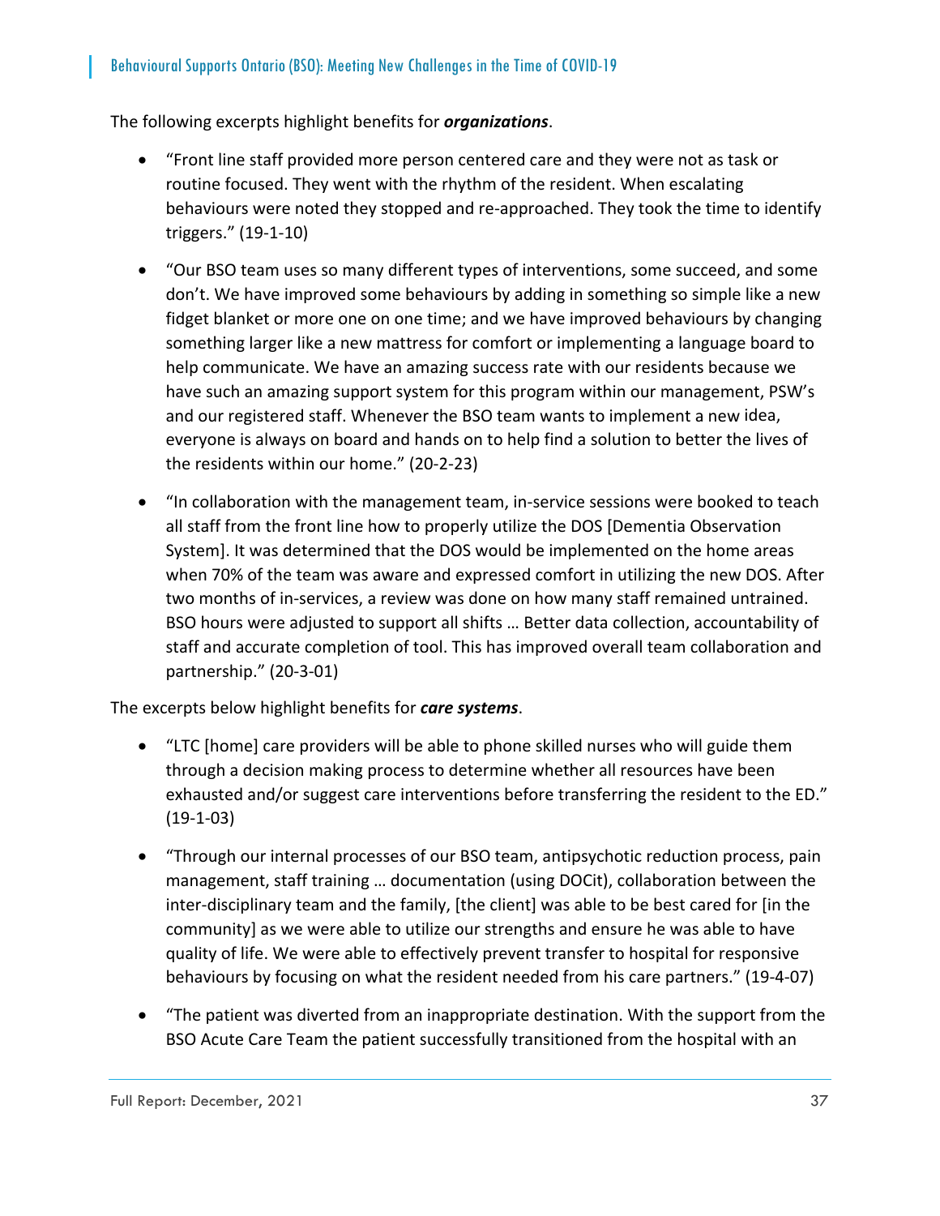The following excerpts highlight benefits for ***organizations***.

- "Front line staff provided more person centered care and they were not as task or routine focused. They went with the rhythm of the resident. When escalating behaviours were noted they stopped and re-approached. They took the time to identify triggers." (19-1-10)
- "Our BSO team uses so many different types of interventions, some succeed, and some don't. We have improved some behaviours by adding in something so simple like a new fidget blanket or more one on one time; and we have improved behaviours by changing something larger like a new mattress for comfort or implementing a language board to help communicate. We have an amazing success rate with our residents because we have such an amazing support system for this program within our management, PSW's and our registered staff. Whenever the BSO team wants to implement a new idea, everyone is always on board and hands on to help find a solution to better the lives of the residents within our home." (20-2-23)
- "In collaboration with the management team, in-service sessions were booked to teach all staff from the front line how to properly utilize the DOS [Dementia Observation System]. It was determined that the DOS would be implemented on the home areas when 70% of the team was aware and expressed comfort in utilizing the new DOS. After two months of in-services, a review was done on how many staff remained untrained. BSO hours were adjusted to support all shifts … Better data collection, accountability of staff and accurate completion of tool. This has improved overall team collaboration and partnership." (20-3-01)

The excerpts below highlight benefits for ***care systems***.

- "LTC [home] care providers will be able to phone skilled nurses who will guide them through a decision making process to determine whether all resources have been exhausted and/or suggest care interventions before transferring the resident to the ED." (19-1-03)
- "Through our internal processes of our BSO team, antipsychotic reduction process, pain management, staff training … documentation (using DOCit), collaboration between the inter-disciplinary team and the family, [the client] was able to be best cared for [in the community] as we were able to utilize our strengths and ensure he was able to have quality of life. We were able to effectively prevent transfer to hospital for responsive behaviours by focusing on what the resident needed from his care partners." (19-4-07)
- "The patient was diverted from an inappropriate destination. With the support from the BSO Acute Care Team the patient successfully transitioned from the hospital with an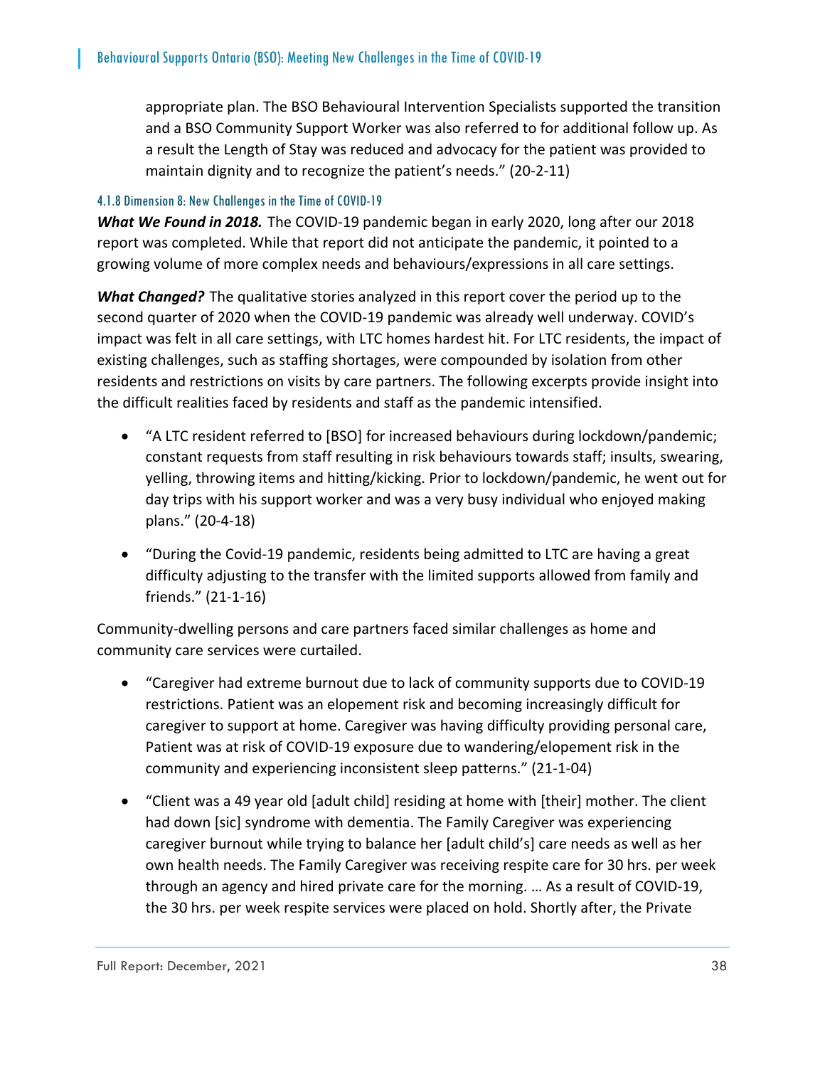appropriate plan. The BSO Behavioural Intervention Specialists supported the transition and a BSO Community Support Worker was also referred to for additional follow up. As a result the Length of Stay was reduced and advocacy for the patient was provided to maintain dignity and to recognize the patient's needs." (20-2-11)

#### 4.1.8 Dimension 8: New Challenges in the Time of COVID-19

***What We Found in 2018.*** The COVID-19 pandemic began in early 2020, long after our 2018 report was completed. While that report did not anticipate the pandemic, it pointed to a growing volume of more complex needs and behaviours/expressions in all care settings.

***What Changed?*** The qualitative stories analyzed in this report cover the period up to the second quarter of 2020 when the COVID-19 pandemic was already well underway. COVID's impact was felt in all care settings, with LTC homes hardest hit. For LTC residents, the impact of existing challenges, such as staffing shortages, were compounded by isolation from other residents and restrictions on visits by care partners. The following excerpts provide insight into the difficult realities faced by residents and staff as the pandemic intensified.

- "A LTC resident referred to [BSO] for increased behaviours during lockdown/pandemic; constant requests from staff resulting in risk behaviours towards staff; insults, swearing, yelling, throwing items and hitting/kicking. Prior to lockdown/pandemic, he went out for day trips with his support worker and was a very busy individual who enjoyed making plans." (20-4-18)
- "During the Covid-19 pandemic, residents being admitted to LTC are having a great difficulty adjusting to the transfer with the limited supports allowed from family and friends." (21-1-16)

Community-dwelling persons and care partners faced similar challenges as home and community care services were curtailed.

- "Caregiver had extreme burnout due to lack of community supports due to COVID-19 restrictions. Patient was an elopement risk and becoming increasingly difficult for caregiver to support at home. Caregiver was having difficulty providing personal care, Patient was at risk of COVID-19 exposure due to wandering/elopement risk in the community and experiencing inconsistent sleep patterns." (21-1-04)
- "Client was a 49 year old [adult child] residing at home with [their] mother. The client had down [sic] syndrome with dementia. The Family Caregiver was experiencing caregiver burnout while trying to balance her [adult child's] care needs as well as her own health needs. The Family Caregiver was receiving respite care for 30 hrs. per week through an agency and hired private care for the morning. … As a result of COVID-19, the 30 hrs. per week respite services were placed on hold. Shortly after, the Private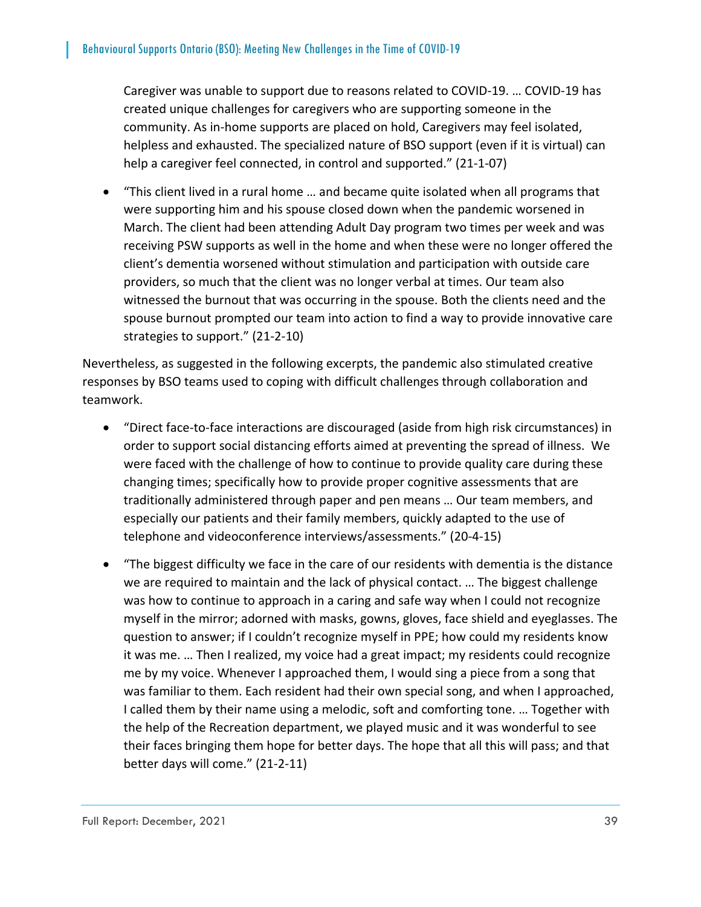Caregiver was unable to support due to reasons related to COVID-19. … COVID-19 has created unique challenges for caregivers who are supporting someone in the community. As in-home supports are placed on hold, Caregivers may feel isolated, helpless and exhausted. The specialized nature of BSO support (even if it is virtual) can help a caregiver feel connected, in control and supported." (21-1-07)

- "This client lived in a rural home … and became quite isolated when all programs that were supporting him and his spouse closed down when the pandemic worsened in March. The client had been attending Adult Day program two times per week and was receiving PSW supports as well in the home and when these were no longer offered the client's dementia worsened without stimulation and participation with outside care providers, so much that the client was no longer verbal at times. Our team also witnessed the burnout that was occurring in the spouse. Both the clients need and the spouse burnout prompted our team into action to find a way to provide innovative care strategies to support." (21-2-10)

Nevertheless, as suggested in the following excerpts, the pandemic also stimulated creative responses by BSO teams used to coping with difficult challenges through collaboration and teamwork.

- "Direct face-to-face interactions are discouraged (aside from high risk circumstances) in order to support social distancing efforts aimed at preventing the spread of illness. We were faced with the challenge of how to continue to provide quality care during these changing times; specifically how to provide proper cognitive assessments that are traditionally administered through paper and pen means … Our team members, and especially our patients and their family members, quickly adapted to the use of telephone and videoconference interviews/assessments." (20-4-15)
- "The biggest difficulty we face in the care of our residents with dementia is the distance we are required to maintain and the lack of physical contact. … The biggest challenge was how to continue to approach in a caring and safe way when I could not recognize myself in the mirror; adorned with masks, gowns, gloves, face shield and eyeglasses. The question to answer; if I couldn't recognize myself in PPE; how could my residents know it was me. … Then I realized, my voice had a great impact; my residents could recognize me by my voice. Whenever I approached them, I would sing a piece from a song that was familiar to them. Each resident had their own special song, and when I approached, I called them by their name using a melodic, soft and comforting tone. … Together with the help of the Recreation department, we played music and it was wonderful to see their faces bringing them hope for better days. The hope that all this will pass; and that better days will come." (21-2-11)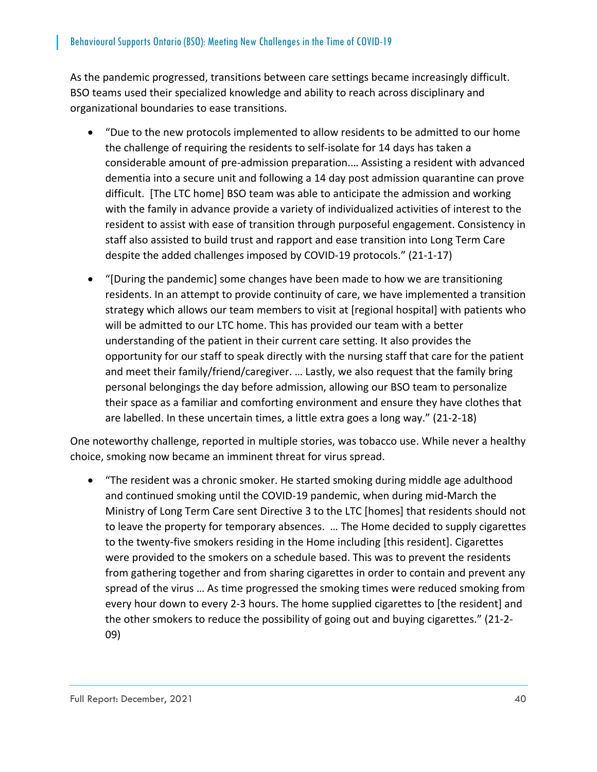As the pandemic progressed, transitions between care settings became increasingly difficult. BSO teams used their specialized knowledge and ability to reach across disciplinary and organizational boundaries to ease transitions.

- "Due to the new protocols implemented to allow residents to be admitted to our home the challenge of requiring the residents to self-isolate for 14 days has taken a considerable amount of pre-admission preparation.… Assisting a resident with advanced dementia into a secure unit and following a 14 day post admission quarantine can prove difficult. [The LTC home] BSO team was able to anticipate the admission and working with the family in advance provide a variety of individualized activities of interest to the resident to assist with ease of transition through purposeful engagement. Consistency in staff also assisted to build trust and rapport and ease transition into Long Term Care despite the added challenges imposed by COVID-19 protocols." (21-1-17)
- "[During the pandemic] some changes have been made to how we are transitioning residents. In an attempt to provide continuity of care, we have implemented a transition strategy which allows our team members to visit at [regional hospital] with patients who will be admitted to our LTC home. This has provided our team with a better understanding of the patient in their current care setting. It also provides the opportunity for our staff to speak directly with the nursing staff that care for the patient and meet their family/friend/caregiver. … Lastly, we also request that the family bring personal belongings the day before admission, allowing our BSO team to personalize their space as a familiar and comforting environment and ensure they have clothes that are labelled. In these uncertain times, a little extra goes a long way." (21-2-18)

One noteworthy challenge, reported in multiple stories, was tobacco use. While never a healthy choice, smoking now became an imminent threat for virus spread.

- "The resident was a chronic smoker. He started smoking during middle age adulthood and continued smoking until the COVID-19 pandemic, when during mid-March the Ministry of Long Term Care sent Directive 3 to the LTC [homes] that residents should not to leave the property for temporary absences. … The Home decided to supply cigarettes to the twenty-five smokers residing in the Home including [this resident]. Cigarettes were provided to the smokers on a schedule based. This was to prevent the residents from gathering together and from sharing cigarettes in order to contain and prevent any spread of the virus … As time progressed the smoking times were reduced smoking from every hour down to every 2-3 hours. The home supplied cigarettes to [the resident] and the other smokers to reduce the possibility of going out and buying cigarettes." (21-2-09)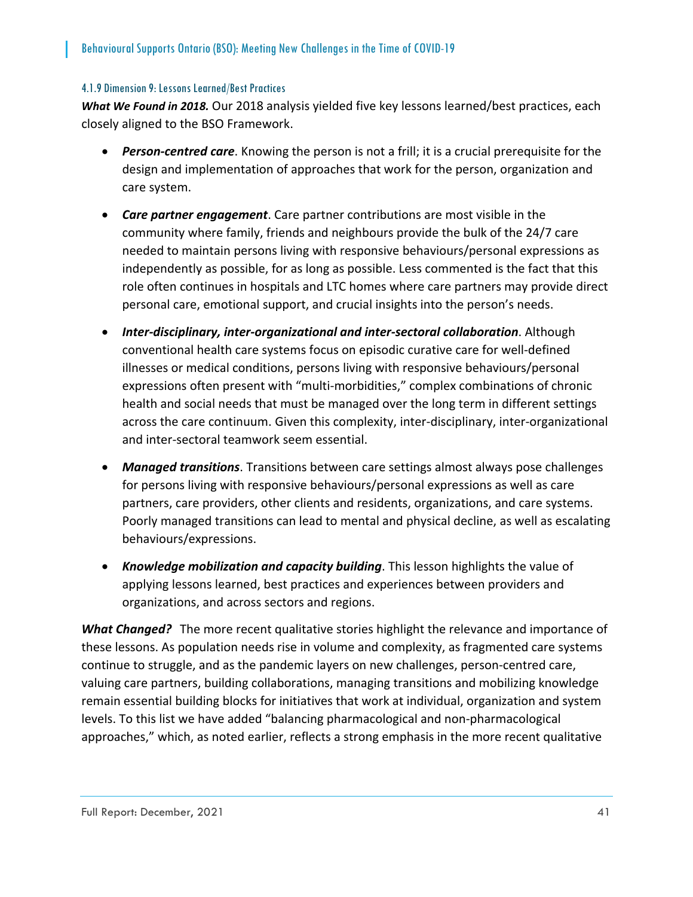#### 4.1.9 Dimension 9: Lessons Learned/Best Practices

***What We Found in 2018.*** Our 2018 analysis yielded five key lessons learned/best practices, each closely aligned to the BSO Framework.

- ***Person-centred care***. Knowing the person is not a frill; it is a crucial prerequisite for the design and implementation of approaches that work for the person, organization and care system.
- ***Care partner engagement***. Care partner contributions are most visible in the community where family, friends and neighbours provide the bulk of the 24/7 care needed to maintain persons living with responsive behaviours/personal expressions as independently as possible, for as long as possible. Less commented is the fact that this role often continues in hospitals and LTC homes where care partners may provide direct personal care, emotional support, and crucial insights into the person's needs.
- ***Inter-disciplinary, inter-organizational and inter-sectoral collaboration***. Although conventional health care systems focus on episodic curative care for well-defined illnesses or medical conditions, persons living with responsive behaviours/personal expressions often present with "multi-morbidities," complex combinations of chronic health and social needs that must be managed over the long term in different settings across the care continuum. Given this complexity, inter-disciplinary, inter-organizational and inter-sectoral teamwork seem essential.
- ***Managed transitions***. Transitions between care settings almost always pose challenges for persons living with responsive behaviours/personal expressions as well as care partners, care providers, other clients and residents, organizations, and care systems. Poorly managed transitions can lead to mental and physical decline, as well as escalating behaviours/expressions.
- ***Knowledge mobilization and capacity building***. This lesson highlights the value of applying lessons learned, best practices and experiences between providers and organizations, and across sectors and regions.

***What Changed?*** The more recent qualitative stories highlight the relevance and importance of these lessons. As population needs rise in volume and complexity, as fragmented care systems continue to struggle, and as the pandemic layers on new challenges, person-centred care, valuing care partners, building collaborations, managing transitions and mobilizing knowledge remain essential building blocks for initiatives that work at individual, organization and system levels. To this list we have added "balancing pharmacological and non-pharmacological approaches," which, as noted earlier, reflects a strong emphasis in the more recent qualitative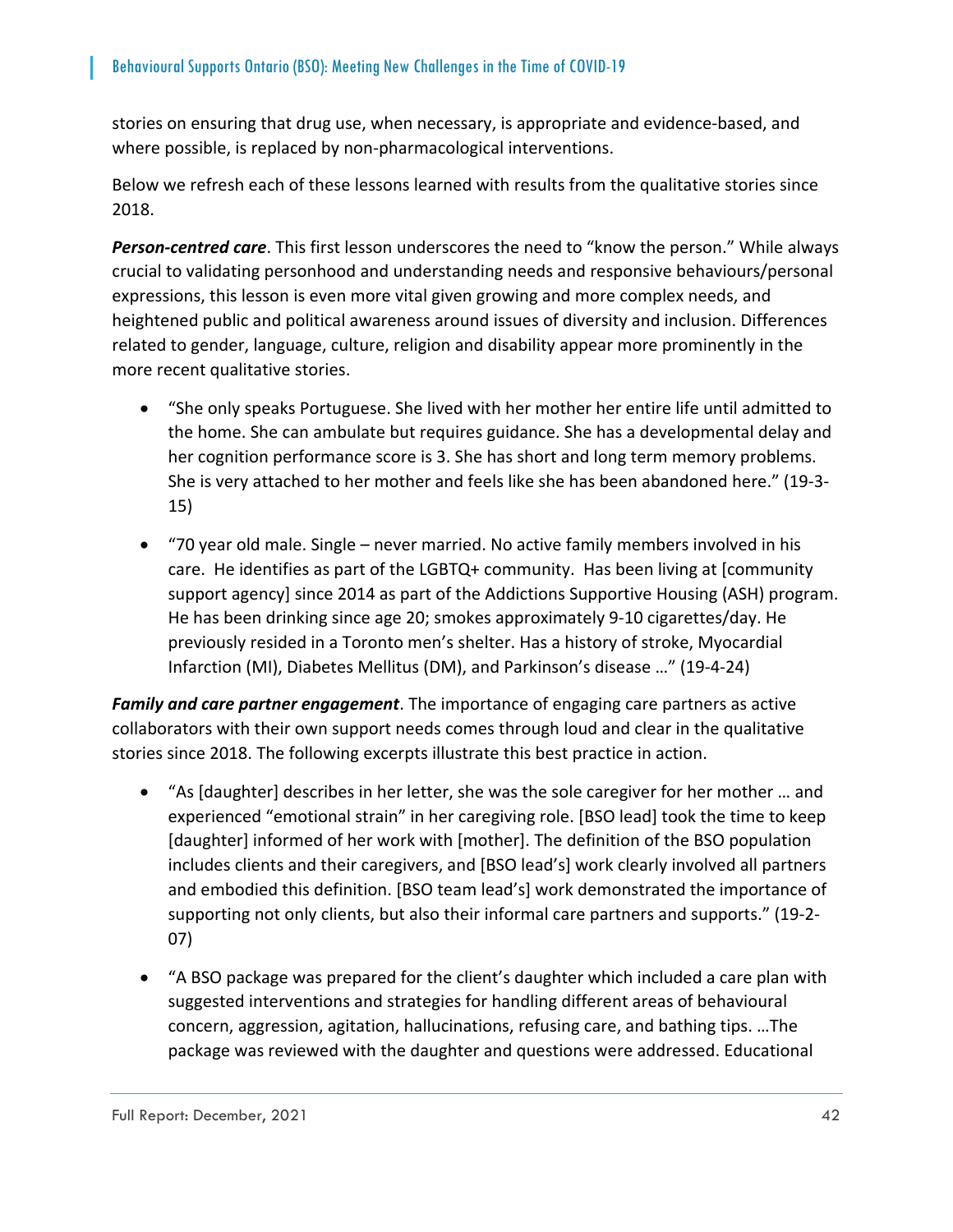stories on ensuring that drug use, when necessary, is appropriate and evidence-based, and where possible, is replaced by non-pharmacological interventions.

Below we refresh each of these lessons learned with results from the qualitative stories since 2018.

***Person-centred care***. This first lesson underscores the need to "know the person." While always crucial to validating personhood and understanding needs and responsive behaviours/personal expressions, this lesson is even more vital given growing and more complex needs, and heightened public and political awareness around issues of diversity and inclusion. Differences related to gender, language, culture, religion and disability appear more prominently in the more recent qualitative stories.

- "She only speaks Portuguese. She lived with her mother her entire life until admitted to the home. She can ambulate but requires guidance. She has a developmental delay and her cognition performance score is 3. She has short and long term memory problems. She is very attached to her mother and feels like she has been abandoned here." (19-3-15)
- "70 year old male. Single – never married. No active family members involved in his care. He identifies as part of the LGBTQ+ community. Has been living at [community support agency] since 2014 as part of the Addictions Supportive Housing (ASH) program. He has been drinking since age 20; smokes approximately 9-10 cigarettes/day. He previously resided in a Toronto men's shelter. Has a history of stroke, Myocardial Infarction (MI), Diabetes Mellitus (DM), and Parkinson's disease …" (19-4-24)

***Family and care partner engagement***. The importance of engaging care partners as active collaborators with their own support needs comes through loud and clear in the qualitative stories since 2018. The following excerpts illustrate this best practice in action.

- "As [daughter] describes in her letter, she was the sole caregiver for her mother … and experienced "emotional strain" in her caregiving role. [BSO lead] took the time to keep [daughter] informed of her work with [mother]. The definition of the BSO population includes clients and their caregivers, and [BSO lead's] work clearly involved all partners and embodied this definition. [BSO team lead's] work demonstrated the importance of supporting not only clients, but also their informal care partners and supports." (19-2-07)
- "A BSO package was prepared for the client's daughter which included a care plan with suggested interventions and strategies for handling different areas of behavioural concern, aggression, agitation, hallucinations, refusing care, and bathing tips. …The package was reviewed with the daughter and questions were addressed. Educational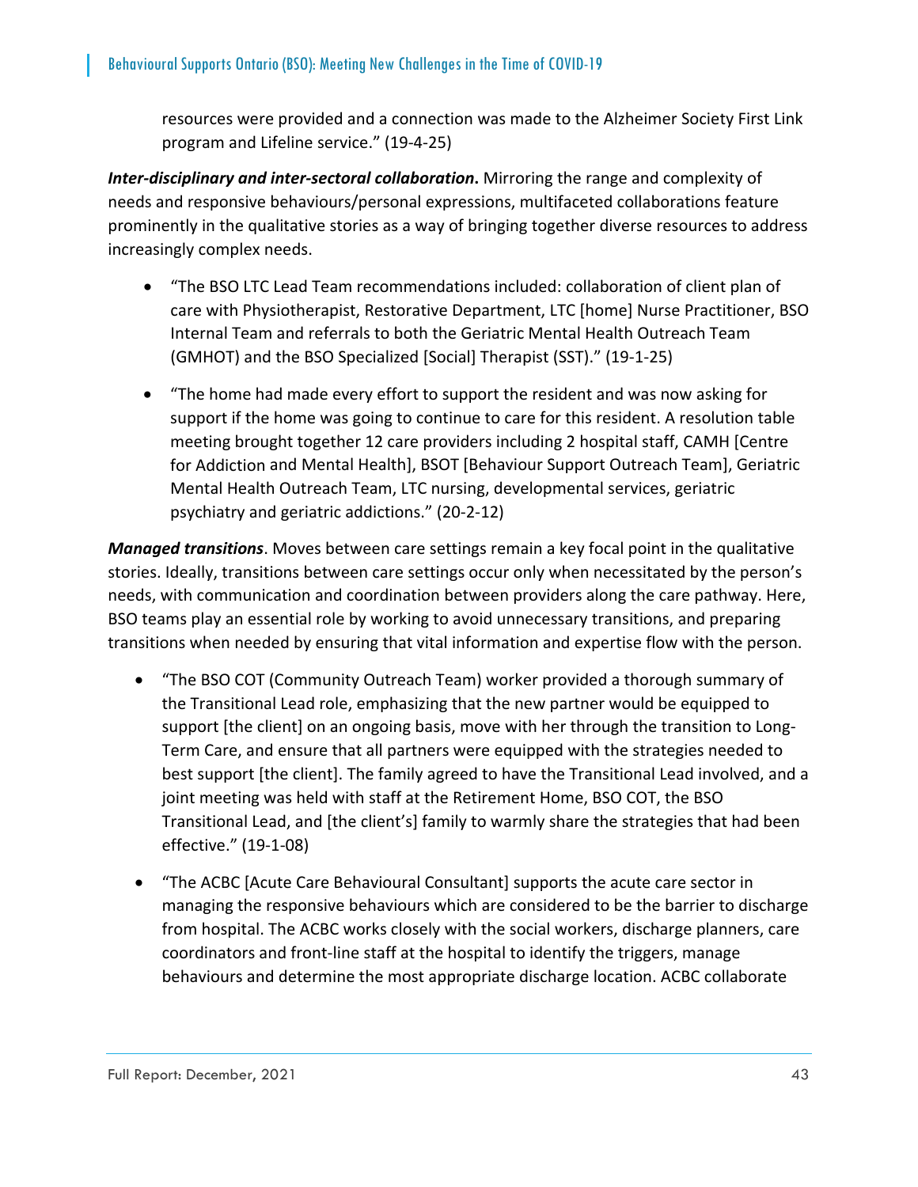resources were provided and a connection was made to the Alzheimer Society First Link program and Lifeline service." (19-4-25)

***Inter-disciplinary and inter-sectoral collaboration.*** Mirroring the range and complexity of needs and responsive behaviours/personal expressions, multifaceted collaborations feature prominently in the qualitative stories as a way of bringing together diverse resources to address increasingly complex needs.

- "The BSO LTC Lead Team recommendations included: collaboration of client plan of care with Physiotherapist, Restorative Department, LTC [home] Nurse Practitioner, BSO Internal Team and referrals to both the Geriatric Mental Health Outreach Team (GMHOT) and the BSO Specialized [Social] Therapist (SST)." (19-1-25)
- "The home had made every effort to support the resident and was now asking for support if the home was going to continue to care for this resident. A resolution table meeting brought together 12 care providers including 2 hospital staff, CAMH [Centre for Addiction and Mental Health], BSOT [Behaviour Support Outreach Team], Geriatric Mental Health Outreach Team, LTC nursing, developmental services, geriatric psychiatry and geriatric addictions." (20-2-12)

***Managed transitions***. Moves between care settings remain a key focal point in the qualitative stories. Ideally, transitions between care settings occur only when necessitated by the person's needs, with communication and coordination between providers along the care pathway. Here, BSO teams play an essential role by working to avoid unnecessary transitions, and preparing transitions when needed by ensuring that vital information and expertise flow with the person.

- "The BSO COT (Community Outreach Team) worker provided a thorough summary of the Transitional Lead role, emphasizing that the new partner would be equipped to support [the client] on an ongoing basis, move with her through the transition to Long-Term Care, and ensure that all partners were equipped with the strategies needed to best support [the client]. The family agreed to have the Transitional Lead involved, and a joint meeting was held with staff at the Retirement Home, BSO COT, the BSO Transitional Lead, and [the client's] family to warmly share the strategies that had been effective." (19-1-08)
- "The ACBC [Acute Care Behavioural Consultant] supports the acute care sector in managing the responsive behaviours which are considered to be the barrier to discharge from hospital. The ACBC works closely with the social workers, discharge planners, care coordinators and front-line staff at the hospital to identify the triggers, manage behaviours and determine the most appropriate discharge location. ACBC collaborate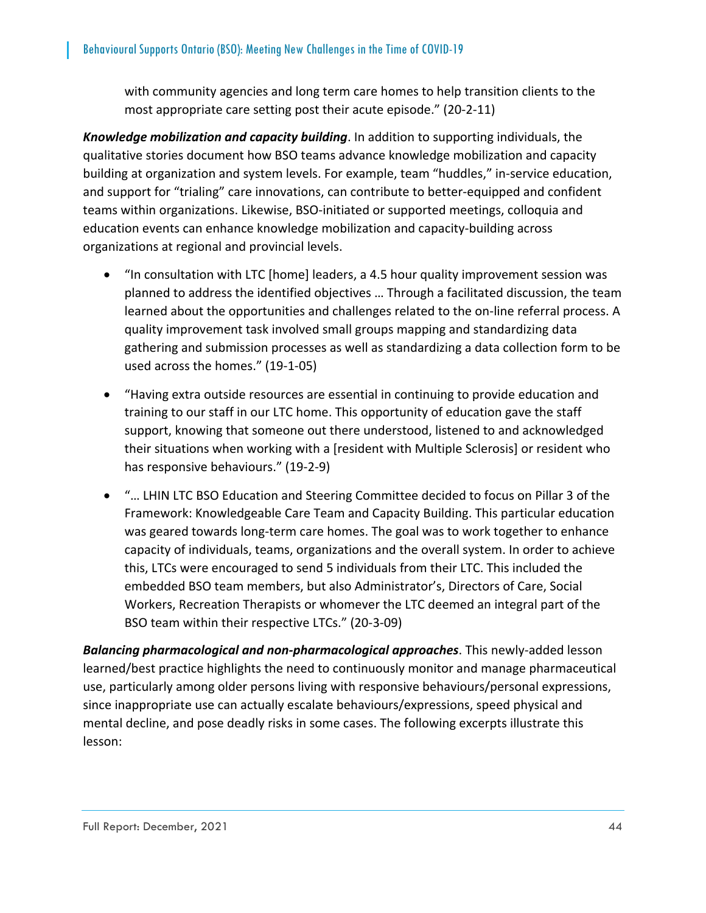with community agencies and long term care homes to help transition clients to the most appropriate care setting post their acute episode." (20-2-11)

***Knowledge mobilization and capacity building***. In addition to supporting individuals, the qualitative stories document how BSO teams advance knowledge mobilization and capacity building at organization and system levels. For example, team "huddles," in-service education, and support for "trialing" care innovations, can contribute to better-equipped and confident teams within organizations. Likewise, BSO-initiated or supported meetings, colloquia and education events can enhance knowledge mobilization and capacity-building across organizations at regional and provincial levels.

- "In consultation with LTC [home] leaders, a 4.5 hour quality improvement session was planned to address the identified objectives … Through a facilitated discussion, the team learned about the opportunities and challenges related to the on-line referral process. A quality improvement task involved small groups mapping and standardizing data gathering and submission processes as well as standardizing a data collection form to be used across the homes." (19-1-05)
- "Having extra outside resources are essential in continuing to provide education and training to our staff in our LTC home. This opportunity of education gave the staff support, knowing that someone out there understood, listened to and acknowledged their situations when working with a [resident with Multiple Sclerosis] or resident who has responsive behaviours." (19-2-9)
- "… LHIN LTC BSO Education and Steering Committee decided to focus on Pillar 3 of the Framework: Knowledgeable Care Team and Capacity Building. This particular education was geared towards long-term care homes. The goal was to work together to enhance capacity of individuals, teams, organizations and the overall system. In order to achieve this, LTCs were encouraged to send 5 individuals from their LTC. This included the embedded BSO team members, but also Administrator's, Directors of Care, Social Workers, Recreation Therapists or whomever the LTC deemed an integral part of the BSO team within their respective LTCs." (20-3-09)

***Balancing pharmacological and non-pharmacological approaches***. This newly-added lesson learned/best practice highlights the need to continuously monitor and manage pharmaceutical use, particularly among older persons living with responsive behaviours/personal expressions, since inappropriate use can actually escalate behaviours/expressions, speed physical and mental decline, and pose deadly risks in some cases. The following excerpts illustrate this lesson: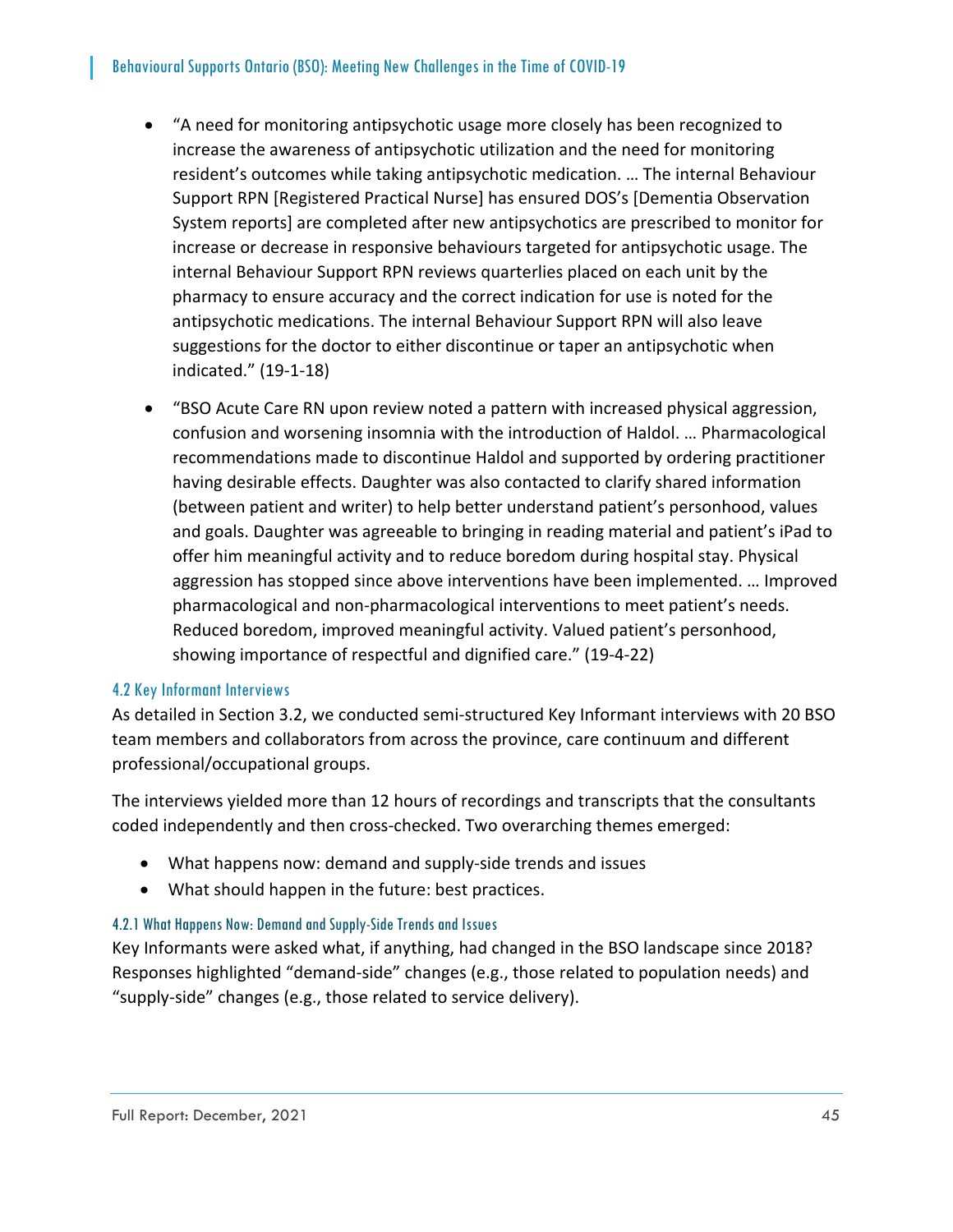- "A need for monitoring antipsychotic usage more closely has been recognized to increase the awareness of antipsychotic utilization and the need for monitoring resident's outcomes while taking antipsychotic medication. … The internal Behaviour Support RPN [Registered Practical Nurse] has ensured DOS's [Dementia Observation System reports] are completed after new antipsychotics are prescribed to monitor for increase or decrease in responsive behaviours targeted for antipsychotic usage. The internal Behaviour Support RPN reviews quarterlies placed on each unit by the pharmacy to ensure accuracy and the correct indication for use is noted for the antipsychotic medications. The internal Behaviour Support RPN will also leave suggestions for the doctor to either discontinue or taper an antipsychotic when indicated." (19-1-18)
- "BSO Acute Care RN upon review noted a pattern with increased physical aggression, confusion and worsening insomnia with the introduction of Haldol. … Pharmacological recommendations made to discontinue Haldol and supported by ordering practitioner having desirable effects. Daughter was also contacted to clarify shared information (between patient and writer) to help better understand patient's personhood, values and goals. Daughter was agreeable to bringing in reading material and patient's iPad to offer him meaningful activity and to reduce boredom during hospital stay. Physical aggression has stopped since above interventions have been implemented. … Improved pharmacological and non-pharmacological interventions to meet patient's needs. Reduced boredom, improved meaningful activity. Valued patient's personhood, showing importance of respectful and dignified care." (19-4-22)

### 4.2 Key Informant Interviews

As detailed in Section 3.2, we conducted semi-structured Key Informant interviews with 20 BSO team members and collaborators from across the province, care continuum and different professional/occupational groups.

The interviews yielded more than 12 hours of recordings and transcripts that the consultants coded independently and then cross-checked. Two overarching themes emerged:

- What happens now: demand and supply-side trends and issues
- What should happen in the future: best practices.

#### 4.2.1 What Happens Now: Demand and Supply-Side Trends and Issues

Key Informants were asked what, if anything, had changed in the BSO landscape since 2018? Responses highlighted "demand-side" changes (e.g., those related to population needs) and "supply-side" changes (e.g., those related to service delivery).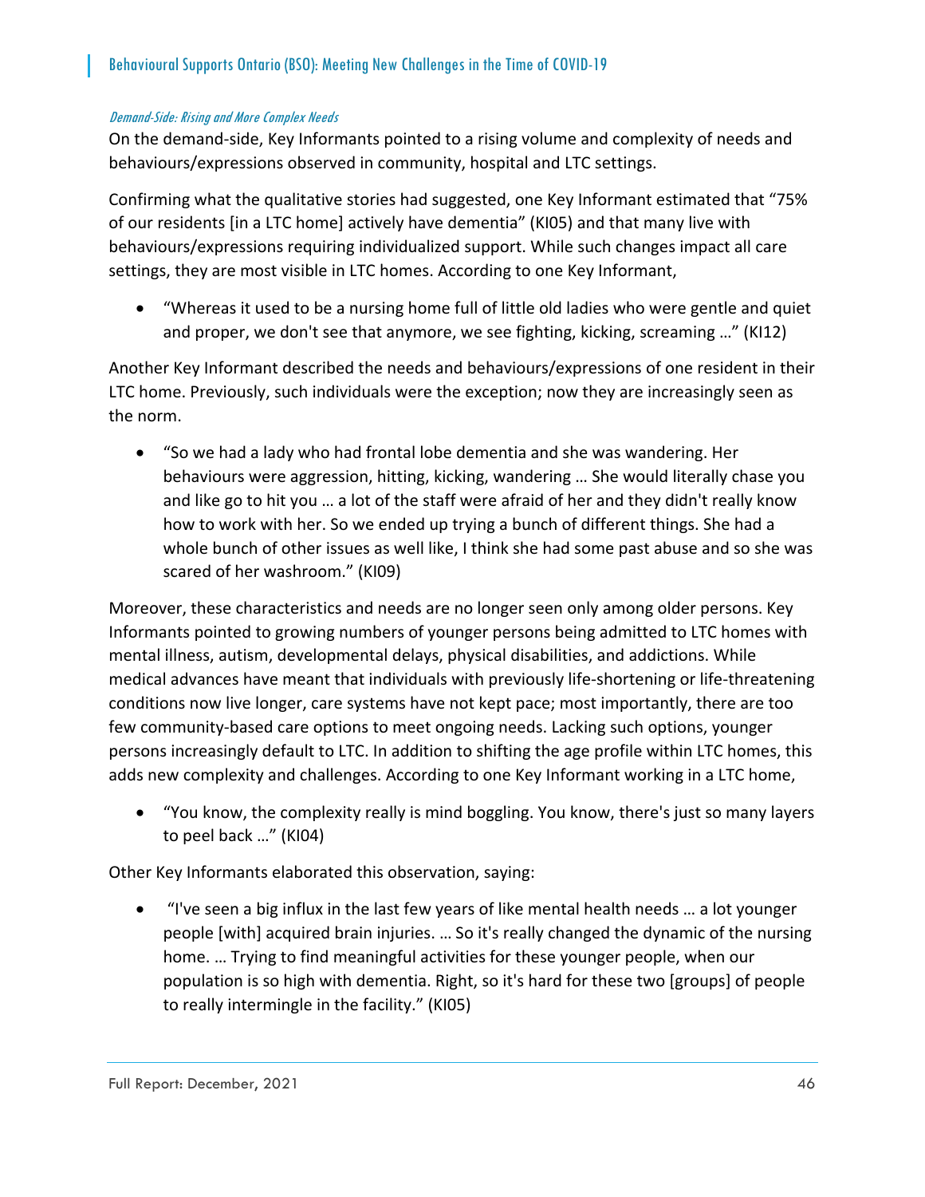*Demand-Side: Rising and More Complex Needs*

On the demand-side, Key Informants pointed to a rising volume and complexity of needs and behaviours/expressions observed in community, hospital and LTC settings.

Confirming what the qualitative stories had suggested, one Key Informant estimated that "75% of our residents [in a LTC home] actively have dementia" (KI05) and that many live with behaviours/expressions requiring individualized support. While such changes impact all care settings, they are most visible in LTC homes. According to one Key Informant,

- "Whereas it used to be a nursing home full of little old ladies who were gentle and quiet and proper, we don't see that anymore, we see fighting, kicking, screaming …" (KI12)

Another Key Informant described the needs and behaviours/expressions of one resident in their LTC home. Previously, such individuals were the exception; now they are increasingly seen as the norm.

- "So we had a lady who had frontal lobe dementia and she was wandering. Her behaviours were aggression, hitting, kicking, wandering … She would literally chase you and like go to hit you … a lot of the staff were afraid of her and they didn't really know how to work with her. So we ended up trying a bunch of different things. She had a whole bunch of other issues as well like, I think she had some past abuse and so she was scared of her washroom." (KI09)

Moreover, these characteristics and needs are no longer seen only among older persons. Key Informants pointed to growing numbers of younger persons being admitted to LTC homes with mental illness, autism, developmental delays, physical disabilities, and addictions. While medical advances have meant that individuals with previously life-shortening or life-threatening conditions now live longer, care systems have not kept pace; most importantly, there are too few community-based care options to meet ongoing needs. Lacking such options, younger persons increasingly default to LTC. In addition to shifting the age profile within LTC homes, this adds new complexity and challenges. According to one Key Informant working in a LTC home,

- "You know, the complexity really is mind boggling. You know, there's just so many layers to peel back …" (KI04)

Other Key Informants elaborated this observation, saying:

- "I've seen a big influx in the last few years of like mental health needs … a lot younger people [with] acquired brain injuries. … So it's really changed the dynamic of the nursing home. … Trying to find meaningful activities for these younger people, when our population is so high with dementia. Right, so it's hard for these two [groups] of people to really intermingle in the facility." (KI05)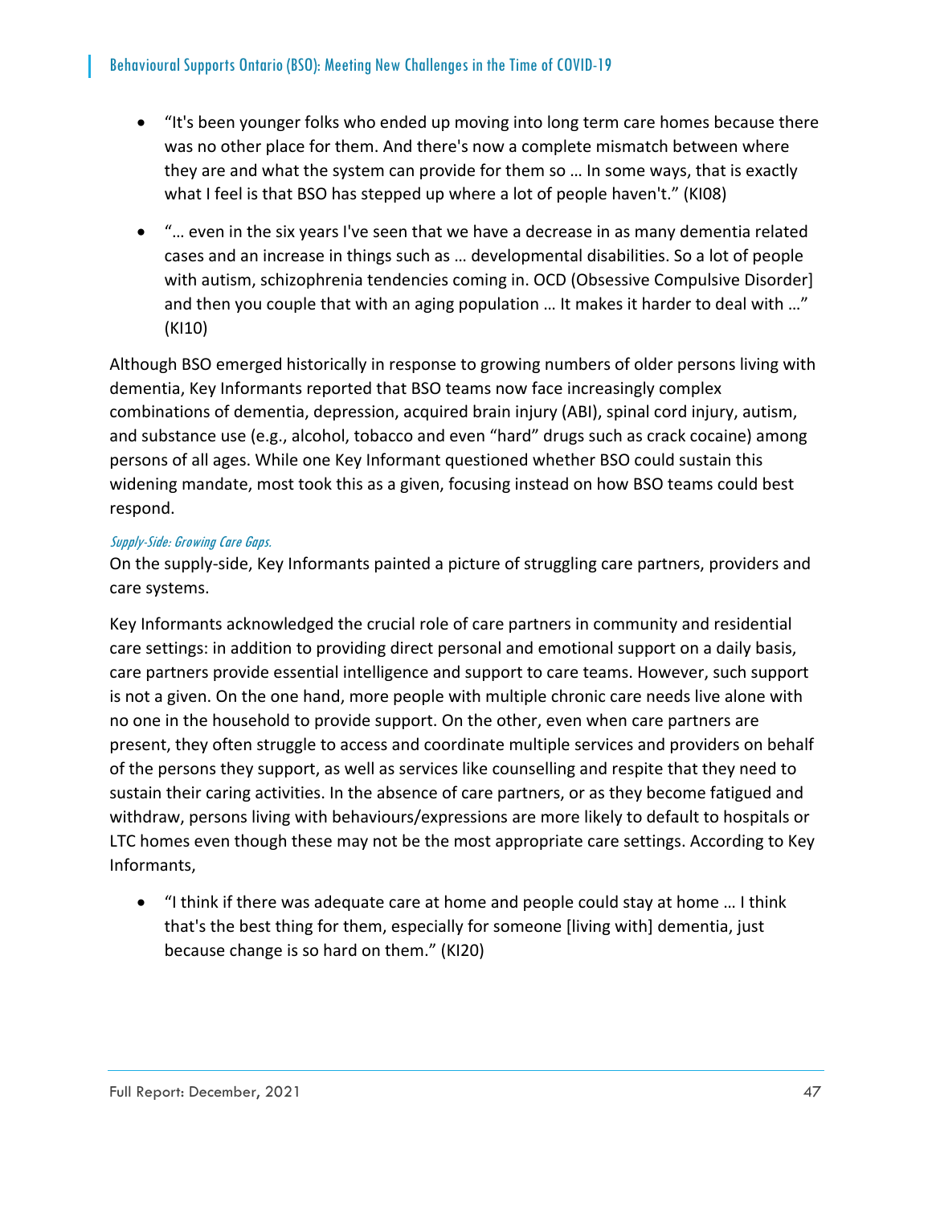- "It's been younger folks who ended up moving into long term care homes because there was no other place for them. And there's now a complete mismatch between where they are and what the system can provide for them so … In some ways, that is exactly what I feel is that BSO has stepped up where a lot of people haven't." (KI08)
- "… even in the six years I've seen that we have a decrease in as many dementia related cases and an increase in things such as … developmental disabilities. So a lot of people with autism, schizophrenia tendencies coming in. OCD (Obsessive Compulsive Disorder] and then you couple that with an aging population … It makes it harder to deal with …" (KI10)

Although BSO emerged historically in response to growing numbers of older persons living with dementia, Key Informants reported that BSO teams now face increasingly complex combinations of dementia, depression, acquired brain injury (ABI), spinal cord injury, autism, and substance use (e.g., alcohol, tobacco and even "hard" drugs such as crack cocaine) among persons of all ages. While one Key Informant questioned whether BSO could sustain this widening mandate, most took this as a given, focusing instead on how BSO teams could best respond.

*Supply-Side: Growing Care Gaps.*

On the supply-side, Key Informants painted a picture of struggling care partners, providers and care systems.

Key Informants acknowledged the crucial role of care partners in community and residential care settings: in addition to providing direct personal and emotional support on a daily basis, care partners provide essential intelligence and support to care teams. However, such support is not a given. On the one hand, more people with multiple chronic care needs live alone with no one in the household to provide support. On the other, even when care partners are present, they often struggle to access and coordinate multiple services and providers on behalf of the persons they support, as well as services like counselling and respite that they need to sustain their caring activities. In the absence of care partners, or as they become fatigued and withdraw, persons living with behaviours/expressions are more likely to default to hospitals or LTC homes even though these may not be the most appropriate care settings. According to Key Informants,

- "I think if there was adequate care at home and people could stay at home … I think that's the best thing for them, especially for someone [living with] dementia, just because change is so hard on them." (KI20)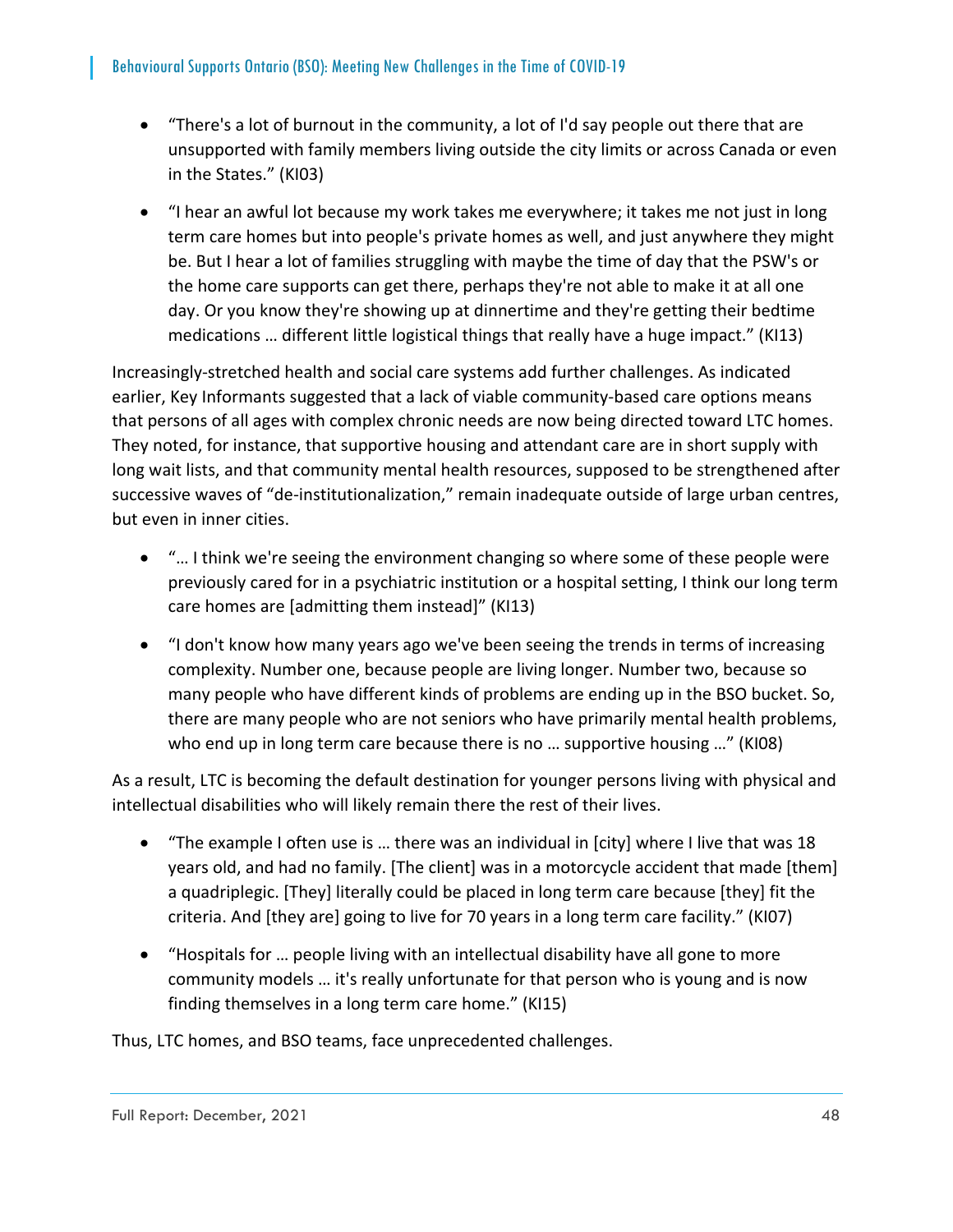- "There's a lot of burnout in the community, a lot of I'd say people out there that are unsupported with family members living outside the city limits or across Canada or even in the States." (KI03)
- "I hear an awful lot because my work takes me everywhere; it takes me not just in long term care homes but into people's private homes as well, and just anywhere they might be. But I hear a lot of families struggling with maybe the time of day that the PSW's or the home care supports can get there, perhaps they're not able to make it at all one day. Or you know they're showing up at dinnertime and they're getting their bedtime medications … different little logistical things that really have a huge impact." (KI13)

Increasingly-stretched health and social care systems add further challenges. As indicated earlier, Key Informants suggested that a lack of viable community-based care options means that persons of all ages with complex chronic needs are now being directed toward LTC homes. They noted, for instance, that supportive housing and attendant care are in short supply with long wait lists, and that community mental health resources, supposed to be strengthened after successive waves of "de-institutionalization," remain inadequate outside of large urban centres, but even in inner cities.

- "… I think we're seeing the environment changing so where some of these people were previously cared for in a psychiatric institution or a hospital setting, I think our long term care homes are [admitting them instead]" (KI13)
- "I don't know how many years ago we've been seeing the trends in terms of increasing complexity. Number one, because people are living longer. Number two, because so many people who have different kinds of problems are ending up in the BSO bucket. So, there are many people who are not seniors who have primarily mental health problems, who end up in long term care because there is no … supportive housing …" (KI08)

As a result, LTC is becoming the default destination for younger persons living with physical and intellectual disabilities who will likely remain there the rest of their lives.

- "The example I often use is … there was an individual in [city] where I live that was 18 years old, and had no family. [The client] was in a motorcycle accident that made [them] a quadriplegic. [They] literally could be placed in long term care because [they] fit the criteria. And [they are] going to live for 70 years in a long term care facility." (KI07)
- "Hospitals for … people living with an intellectual disability have all gone to more community models … it's really unfortunate for that person who is young and is now finding themselves in a long term care home." (KI15)

Thus, LTC homes, and BSO teams, face unprecedented challenges.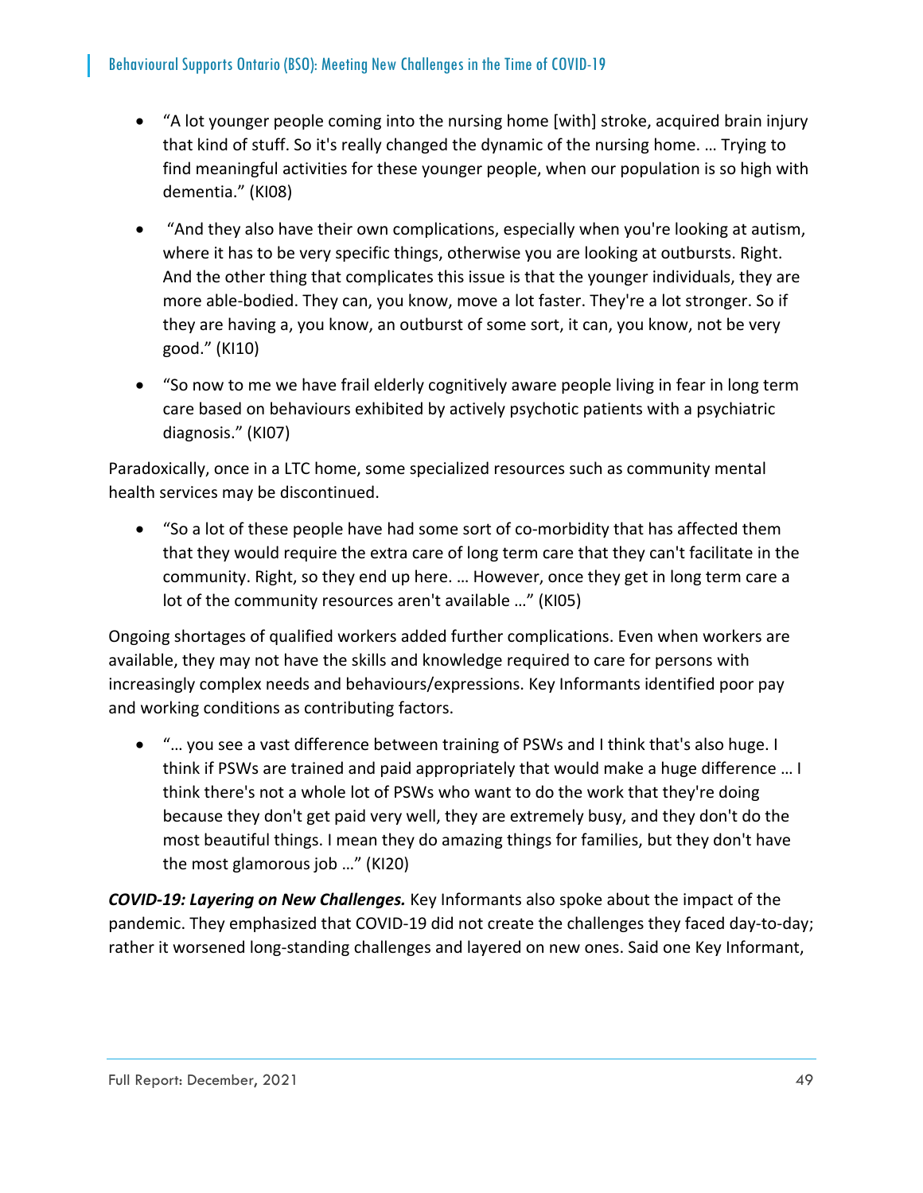- "A lot younger people coming into the nursing home [with] stroke, acquired brain injury that kind of stuff. So it's really changed the dynamic of the nursing home. … Trying to find meaningful activities for these younger people, when our population is so high with dementia." (KI08)
- "And they also have their own complications, especially when you're looking at autism, where it has to be very specific things, otherwise you are looking at outbursts. Right. And the other thing that complicates this issue is that the younger individuals, they are more able-bodied. They can, you know, move a lot faster. They're a lot stronger. So if they are having a, you know, an outburst of some sort, it can, you know, not be very good." (KI10)
- "So now to me we have frail elderly cognitively aware people living in fear in long term care based on behaviours exhibited by actively psychotic patients with a psychiatric diagnosis." (KI07)

Paradoxically, once in a LTC home, some specialized resources such as community mental health services may be discontinued.

- "So a lot of these people have had some sort of co-morbidity that has affected them that they would require the extra care of long term care that they can't facilitate in the community. Right, so they end up here. … However, once they get in long term care a lot of the community resources aren't available …" (KI05)

Ongoing shortages of qualified workers added further complications. Even when workers are available, they may not have the skills and knowledge required to care for persons with increasingly complex needs and behaviours/expressions. Key Informants identified poor pay and working conditions as contributing factors.

- "… you see a vast difference between training of PSWs and I think that's also huge. I think if PSWs are trained and paid appropriately that would make a huge difference … I think there's not a whole lot of PSWs who want to do the work that they're doing because they don't get paid very well, they are extremely busy, and they don't do the most beautiful things. I mean they do amazing things for families, but they don't have the most glamorous job …" (KI20)

***COVID-19: Layering on New Challenges.*** Key Informants also spoke about the impact of the pandemic. They emphasized that COVID-19 did not create the challenges they faced day-to-day; rather it worsened long-standing challenges and layered on new ones. Said one Key Informant,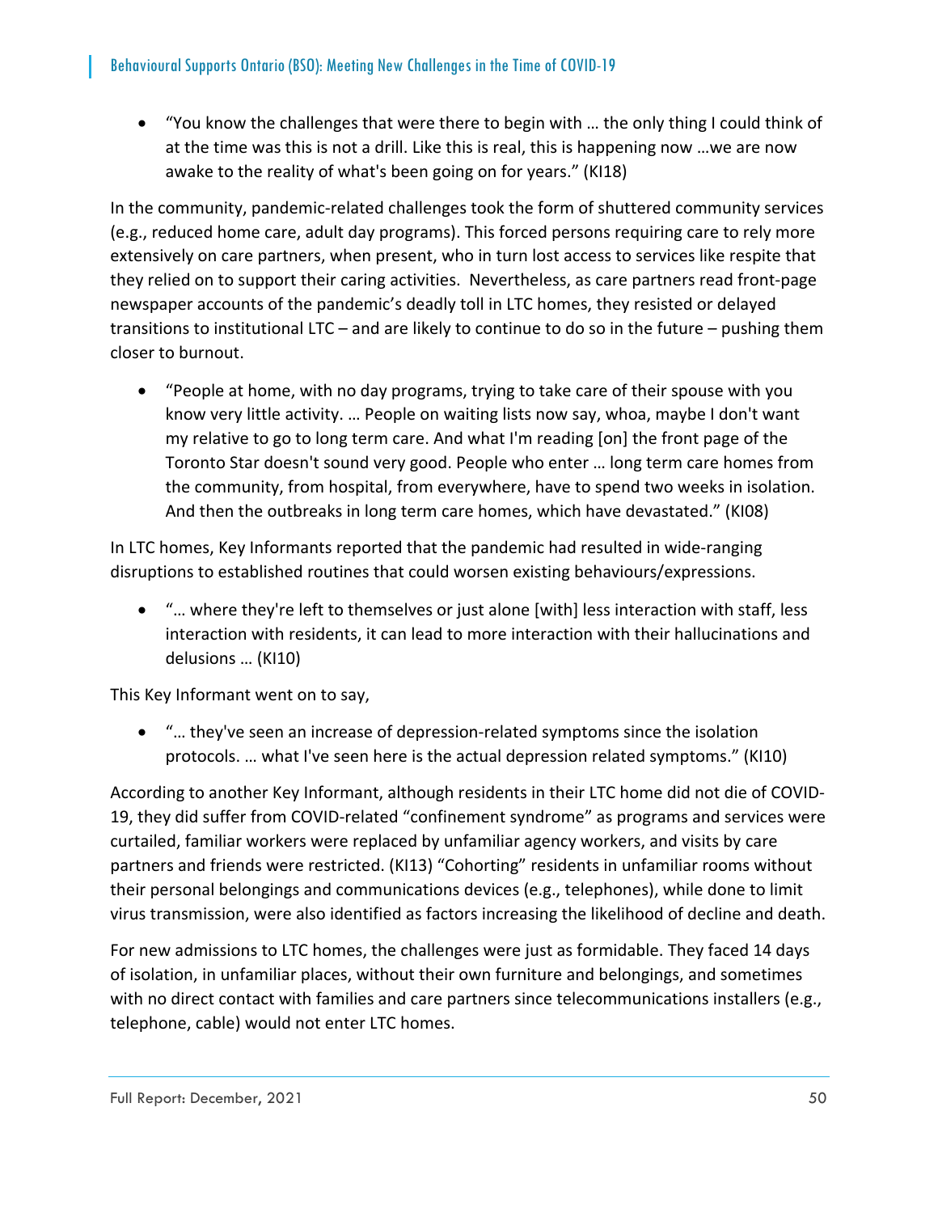- "You know the challenges that were there to begin with … the only thing I could think of at the time was this is not a drill. Like this is real, this is happening now …we are now awake to the reality of what's been going on for years." (KI18)

In the community, pandemic-related challenges took the form of shuttered community services (e.g., reduced home care, adult day programs). This forced persons requiring care to rely more extensively on care partners, when present, who in turn lost access to services like respite that they relied on to support their caring activities. Nevertheless, as care partners read front-page newspaper accounts of the pandemic's deadly toll in LTC homes, they resisted or delayed transitions to institutional LTC – and are likely to continue to do so in the future – pushing them closer to burnout.

- "People at home, with no day programs, trying to take care of their spouse with you know very little activity. … People on waiting lists now say, whoa, maybe I don't want my relative to go to long term care. And what I'm reading [on] the front page of the Toronto Star doesn't sound very good. People who enter … long term care homes from the community, from hospital, from everywhere, have to spend two weeks in isolation. And then the outbreaks in long term care homes, which have devastated." (KI08)

In LTC homes, Key Informants reported that the pandemic had resulted in wide-ranging disruptions to established routines that could worsen existing behaviours/expressions.

- "… where they're left to themselves or just alone [with] less interaction with staff, less interaction with residents, it can lead to more interaction with their hallucinations and delusions … (KI10)

This Key Informant went on to say,

- "… they've seen an increase of depression-related symptoms since the isolation protocols. … what I've seen here is the actual depression related symptoms." (KI10)

According to another Key Informant, although residents in their LTC home did not die of COVID-19, they did suffer from COVID-related "confinement syndrome" as programs and services were curtailed, familiar workers were replaced by unfamiliar agency workers, and visits by care partners and friends were restricted. (KI13) "Cohorting" residents in unfamiliar rooms without their personal belongings and communications devices (e.g., telephones), while done to limit virus transmission, were also identified as factors increasing the likelihood of decline and death.

For new admissions to LTC homes, the challenges were just as formidable. They faced 14 days of isolation, in unfamiliar places, without their own furniture and belongings, and sometimes with no direct contact with families and care partners since telecommunications installers (e.g., telephone, cable) would not enter LTC homes.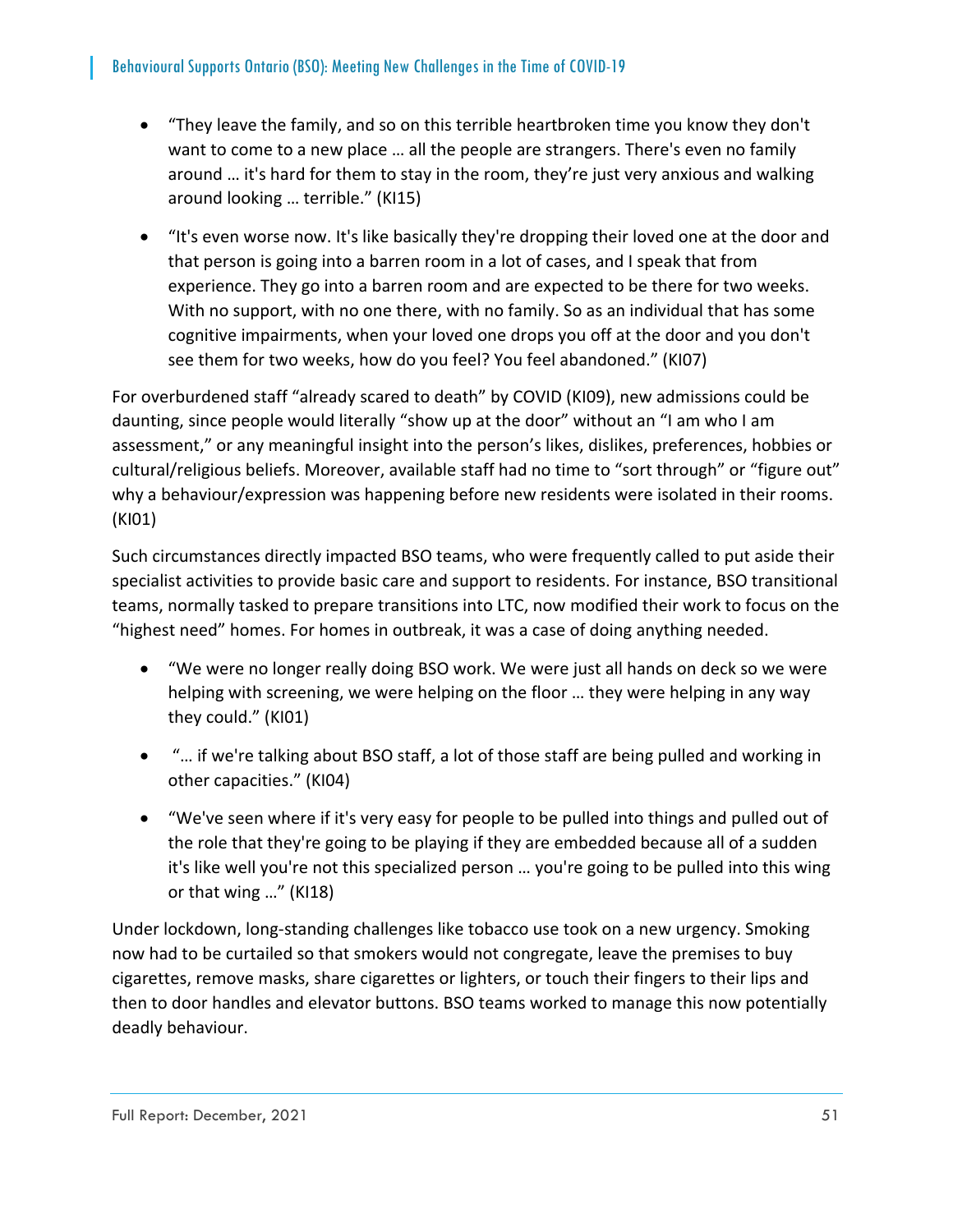- “They leave the family, and so on this terrible heartbroken time you know they don't want to come to a new place … all the people are strangers. There's even no family around … it's hard for them to stay in the room, they’re just very anxious and walking around looking … terrible.” (KI15)

- “It's even worse now. It's like basically they're dropping their loved one at the door and that person is going into a barren room in a lot of cases, and I speak that from experience. They go into a barren room and are expected to be there for two weeks. With no support, with no one there, with no family. So as an individual that has some cognitive impairments, when your loved one drops you off at the door and you don't see them for two weeks, how do you feel? You feel abandoned.” (KI07)

For overburdened staff “already scared to death” by COVID (KI09), new admissions could be daunting, since people would literally “show up at the door” without an “I am who I am assessment,” or any meaningful insight into the person’s likes, dislikes, preferences, hobbies or cultural/religious beliefs. Moreover, available staff had no time to “sort through” or “figure out” why a behaviour/expression was happening before new residents were isolated in their rooms. (KI01)

Such circumstances directly impacted BSO teams, who were frequently called to put aside their specialist activities to provide basic care and support to residents. For instance, BSO transitional teams, normally tasked to prepare transitions into LTC, now modified their work to focus on the “highest need” homes. For homes in outbreak, it was a case of doing anything needed.

- “We were no longer really doing BSO work. We were just all hands on deck so we were helping with screening, we were helping on the floor … they were helping in any way they could.” (KI01)

- “… if we're talking about BSO staff, a lot of those staff are being pulled and working in other capacities.” (KI04)

- “We've seen where if it's very easy for people to be pulled into things and pulled out of the role that they're going to be playing if they are embedded because all of a sudden it's like well you're not this specialized person … you're going to be pulled into this wing or that wing …” (KI18)

Under lockdown, long-standing challenges like tobacco use took on a new urgency. Smoking now had to be curtailed so that smokers would not congregate, leave the premises to buy cigarettes, remove masks, share cigarettes or lighters, or touch their fingers to their lips and then to door handles and elevator buttons. BSO teams worked to manage this now potentially deadly behaviour.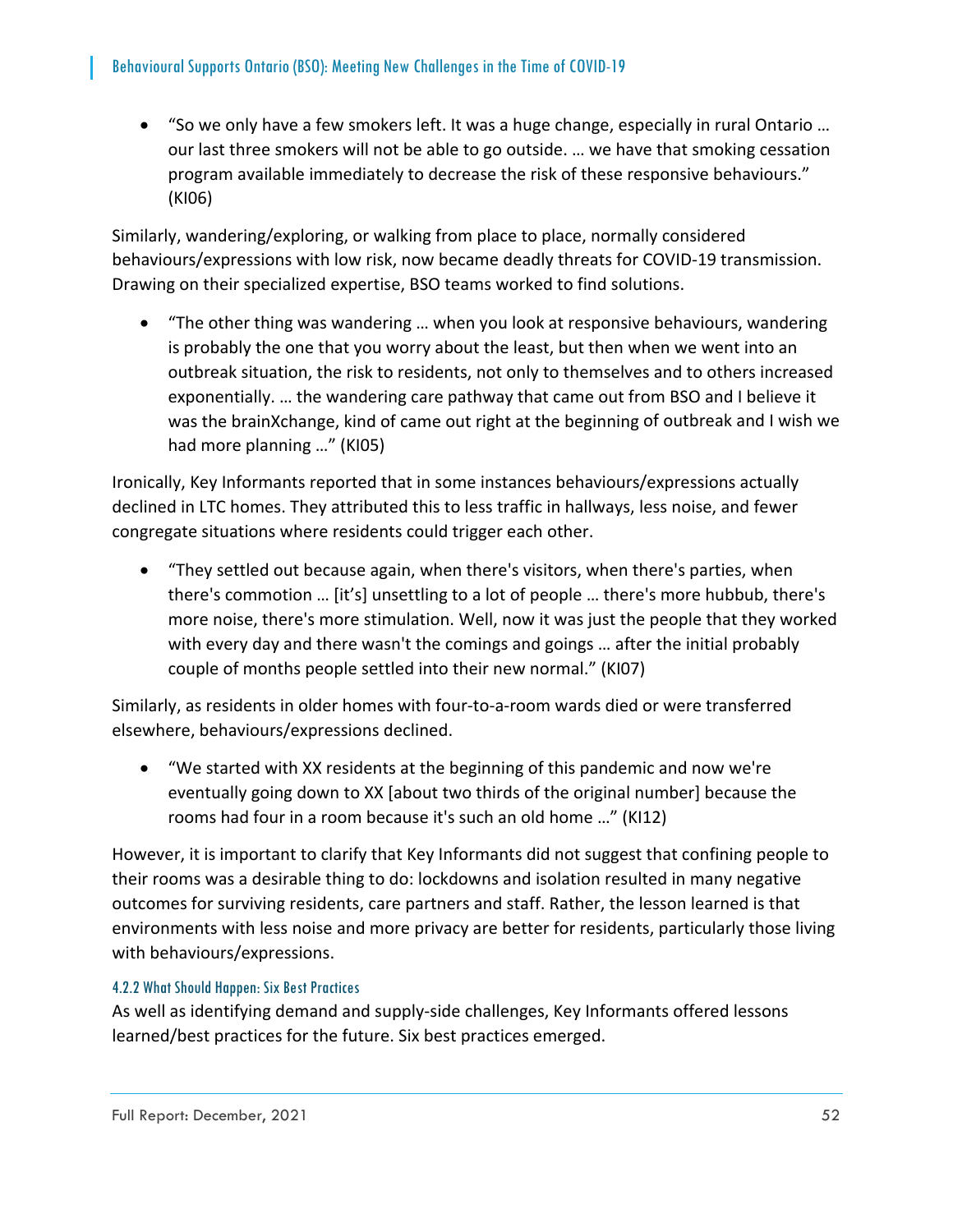- “So we only have a few smokers left. It was a huge change, especially in rural Ontario … our last three smokers will not be able to go outside. … we have that smoking cessation program available immediately to decrease the risk of these responsive behaviours.” (KI06)

Similarly, wandering/exploring, or walking from place to place, normally considered behaviours/expressions with low risk, now became deadly threats for COVID-19 transmission. Drawing on their specialized expertise, BSO teams worked to find solutions.

- “The other thing was wandering … when you look at responsive behaviours, wandering is probably the one that you worry about the least, but then when we went into an outbreak situation, the risk to residents, not only to themselves and to others increased exponentially. … the wandering care pathway that came out from BSO and I believe it was the brainXchange, kind of came out right at the beginning of outbreak and I wish we had more planning …” (KI05)

Ironically, Key Informants reported that in some instances behaviours/expressions actually declined in LTC homes. They attributed this to less traffic in hallways, less noise, and fewer congregate situations where residents could trigger each other.

- “They settled out because again, when there's visitors, when there's parties, when there's commotion … [it’s] unsettling to a lot of people … there's more hubbub, there's more noise, there's more stimulation. Well, now it was just the people that they worked with every day and there wasn't the comings and goings … after the initial probably couple of months people settled into their new normal.” (KI07)

Similarly, as residents in older homes with four-to-a-room wards died or were transferred elsewhere, behaviours/expressions declined.

- “We started with XX residents at the beginning of this pandemic and now we're eventually going down to XX [about two thirds of the original number] because the rooms had four in a room because it's such an old home …” (KI12)

However, it is important to clarify that Key Informants did not suggest that confining people to their rooms was a desirable thing to do: lockdowns and isolation resulted in many negative outcomes for surviving residents, care partners and staff. Rather, the lesson learned is that environments with less noise and more privacy are better for residents, particularly those living with behaviours/expressions.

#### 4.2.2 What Should Happen: Six Best Practices

As well as identifying demand and supply-side challenges, Key Informants offered lessons learned/best practices for the future. Six best practices emerged.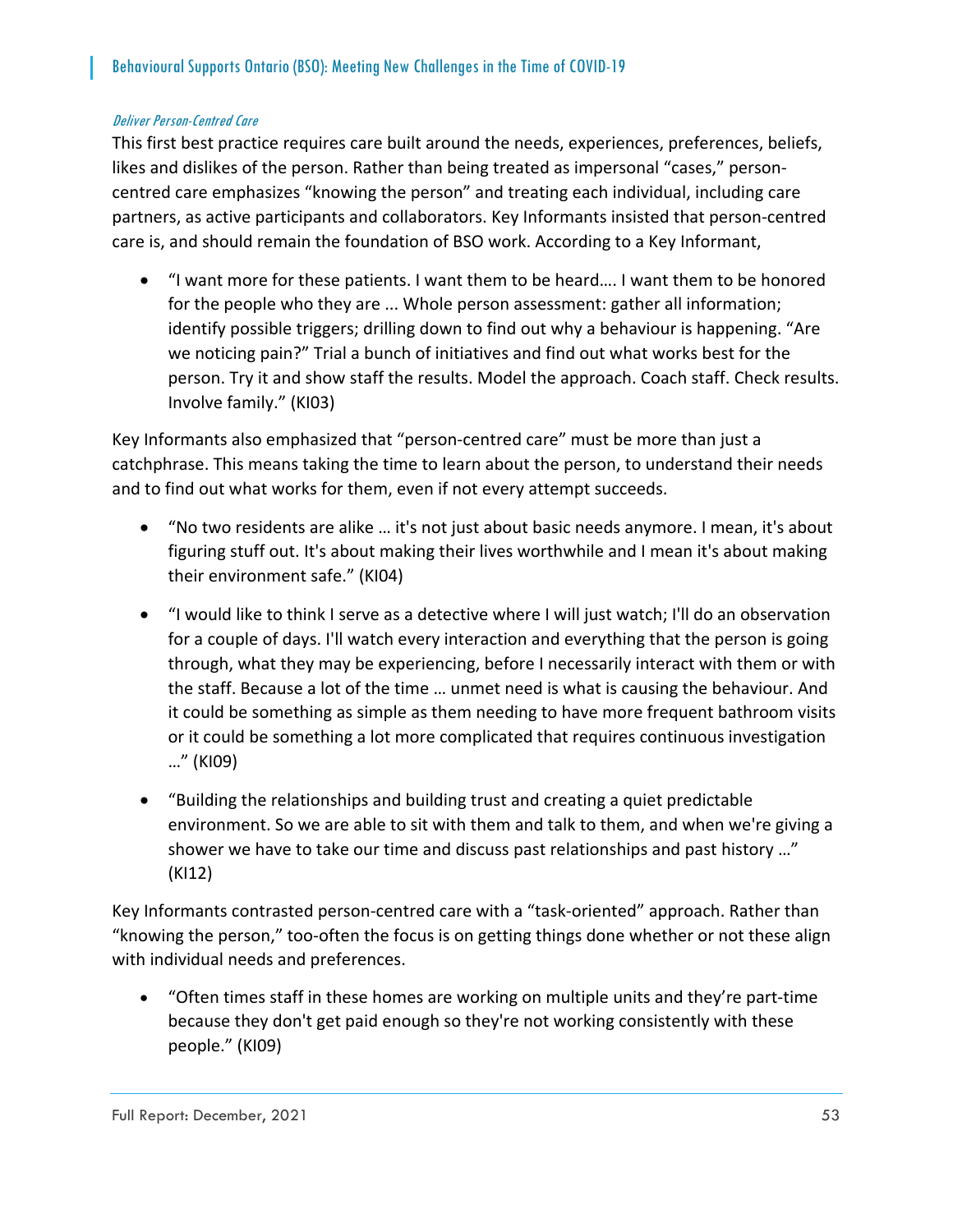*Deliver Person-Centred Care*

This first best practice requires care built around the needs, experiences, preferences, beliefs, likes and dislikes of the person. Rather than being treated as impersonal "cases," person-centred care emphasizes "knowing the person" and treating each individual, including care partners, as active participants and collaborators. Key Informants insisted that person-centred care is, and should remain the foundation of BSO work. According to a Key Informant,

- "I want more for these patients. I want them to be heard…. I want them to be honored for the people who they are ... Whole person assessment: gather all information; identify possible triggers; drilling down to find out why a behaviour is happening. "Are we noticing pain?" Trial a bunch of initiatives and find out what works best for the person. Try it and show staff the results. Model the approach. Coach staff. Check results. Involve family." (KI03)

Key Informants also emphasized that "person-centred care" must be more than just a catchphrase. This means taking the time to learn about the person, to understand their needs and to find out what works for them, even if not every attempt succeeds.

- "No two residents are alike … it's not just about basic needs anymore. I mean, it's about figuring stuff out. It's about making their lives worthwhile and I mean it's about making their environment safe." (KI04)
- "I would like to think I serve as a detective where I will just watch; I'll do an observation for a couple of days. I'll watch every interaction and everything that the person is going through, what they may be experiencing, before I necessarily interact with them or with the staff. Because a lot of the time … unmet need is what is causing the behaviour. And it could be something as simple as them needing to have more frequent bathroom visits or it could be something a lot more complicated that requires continuous investigation …" (KI09)
- "Building the relationships and building trust and creating a quiet predictable environment. So we are able to sit with them and talk to them, and when we're giving a shower we have to take our time and discuss past relationships and past history …" (KI12)

Key Informants contrasted person-centred care with a "task-oriented" approach. Rather than "knowing the person," too-often the focus is on getting things done whether or not these align with individual needs and preferences.

- "Often times staff in these homes are working on multiple units and they're part-time because they don't get paid enough so they're not working consistently with these people." (KI09)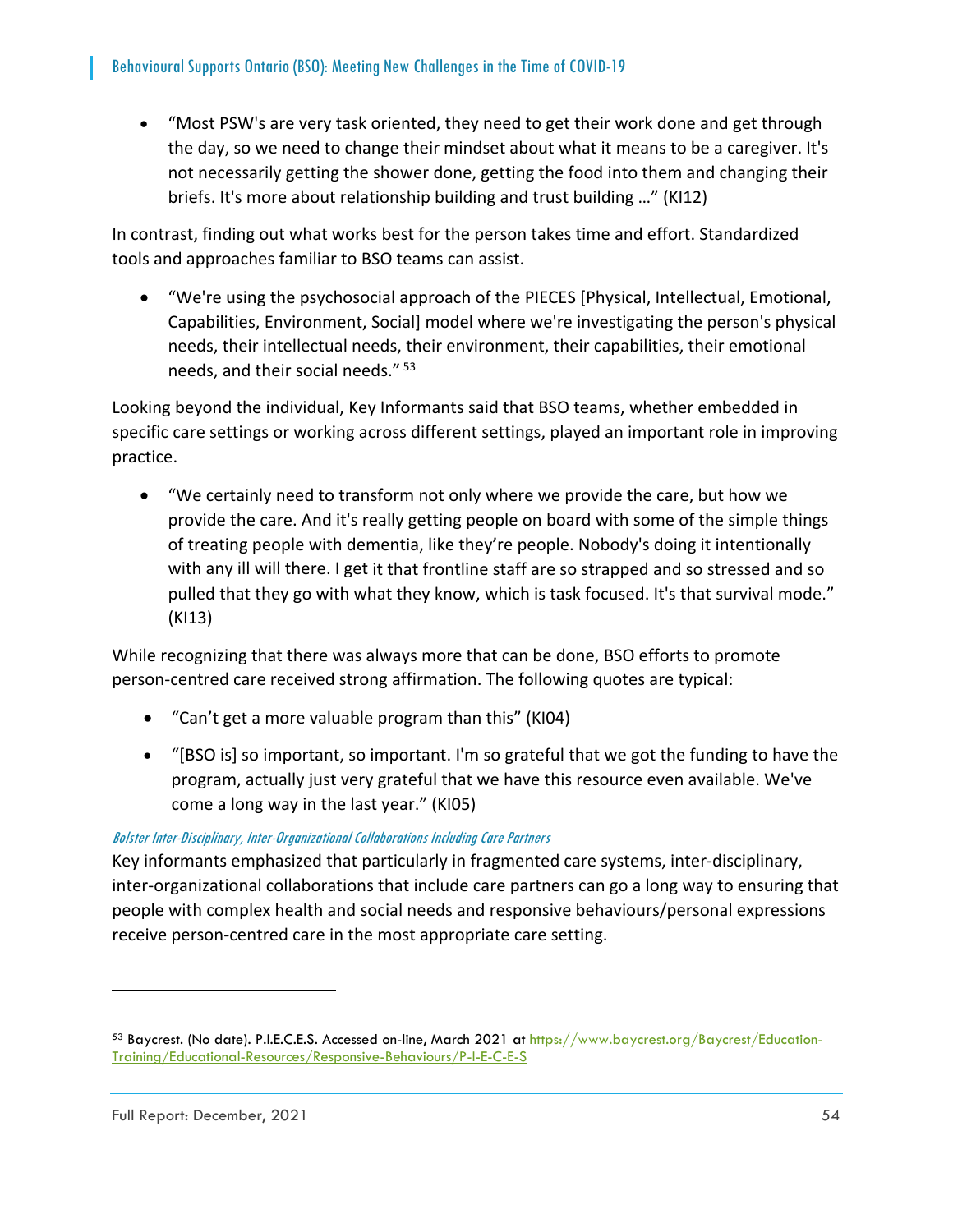- “Most PSW's are very task oriented, they need to get their work done and get through the day, so we need to change their mindset about what it means to be a caregiver. It's not necessarily getting the shower done, getting the food into them and changing their briefs. It's more about relationship building and trust building …” (KI12)

In contrast, finding out what works best for the person takes time and effort. Standardized tools and approaches familiar to BSO teams can assist.

- “We're using the psychosocial approach of the PIECES [Physical, Intellectual, Emotional, Capabilities, Environment, Social] model where we're investigating the person's physical needs, their intellectual needs, their environment, their capabilities, their emotional needs, and their social needs.” [53]

Looking beyond the individual, Key Informants said that BSO teams, whether embedded in specific care settings or working across different settings, played an important role in improving practice.

- “We certainly need to transform not only where we provide the care, but how we provide the care. And it's really getting people on board with some of the simple things of treating people with dementia, like they're people. Nobody's doing it intentionally with any ill will there. I get it that frontline staff are so strapped and so stressed and so pulled that they go with what they know, which is task focused. It's that survival mode.” (KI13)

While recognizing that there was always more that can be done, BSO efforts to promote person-centred care received strong affirmation. The following quotes are typical:

- “Can't get a more valuable program than this” (KI04)
- “[BSO is] so important, so important. I'm so grateful that we got the funding to have the program, actually just very grateful that we have this resource even available. We've come a long way in the last year.” (KI05)

*Bolster Inter-Disciplinary, Inter-Organizational Collaborations Including Care Partners*

Key informants emphasized that particularly in fragmented care systems, inter-disciplinary, inter-organizational collaborations that include care partners can go a long way to ensuring that people with complex health and social needs and responsive behaviours/personal expressions receive person-centred care in the most appropriate care setting.

---

[53] Baycrest. (No date). P.I.E.C.E.S. Accessed on-line, March 2021 at https://www.baycrest.org/Baycrest/Education-Training/Educational-Resources/Responsive-Behaviours/P-I-E-C-E-S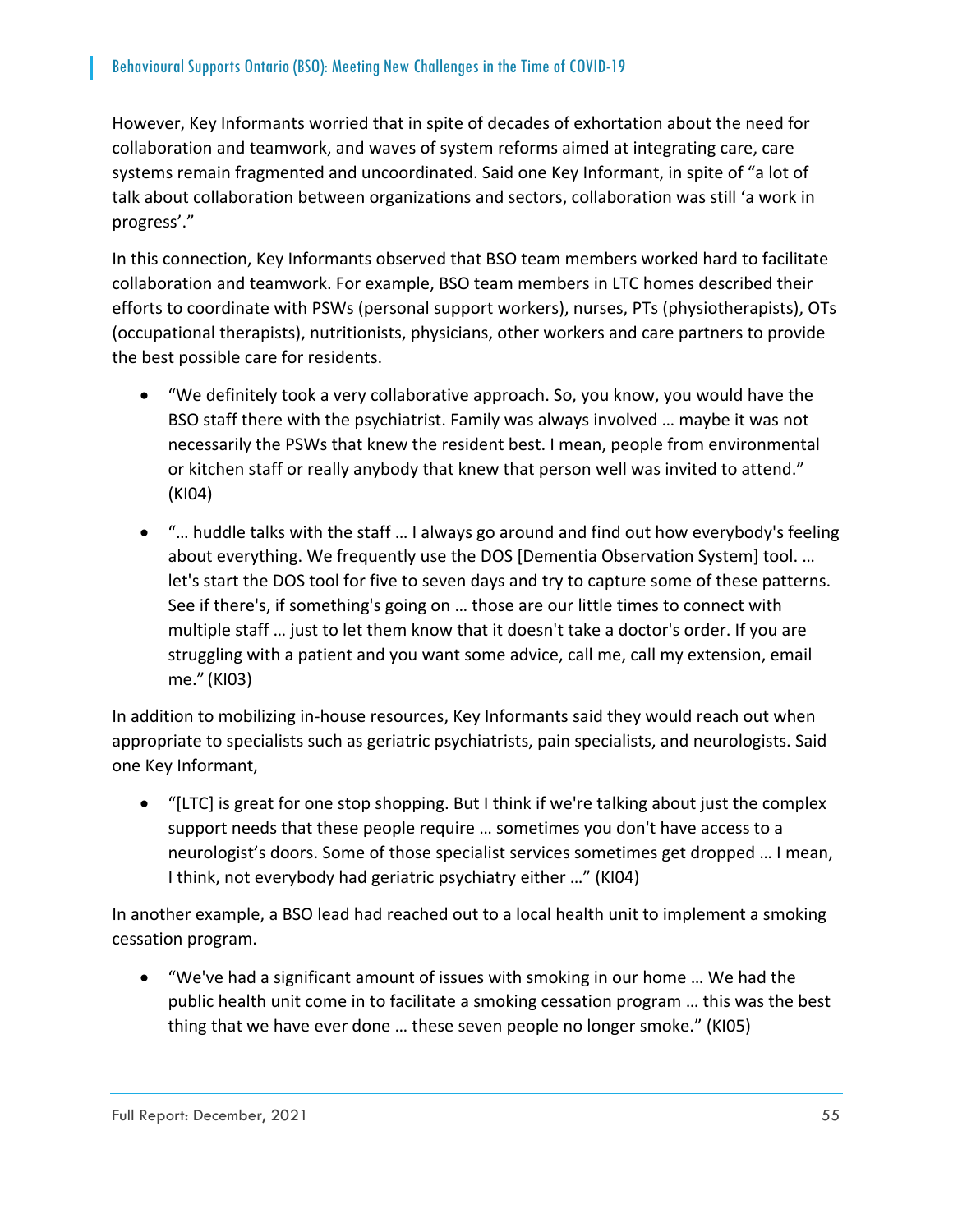However, Key Informants worried that in spite of decades of exhortation about the need for collaboration and teamwork, and waves of system reforms aimed at integrating care, care systems remain fragmented and uncoordinated. Said one Key Informant, in spite of “a lot of talk about collaboration between organizations and sectors, collaboration was still ‘a work in progress’.”

In this connection, Key Informants observed that BSO team members worked hard to facilitate collaboration and teamwork. For example, BSO team members in LTC homes described their efforts to coordinate with PSWs (personal support workers), nurses, PTs (physiotherapists), OTs (occupational therapists), nutritionists, physicians, other workers and care partners to provide the best possible care for residents.

- “We definitely took a very collaborative approach. So, you know, you would have the BSO staff there with the psychiatrist. Family was always involved … maybe it was not necessarily the PSWs that knew the resident best. I mean, people from environmental or kitchen staff or really anybody that knew that person well was invited to attend.” (KI04)
- “… huddle talks with the staff … I always go around and find out how everybody's feeling about everything. We frequently use the DOS [Dementia Observation System] tool. … let's start the DOS tool for five to seven days and try to capture some of these patterns. See if there's, if something's going on … those are our little times to connect with multiple staff … just to let them know that it doesn't take a doctor's order. If you are struggling with a patient and you want some advice, call me, call my extension, email me.” (KI03)

In addition to mobilizing in-house resources, Key Informants said they would reach out when appropriate to specialists such as geriatric psychiatrists, pain specialists, and neurologists. Said one Key Informant,

- “[LTC] is great for one stop shopping. But I think if we're talking about just the complex support needs that these people require … sometimes you don't have access to a neurologist’s doors. Some of those specialist services sometimes get dropped … I mean, I think, not everybody had geriatric psychiatry either …” (KI04)

In another example, a BSO lead had reached out to a local health unit to implement a smoking cessation program.

- “We've had a significant amount of issues with smoking in our home … We had the public health unit come in to facilitate a smoking cessation program … this was the best thing that we have ever done … these seven people no longer smoke.” (KI05)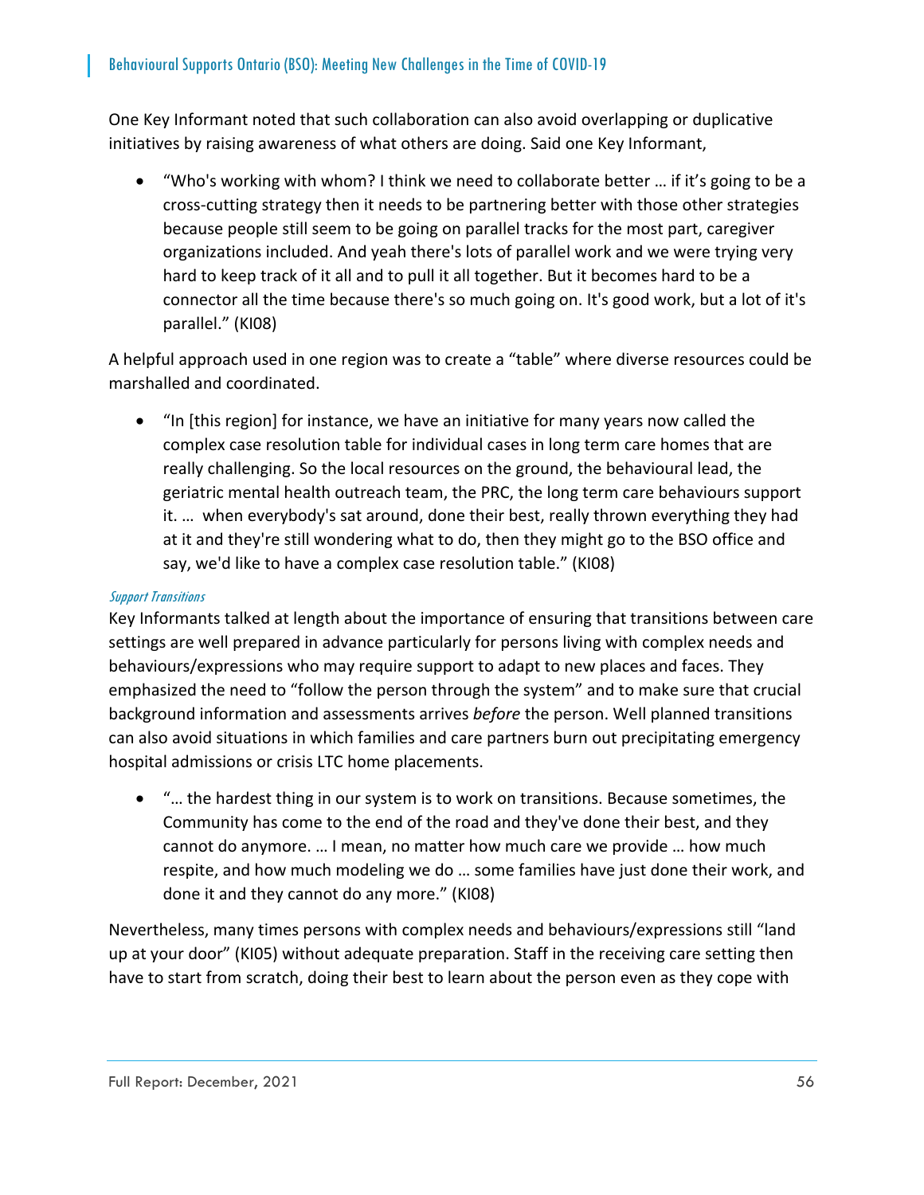One Key Informant noted that such collaboration can also avoid overlapping or duplicative initiatives by raising awareness of what others are doing. Said one Key Informant,

- "Who's working with whom? I think we need to collaborate better … if it's going to be a cross-cutting strategy then it needs to be partnering better with those other strategies because people still seem to be going on parallel tracks for the most part, caregiver organizations included. And yeah there's lots of parallel work and we were trying very hard to keep track of it all and to pull it all together. But it becomes hard to be a connector all the time because there's so much going on. It's good work, but a lot of it's parallel." (KI08)

A helpful approach used in one region was to create a "table" where diverse resources could be marshalled and coordinated.

- "In [this region] for instance, we have an initiative for many years now called the complex case resolution table for individual cases in long term care homes that are really challenging. So the local resources on the ground, the behavioural lead, the geriatric mental health outreach team, the PRC, the long term care behaviours support it. … when everybody's sat around, done their best, really thrown everything they had at it and they're still wondering what to do, then they might go to the BSO office and say, we'd like to have a complex case resolution table." (KI08)

*Support Transitions*

Key Informants talked at length about the importance of ensuring that transitions between care settings are well prepared in advance particularly for persons living with complex needs and behaviours/expressions who may require support to adapt to new places and faces. They emphasized the need to "follow the person through the system" and to make sure that crucial background information and assessments arrives *before* the person. Well planned transitions can also avoid situations in which families and care partners burn out precipitating emergency hospital admissions or crisis LTC home placements.

- "… the hardest thing in our system is to work on transitions. Because sometimes, the Community has come to the end of the road and they've done their best, and they cannot do anymore. … I mean, no matter how much care we provide … how much respite, and how much modeling we do … some families have just done their work, and done it and they cannot do any more." (KI08)

Nevertheless, many times persons with complex needs and behaviours/expressions still "land up at your door" (KI05) without adequate preparation. Staff in the receiving care setting then have to start from scratch, doing their best to learn about the person even as they cope with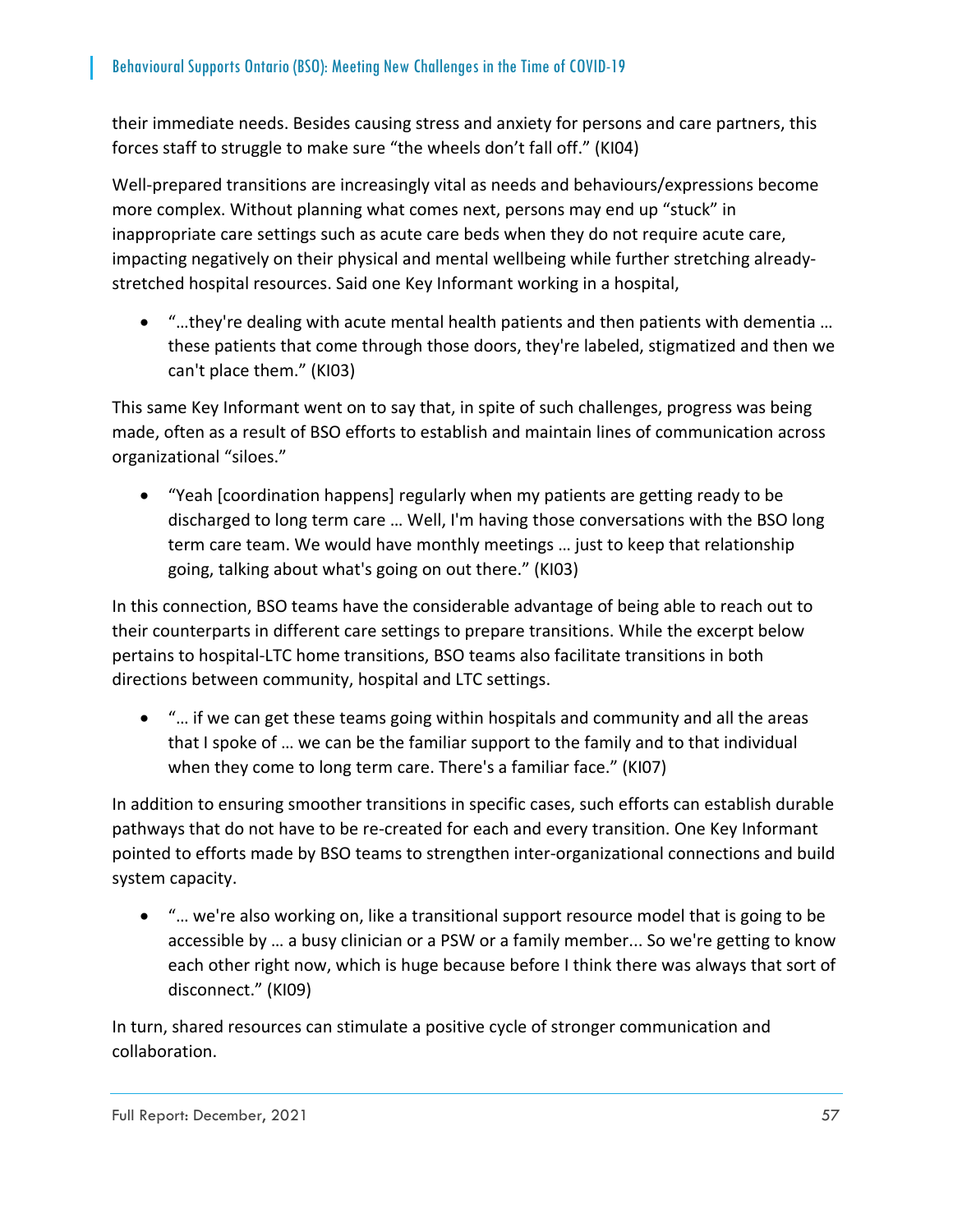their immediate needs. Besides causing stress and anxiety for persons and care partners, this forces staff to struggle to make sure "the wheels don't fall off." (KI04)

Well-prepared transitions are increasingly vital as needs and behaviours/expressions become more complex. Without planning what comes next, persons may end up "stuck" in inappropriate care settings such as acute care beds when they do not require acute care, impacting negatively on their physical and mental wellbeing while further stretching already-stretched hospital resources. Said one Key Informant working in a hospital,

- "…they're dealing with acute mental health patients and then patients with dementia … these patients that come through those doors, they're labeled, stigmatized and then we can't place them." (KI03)

This same Key Informant went on to say that, in spite of such challenges, progress was being made, often as a result of BSO efforts to establish and maintain lines of communication across organizational "siloes."

- "Yeah [coordination happens] regularly when my patients are getting ready to be discharged to long term care … Well, I'm having those conversations with the BSO long term care team. We would have monthly meetings … just to keep that relationship going, talking about what's going on out there." (KI03)

In this connection, BSO teams have the considerable advantage of being able to reach out to their counterparts in different care settings to prepare transitions. While the excerpt below pertains to hospital-LTC home transitions, BSO teams also facilitate transitions in both directions between community, hospital and LTC settings.

- "… if we can get these teams going within hospitals and community and all the areas that I spoke of … we can be the familiar support to the family and to that individual when they come to long term care. There's a familiar face." (KI07)

In addition to ensuring smoother transitions in specific cases, such efforts can establish durable pathways that do not have to be re-created for each and every transition. One Key Informant pointed to efforts made by BSO teams to strengthen inter-organizational connections and build system capacity.

- "… we're also working on, like a transitional support resource model that is going to be accessible by … a busy clinician or a PSW or a family member... So we're getting to know each other right now, which is huge because before I think there was always that sort of disconnect." (KI09)

In turn, shared resources can stimulate a positive cycle of stronger communication and collaboration.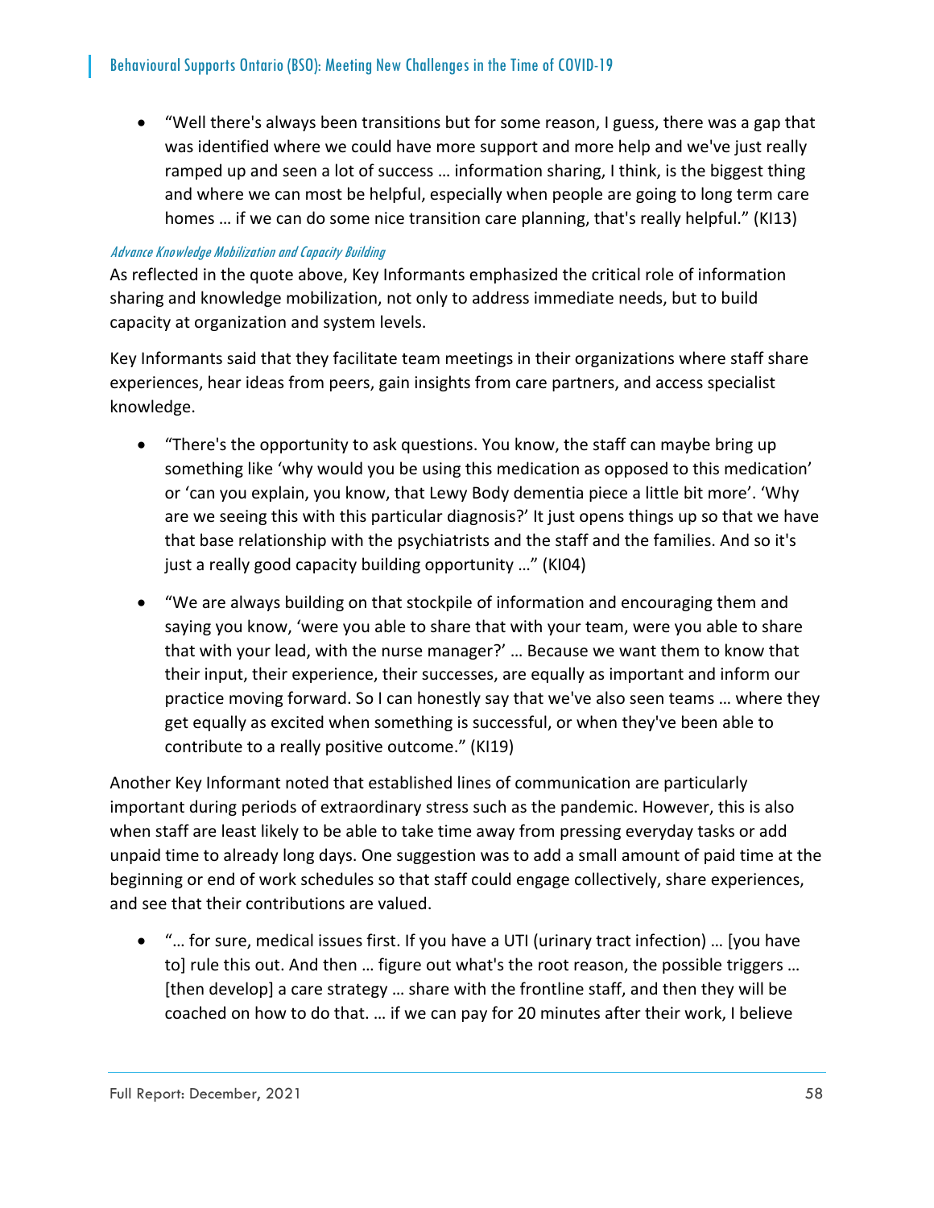- "Well there's always been transitions but for some reason, I guess, there was a gap that was identified where we could have more support and more help and we've just really ramped up and seen a lot of success … information sharing, I think, is the biggest thing and where we can most be helpful, especially when people are going to long term care homes … if we can do some nice transition care planning, that's really helpful." (KI13)

###### *Advance Knowledge Mobilization and Capacity Building*

As reflected in the quote above, Key Informants emphasized the critical role of information sharing and knowledge mobilization, not only to address immediate needs, but to build capacity at organization and system levels.

Key Informants said that they facilitate team meetings in their organizations where staff share experiences, hear ideas from peers, gain insights from care partners, and access specialist knowledge.

- "There's the opportunity to ask questions. You know, the staff can maybe bring up something like 'why would you be using this medication as opposed to this medication' or 'can you explain, you know, that Lewy Body dementia piece a little bit more'. 'Why are we seeing this with this particular diagnosis?' It just opens things up so that we have that base relationship with the psychiatrists and the staff and the families. And so it's just a really good capacity building opportunity …" (KI04)
- "We are always building on that stockpile of information and encouraging them and saying you know, 'were you able to share that with your team, were you able to share that with your lead, with the nurse manager?' … Because we want them to know that their input, their experience, their successes, are equally as important and inform our practice moving forward. So I can honestly say that we've also seen teams … where they get equally as excited when something is successful, or when they've been able to contribute to a really positive outcome." (KI19)

Another Key Informant noted that established lines of communication are particularly important during periods of extraordinary stress such as the pandemic. However, this is also when staff are least likely to be able to take time away from pressing everyday tasks or add unpaid time to already long days. One suggestion was to add a small amount of paid time at the beginning or end of work schedules so that staff could engage collectively, share experiences, and see that their contributions are valued.

- "… for sure, medical issues first. If you have a UTI (urinary tract infection) … [you have to] rule this out. And then … figure out what's the root reason, the possible triggers … [then develop] a care strategy … share with the frontline staff, and then they will be coached on how to do that. … if we can pay for 20 minutes after their work, I believe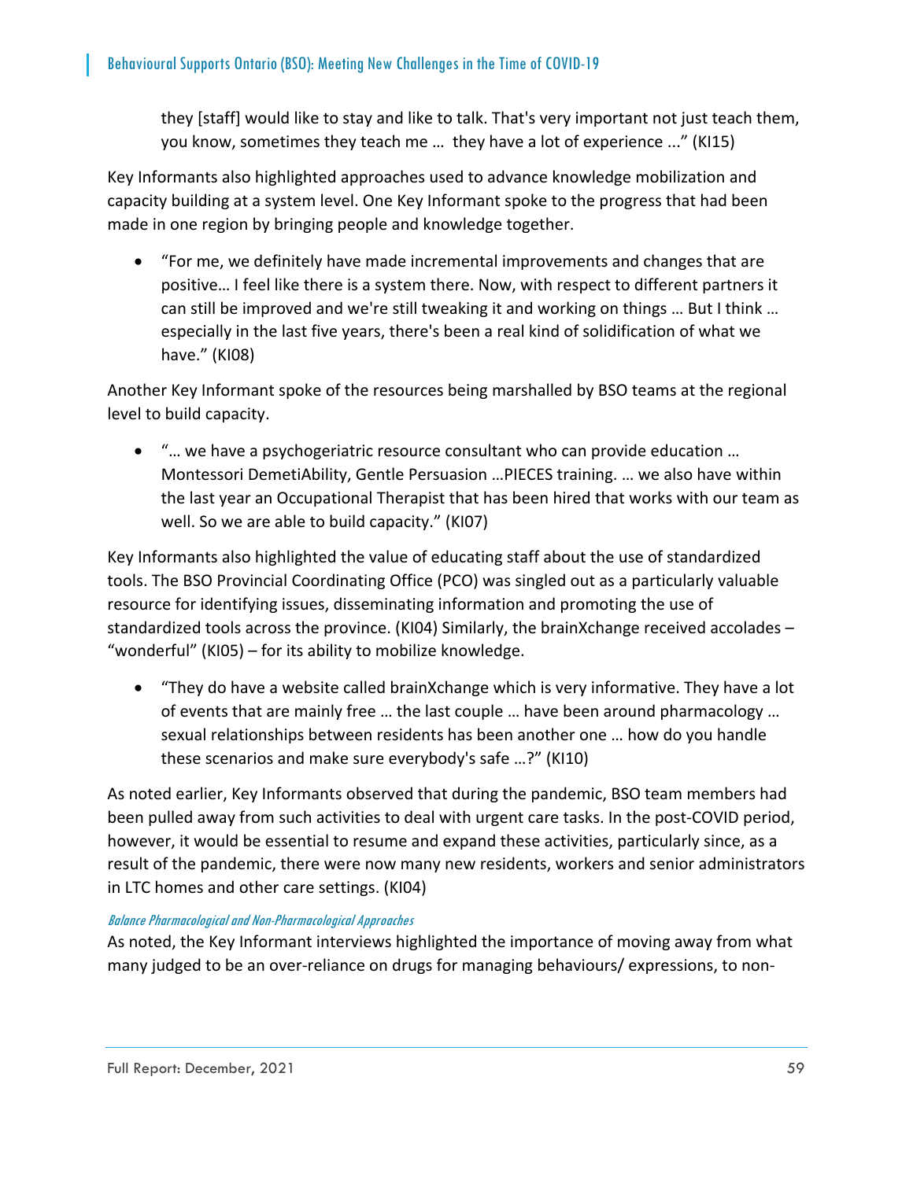they [staff] would like to stay and like to talk. That's very important not just teach them, you know, sometimes they teach me … they have a lot of experience ...” (KI15)

Key Informants also highlighted approaches used to advance knowledge mobilization and capacity building at a system level. One Key Informant spoke to the progress that had been made in one region by bringing people and knowledge together.

- “For me, we definitely have made incremental improvements and changes that are positive… I feel like there is a system there. Now, with respect to different partners it can still be improved and we're still tweaking it and working on things … But I think … especially in the last five years, there's been a real kind of solidification of what we have.” (KI08)

Another Key Informant spoke of the resources being marshalled by BSO teams at the regional level to build capacity.

- “… we have a psychogeriatric resource consultant who can provide education … Montessori DemetiAbility, Gentle Persuasion …PIECES training. … we also have within the last year an Occupational Therapist that has been hired that works with our team as well. So we are able to build capacity.” (KI07)

Key Informants also highlighted the value of educating staff about the use of standardized tools. The BSO Provincial Coordinating Office (PCO) was singled out as a particularly valuable resource for identifying issues, disseminating information and promoting the use of standardized tools across the province. (KI04) Similarly, the brainXchange received accolades – “wonderful” (KI05) – for its ability to mobilize knowledge.

- “They do have a website called brainXchange which is very informative. They have a lot of events that are mainly free … the last couple … have been around pharmacology … sexual relationships between residents has been another one … how do you handle these scenarios and make sure everybody's safe …?” (KI10)

As noted earlier, Key Informants observed that during the pandemic, BSO team members had been pulled away from such activities to deal with urgent care tasks. In the post-COVID period, however, it would be essential to resume and expand these activities, particularly since, as a result of the pandemic, there were now many new residents, workers and senior administrators in LTC homes and other care settings. (KI04)

#### *Balance Pharmacological and Non-Pharmacological Approaches*

As noted, the Key Informant interviews highlighted the importance of moving away from what many judged to be an over-reliance on drugs for managing behaviours/ expressions, to non-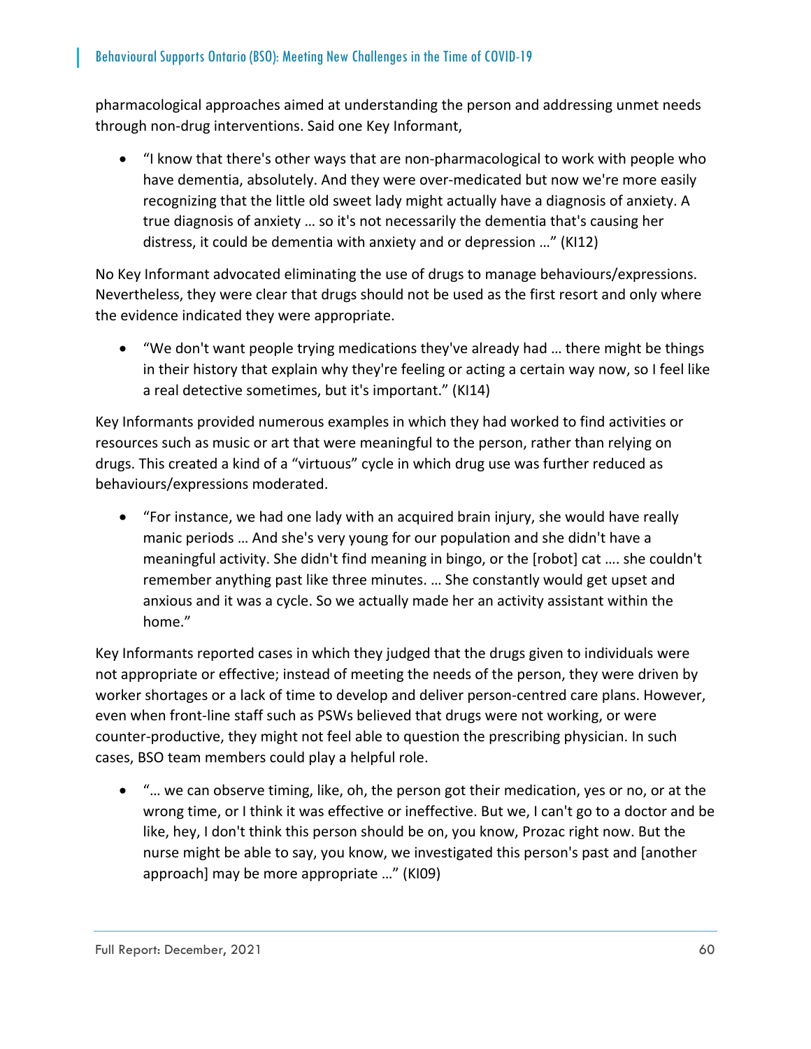pharmacological approaches aimed at understanding the person and addressing unmet needs through non-drug interventions. Said one Key Informant,

- "I know that there's other ways that are non-pharmacological to work with people who have dementia, absolutely. And they were over-medicated but now we're more easily recognizing that the little old sweet lady might actually have a diagnosis of anxiety. A true diagnosis of anxiety … so it's not necessarily the dementia that's causing her distress, it could be dementia with anxiety and or depression …" (KI12)

No Key Informant advocated eliminating the use of drugs to manage behaviours/expressions. Nevertheless, they were clear that drugs should not be used as the first resort and only where the evidence indicated they were appropriate.

- "We don't want people trying medications they've already had … there might be things in their history that explain why they're feeling or acting a certain way now, so I feel like a real detective sometimes, but it's important." (KI14)

Key Informants provided numerous examples in which they had worked to find activities or resources such as music or art that were meaningful to the person, rather than relying on drugs. This created a kind of a "virtuous" cycle in which drug use was further reduced as behaviours/expressions moderated.

- "For instance, we had one lady with an acquired brain injury, she would have really manic periods … And she's very young for our population and she didn't have a meaningful activity. She didn't find meaning in bingo, or the [robot] cat …. she couldn't remember anything past like three minutes. … She constantly would get upset and anxious and it was a cycle. So we actually made her an activity assistant within the home."

Key Informants reported cases in which they judged that the drugs given to individuals were not appropriate or effective; instead of meeting the needs of the person, they were driven by worker shortages or a lack of time to develop and deliver person-centred care plans. However, even when front-line staff such as PSWs believed that drugs were not working, or were counter-productive, they might not feel able to question the prescribing physician. In such cases, BSO team members could play a helpful role.

- "… we can observe timing, like, oh, the person got their medication, yes or no, or at the wrong time, or I think it was effective or ineffective. But we, I can't go to a doctor and be like, hey, I don't think this person should be on, you know, Prozac right now. But the nurse might be able to say, you know, we investigated this person's past and [another approach] may be more appropriate …" (KI09)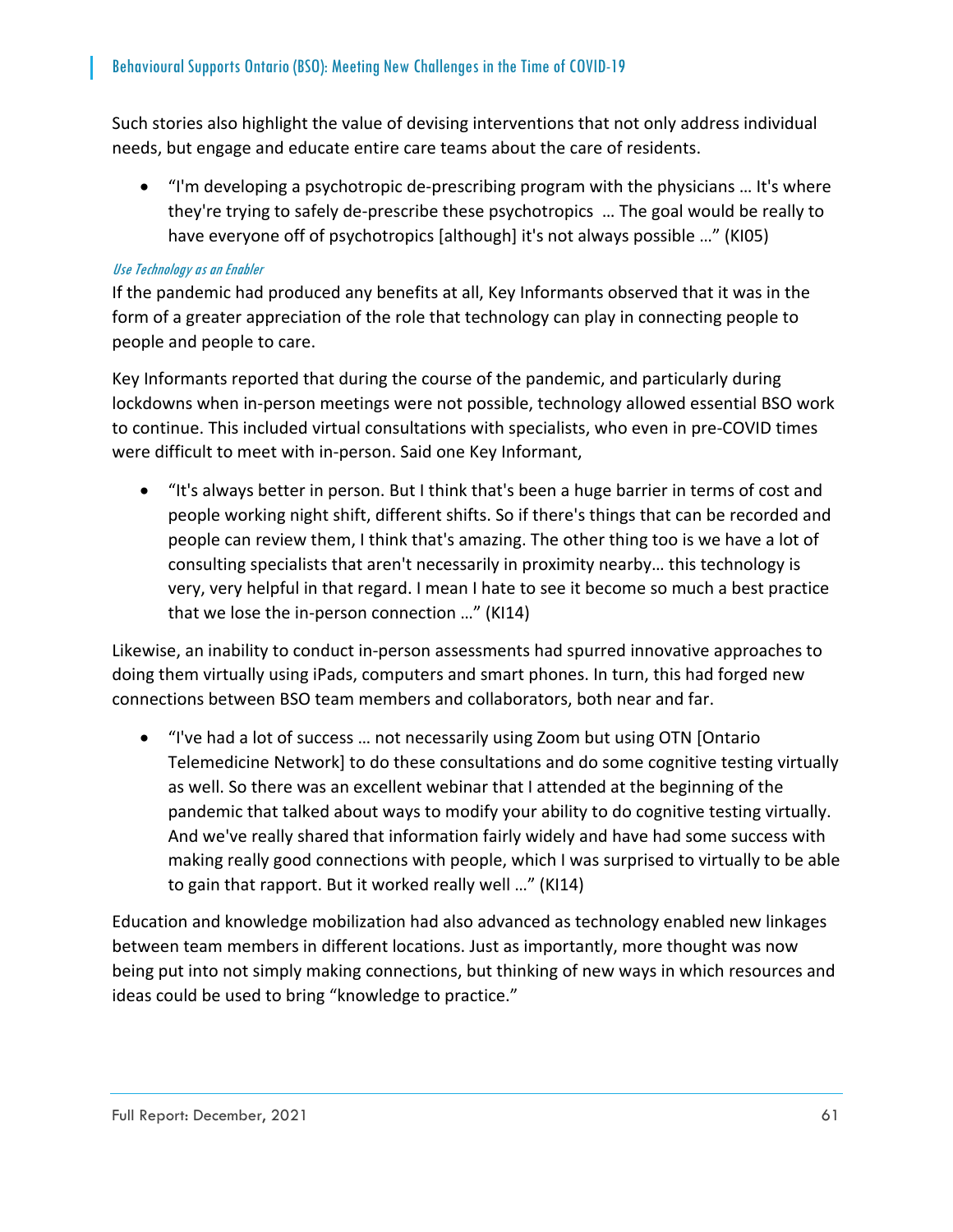Such stories also highlight the value of devising interventions that not only address individual needs, but engage and educate entire care teams about the care of residents.

- "I'm developing a psychotropic de-prescribing program with the physicians … It's where they're trying to safely de-prescribe these psychotropics … The goal would be really to have everyone off of psychotropics [although] it's not always possible …" (KI05)

*Use Technology as an Enabler*

If the pandemic had produced any benefits at all, Key Informants observed that it was in the form of a greater appreciation of the role that technology can play in connecting people to people and people to care.

Key Informants reported that during the course of the pandemic, and particularly during lockdowns when in-person meetings were not possible, technology allowed essential BSO work to continue. This included virtual consultations with specialists, who even in pre-COVID times were difficult to meet with in-person. Said one Key Informant,

- "It's always better in person. But I think that's been a huge barrier in terms of cost and people working night shift, different shifts. So if there's things that can be recorded and people can review them, I think that's amazing. The other thing too is we have a lot of consulting specialists that aren't necessarily in proximity nearby… this technology is very, very helpful in that regard. I mean I hate to see it become so much a best practice that we lose the in-person connection …" (KI14)

Likewise, an inability to conduct in-person assessments had spurred innovative approaches to doing them virtually using iPads, computers and smart phones. In turn, this had forged new connections between BSO team members and collaborators, both near and far.

- "I've had a lot of success … not necessarily using Zoom but using OTN [Ontario Telemedicine Network] to do these consultations and do some cognitive testing virtually as well. So there was an excellent webinar that I attended at the beginning of the pandemic that talked about ways to modify your ability to do cognitive testing virtually. And we've really shared that information fairly widely and have had some success with making really good connections with people, which I was surprised to virtually to be able to gain that rapport. But it worked really well …" (KI14)

Education and knowledge mobilization had also advanced as technology enabled new linkages between team members in different locations. Just as importantly, more thought was now being put into not simply making connections, but thinking of new ways in which resources and ideas could be used to bring "knowledge to practice."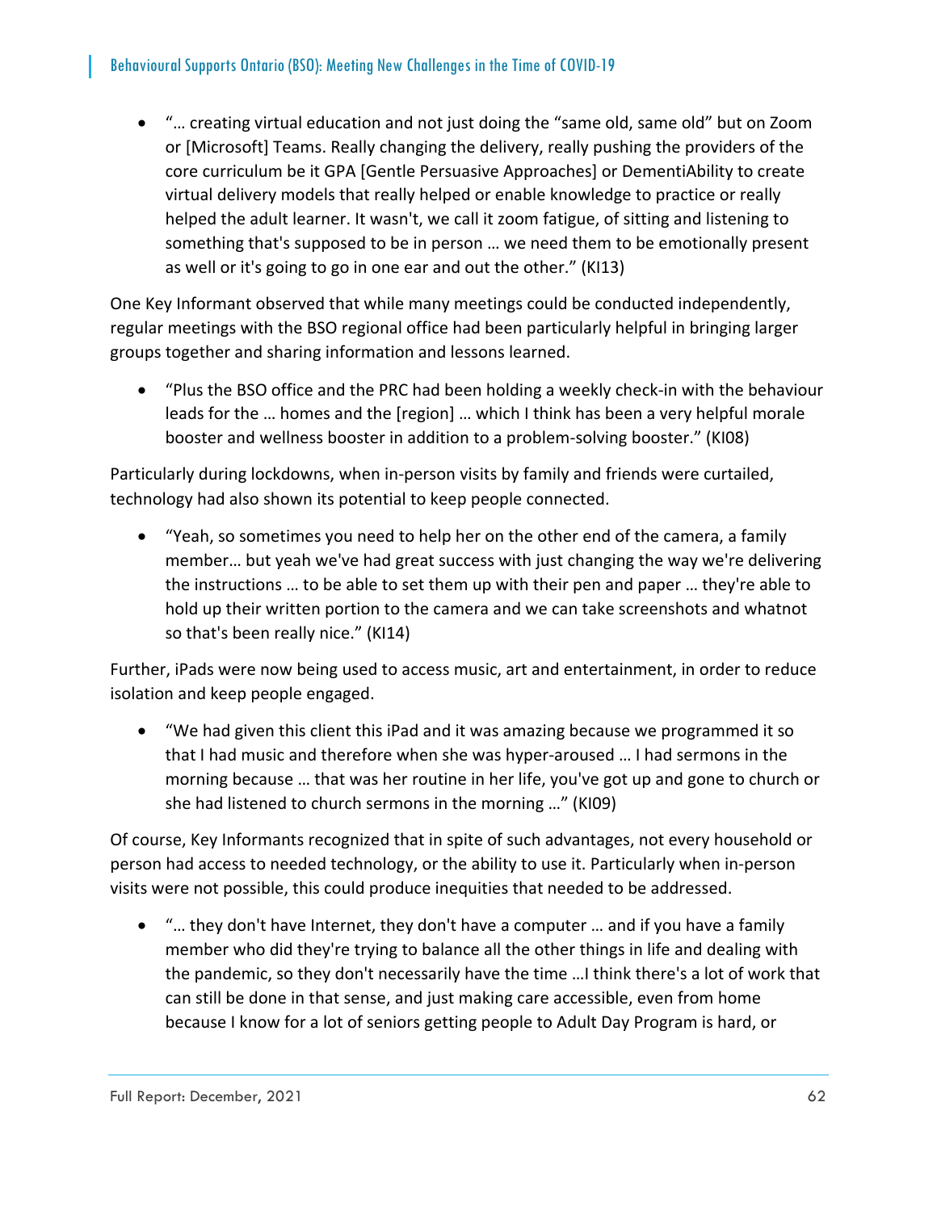- "… creating virtual education and not just doing the "same old, same old" but on Zoom or [Microsoft] Teams. Really changing the delivery, really pushing the providers of the core curriculum be it GPA [Gentle Persuasive Approaches] or DementiAbility to create virtual delivery models that really helped or enable knowledge to practice or really helped the adult learner. It wasn't, we call it zoom fatigue, of sitting and listening to something that's supposed to be in person … we need them to be emotionally present as well or it's going to go in one ear and out the other." (KI13)

One Key Informant observed that while many meetings could be conducted independently, regular meetings with the BSO regional office had been particularly helpful in bringing larger groups together and sharing information and lessons learned.

- "Plus the BSO office and the PRC had been holding a weekly check-in with the behaviour leads for the … homes and the [region] … which I think has been a very helpful morale booster and wellness booster in addition to a problem-solving booster." (KI08)

Particularly during lockdowns, when in-person visits by family and friends were curtailed, technology had also shown its potential to keep people connected.

- "Yeah, so sometimes you need to help her on the other end of the camera, a family member… but yeah we've had great success with just changing the way we're delivering the instructions … to be able to set them up with their pen and paper … they're able to hold up their written portion to the camera and we can take screenshots and whatnot so that's been really nice." (KI14)

Further, iPads were now being used to access music, art and entertainment, in order to reduce isolation and keep people engaged.

- "We had given this client this iPad and it was amazing because we programmed it so that I had music and therefore when she was hyper-aroused … I had sermons in the morning because … that was her routine in her life, you've got up and gone to church or she had listened to church sermons in the morning …" (KI09)

Of course, Key Informants recognized that in spite of such advantages, not every household or person had access to needed technology, or the ability to use it. Particularly when in-person visits were not possible, this could produce inequities that needed to be addressed.

- "… they don't have Internet, they don't have a computer … and if you have a family member who did they're trying to balance all the other things in life and dealing with the pandemic, so they don't necessarily have the time …I think there's a lot of work that can still be done in that sense, and just making care accessible, even from home because I know for a lot of seniors getting people to Adult Day Program is hard, or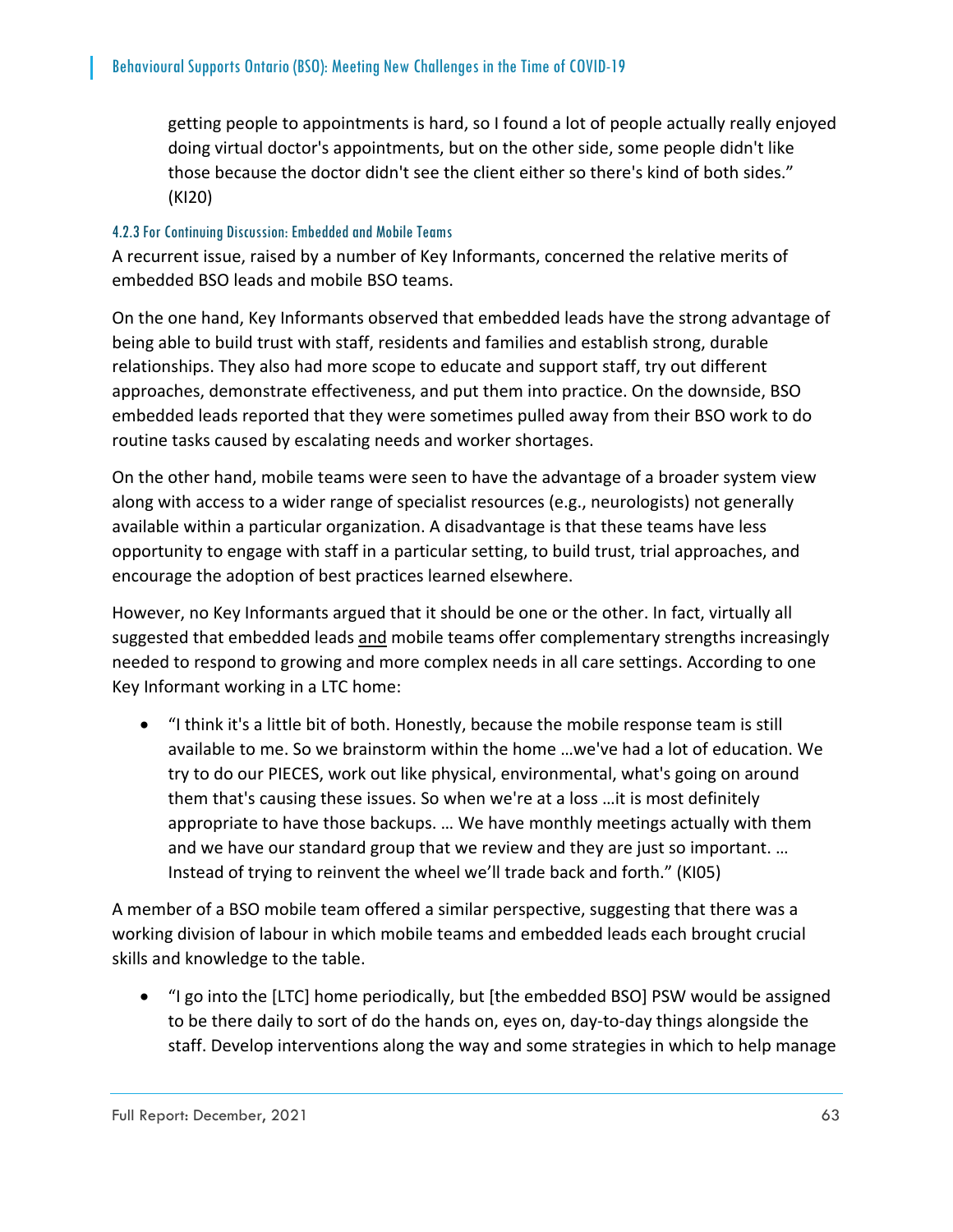getting people to appointments is hard, so I found a lot of people actually really enjoyed doing virtual doctor's appointments, but on the other side, some people didn't like those because the doctor didn't see the client either so there's kind of both sides." (KI20)

#### 4.2.3 For Continuing Discussion: Embedded and Mobile Teams

A recurrent issue, raised by a number of Key Informants, concerned the relative merits of embedded BSO leads and mobile BSO teams.

On the one hand, Key Informants observed that embedded leads have the strong advantage of being able to build trust with staff, residents and families and establish strong, durable relationships. They also had more scope to educate and support staff, try out different approaches, demonstrate effectiveness, and put them into practice. On the downside, BSO embedded leads reported that they were sometimes pulled away from their BSO work to do routine tasks caused by escalating needs and worker shortages.

On the other hand, mobile teams were seen to have the advantage of a broader system view along with access to a wider range of specialist resources (e.g., neurologists) not generally available within a particular organization. A disadvantage is that these teams have less opportunity to engage with staff in a particular setting, to build trust, trial approaches, and encourage the adoption of best practices learned elsewhere.

However, no Key Informants argued that it should be one or the other. In fact, virtually all suggested that embedded leads and mobile teams offer complementary strengths increasingly needed to respond to growing and more complex needs in all care settings. According to one Key Informant working in a LTC home:

- "I think it's a little bit of both. Honestly, because the mobile response team is still available to me. So we brainstorm within the home …we've had a lot of education. We try to do our PIECES, work out like physical, environmental, what's going on around them that's causing these issues. So when we're at a loss …it is most definitely appropriate to have those backups. … We have monthly meetings actually with them and we have our standard group that we review and they are just so important. … Instead of trying to reinvent the wheel we'll trade back and forth." (KI05)

A member of a BSO mobile team offered a similar perspective, suggesting that there was a working division of labour in which mobile teams and embedded leads each brought crucial skills and knowledge to the table.

- "I go into the [LTC] home periodically, but [the embedded BSO] PSW would be assigned to be there daily to sort of do the hands on, eyes on, day-to-day things alongside the staff. Develop interventions along the way and some strategies in which to help manage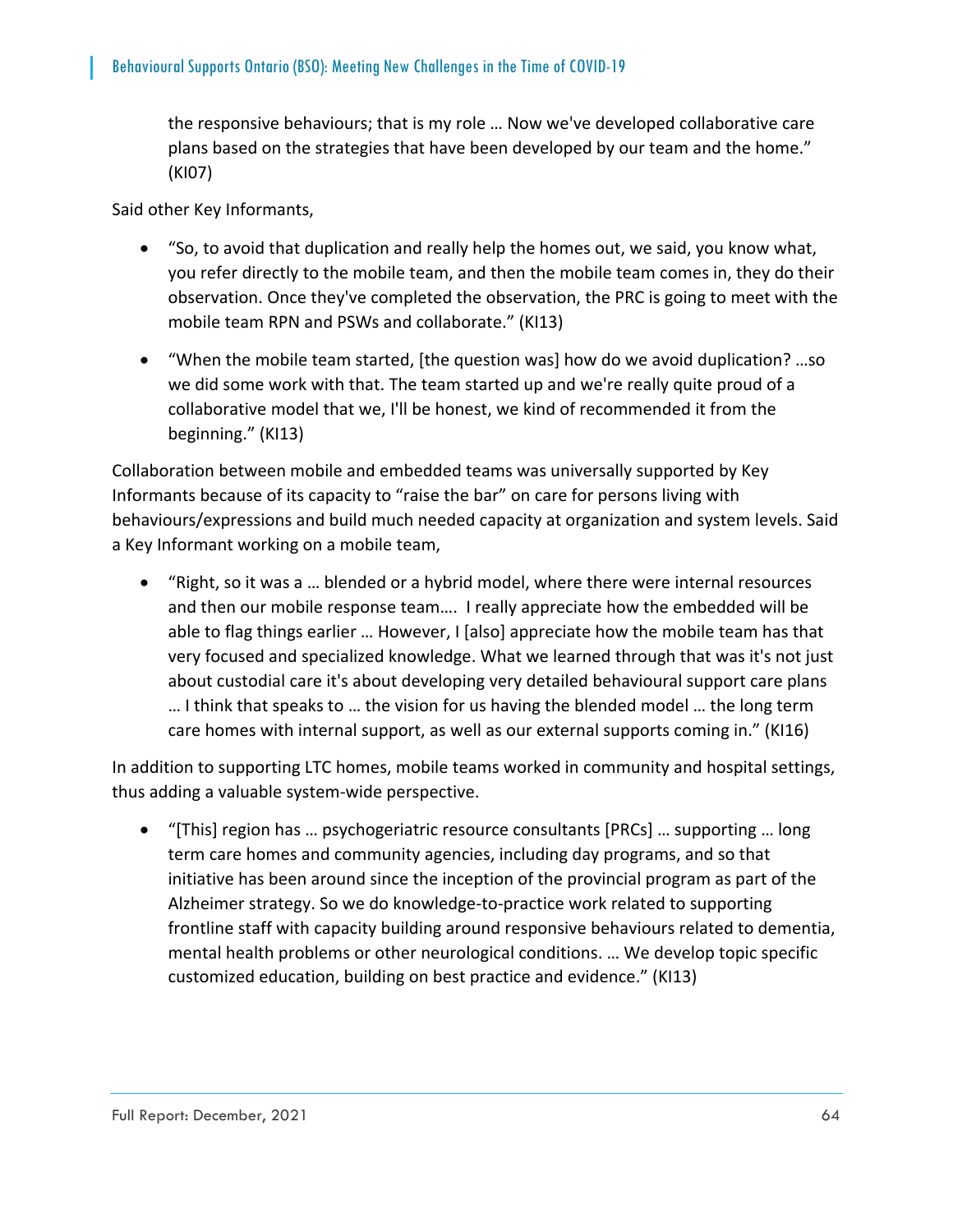the responsive behaviours; that is my role … Now we've developed collaborative care plans based on the strategies that have been developed by our team and the home." (KI07)

Said other Key Informants,

- "So, to avoid that duplication and really help the homes out, we said, you know what, you refer directly to the mobile team, and then the mobile team comes in, they do their observation. Once they've completed the observation, the PRC is going to meet with the mobile team RPN and PSWs and collaborate." (KI13)
- "When the mobile team started, [the question was] how do we avoid duplication? …so we did some work with that. The team started up and we're really quite proud of a collaborative model that we, I'll be honest, we kind of recommended it from the beginning." (KI13)

Collaboration between mobile and embedded teams was universally supported by Key Informants because of its capacity to "raise the bar" on care for persons living with behaviours/expressions and build much needed capacity at organization and system levels. Said a Key Informant working on a mobile team,

- "Right, so it was a … blended or a hybrid model, where there were internal resources and then our mobile response team…. I really appreciate how the embedded will be able to flag things earlier … However, I [also] appreciate how the mobile team has that very focused and specialized knowledge. What we learned through that was it's not just about custodial care it's about developing very detailed behavioural support care plans … I think that speaks to … the vision for us having the blended model … the long term care homes with internal support, as well as our external supports coming in." (KI16)

In addition to supporting LTC homes, mobile teams worked in community and hospital settings, thus adding a valuable system-wide perspective.

- "[This] region has … psychogeriatric resource consultants [PRCs] … supporting … long term care homes and community agencies, including day programs, and so that initiative has been around since the inception of the provincial program as part of the Alzheimer strategy. So we do knowledge-to-practice work related to supporting frontline staff with capacity building around responsive behaviours related to dementia, mental health problems or other neurological conditions. … We develop topic specific customized education, building on best practice and evidence." (KI13)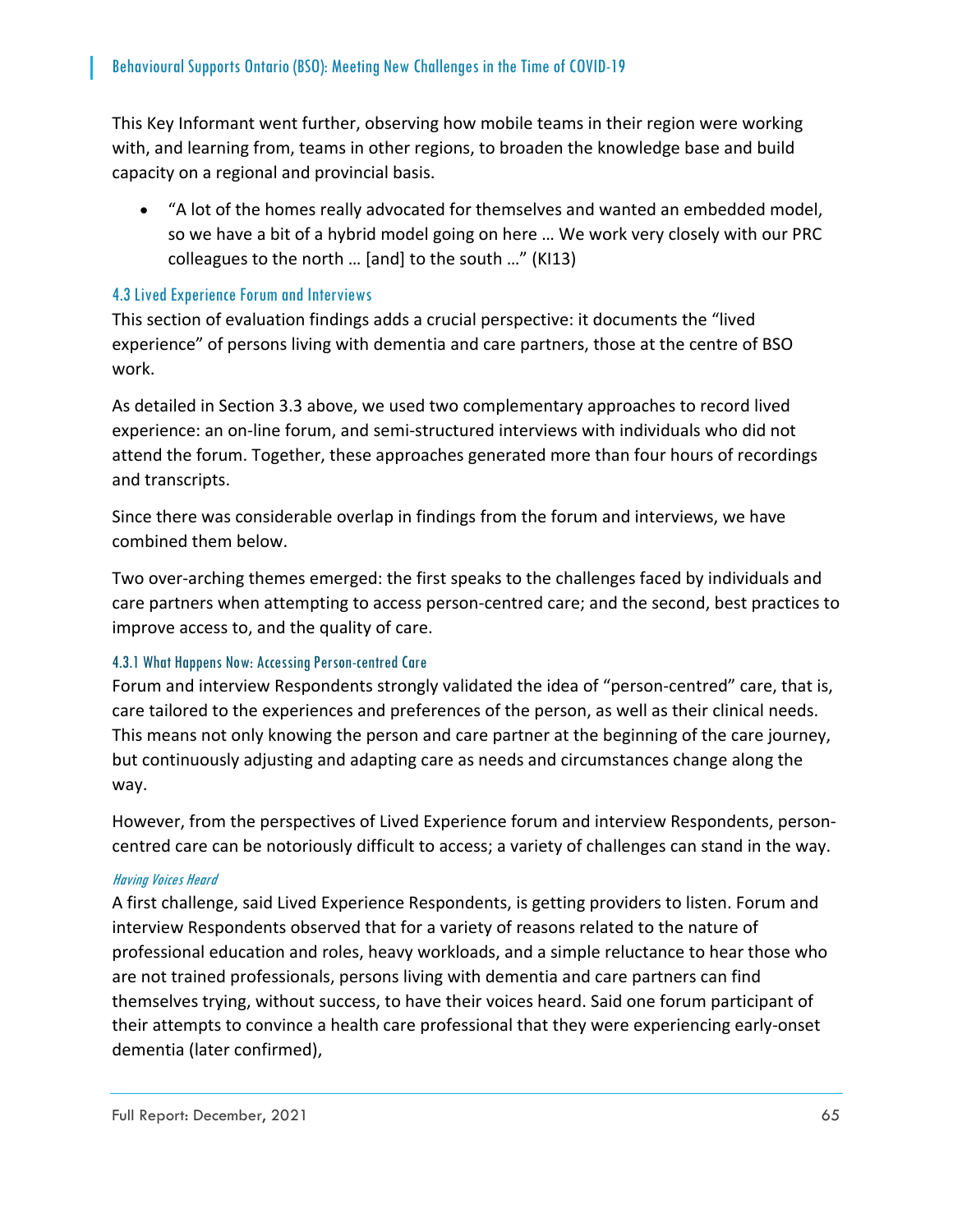This Key Informant went further, observing how mobile teams in their region were working with, and learning from, teams in other regions, to broaden the knowledge base and build capacity on a regional and provincial basis.

- “A lot of the homes really advocated for themselves and wanted an embedded model, so we have a bit of a hybrid model going on here … We work very closely with our PRC colleagues to the north … [and] to the south …” (KI13)

### 4.3 Lived Experience Forum and Interviews

This section of evaluation findings adds a crucial perspective: it documents the “lived experience” of persons living with dementia and care partners, those at the centre of BSO work.

As detailed in Section 3.3 above, we used two complementary approaches to record lived experience: an on-line forum, and semi-structured interviews with individuals who did not attend the forum. Together, these approaches generated more than four hours of recordings and transcripts.

Since there was considerable overlap in findings from the forum and interviews, we have combined them below.

Two over-arching themes emerged: the first speaks to the challenges faced by individuals and care partners when attempting to access person-centred care; and the second, best practices to improve access to, and the quality of care.

#### 4.3.1 What Happens Now: Accessing Person-centred Care

Forum and interview Respondents strongly validated the idea of “person-centred” care, that is, care tailored to the experiences and preferences of the person, as well as their clinical needs. This means not only knowing the person and care partner at the beginning of the care journey, but continuously adjusting and adapting care as needs and circumstances change along the way.

However, from the perspectives of Lived Experience forum and interview Respondents, person-centred care can be notoriously difficult to access; a variety of challenges can stand in the way.

*Having Voices Heard*

A first challenge, said Lived Experience Respondents, is getting providers to listen. Forum and interview Respondents observed that for a variety of reasons related to the nature of professional education and roles, heavy workloads, and a simple reluctance to hear those who are not trained professionals, persons living with dementia and care partners can find themselves trying, without success, to have their voices heard. Said one forum participant of their attempts to convince a health care professional that they were experiencing early-onset dementia (later confirmed),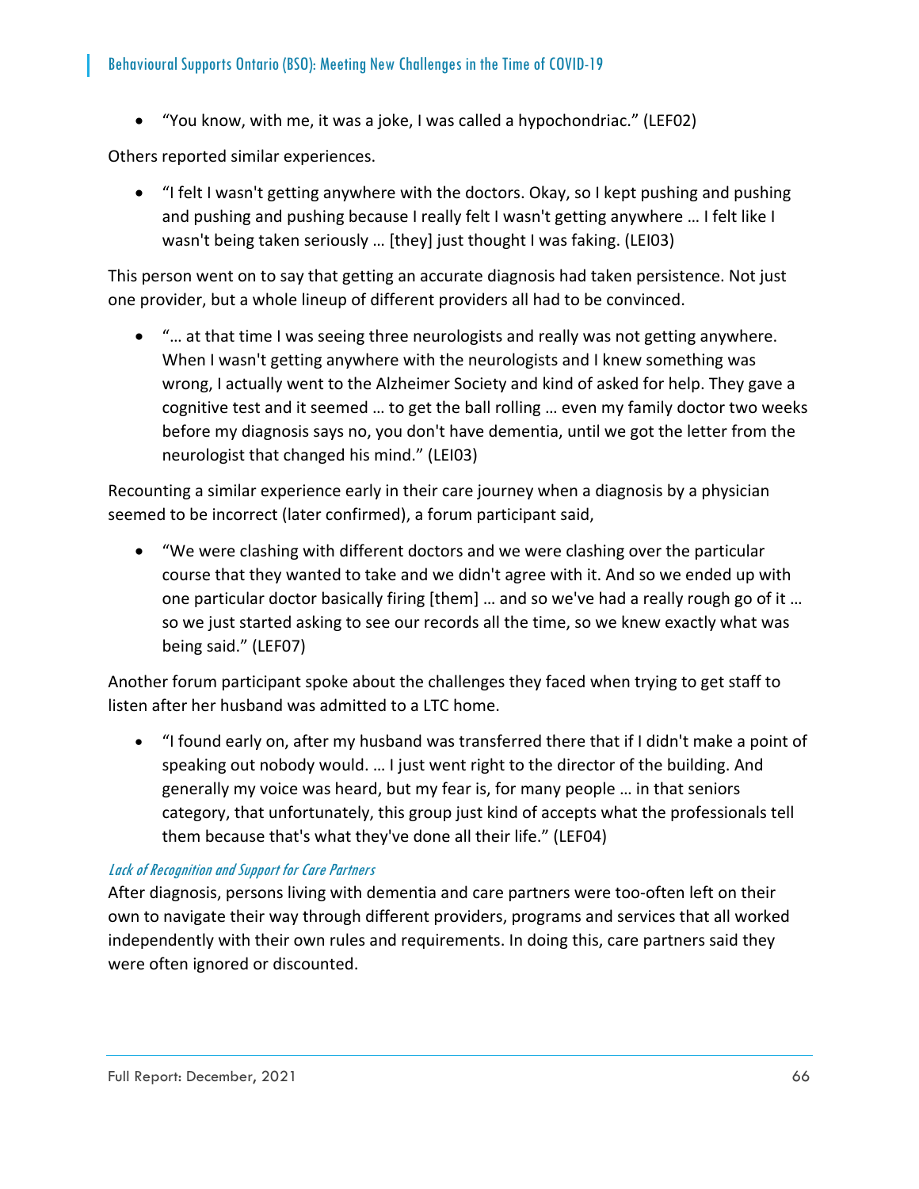- "You know, with me, it was a joke, I was called a hypochondriac." (LEF02)

Others reported similar experiences.

- "I felt I wasn't getting anywhere with the doctors. Okay, so I kept pushing and pushing and pushing and pushing because I really felt I wasn't getting anywhere … I felt like I wasn't being taken seriously … [they] just thought I was faking. (LEI03)

This person went on to say that getting an accurate diagnosis had taken persistence. Not just one provider, but a whole lineup of different providers all had to be convinced.

- "… at that time I was seeing three neurologists and really was not getting anywhere. When I wasn't getting anywhere with the neurologists and I knew something was wrong, I actually went to the Alzheimer Society and kind of asked for help. They gave a cognitive test and it seemed … to get the ball rolling … even my family doctor two weeks before my diagnosis says no, you don't have dementia, until we got the letter from the neurologist that changed his mind." (LEI03)

Recounting a similar experience early in their care journey when a diagnosis by a physician seemed to be incorrect (later confirmed), a forum participant said,

- "We were clashing with different doctors and we were clashing over the particular course that they wanted to take and we didn't agree with it. And so we ended up with one particular doctor basically firing [them] … and so we've had a really rough go of it … so we just started asking to see our records all the time, so we knew exactly what was being said." (LEF07)

Another forum participant spoke about the challenges they faced when trying to get staff to listen after her husband was admitted to a LTC home.

- "I found early on, after my husband was transferred there that if I didn't make a point of speaking out nobody would. … I just went right to the director of the building. And generally my voice was heard, but my fear is, for many people … in that seniors category, that unfortunately, this group just kind of accepts what the professionals tell them because that's what they've done all their life." (LEF04)

#### *Lack of Recognition and Support for Care Partners*

After diagnosis, persons living with dementia and care partners were too-often left on their own to navigate their way through different providers, programs and services that all worked independently with their own rules and requirements. In doing this, care partners said they were often ignored or discounted.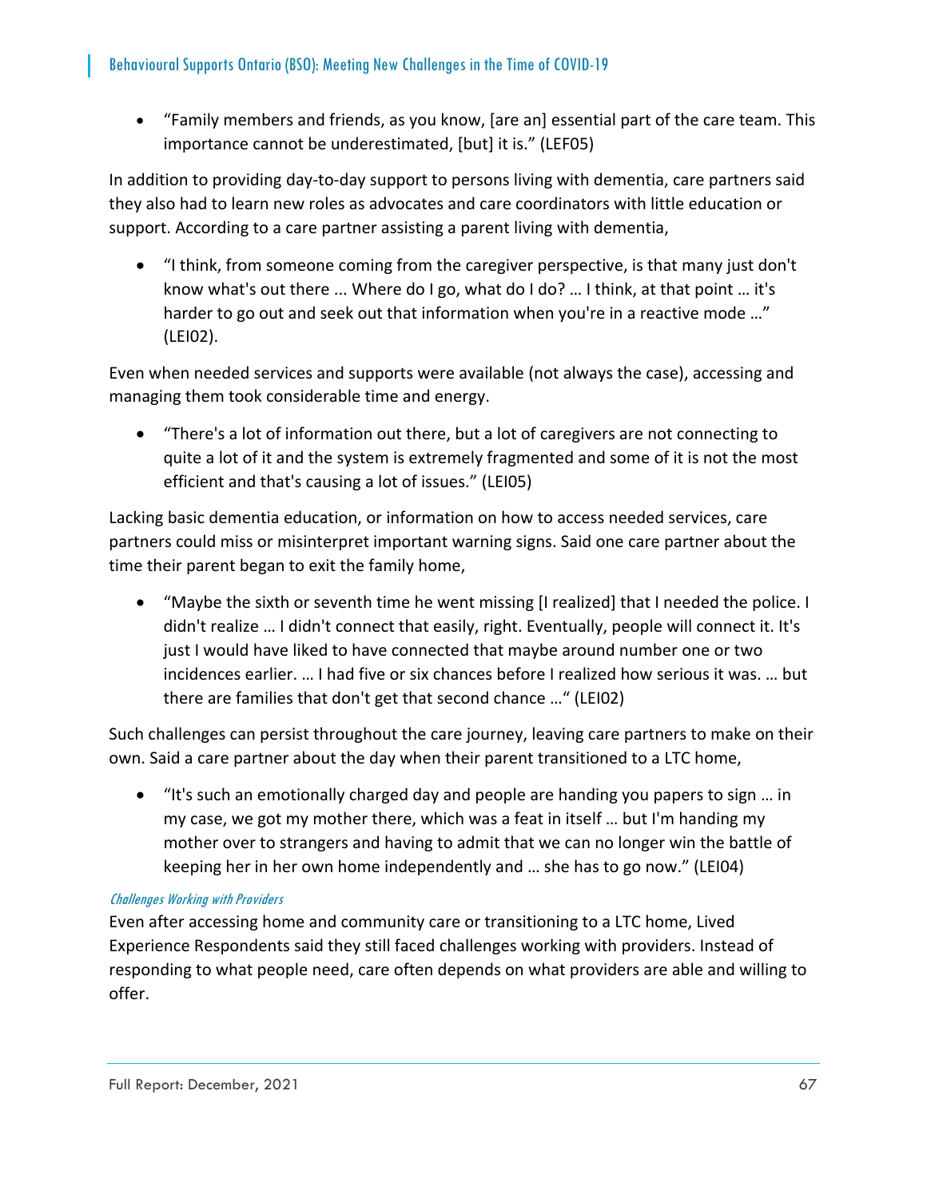- “Family members and friends, as you know, [are an] essential part of the care team. This importance cannot be underestimated, [but] it is.” (LEF05)

In addition to providing day-to-day support to persons living with dementia, care partners said they also had to learn new roles as advocates and care coordinators with little education or support. According to a care partner assisting a parent living with dementia,

- “I think, from someone coming from the caregiver perspective, is that many just don't know what's out there ... Where do I go, what do I do? … I think, at that point … it's harder to go out and seek out that information when you're in a reactive mode …” (LEI02).

Even when needed services and supports were available (not always the case), accessing and managing them took considerable time and energy.

- “There's a lot of information out there, but a lot of caregivers are not connecting to quite a lot of it and the system is extremely fragmented and some of it is not the most efficient and that's causing a lot of issues.” (LEI05)

Lacking basic dementia education, or information on how to access needed services, care partners could miss or misinterpret important warning signs. Said one care partner about the time their parent began to exit the family home,

- “Maybe the sixth or seventh time he went missing [I realized] that I needed the police. I didn't realize … I didn't connect that easily, right. Eventually, people will connect it. It's just I would have liked to have connected that maybe around number one or two incidences earlier. … I had five or six chances before I realized how serious it was. … but there are families that don't get that second chance …“ (LEI02)

Such challenges can persist throughout the care journey, leaving care partners to make on their own. Said a care partner about the day when their parent transitioned to a LTC home,

- “It's such an emotionally charged day and people are handing you papers to sign … in my case, we got my mother there, which was a feat in itself … but I'm handing my mother over to strangers and having to admit that we can no longer win the battle of keeping her in her own home independently and … she has to go now.” (LEI04)

#### *Challenges Working with Providers*

Even after accessing home and community care or transitioning to a LTC home, Lived Experience Respondents said they still faced challenges working with providers. Instead of responding to what people need, care often depends on what providers are able and willing to offer.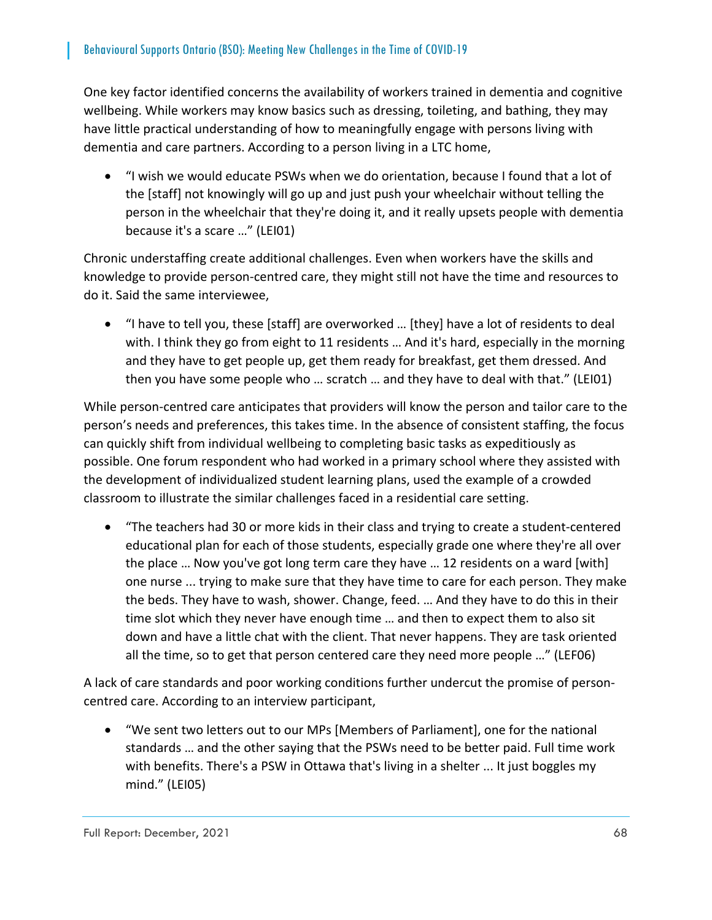One key factor identified concerns the availability of workers trained in dementia and cognitive wellbeing. While workers may know basics such as dressing, toileting, and bathing, they may have little practical understanding of how to meaningfully engage with persons living with dementia and care partners. According to a person living in a LTC home,

- "I wish we would educate PSWs when we do orientation, because I found that a lot of the [staff] not knowingly will go up and just push your wheelchair without telling the person in the wheelchair that they're doing it, and it really upsets people with dementia because it's a scare …" (LEI01)

Chronic understaffing create additional challenges. Even when workers have the skills and knowledge to provide person-centred care, they might still not have the time and resources to do it. Said the same interviewee,

- "I have to tell you, these [staff] are overworked … [they] have a lot of residents to deal with. I think they go from eight to 11 residents … And it's hard, especially in the morning and they have to get people up, get them ready for breakfast, get them dressed. And then you have some people who … scratch … and they have to deal with that." (LEI01)

While person-centred care anticipates that providers will know the person and tailor care to the person's needs and preferences, this takes time. In the absence of consistent staffing, the focus can quickly shift from individual wellbeing to completing basic tasks as expeditiously as possible. One forum respondent who had worked in a primary school where they assisted with the development of individualized student learning plans, used the example of a crowded classroom to illustrate the similar challenges faced in a residential care setting.

- "The teachers had 30 or more kids in their class and trying to create a student-centered educational plan for each of those students, especially grade one where they're all over the place … Now you've got long term care they have … 12 residents on a ward [with] one nurse ... trying to make sure that they have time to care for each person. They make the beds. They have to wash, shower. Change, feed. … And they have to do this in their time slot which they never have enough time … and then to expect them to also sit down and have a little chat with the client. That never happens. They are task oriented all the time, so to get that person centered care they need more people …" (LEF06)

A lack of care standards and poor working conditions further undercut the promise of person-centred care. According to an interview participant,

- "We sent two letters out to our MPs [Members of Parliament], one for the national standards … and the other saying that the PSWs need to be better paid. Full time work with benefits. There's a PSW in Ottawa that's living in a shelter ... It just boggles my mind." (LEI05)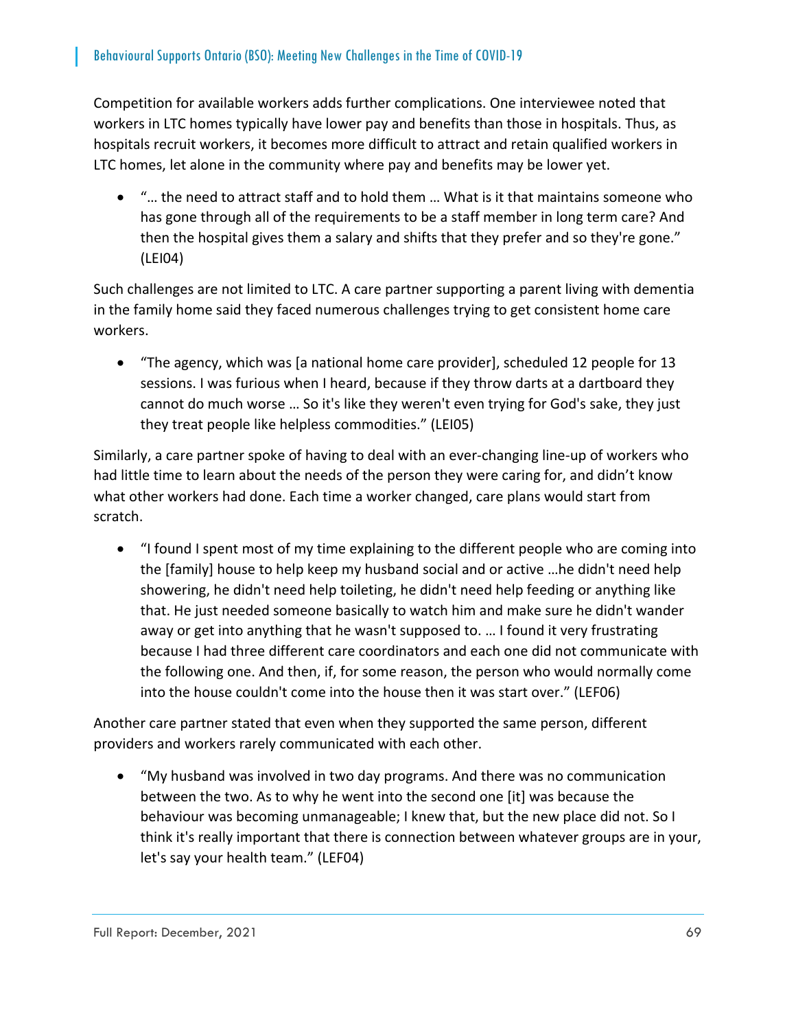Competition for available workers adds further complications. One interviewee noted that workers in LTC homes typically have lower pay and benefits than those in hospitals. Thus, as hospitals recruit workers, it becomes more difficult to attract and retain qualified workers in LTC homes, let alone in the community where pay and benefits may be lower yet.

- "… the need to attract staff and to hold them … What is it that maintains someone who has gone through all of the requirements to be a staff member in long term care? And then the hospital gives them a salary and shifts that they prefer and so they're gone." (LEI04)

Such challenges are not limited to LTC. A care partner supporting a parent living with dementia in the family home said they faced numerous challenges trying to get consistent home care workers.

- "The agency, which was [a national home care provider], scheduled 12 people for 13 sessions. I was furious when I heard, because if they throw darts at a dartboard they cannot do much worse … So it's like they weren't even trying for God's sake, they just they treat people like helpless commodities." (LEI05)

Similarly, a care partner spoke of having to deal with an ever-changing line-up of workers who had little time to learn about the needs of the person they were caring for, and didn't know what other workers had done. Each time a worker changed, care plans would start from scratch.

- "I found I spent most of my time explaining to the different people who are coming into the [family] house to help keep my husband social and or active …he didn't need help showering, he didn't need help toileting, he didn't need help feeding or anything like that. He just needed someone basically to watch him and make sure he didn't wander away or get into anything that he wasn't supposed to. … I found it very frustrating because I had three different care coordinators and each one did not communicate with the following one. And then, if, for some reason, the person who would normally come into the house couldn't come into the house then it was start over." (LEF06)

Another care partner stated that even when they supported the same person, different providers and workers rarely communicated with each other.

- "My husband was involved in two day programs. And there was no communication between the two. As to why he went into the second one [it] was because the behaviour was becoming unmanageable; I knew that, but the new place did not. So I think it's really important that there is connection between whatever groups are in your, let's say your health team." (LEF04)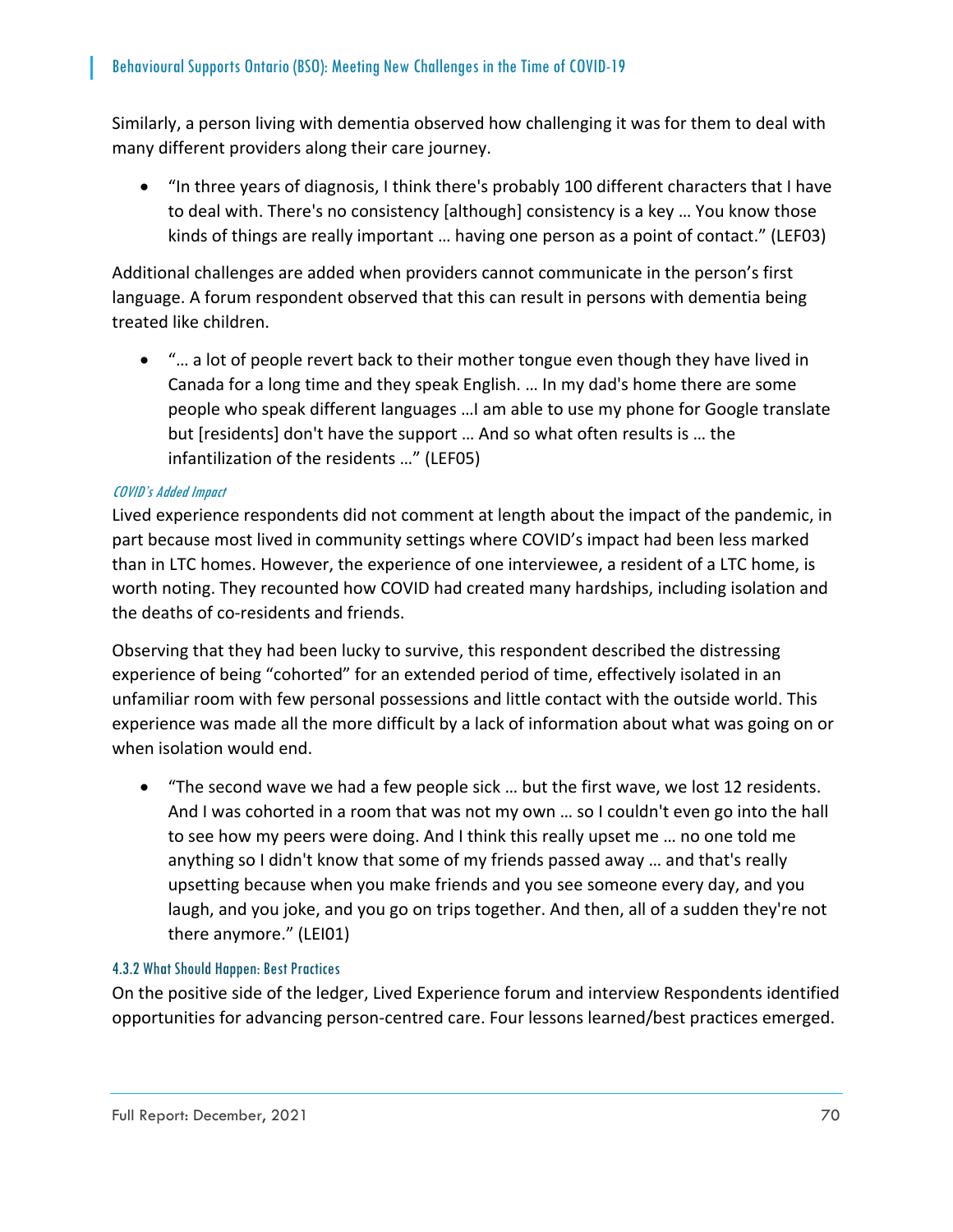Similarly, a person living with dementia observed how challenging it was for them to deal with many different providers along their care journey.

- "In three years of diagnosis, I think there's probably 100 different characters that I have to deal with. There's no consistency [although] consistency is a key … You know those kinds of things are really important … having one person as a point of contact." (LEF03)

Additional challenges are added when providers cannot communicate in the person's first language. A forum respondent observed that this can result in persons with dementia being treated like children.

- "… a lot of people revert back to their mother tongue even though they have lived in Canada for a long time and they speak English. … In my dad's home there are some people who speak different languages …I am able to use my phone for Google translate but [residents] don't have the support … And so what often results is … the infantilization of the residents …" (LEF05)

##### *COVID's Added Impact*

Lived experience respondents did not comment at length about the impact of the pandemic, in part because most lived in community settings where COVID's impact had been less marked than in LTC homes. However, the experience of one interviewee, a resident of a LTC home, is worth noting. They recounted how COVID had created many hardships, including isolation and the deaths of co-residents and friends.

Observing that they had been lucky to survive, this respondent described the distressing experience of being "cohorted" for an extended period of time, effectively isolated in an unfamiliar room with few personal possessions and little contact with the outside world. This experience was made all the more difficult by a lack of information about what was going on or when isolation would end.

- "The second wave we had a few people sick … but the first wave, we lost 12 residents. And I was cohorted in a room that was not my own … so I couldn't even go into the hall to see how my peers were doing. And I think this really upset me … no one told me anything so I didn't know that some of my friends passed away … and that's really upsetting because when you make friends and you see someone every day, and you laugh, and you joke, and you go on trips together. And then, all of a sudden they're not there anymore." (LEI01)

#### 4.3.2 What Should Happen: Best Practices

On the positive side of the ledger, Lived Experience forum and interview Respondents identified opportunities for advancing person-centred care. Four lessons learned/best practices emerged.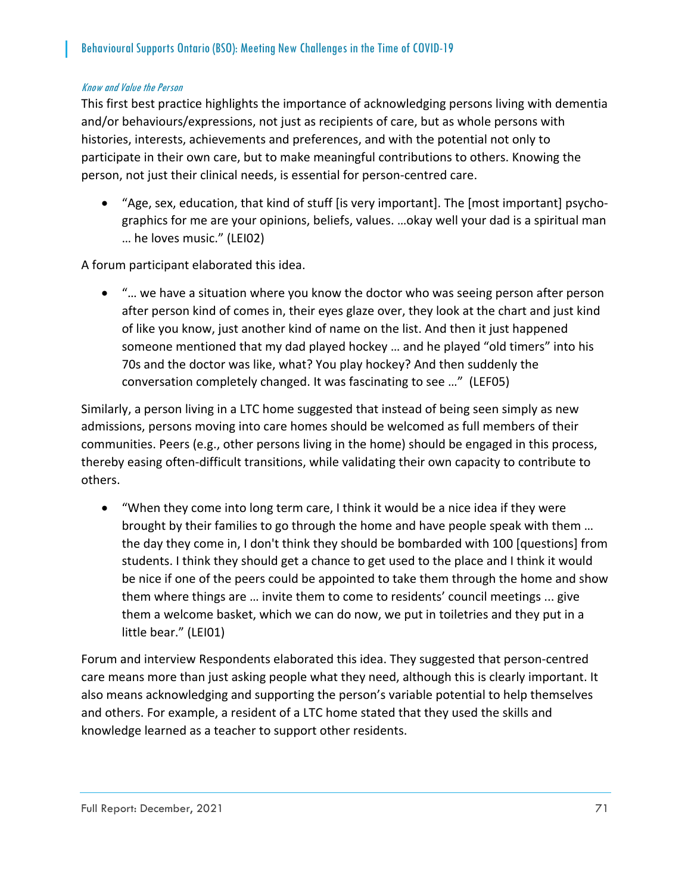*Know and Value the Person*

This first best practice highlights the importance of acknowledging persons living with dementia and/or behaviours/expressions, not just as recipients of care, but as whole persons with histories, interests, achievements and preferences, and with the potential not only to participate in their own care, but to make meaningful contributions to others. Knowing the person, not just their clinical needs, is essential for person-centred care.

- "Age, sex, education, that kind of stuff [is very important]. The [most important] psycho-graphics for me are your opinions, beliefs, values. …okay well your dad is a spiritual man … he loves music." (LEI02)

A forum participant elaborated this idea.

- "… we have a situation where you know the doctor who was seeing person after person after person kind of comes in, their eyes glaze over, they look at the chart and just kind of like you know, just another kind of name on the list. And then it just happened someone mentioned that my dad played hockey … and he played "old timers" into his 70s and the doctor was like, what? You play hockey? And then suddenly the conversation completely changed. It was fascinating to see …" (LEF05)

Similarly, a person living in a LTC home suggested that instead of being seen simply as new admissions, persons moving into care homes should be welcomed as full members of their communities. Peers (e.g., other persons living in the home) should be engaged in this process, thereby easing often-difficult transitions, while validating their own capacity to contribute to others.

- "When they come into long term care, I think it would be a nice idea if they were brought by their families to go through the home and have people speak with them … the day they come in, I don't think they should be bombarded with 100 [questions] from students. I think they should get a chance to get used to the place and I think it would be nice if one of the peers could be appointed to take them through the home and show them where things are … invite them to come to residents' council meetings ... give them a welcome basket, which we can do now, we put in toiletries and they put in a little bear." (LEI01)

Forum and interview Respondents elaborated this idea. They suggested that person-centred care means more than just asking people what they need, although this is clearly important. It also means acknowledging and supporting the person's variable potential to help themselves and others. For example, a resident of a LTC home stated that they used the skills and knowledge learned as a teacher to support other residents.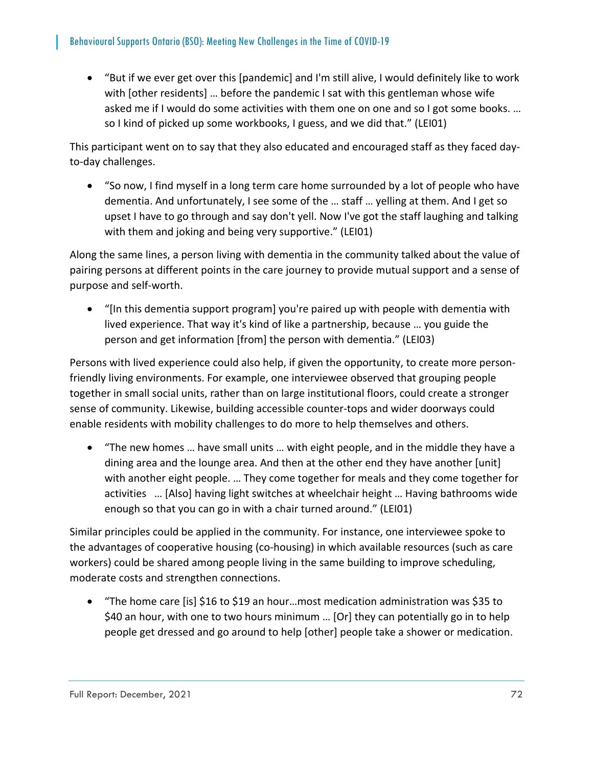- “But if we ever get over this [pandemic] and I'm still alive, I would definitely like to work with [other residents] … before the pandemic I sat with this gentleman whose wife asked me if I would do some activities with them one on one and so I got some books. … so I kind of picked up some workbooks, I guess, and we did that.” (LEI01)

This participant went on to say that they also educated and encouraged staff as they faced day-to-day challenges.

- “So now, I find myself in a long term care home surrounded by a lot of people who have dementia. And unfortunately, I see some of the … staff … yelling at them. And I get so upset I have to go through and say don't yell. Now I've got the staff laughing and talking with them and joking and being very supportive.” (LEI01)

Along the same lines, a person living with dementia in the community talked about the value of pairing persons at different points in the care journey to provide mutual support and a sense of purpose and self-worth.

- “[In this dementia support program] you're paired up with people with dementia with lived experience. That way it's kind of like a partnership, because … you guide the person and get information [from] the person with dementia.” (LEI03)

Persons with lived experience could also help, if given the opportunity, to create more person-friendly living environments. For example, one interviewee observed that grouping people together in small social units, rather than on large institutional floors, could create a stronger sense of community. Likewise, building accessible counter-tops and wider doorways could enable residents with mobility challenges to do more to help themselves and others.

- “The new homes … have small units … with eight people, and in the middle they have a dining area and the lounge area. And then at the other end they have another [unit] with another eight people. … They come together for meals and they come together for activities … [Also] having light switches at wheelchair height … Having bathrooms wide enough so that you can go in with a chair turned around.” (LEI01)

Similar principles could be applied in the community. For instance, one interviewee spoke to the advantages of cooperative housing (co-housing) in which available resources (such as care workers) could be shared among people living in the same building to improve scheduling, moderate costs and strengthen connections.

- “The home care [is] $16 to $19 an hour…most medication administration was $35 to $40 an hour, with one to two hours minimum … [Or] they can potentially go in to help people get dressed and go around to help [other] people take a shower or medication.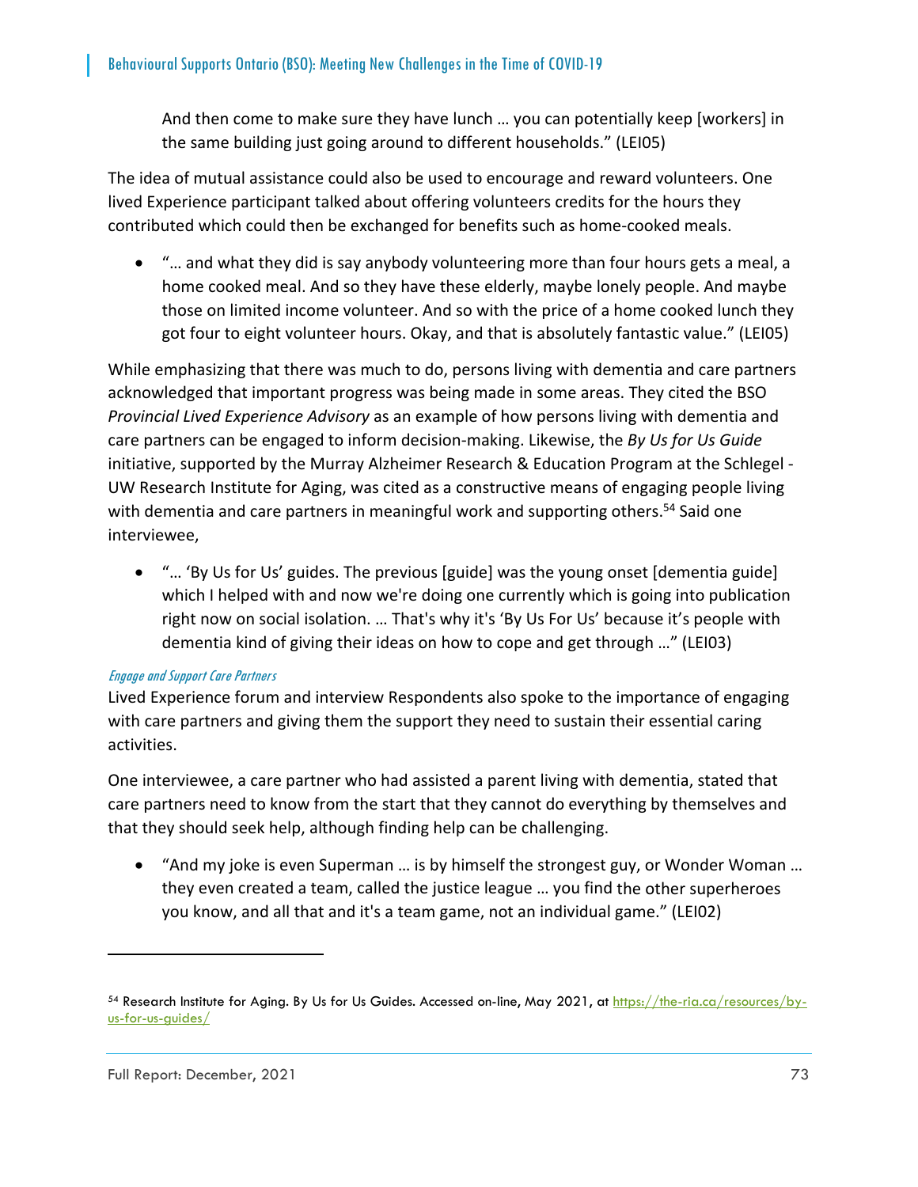And then come to make sure they have lunch … you can potentially keep [workers] in the same building just going around to different households." (LEI05)

The idea of mutual assistance could also be used to encourage and reward volunteers. One lived Experience participant talked about offering volunteers credits for the hours they contributed which could then be exchanged for benefits such as home-cooked meals.

- "… and what they did is say anybody volunteering more than four hours gets a meal, a home cooked meal. And so they have these elderly, maybe lonely people. And maybe those on limited income volunteer. And so with the price of a home cooked lunch they got four to eight volunteer hours. Okay, and that is absolutely fantastic value." (LEI05)

While emphasizing that there was much to do, persons living with dementia and care partners acknowledged that important progress was being made in some areas. They cited the BSO *Provincial Lived Experience Advisory* as an example of how persons living with dementia and care partners can be engaged to inform decision-making. Likewise, the *By Us for Us Guide* initiative, supported by the Murray Alzheimer Research & Education Program at the Schlegel - UW Research Institute for Aging, was cited as a constructive means of engaging people living with dementia and care partners in meaningful work and supporting others.[54] Said one interviewee,

- "… 'By Us for Us' guides. The previous [guide] was the young onset [dementia guide] which I helped with and now we're doing one currently which is going into publication right now on social isolation. … That's why it's 'By Us For Us' because it's people with dementia kind of giving their ideas on how to cope and get through …" (LEI03)

#### *Engage and Support Care Partners*

Lived Experience forum and interview Respondents also spoke to the importance of engaging with care partners and giving them the support they need to sustain their essential caring activities.

One interviewee, a care partner who had assisted a parent living with dementia, stated that care partners need to know from the start that they cannot do everything by themselves and that they should seek help, although finding help can be challenging.

- "And my joke is even Superman … is by himself the strongest guy, or Wonder Woman … they even created a team, called the justice league … you find the other superheroes you know, and all that and it's a team game, not an individual game." (LEI02)

---

[54] Research Institute for Aging. By Us for Us Guides. Accessed on-line, May 2021, at https://the-ria.ca/resources/by-us-for-us-guides/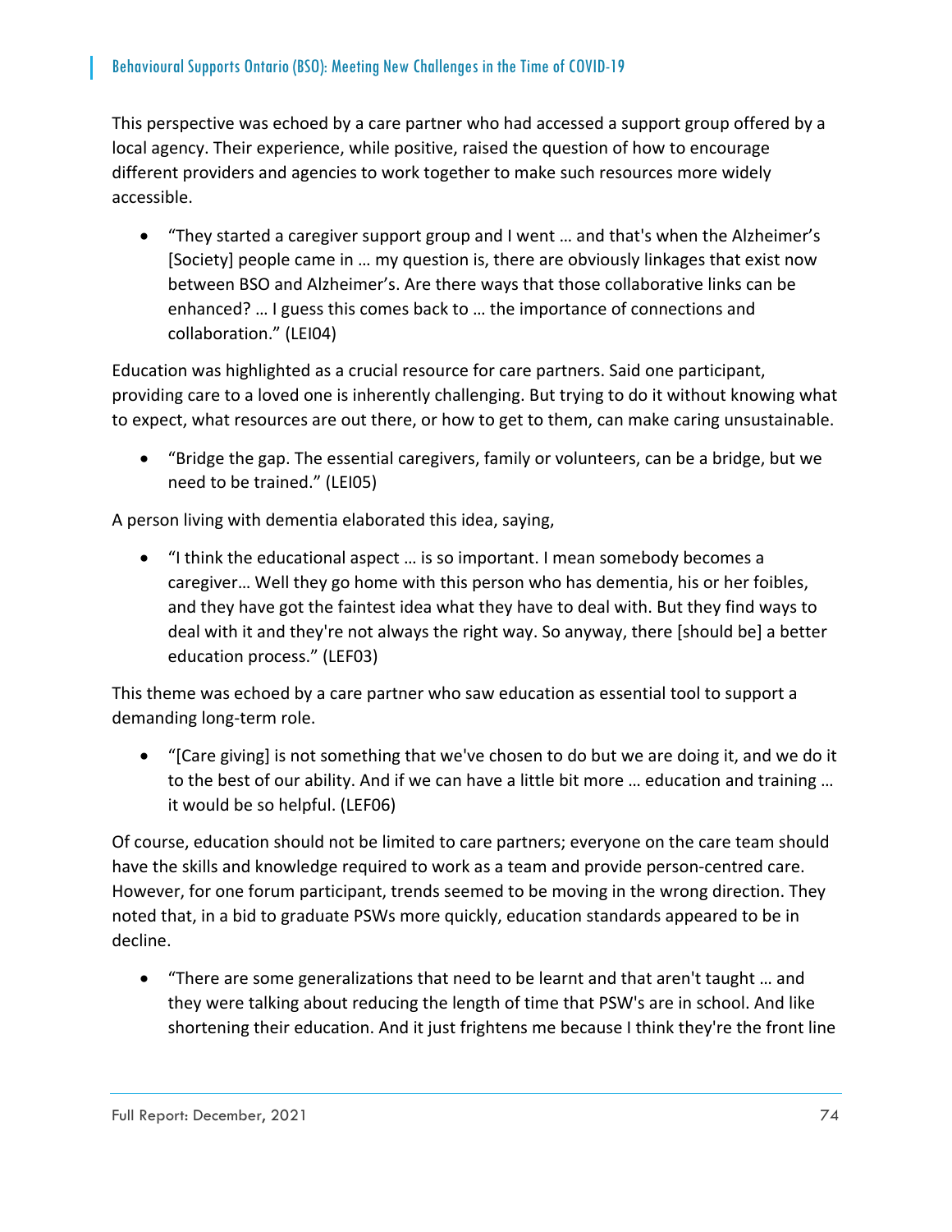This perspective was echoed by a care partner who had accessed a support group offered by a local agency. Their experience, while positive, raised the question of how to encourage different providers and agencies to work together to make such resources more widely accessible.

- "They started a caregiver support group and I went … and that's when the Alzheimer's [Society] people came in … my question is, there are obviously linkages that exist now between BSO and Alzheimer's. Are there ways that those collaborative links can be enhanced? … I guess this comes back to … the importance of connections and collaboration." (LEI04)

Education was highlighted as a crucial resource for care partners. Said one participant, providing care to a loved one is inherently challenging. But trying to do it without knowing what to expect, what resources are out there, or how to get to them, can make caring unsustainable.

- "Bridge the gap. The essential caregivers, family or volunteers, can be a bridge, but we need to be trained." (LEI05)

A person living with dementia elaborated this idea, saying,

- "I think the educational aspect … is so important. I mean somebody becomes a caregiver… Well they go home with this person who has dementia, his or her foibles, and they have got the faintest idea what they have to deal with. But they find ways to deal with it and they're not always the right way. So anyway, there [should be] a better education process." (LEF03)

This theme was echoed by a care partner who saw education as essential tool to support a demanding long-term role.

- "[Care giving] is not something that we've chosen to do but we are doing it, and we do it to the best of our ability. And if we can have a little bit more … education and training … it would be so helpful. (LEF06)

Of course, education should not be limited to care partners; everyone on the care team should have the skills and knowledge required to work as a team and provide person-centred care. However, for one forum participant, trends seemed to be moving in the wrong direction. They noted that, in a bid to graduate PSWs more quickly, education standards appeared to be in decline.

- "There are some generalizations that need to be learnt and that aren't taught … and they were talking about reducing the length of time that PSW's are in school. And like shortening their education. And it just frightens me because I think they're the front line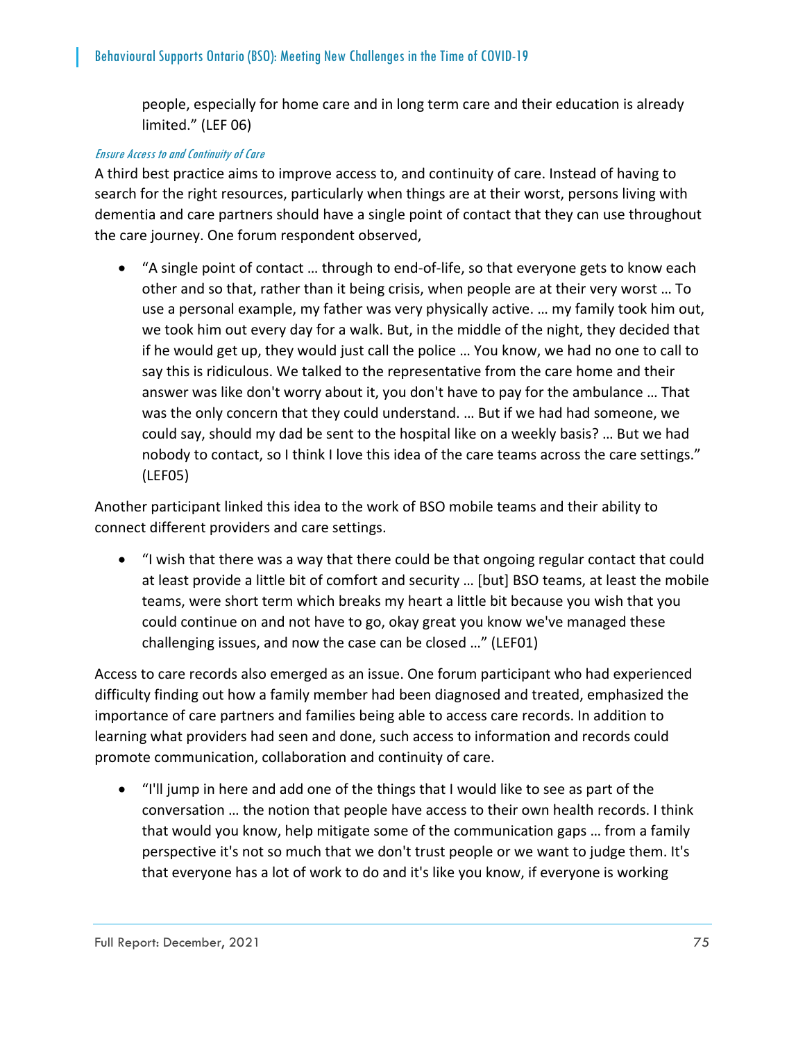people, especially for home care and in long term care and their education is already limited." (LEF 06)

#### *Ensure Access to and Continuity of Care*

A third best practice aims to improve access to, and continuity of care. Instead of having to search for the right resources, particularly when things are at their worst, persons living with dementia and care partners should have a single point of contact that they can use throughout the care journey. One forum respondent observed,

- "A single point of contact … through to end-of-life, so that everyone gets to know each other and so that, rather than it being crisis, when people are at their very worst … To use a personal example, my father was very physically active. … my family took him out, we took him out every day for a walk. But, in the middle of the night, they decided that if he would get up, they would just call the police … You know, we had no one to call to say this is ridiculous. We talked to the representative from the care home and their answer was like don't worry about it, you don't have to pay for the ambulance … That was the only concern that they could understand. … But if we had had someone, we could say, should my dad be sent to the hospital like on a weekly basis? … But we had nobody to contact, so I think I love this idea of the care teams across the care settings." (LEF05)

Another participant linked this idea to the work of BSO mobile teams and their ability to connect different providers and care settings.

- "I wish that there was a way that there could be that ongoing regular contact that could at least provide a little bit of comfort and security … [but] BSO teams, at least the mobile teams, were short term which breaks my heart a little bit because you wish that you could continue on and not have to go, okay great you know we've managed these challenging issues, and now the case can be closed …" (LEF01)

Access to care records also emerged as an issue. One forum participant who had experienced difficulty finding out how a family member had been diagnosed and treated, emphasized the importance of care partners and families being able to access care records. In addition to learning what providers had seen and done, such access to information and records could promote communication, collaboration and continuity of care.

- "I'll jump in here and add one of the things that I would like to see as part of the conversation … the notion that people have access to their own health records. I think that would you know, help mitigate some of the communication gaps … from a family perspective it's not so much that we don't trust people or we want to judge them. It's that everyone has a lot of work to do and it's like you know, if everyone is working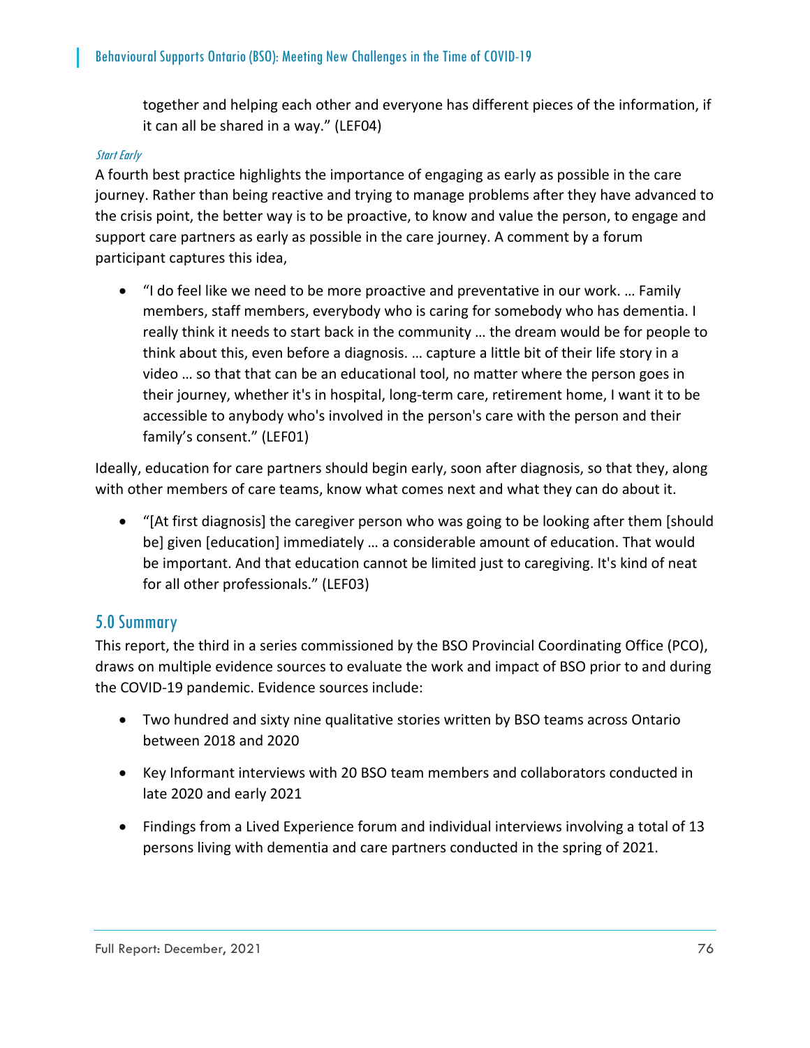together and helping each other and everyone has different pieces of the information, if it can all be shared in a way." (LEF04)

*Start Early*

A fourth best practice highlights the importance of engaging as early as possible in the care journey. Rather than being reactive and trying to manage problems after they have advanced to the crisis point, the better way is to be proactive, to know and value the person, to engage and support care partners as early as possible in the care journey. A comment by a forum participant captures this idea,

- "I do feel like we need to be more proactive and preventative in our work. … Family members, staff members, everybody who is caring for somebody who has dementia. I really think it needs to start back in the community … the dream would be for people to think about this, even before a diagnosis. … capture a little bit of their life story in a video … so that that can be an educational tool, no matter where the person goes in their journey, whether it's in hospital, long-term care, retirement home, I want it to be accessible to anybody who's involved in the person's care with the person and their family's consent." (LEF01)

Ideally, education for care partners should begin early, soon after diagnosis, so that they, along with other members of care teams, know what comes next and what they can do about it.

- "[At first diagnosis] the caregiver person who was going to be looking after them [should be] given [education] immediately … a considerable amount of education. That would be important. And that education cannot be limited just to caregiving. It's kind of neat for all other professionals." (LEF03)

## 5.0 Summary

This report, the third in a series commissioned by the BSO Provincial Coordinating Office (PCO), draws on multiple evidence sources to evaluate the work and impact of BSO prior to and during the COVID-19 pandemic. Evidence sources include:

- Two hundred and sixty nine qualitative stories written by BSO teams across Ontario between 2018 and 2020
- Key Informant interviews with 20 BSO team members and collaborators conducted in late 2020 and early 2021
- Findings from a Lived Experience forum and individual interviews involving a total of 13 persons living with dementia and care partners conducted in the spring of 2021.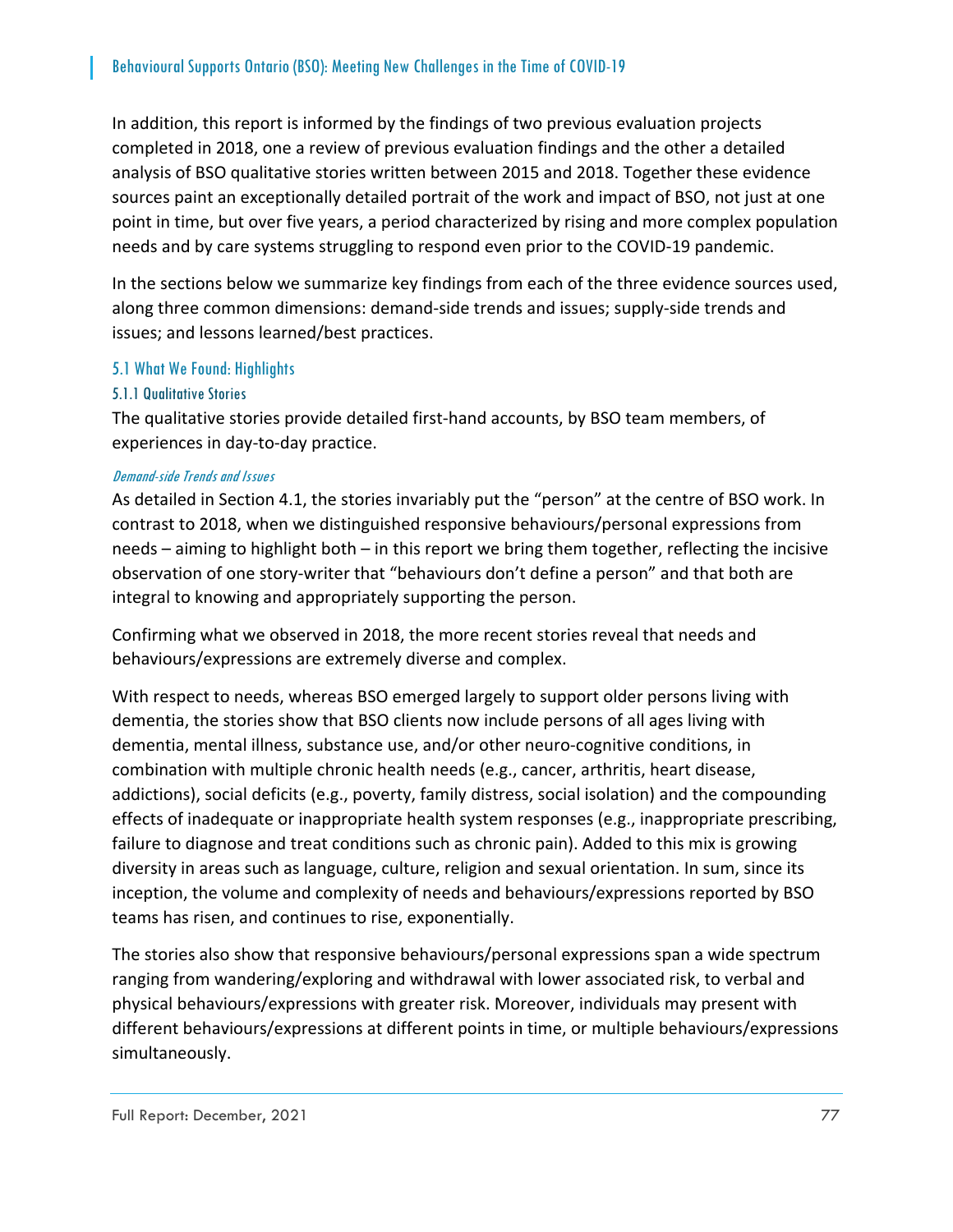In addition, this report is informed by the findings of two previous evaluation projects completed in 2018, one a review of previous evaluation findings and the other a detailed analysis of BSO qualitative stories written between 2015 and 2018. Together these evidence sources paint an exceptionally detailed portrait of the work and impact of BSO, not just at one point in time, but over five years, a period characterized by rising and more complex population needs and by care systems struggling to respond even prior to the COVID-19 pandemic.

In the sections below we summarize key findings from each of the three evidence sources used, along three common dimensions: demand-side trends and issues; supply-side trends and issues; and lessons learned/best practices.

## 5.1 What We Found: Highlights

### 5.1.1 Qualitative Stories

The qualitative stories provide detailed first-hand accounts, by BSO team members, of experiences in day-to-day practice.

#### *Demand-side Trends and Issues*

As detailed in Section 4.1, the stories invariably put the "person" at the centre of BSO work. In contrast to 2018, when we distinguished responsive behaviours/personal expressions from needs – aiming to highlight both – in this report we bring them together, reflecting the incisive observation of one story-writer that "behaviours don't define a person" and that both are integral to knowing and appropriately supporting the person.

Confirming what we observed in 2018, the more recent stories reveal that needs and behaviours/expressions are extremely diverse and complex.

With respect to needs, whereas BSO emerged largely to support older persons living with dementia, the stories show that BSO clients now include persons of all ages living with dementia, mental illness, substance use, and/or other neuro-cognitive conditions, in combination with multiple chronic health needs (e.g., cancer, arthritis, heart disease, addictions), social deficits (e.g., poverty, family distress, social isolation) and the compounding effects of inadequate or inappropriate health system responses (e.g., inappropriate prescribing, failure to diagnose and treat conditions such as chronic pain). Added to this mix is growing diversity in areas such as language, culture, religion and sexual orientation. In sum, since its inception, the volume and complexity of needs and behaviours/expressions reported by BSO teams has risen, and continues to rise, exponentially.

The stories also show that responsive behaviours/personal expressions span a wide spectrum ranging from wandering/exploring and withdrawal with lower associated risk, to verbal and physical behaviours/expressions with greater risk. Moreover, individuals may present with different behaviours/expressions at different points in time, or multiple behaviours/expressions simultaneously.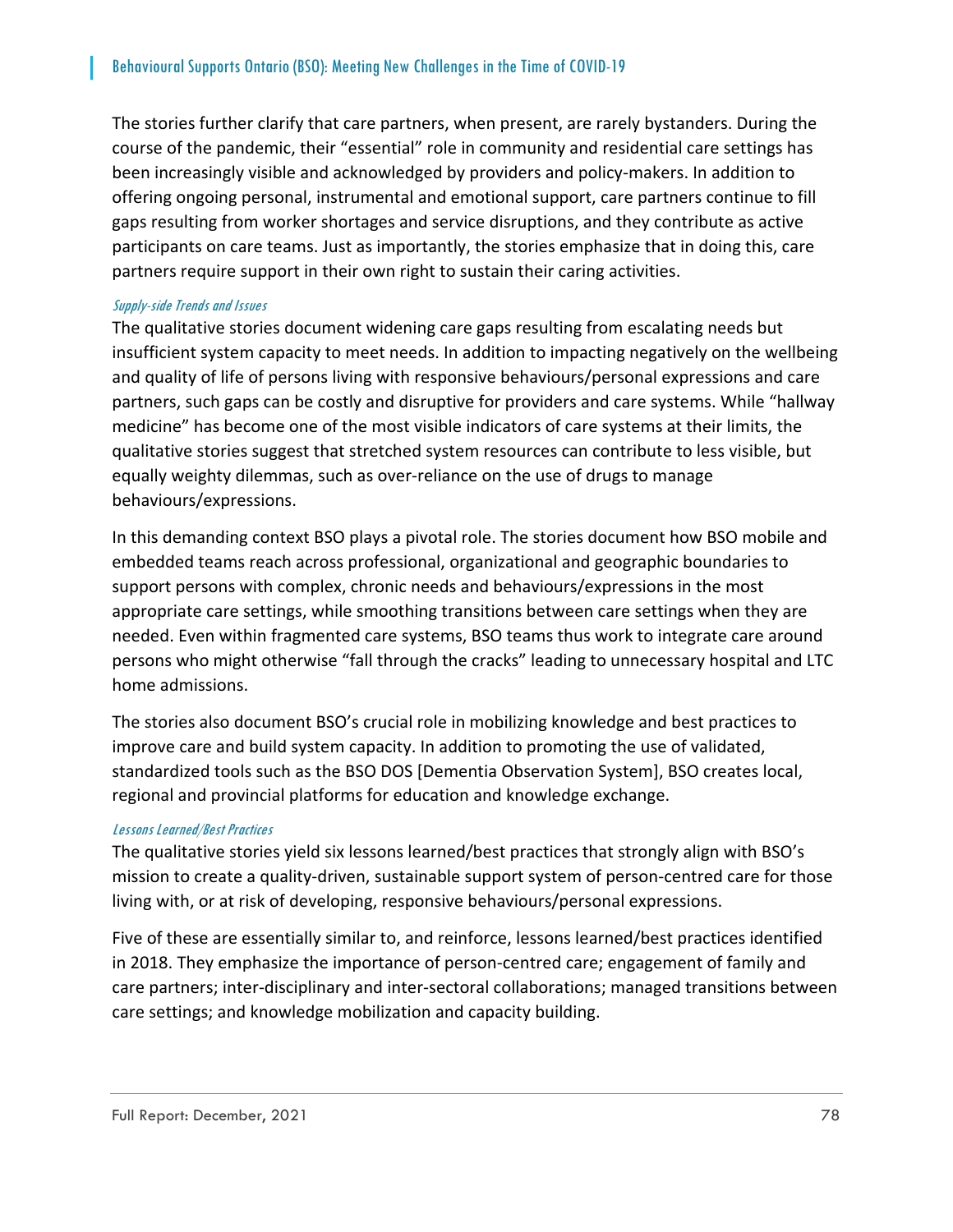The stories further clarify that care partners, when present, are rarely bystanders. During the course of the pandemic, their "essential" role in community and residential care settings has been increasingly visible and acknowledged by providers and policy-makers. In addition to offering ongoing personal, instrumental and emotional support, care partners continue to fill gaps resulting from worker shortages and service disruptions, and they contribute as active participants on care teams. Just as importantly, the stories emphasize that in doing this, care partners require support in their own right to sustain their caring activities.

#### *Supply-side Trends and Issues*

The qualitative stories document widening care gaps resulting from escalating needs but insufficient system capacity to meet needs. In addition to impacting negatively on the wellbeing and quality of life of persons living with responsive behaviours/personal expressions and care partners, such gaps can be costly and disruptive for providers and care systems. While "hallway medicine" has become one of the most visible indicators of care systems at their limits, the qualitative stories suggest that stretched system resources can contribute to less visible, but equally weighty dilemmas, such as over-reliance on the use of drugs to manage behaviours/expressions.

In this demanding context BSO plays a pivotal role. The stories document how BSO mobile and embedded teams reach across professional, organizational and geographic boundaries to support persons with complex, chronic needs and behaviours/expressions in the most appropriate care settings, while smoothing transitions between care settings when they are needed. Even within fragmented care systems, BSO teams thus work to integrate care around persons who might otherwise "fall through the cracks" leading to unnecessary hospital and LTC home admissions.

The stories also document BSO's crucial role in mobilizing knowledge and best practices to improve care and build system capacity. In addition to promoting the use of validated, standardized tools such as the BSO DOS [Dementia Observation System], BSO creates local, regional and provincial platforms for education and knowledge exchange.

#### *Lessons Learned/Best Practices*

The qualitative stories yield six lessons learned/best practices that strongly align with BSO's mission to create a quality-driven, sustainable support system of person-centred care for those living with, or at risk of developing, responsive behaviours/personal expressions.

Five of these are essentially similar to, and reinforce, lessons learned/best practices identified in 2018. They emphasize the importance of person-centred care; engagement of family and care partners; inter-disciplinary and inter-sectoral collaborations; managed transitions between care settings; and knowledge mobilization and capacity building.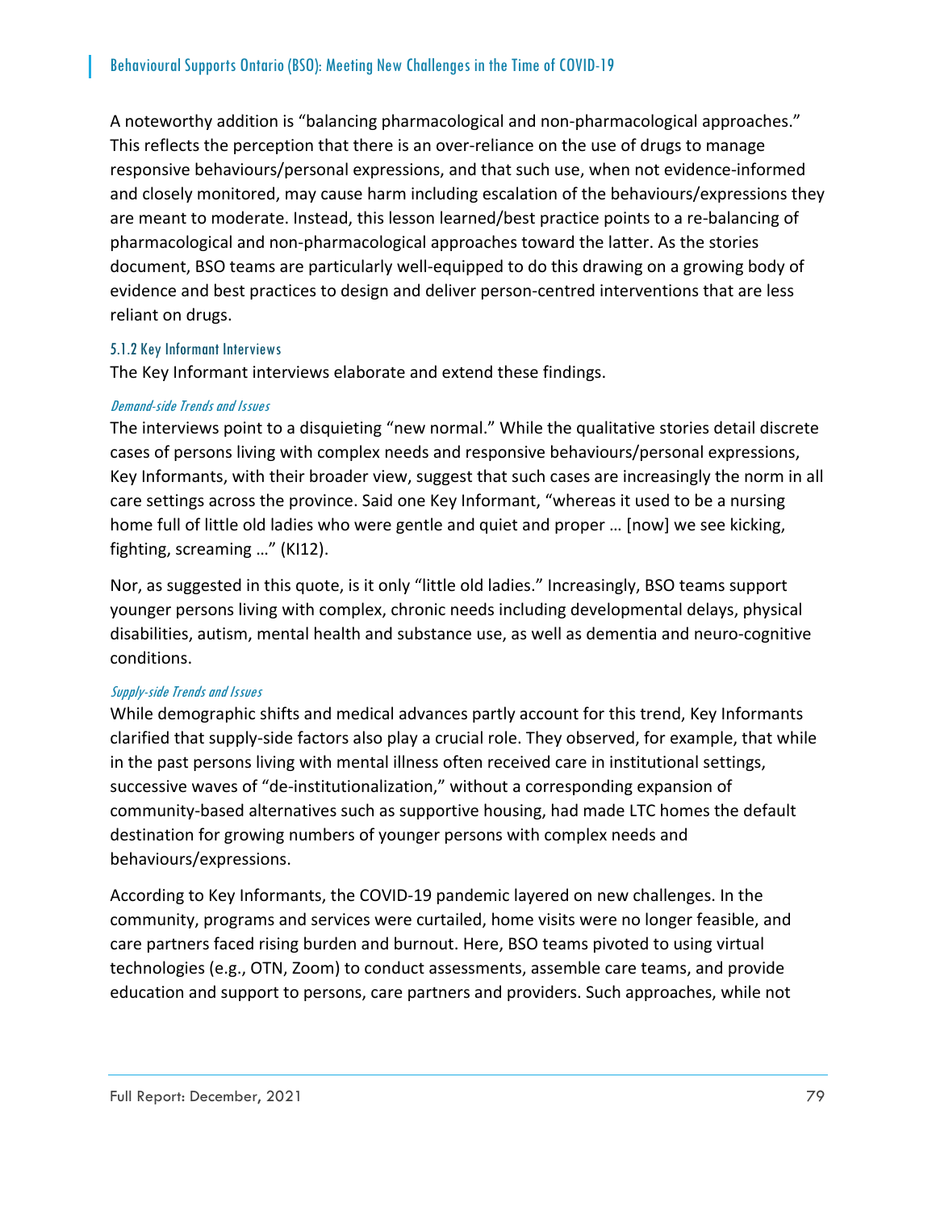A noteworthy addition is "balancing pharmacological and non-pharmacological approaches." This reflects the perception that there is an over-reliance on the use of drugs to manage responsive behaviours/personal expressions, and that such use, when not evidence-informed and closely monitored, may cause harm including escalation of the behaviours/expressions they are meant to moderate. Instead, this lesson learned/best practice points to a re-balancing of pharmacological and non-pharmacological approaches toward the latter. As the stories document, BSO teams are particularly well-equipped to do this drawing on a growing body of evidence and best practices to design and deliver person-centred interventions that are less reliant on drugs.

### 5.1.2 Key Informant Interviews

The Key Informant interviews elaborate and extend these findings.

#### *Demand-side Trends and Issues*

The interviews point to a disquieting "new normal." While the qualitative stories detail discrete cases of persons living with complex needs and responsive behaviours/personal expressions, Key Informants, with their broader view, suggest that such cases are increasingly the norm in all care settings across the province. Said one Key Informant, "whereas it used to be a nursing home full of little old ladies who were gentle and quiet and proper … [now] we see kicking, fighting, screaming …" (KI12).

Nor, as suggested in this quote, is it only "little old ladies." Increasingly, BSO teams support younger persons living with complex, chronic needs including developmental delays, physical disabilities, autism, mental health and substance use, as well as dementia and neuro-cognitive conditions.

#### *Supply-side Trends and Issues*

While demographic shifts and medical advances partly account for this trend, Key Informants clarified that supply-side factors also play a crucial role. They observed, for example, that while in the past persons living with mental illness often received care in institutional settings, successive waves of "de-institutionalization," without a corresponding expansion of community-based alternatives such as supportive housing, had made LTC homes the default destination for growing numbers of younger persons with complex needs and behaviours/expressions.

According to Key Informants, the COVID-19 pandemic layered on new challenges. In the community, programs and services were curtailed, home visits were no longer feasible, and care partners faced rising burden and burnout. Here, BSO teams pivoted to using virtual technologies (e.g., OTN, Zoom) to conduct assessments, assemble care teams, and provide education and support to persons, care partners and providers. Such approaches, while not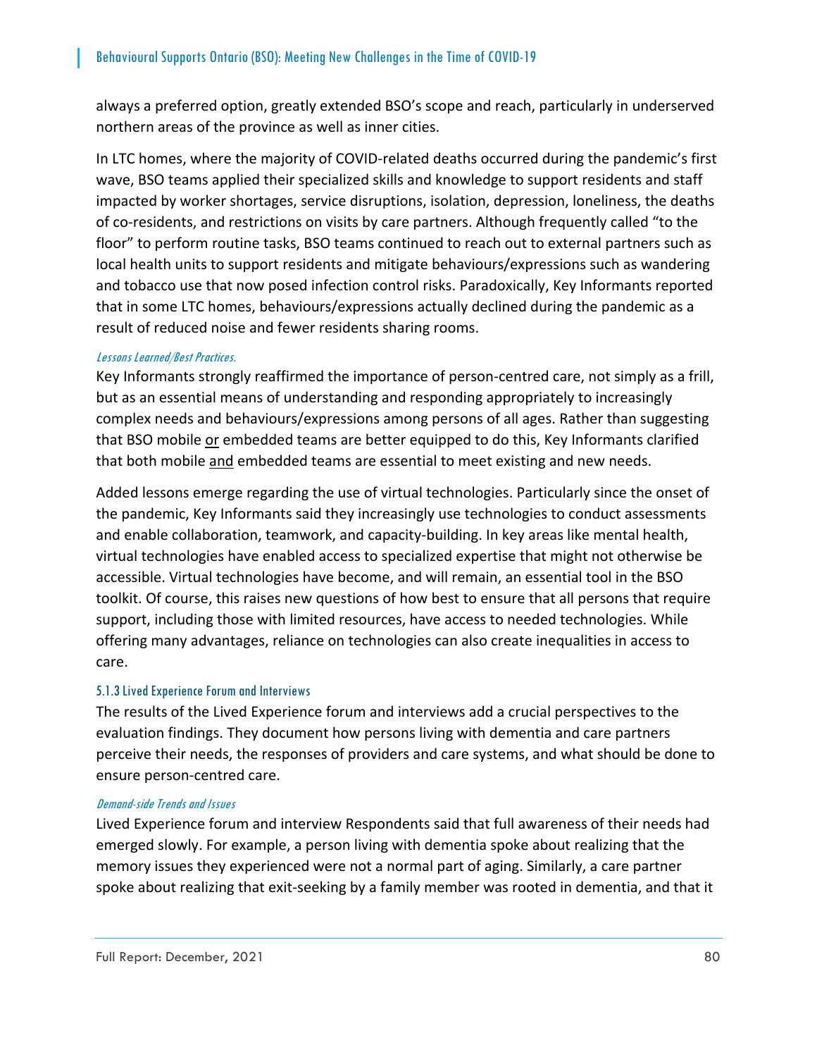always a preferred option, greatly extended BSO's scope and reach, particularly in underserved northern areas of the province as well as inner cities.

In LTC homes, where the majority of COVID-related deaths occurred during the pandemic's first wave, BSO teams applied their specialized skills and knowledge to support residents and staff impacted by worker shortages, service disruptions, isolation, depression, loneliness, the deaths of co-residents, and restrictions on visits by care partners. Although frequently called "to the floor" to perform routine tasks, BSO teams continued to reach out to external partners such as local health units to support residents and mitigate behaviours/expressions such as wandering and tobacco use that now posed infection control risks. Paradoxically, Key Informants reported that in some LTC homes, behaviours/expressions actually declined during the pandemic as a result of reduced noise and fewer residents sharing rooms.

#### *Lessons Learned/Best Practices.*

Key Informants strongly reaffirmed the importance of person-centred care, not simply as a frill, but as an essential means of understanding and responding appropriately to increasingly complex needs and behaviours/expressions among persons of all ages. Rather than suggesting that BSO mobile <u>or</u> embedded teams are better equipped to do this, Key Informants clarified that both mobile <u>and</u> embedded teams are essential to meet existing and new needs.

Added lessons emerge regarding the use of virtual technologies. Particularly since the onset of the pandemic, Key Informants said they increasingly use technologies to conduct assessments and enable collaboration, teamwork, and capacity-building. In key areas like mental health, virtual technologies have enabled access to specialized expertise that might not otherwise be accessible. Virtual technologies have become, and will remain, an essential tool in the BSO toolkit. Of course, this raises new questions of how best to ensure that all persons that require support, including those with limited resources, have access to needed technologies. While offering many advantages, reliance on technologies can also create inequalities in access to care.

### 5.1.3 Lived Experience Forum and Interviews

The results of the Lived Experience forum and interviews add a crucial perspectives to the evaluation findings. They document how persons living with dementia and care partners perceive their needs, the responses of providers and care systems, and what should be done to ensure person-centred care.

#### *Demand-side Trends and Issues*

Lived Experience forum and interview Respondents said that full awareness of their needs had emerged slowly. For example, a person living with dementia spoke about realizing that the memory issues they experienced were not a normal part of aging. Similarly, a care partner spoke about realizing that exit-seeking by a family member was rooted in dementia, and that it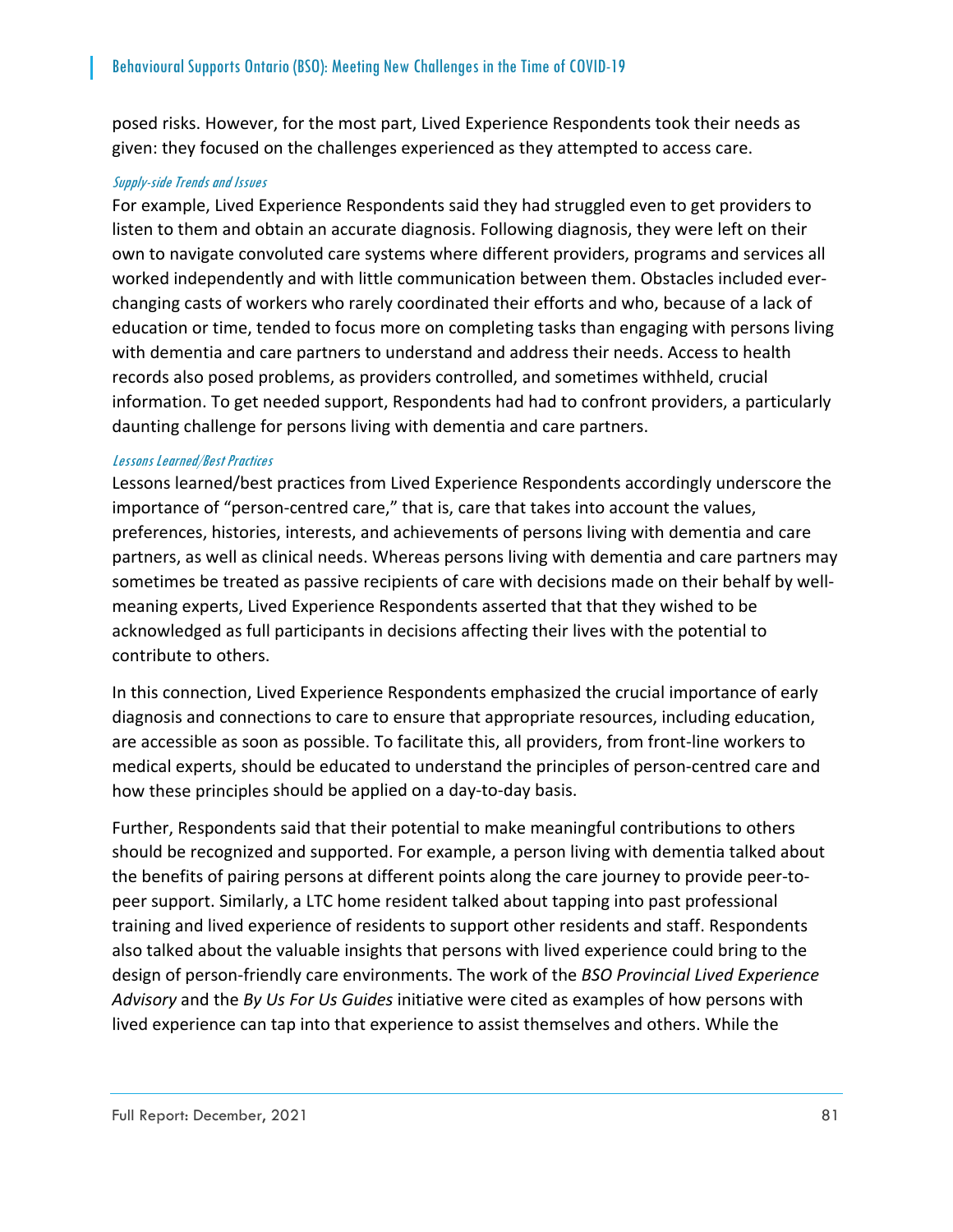posed risks. However, for the most part, Lived Experience Respondents took their needs as given: they focused on the challenges experienced as they attempted to access care.

#### *Supply-side Trends and Issues*

For example, Lived Experience Respondents said they had struggled even to get providers to listen to them and obtain an accurate diagnosis. Following diagnosis, they were left on their own to navigate convoluted care systems where different providers, programs and services all worked independently and with little communication between them. Obstacles included ever-changing casts of workers who rarely coordinated their efforts and who, because of a lack of education or time, tended to focus more on completing tasks than engaging with persons living with dementia and care partners to understand and address their needs. Access to health records also posed problems, as providers controlled, and sometimes withheld, crucial information. To get needed support, Respondents had had to confront providers, a particularly daunting challenge for persons living with dementia and care partners.

#### *Lessons Learned/Best Practices*

Lessons learned/best practices from Lived Experience Respondents accordingly underscore the importance of "person-centred care," that is, care that takes into account the values, preferences, histories, interests, and achievements of persons living with dementia and care partners, as well as clinical needs. Whereas persons living with dementia and care partners may sometimes be treated as passive recipients of care with decisions made on their behalf by well-meaning experts, Lived Experience Respondents asserted that that they wished to be acknowledged as full participants in decisions affecting their lives with the potential to contribute to others.

In this connection, Lived Experience Respondents emphasized the crucial importance of early diagnosis and connections to care to ensure that appropriate resources, including education, are accessible as soon as possible. To facilitate this, all providers, from front-line workers to medical experts, should be educated to understand the principles of person-centred care and how these principles should be applied on a day-to-day basis.

Further, Respondents said that their potential to make meaningful contributions to others should be recognized and supported. For example, a person living with dementia talked about the benefits of pairing persons at different points along the care journey to provide peer-to-peer support. Similarly, a LTC home resident talked about tapping into past professional training and lived experience of residents to support other residents and staff. Respondents also talked about the valuable insights that persons with lived experience could bring to the design of person-friendly care environments. The work of the *BSO Provincial Lived Experience Advisory* and the *By Us For Us Guides* initiative were cited as examples of how persons with lived experience can tap into that experience to assist themselves and others. While the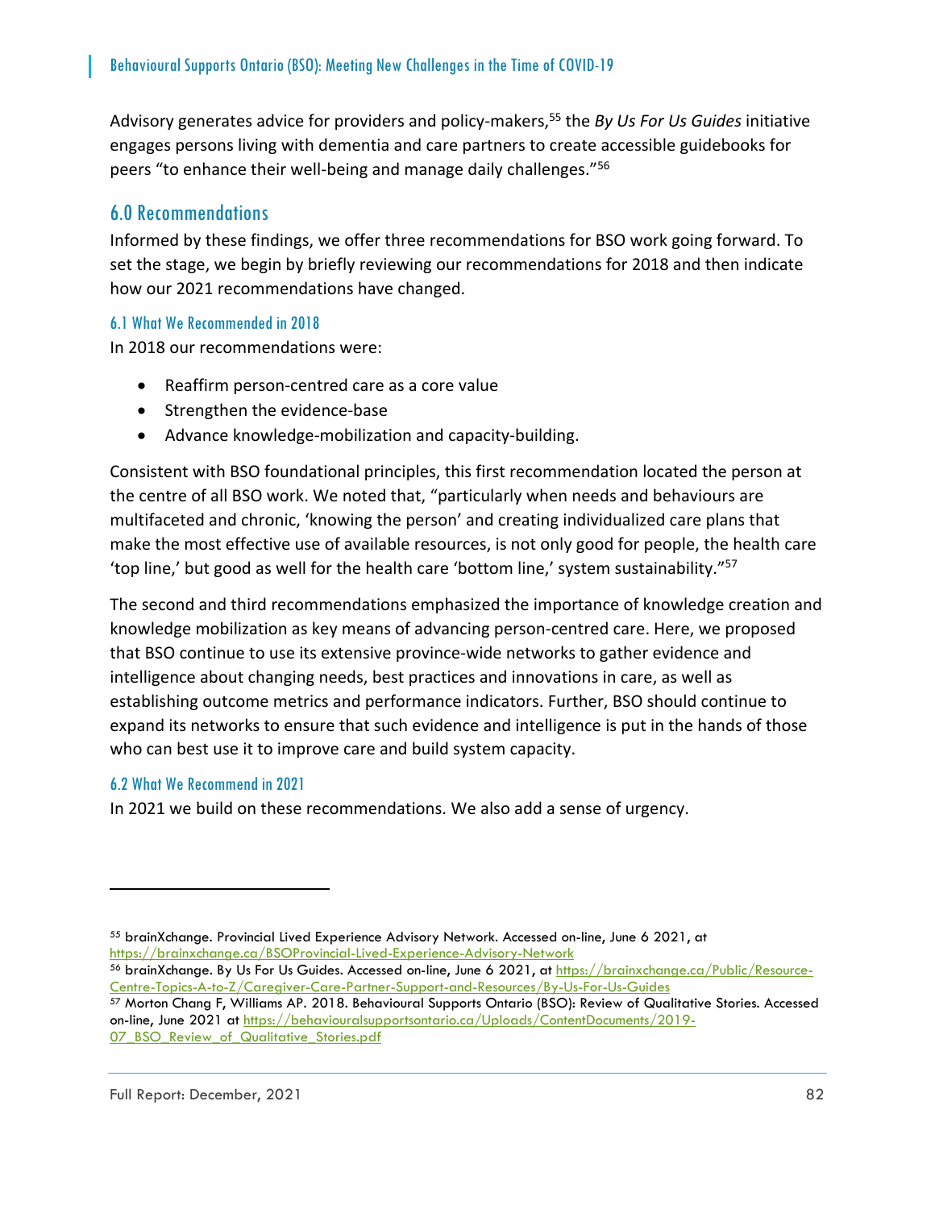Advisory generates advice for providers and policy-makers,[55] the *By Us For Us Guides* initiative engages persons living with dementia and care partners to create accessible guidebooks for peers "to enhance their well-being and manage daily challenges."[56]

## 6.0 Recommendations

Informed by these findings, we offer three recommendations for BSO work going forward. To set the stage, we begin by briefly reviewing our recommendations for 2018 and then indicate how our 2021 recommendations have changed.

### 6.1 What We Recommended in 2018

In 2018 our recommendations were:

- Reaffirm person-centred care as a core value
- Strengthen the evidence-base
- Advance knowledge-mobilization and capacity-building.

Consistent with BSO foundational principles, this first recommendation located the person at the centre of all BSO work. We noted that, "particularly when needs and behaviours are multifaceted and chronic, 'knowing the person' and creating individualized care plans that make the most effective use of available resources, is not only good for people, the health care 'top line,' but good as well for the health care 'bottom line,' system sustainability."[57]

The second and third recommendations emphasized the importance of knowledge creation and knowledge mobilization as key means of advancing person-centred care. Here, we proposed that BSO continue to use its extensive province-wide networks to gather evidence and intelligence about changing needs, best practices and innovations in care, as well as establishing outcome metrics and performance indicators. Further, BSO should continue to expand its networks to ensure that such evidence and intelligence is put in the hands of those who can best use it to improve care and build system capacity.

### 6.2 What We Recommend in 2021

In 2021 we build on these recommendations. We also add a sense of urgency.

---

[55] brainXchange. Provincial Lived Experience Advisory Network. Accessed on-line, June 6 2021, at https://brainxchange.ca/BSOProvincial-Lived-Experience-Advisory-Network

[56] brainXchange. By Us For Us Guides. Accessed on-line, June 6 2021, at https://brainxchange.ca/Public/Resource-Centre-Topics-A-to-Z/Caregiver-Care-Partner-Support-and-Resources/By-Us-For-Us-Guides

[57] Morton Chang F, Williams AP. 2018. Behavioural Supports Ontario (BSO): Review of Qualitative Stories. Accessed on-line, June 2021 at https://behaviouralsupportsontario.ca/Uploads/ContentDocuments/2019-07_BSO_Review_of_Qualitative_Stories.pdf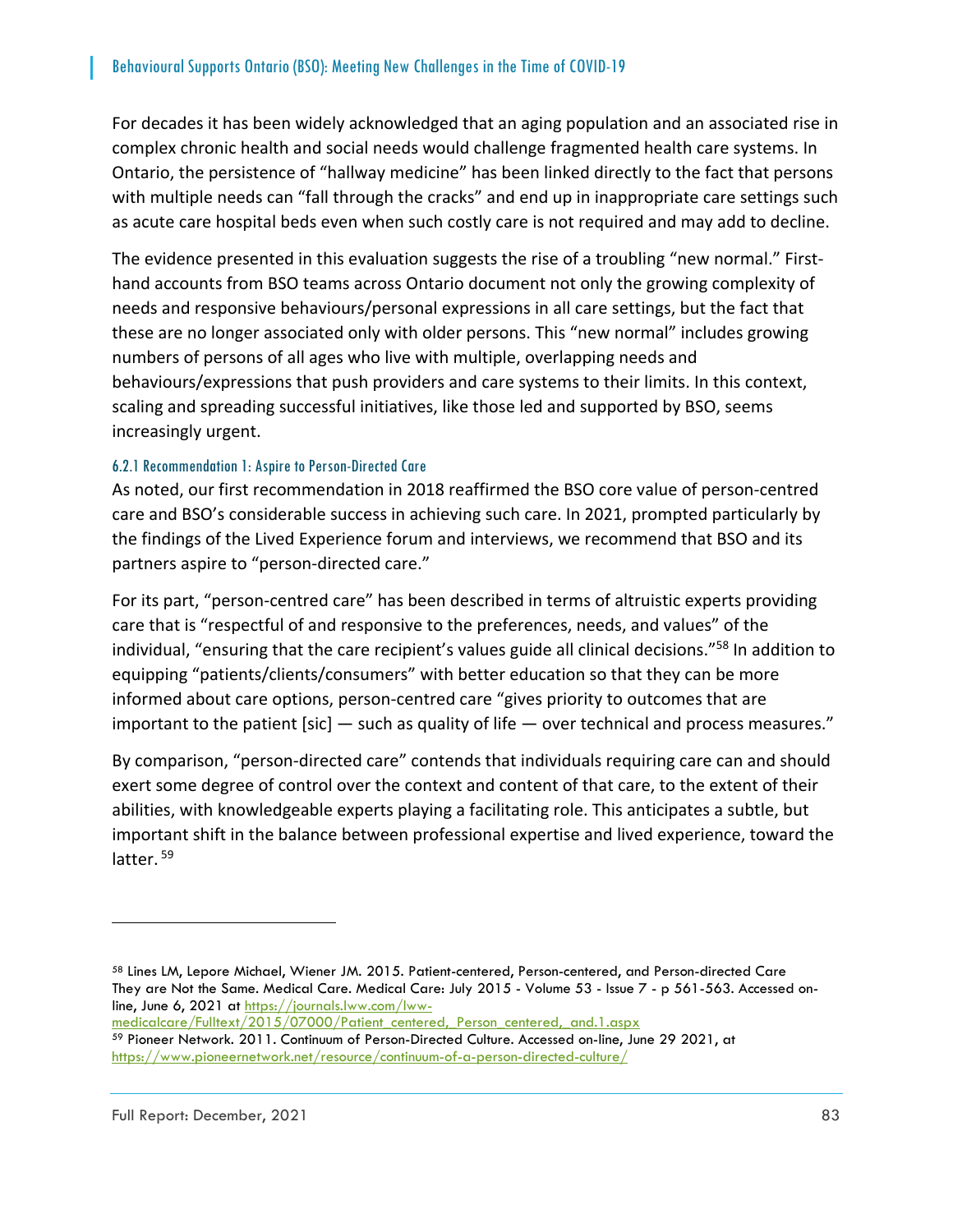For decades it has been widely acknowledged that an aging population and an associated rise in complex chronic health and social needs would challenge fragmented health care systems. In Ontario, the persistence of "hallway medicine" has been linked directly to the fact that persons with multiple needs can "fall through the cracks" and end up in inappropriate care settings such as acute care hospital beds even when such costly care is not required and may add to decline.

The evidence presented in this evaluation suggests the rise of a troubling "new normal." First-hand accounts from BSO teams across Ontario document not only the growing complexity of needs and responsive behaviours/personal expressions in all care settings, but the fact that these are no longer associated only with older persons. This "new normal" includes growing numbers of persons of all ages who live with multiple, overlapping needs and behaviours/expressions that push providers and care systems to their limits. In this context, scaling and spreading successful initiatives, like those led and supported by BSO, seems increasingly urgent.

#### 6.2.1 Recommendation 1: Aspire to Person-Directed Care

As noted, our first recommendation in 2018 reaffirmed the BSO core value of person-centred care and BSO's considerable success in achieving such care. In 2021, prompted particularly by the findings of the Lived Experience forum and interviews, we recommend that BSO and its partners aspire to "person-directed care."

For its part, "person-centred care" has been described in terms of altruistic experts providing care that is "respectful of and responsive to the preferences, needs, and values" of the individual, "ensuring that the care recipient's values guide all clinical decisions."[58] In addition to equipping "patients/clients/consumers" with better education so that they can be more informed about care options, person-centred care "gives priority to outcomes that are important to the patient [sic] — such as quality of life — over technical and process measures."

By comparison, "person-directed care" contends that individuals requiring care can and should exert some degree of control over the context and content of that care, to the extent of their abilities, with knowledgeable experts playing a facilitating role. This anticipates a subtle, but important shift in the balance between professional expertise and lived experience, toward the latter.[59]

---

[58] Lines LM, Lepore Michael, Wiener JM. 2015. Patient-centered, Person-centered, and Person-directed Care They are Not the Same. Medical Care. Medical Care: July 2015 - Volume 53 - Issue 7 - p 561-563. Accessed on-line, June 6, 2021 at https://journals.lww.com/lww-medicalcare/Fulltext/2015/07000/Patient_centered,_Person_centered,_and.1.aspx

[59] Pioneer Network. 2011. Continuum of Person-Directed Culture. Accessed on-line, June 29 2021, at https://www.pioneernetwork.net/resource/continuum-of-a-person-directed-culture/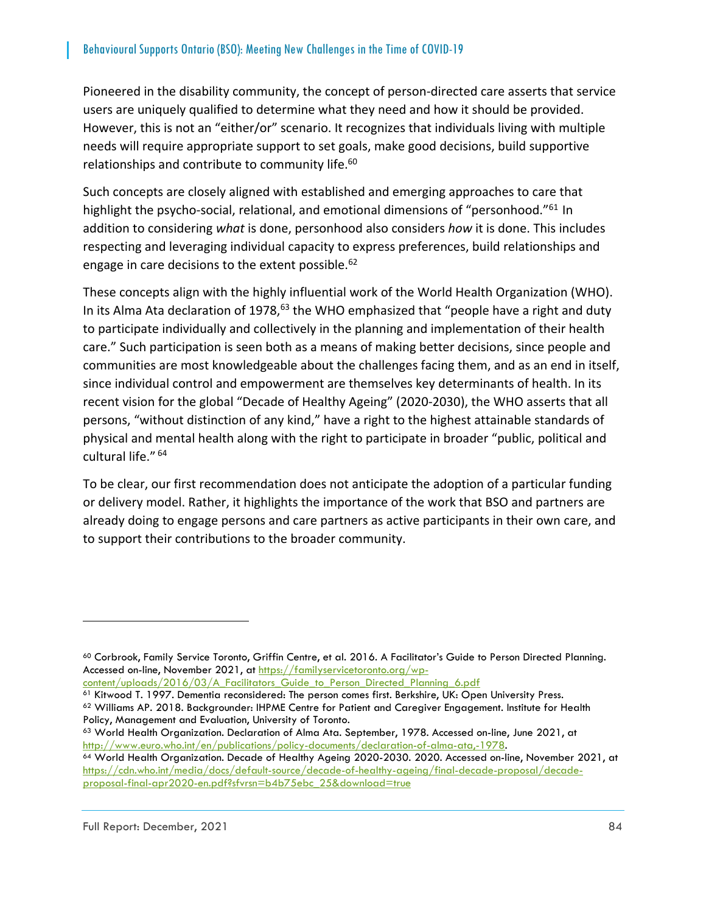Pioneered in the disability community, the concept of person-directed care asserts that service users are uniquely qualified to determine what they need and how it should be provided. However, this is not an "either/or" scenario. It recognizes that individuals living with multiple needs will require appropriate support to set goals, make good decisions, build supportive relationships and contribute to community life.[60]

Such concepts are closely aligned with established and emerging approaches to care that highlight the psycho-social, relational, and emotional dimensions of "personhood."[61] In addition to considering *what* is done, personhood also considers *how* it is done. This includes respecting and leveraging individual capacity to express preferences, build relationships and engage in care decisions to the extent possible.[62]

These concepts align with the highly influential work of the World Health Organization (WHO). In its Alma Ata declaration of 1978,[63] the WHO emphasized that "people have a right and duty to participate individually and collectively in the planning and implementation of their health care." Such participation is seen both as a means of making better decisions, since people and communities are most knowledgeable about the challenges facing them, and as an end in itself, since individual control and empowerment are themselves key determinants of health. In its recent vision for the global "Decade of Healthy Ageing" (2020-2030), the WHO asserts that all persons, "without distinction of any kind," have a right to the highest attainable standards of physical and mental health along with the right to participate in broader "public, political and cultural life." [64]

To be clear, our first recommendation does not anticipate the adoption of a particular funding or delivery model. Rather, it highlights the importance of the work that BSO and partners are already doing to engage persons and care partners as active participants in their own care, and to support their contributions to the broader community.

---

[60] Corbrook, Family Service Toronto, Griffin Centre, et al. 2016. A Facilitator's Guide to Person Directed Planning. Accessed on-line, November 2021, at https://familyservicetoronto.org/wp-content/uploads/2016/03/A_Facilitators_Guide_to_Person_Directed_Planning_6.pdf

[61] Kitwood T. 1997. Dementia reconsidered: The person comes first. Berkshire, UK: Open University Press.

[62] Williams AP. 2018. Backgrounder: IHPME Centre for Patient and Caregiver Engagement. Institute for Health Policy, Management and Evaluation, University of Toronto.

[63] World Health Organization. Declaration of Alma Ata. September, 1978. Accessed on-line, June 2021, at http://www.euro.who.int/en/publications/policy-documents/declaration-of-alma-ata,-1978.

[64] World Health Organization. Decade of Healthy Ageing 2020-2030. 2020. Accessed on-line, November 2021, at https://cdn.who.int/media/docs/default-source/decade-of-healthy-ageing/final-decade-proposal/decade-proposal-final-apr2020-en.pdf?sfvrsn=b4b75ebc_25&download=true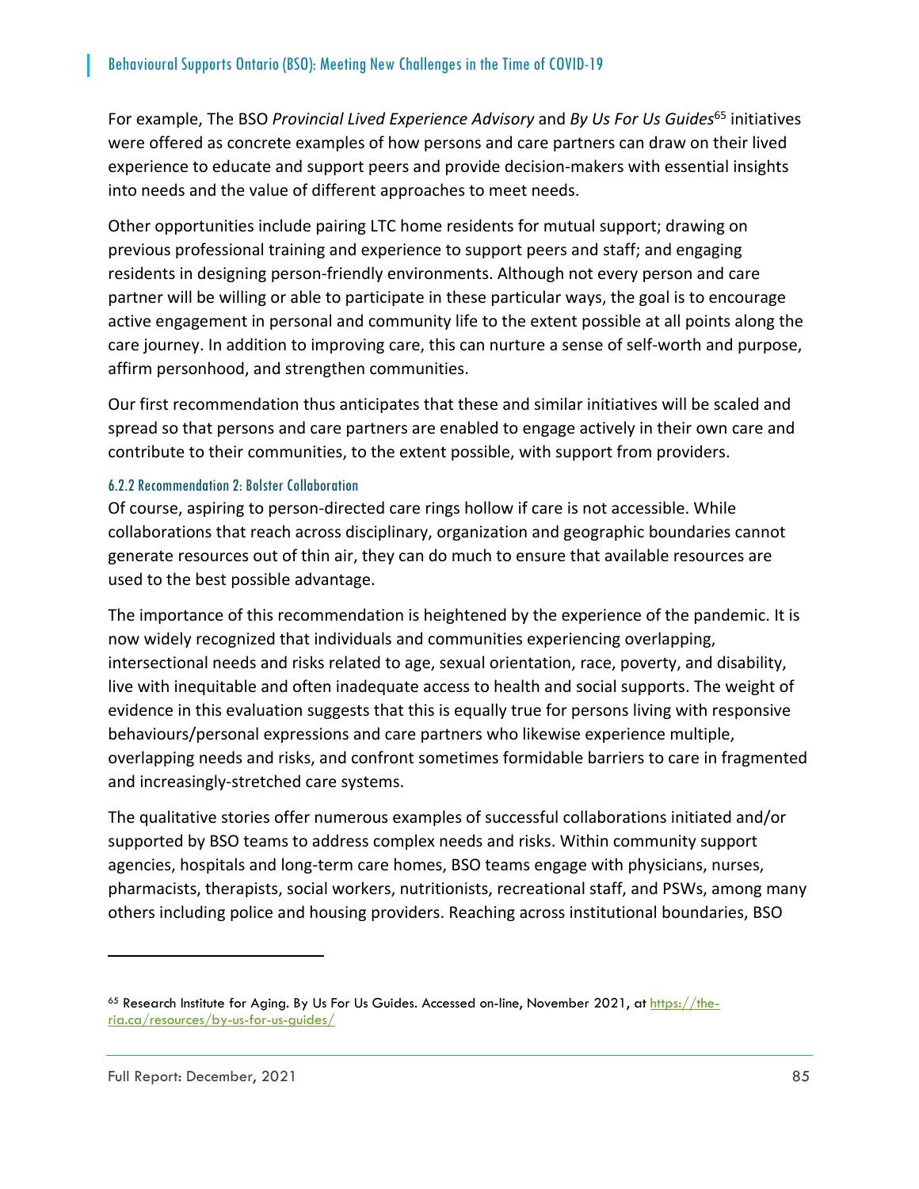For example, The BSO *Provincial Lived Experience Advisory* and *By Us For Us Guides*[65] initiatives were offered as concrete examples of how persons and care partners can draw on their lived experience to educate and support peers and provide decision-makers with essential insights into needs and the value of different approaches to meet needs.

Other opportunities include pairing LTC home residents for mutual support; drawing on previous professional training and experience to support peers and staff; and engaging residents in designing person-friendly environments. Although not every person and care partner will be willing or able to participate in these particular ways, the goal is to encourage active engagement in personal and community life to the extent possible at all points along the care journey. In addition to improving care, this can nurture a sense of self-worth and purpose, affirm personhood, and strengthen communities.

Our first recommendation thus anticipates that these and similar initiatives will be scaled and spread so that persons and care partners are enabled to engage actively in their own care and contribute to their communities, to the extent possible, with support from providers.

#### 6.2.2 Recommendation 2: Bolster Collaboration

Of course, aspiring to person-directed care rings hollow if care is not accessible. While collaborations that reach across disciplinary, organization and geographic boundaries cannot generate resources out of thin air, they can do much to ensure that available resources are used to the best possible advantage.

The importance of this recommendation is heightened by the experience of the pandemic. It is now widely recognized that individuals and communities experiencing overlapping, intersectional needs and risks related to age, sexual orientation, race, poverty, and disability, live with inequitable and often inadequate access to health and social supports. The weight of evidence in this evaluation suggests that this is equally true for persons living with responsive behaviours/personal expressions and care partners who likewise experience multiple, overlapping needs and risks, and confront sometimes formidable barriers to care in fragmented and increasingly-stretched care systems.

The qualitative stories offer numerous examples of successful collaborations initiated and/or supported by BSO teams to address complex needs and risks. Within community support agencies, hospitals and long-term care homes, BSO teams engage with physicians, nurses, pharmacists, therapists, social workers, nutritionists, recreational staff, and PSWs, among many others including police and housing providers. Reaching across institutional boundaries, BSO

---

[65] Research Institute for Aging. By Us For Us Guides. Accessed on-line, November 2021, at https://the-ria.ca/resources/by-us-for-us-guides/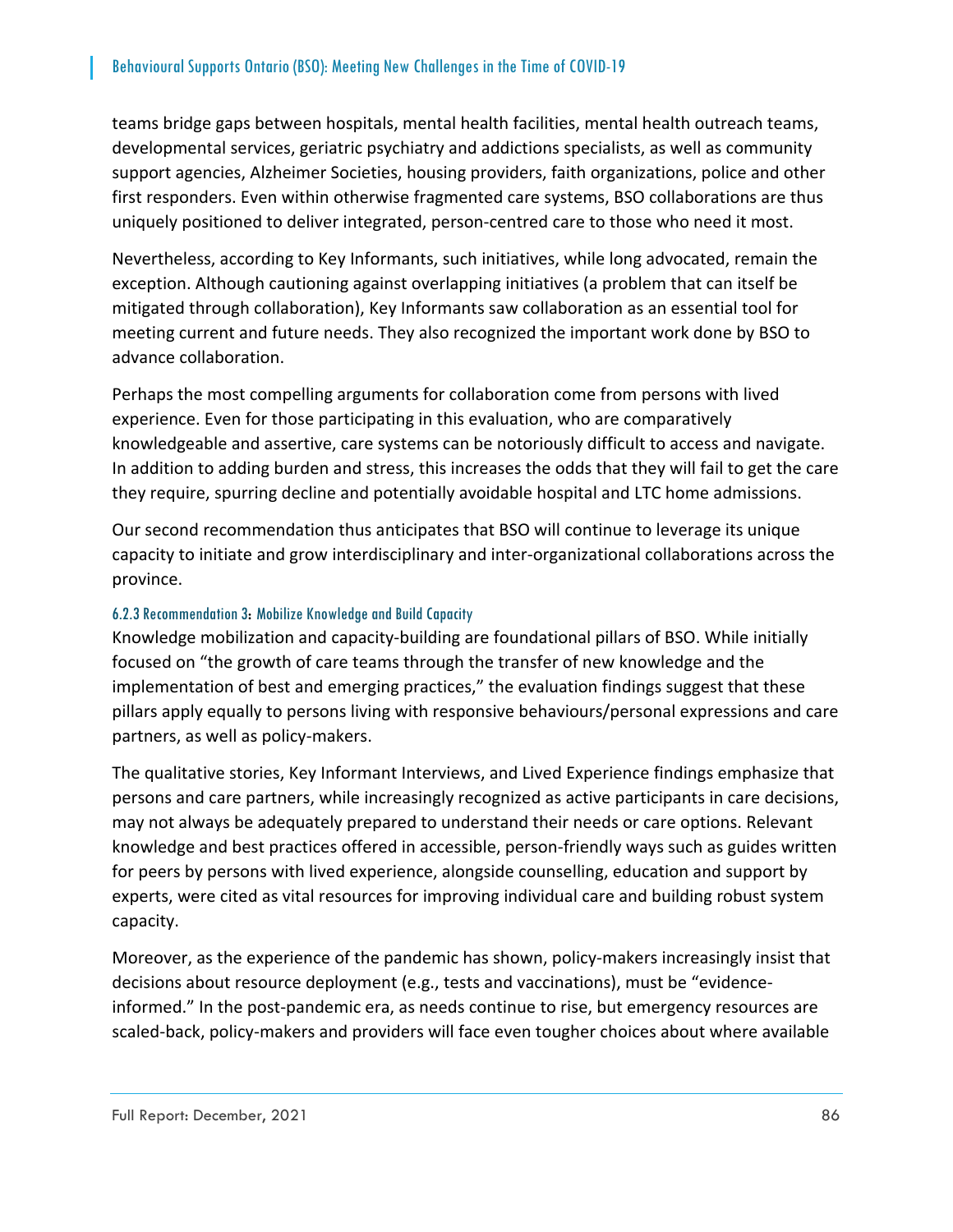teams bridge gaps between hospitals, mental health facilities, mental health outreach teams, developmental services, geriatric psychiatry and addictions specialists, as well as community support agencies, Alzheimer Societies, housing providers, faith organizations, police and other first responders. Even within otherwise fragmented care systems, BSO collaborations are thus uniquely positioned to deliver integrated, person-centred care to those who need it most.

Nevertheless, according to Key Informants, such initiatives, while long advocated, remain the exception. Although cautioning against overlapping initiatives (a problem that can itself be mitigated through collaboration), Key Informants saw collaboration as an essential tool for meeting current and future needs. They also recognized the important work done by BSO to advance collaboration.

Perhaps the most compelling arguments for collaboration come from persons with lived experience. Even for those participating in this evaluation, who are comparatively knowledgeable and assertive, care systems can be notoriously difficult to access and navigate. In addition to adding burden and stress, this increases the odds that they will fail to get the care they require, spurring decline and potentially avoidable hospital and LTC home admissions.

Our second recommendation thus anticipates that BSO will continue to leverage its unique capacity to initiate and grow interdisciplinary and inter-organizational collaborations across the province.

#### 6.2.3 Recommendation 3: Mobilize Knowledge and Build Capacity

Knowledge mobilization and capacity-building are foundational pillars of BSO. While initially focused on "the growth of care teams through the transfer of new knowledge and the implementation of best and emerging practices," the evaluation findings suggest that these pillars apply equally to persons living with responsive behaviours/personal expressions and care partners, as well as policy-makers.

The qualitative stories, Key Informant Interviews, and Lived Experience findings emphasize that persons and care partners, while increasingly recognized as active participants in care decisions, may not always be adequately prepared to understand their needs or care options. Relevant knowledge and best practices offered in accessible, person-friendly ways such as guides written for peers by persons with lived experience, alongside counselling, education and support by experts, were cited as vital resources for improving individual care and building robust system capacity.

Moreover, as the experience of the pandemic has shown, policy-makers increasingly insist that decisions about resource deployment (e.g., tests and vaccinations), must be "evidence-informed." In the post-pandemic era, as needs continue to rise, but emergency resources are scaled-back, policy-makers and providers will face even tougher choices about where available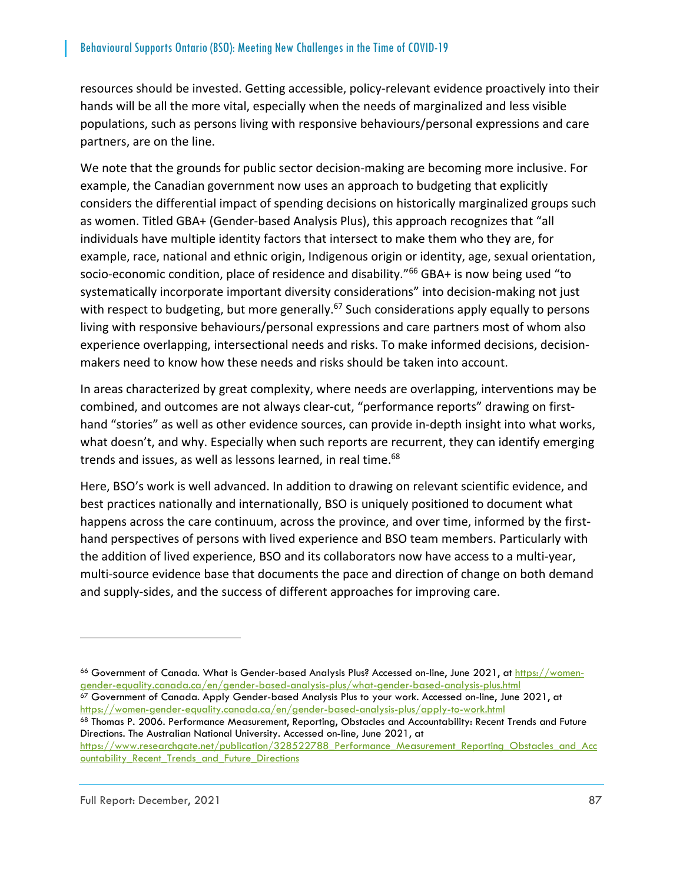resources should be invested. Getting accessible, policy-relevant evidence proactively into their hands will be all the more vital, especially when the needs of marginalized and less visible populations, such as persons living with responsive behaviours/personal expressions and care partners, are on the line.

We note that the grounds for public sector decision-making are becoming more inclusive. For example, the Canadian government now uses an approach to budgeting that explicitly considers the differential impact of spending decisions on historically marginalized groups such as women. Titled GBA+ (Gender-based Analysis Plus), this approach recognizes that "all individuals have multiple identity factors that intersect to make them who they are, for example, race, national and ethnic origin, Indigenous origin or identity, age, sexual orientation, socio-economic condition, place of residence and disability."[66] GBA+ is now being used "to systematically incorporate important diversity considerations" into decision-making not just with respect to budgeting, but more generally.[67] Such considerations apply equally to persons living with responsive behaviours/personal expressions and care partners most of whom also experience overlapping, intersectional needs and risks. To make informed decisions, decision-makers need to know how these needs and risks should be taken into account.

In areas characterized by great complexity, where needs are overlapping, interventions may be combined, and outcomes are not always clear-cut, "performance reports" drawing on first-hand "stories" as well as other evidence sources, can provide in-depth insight into what works, what doesn't, and why. Especially when such reports are recurrent, they can identify emerging trends and issues, as well as lessons learned, in real time.[68]

Here, BSO's work is well advanced. In addition to drawing on relevant scientific evidence, and best practices nationally and internationally, BSO is uniquely positioned to document what happens across the care continuum, across the province, and over time, informed by the first-hand perspectives of persons with lived experience and BSO team members. Particularly with the addition of lived experience, BSO and its collaborators now have access to a multi-year, multi-source evidence base that documents the pace and direction of change on both demand and supply-sides, and the success of different approaches for improving care.

---

[66] Government of Canada. What is Gender-based Analysis Plus? Accessed on-line, June 2021, at https://women-gender-equality.canada.ca/en/gender-based-analysis-plus/what-gender-based-analysis-plus.html

[67] Government of Canada. Apply Gender-based Analysis Plus to your work. Accessed on-line, June 2021, at https://women-gender-equality.canada.ca/en/gender-based-analysis-plus/apply-to-work.html

[68] Thomas P. 2006. Performance Measurement, Reporting, Obstacles and Accountability: Recent Trends and Future Directions. The Australian National University. Accessed on-line, June 2021, at https://www.researchgate.net/publication/328522788_Performance_Measurement_Reporting_Obstacles_and_Accountability_Recent_Trends_and_Future_Directions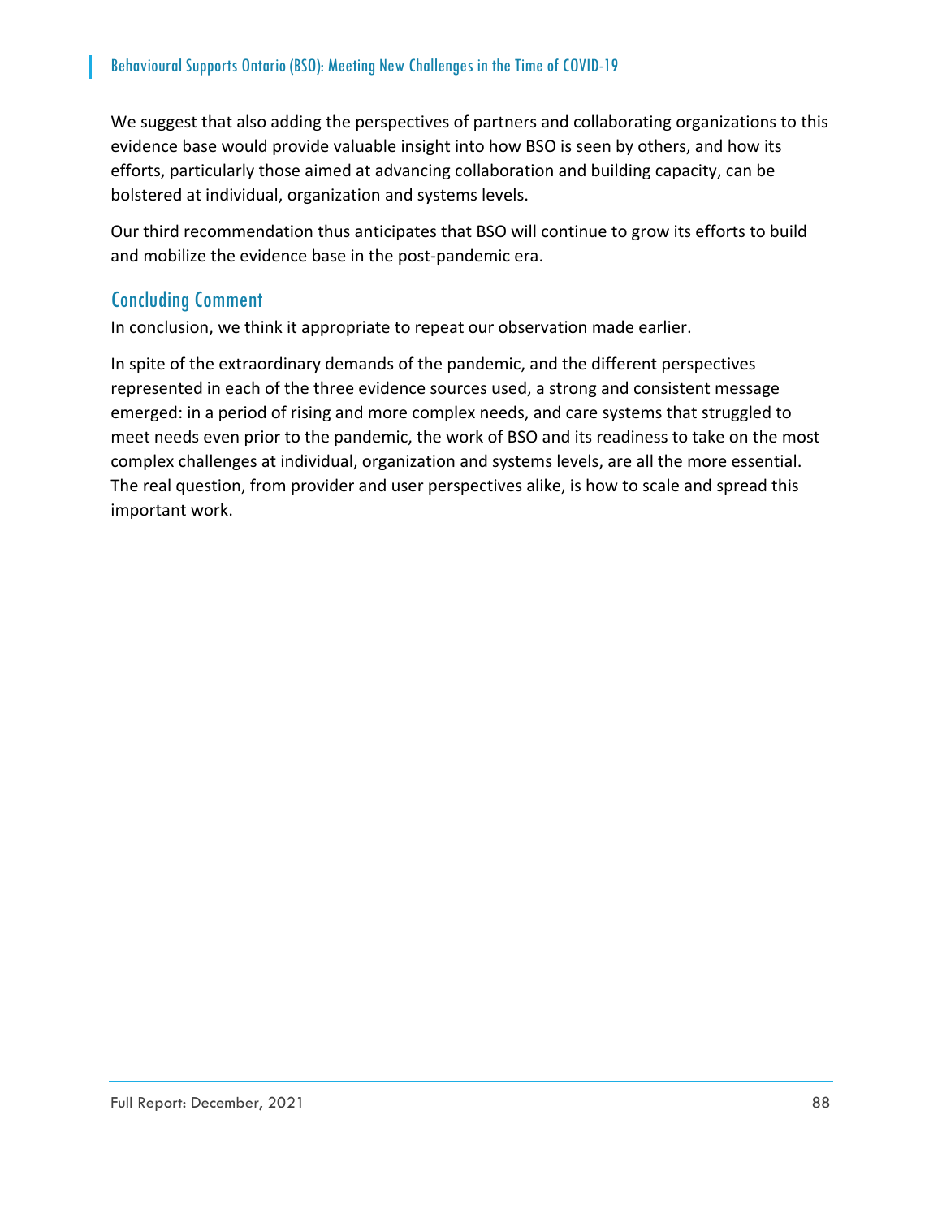We suggest that also adding the perspectives of partners and collaborating organizations to this evidence base would provide valuable insight into how BSO is seen by others, and how its efforts, particularly those aimed at advancing collaboration and building capacity, can be bolstered at individual, organization and systems levels.

Our third recommendation thus anticipates that BSO will continue to grow its efforts to build and mobilize the evidence base in the post-pandemic era.

## Concluding Comment

In conclusion, we think it appropriate to repeat our observation made earlier.

In spite of the extraordinary demands of the pandemic, and the different perspectives represented in each of the three evidence sources used, a strong and consistent message emerged: in a period of rising and more complex needs, and care systems that struggled to meet needs even prior to the pandemic, the work of BSO and its readiness to take on the most complex challenges at individual, organization and systems levels, are all the more essential. The real question, from provider and user perspectives alike, is how to scale and spread this important work.